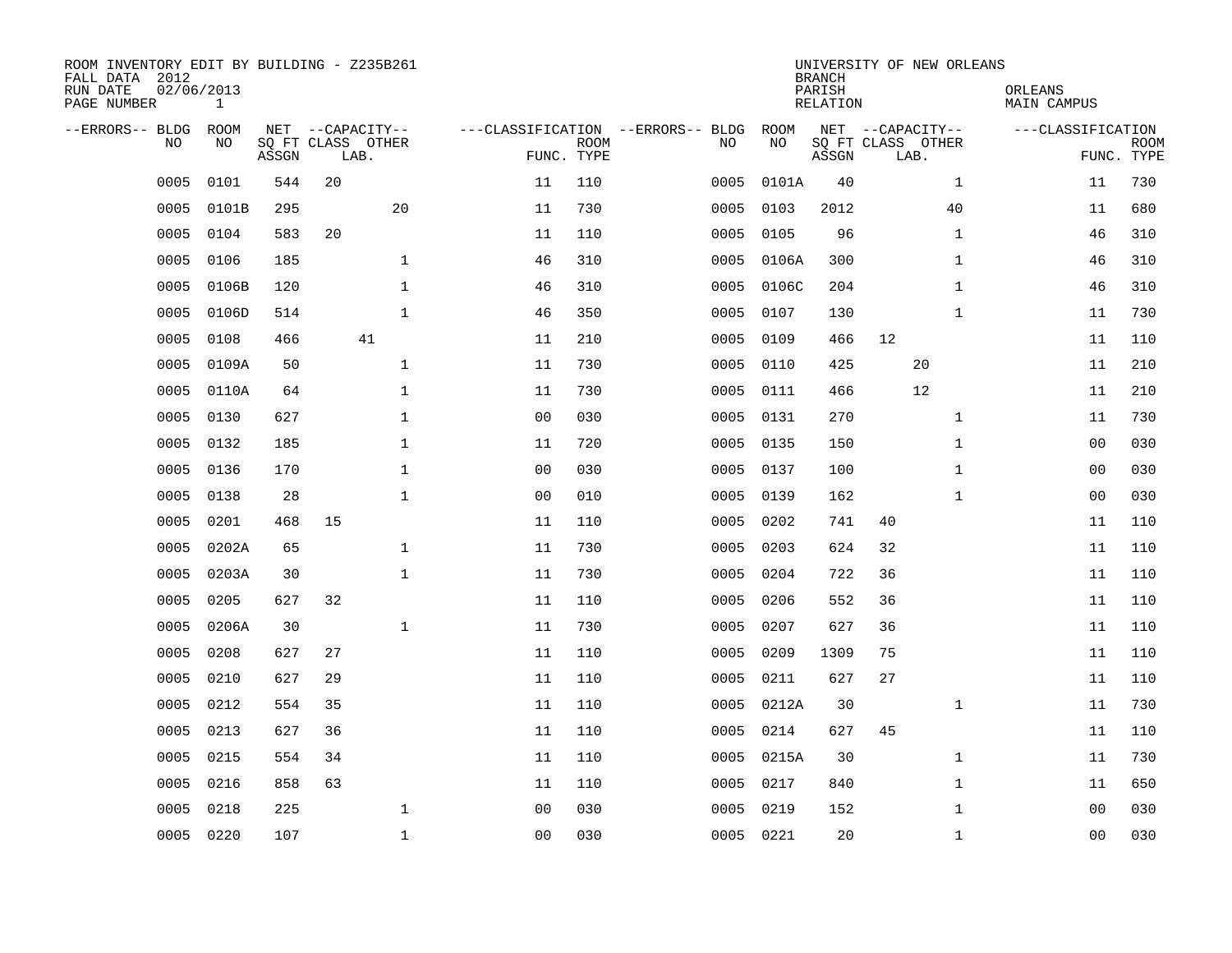ROOM INVENTORY EDIT BY BUILDING - Z235B261
FALL DATA 2012
RUN DATE 02/06/2013
PAGE NUMBER 1

UNIVERSITY OF NEW ORLEANS
BRANCH
PARISH ORLEANS
RELATION MAIN CAMPUS

| --ERRORS-- | BLDG NO | ROOM NO | NET SQ FT ASSGN | CAPACITY CLASS | CAPACITY LAB. | CAPACITY OTHER | CLASSIFICATION FUNC. | ROOM TYPE | --ERRORS-- | BLDG NO | ROOM NO | NET SQ FT ASSGN | CAPACITY CLASS | CAPACITY LAB. | CAPACITY OTHER | CLASSIFICATION FUNC. | ROOM TYPE |
|---|---|---|---|---|---|---|---|---|---|---|---|---|---|---|---|---|---|
| | 0005 | 0101 | 544 | 20 | | | 11 | 110 | | 0005 | 0101A | 40 | | | 1 | 11 | 730 |
| | 0005 | 0101B | 295 | | | 20 | 11 | 730 | | 0005 | 0103 | 2012 | | | 40 | 11 | 680 |
| | 0005 | 0104 | 583 | 20 | | | 11 | 110 | | 0005 | 0105 | 96 | | | 1 | 46 | 310 |
| | 0005 | 0106 | 185 | | | 1 | 46 | 310 | | 0005 | 0106A | 300 | | | 1 | 46 | 310 |
| | 0005 | 0106B | 120 | | | 1 | 46 | 310 | | 0005 | 0106C | 204 | | | 1 | 46 | 310 |
| | 0005 | 0106D | 514 | | | 1 | 46 | 350 | | 0005 | 0107 | 130 | | | 1 | 11 | 730 |
| | 0005 | 0108 | 466 | | 41 | | 11 | 210 | | 0005 | 0109 | 466 | 12 | | | 11 | 110 |
| | 0005 | 0109A | 50 | | | 1 | 11 | 730 | | 0005 | 0110 | 425 | | 20 | | 11 | 210 |
| | 0005 | 0110A | 64 | | | 1 | 11 | 730 | | 0005 | 0111 | 466 | | 12 | | 11 | 210 |
| | 0005 | 0130 | 627 | | | 1 | 00 | 030 | | 0005 | 0131 | 270 | | | 1 | 11 | 730 |
| | 0005 | 0132 | 185 | | | 1 | 11 | 720 | | 0005 | 0135 | 150 | | | 1 | 00 | 030 |
| | 0005 | 0136 | 170 | | | 1 | 00 | 030 | | 0005 | 0137 | 100 | | | 1 | 00 | 030 |
| | 0005 | 0138 | 28 | | | 1 | 00 | 010 | | 0005 | 0139 | 162 | | | 1 | 00 | 030 |
| | 0005 | 0201 | 468 | 15 | | | 11 | 110 | | 0005 | 0202 | 741 | 40 | | | 11 | 110 |
| | 0005 | 0202A | 65 | | | 1 | 11 | 730 | | 0005 | 0203 | 624 | 32 | | | 11 | 110 |
| | 0005 | 0203A | 30 | | | 1 | 11 | 730 | | 0005 | 0204 | 722 | 36 | | | 11 | 110 |
| | 0005 | 0205 | 627 | 32 | | | 11 | 110 | | 0005 | 0206 | 552 | 36 | | | 11 | 110 |
| | 0005 | 0206A | 30 | | | 1 | 11 | 730 | | 0005 | 0207 | 627 | 36 | | | 11 | 110 |
| | 0005 | 0208 | 627 | 27 | | | 11 | 110 | | 0005 | 0209 | 1309 | 75 | | | 11 | 110 |
| | 0005 | 0210 | 627 | 29 | | | 11 | 110 | | 0005 | 0211 | 627 | 27 | | | 11 | 110 |
| | 0005 | 0212 | 554 | 35 | | | 11 | 110 | | 0005 | 0212A | 30 | | | 1 | 11 | 730 |
| | 0005 | 0213 | 627 | 36 | | | 11 | 110 | | 0005 | 0214 | 627 | 45 | | | 11 | 110 |
| | 0005 | 0215 | 554 | 34 | | | 11 | 110 | | 0005 | 0215A | 30 | | | 1 | 11 | 730 |
| | 0005 | 0216 | 858 | 63 | | | 11 | 110 | | 0005 | 0217 | 840 | | | 1 | 11 | 650 |
| | 0005 | 0218 | 225 | | | 1 | 00 | 030 | | 0005 | 0219 | 152 | | | 1 | 00 | 030 |
| | 0005 | 0220 | 107 | | | 1 | 00 | 030 | | 0005 | 0221 | 20 | | | 1 | 00 | 030 |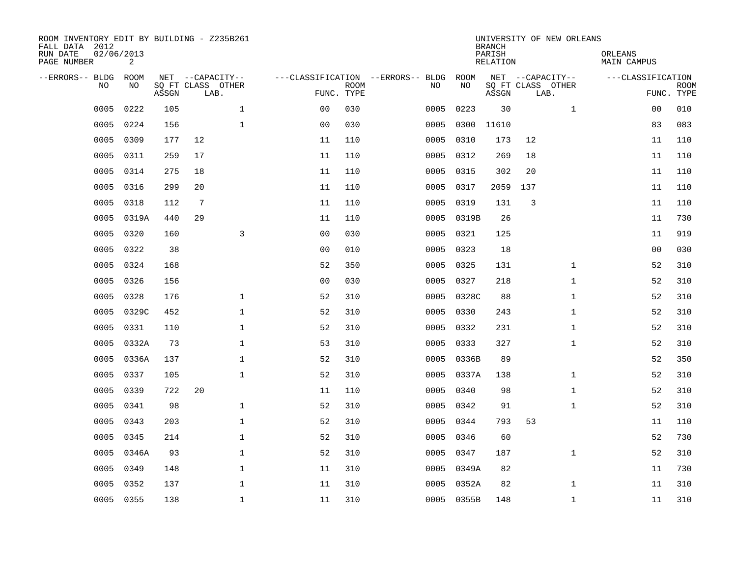ROOM INVENTORY EDIT BY BUILDING - Z235B261
FALL DATA 2012
RUN DATE 02/06/2013
PAGE NUMBER 2

UNIVERSITY OF NEW ORLEANS
BRANCH
PARISH ORLEANS
RELATION MAIN CAMPUS

| --ERRORS-- | BLDG NO | ROOM NO | NET SQ FT ASSGN | CAPACITY CLASS | CAPACITY OTHER LAB. | CLASSIFICATION FUNC. | ROOM TYPE | --ERRORS-- | BLDG NO | ROOM NO | NET SQ FT ASSGN | CAPACITY CLASS | CAPACITY OTHER LAB. | CLASSIFICATION FUNC. | ROOM TYPE |
|---|---|---|---|---|---|---|---|---|---|---|---|---|---|---|---|
| | 0005 | 0222 | 105 | | 1 | 00 | 030 | | 0005 | 0223 | 30 | | 1 | 00 | 010 |
| | 0005 | 0224 | 156 | | 1 | 00 | 030 | | 0005 | 0300 | 11610 | | | 83 | 083 |
| | 0005 | 0309 | 177 | 12 | | 11 | 110 | | 0005 | 0310 | 173 | 12 | | 11 | 110 |
| | 0005 | 0311 | 259 | 17 | | 11 | 110 | | 0005 | 0312 | 269 | 18 | | 11 | 110 |
| | 0005 | 0314 | 275 | 18 | | 11 | 110 | | 0005 | 0315 | 302 | 20 | | 11 | 110 |
| | 0005 | 0316 | 299 | 20 | | 11 | 110 | | 0005 | 0317 | 2059 | 137 | | 11 | 110 |
| | 0005 | 0318 | 112 | 7 | | 11 | 110 | | 0005 | 0319 | 131 | 3 | | 11 | 110 |
| | 0005 | 0319A | 440 | 29 | | 11 | 110 | | 0005 | 0319B | 26 | | | 11 | 730 |
| | 0005 | 0320 | 160 | | 3 | 00 | 030 | | 0005 | 0321 | 125 | | | 11 | 919 |
| | 0005 | 0322 | 38 | | | 00 | 010 | | 0005 | 0323 | 18 | | | 00 | 030 |
| | 0005 | 0324 | 168 | | | 52 | 350 | | 0005 | 0325 | 131 | | 1 | 52 | 310 |
| | 0005 | 0326 | 156 | | | 00 | 030 | | 0005 | 0327 | 218 | | 1 | 52 | 310 |
| | 0005 | 0328 | 176 | | 1 | 52 | 310 | | 0005 | 0328C | 88 | | 1 | 52 | 310 |
| | 0005 | 0329C | 452 | | 1 | 52 | 310 | | 0005 | 0330 | 243 | | 1 | 52 | 310 |
| | 0005 | 0331 | 110 | | 1 | 52 | 310 | | 0005 | 0332 | 231 | | 1 | 52 | 310 |
| | 0005 | 0332A | 73 | | 1 | 53 | 310 | | 0005 | 0333 | 327 | | 1 | 52 | 310 |
| | 0005 | 0336A | 137 | | 1 | 52 | 310 | | 0005 | 0336B | 89 | | | 52 | 350 |
| | 0005 | 0337 | 105 | | 1 | 52 | 310 | | 0005 | 0337A | 138 | | 1 | 52 | 310 |
| | 0005 | 0339 | 722 | 20 | | 11 | 110 | | 0005 | 0340 | 98 | | 1 | 52 | 310 |
| | 0005 | 0341 | 98 | | 1 | 52 | 310 | | 0005 | 0342 | 91 | | 1 | 52 | 310 |
| | 0005 | 0343 | 203 | | 1 | 52 | 310 | | 0005 | 0344 | 793 | 53 | | 11 | 110 |
| | 0005 | 0345 | 214 | | 1 | 52 | 310 | | 0005 | 0346 | 60 | | | 52 | 730 |
| | 0005 | 0346A | 93 | | 1 | 52 | 310 | | 0005 | 0347 | 187 | | 1 | 52 | 310 |
| | 0005 | 0349 | 148 | | 1 | 11 | 310 | | 0005 | 0349A | 82 | | | 11 | 730 |
| | 0005 | 0352 | 137 | | 1 | 11 | 310 | | 0005 | 0352A | 82 | | 1 | 11 | 310 |
| | 0005 | 0355 | 138 | | 1 | 11 | 310 | | 0005 | 0355B | 148 | | 1 | 11 | 310 |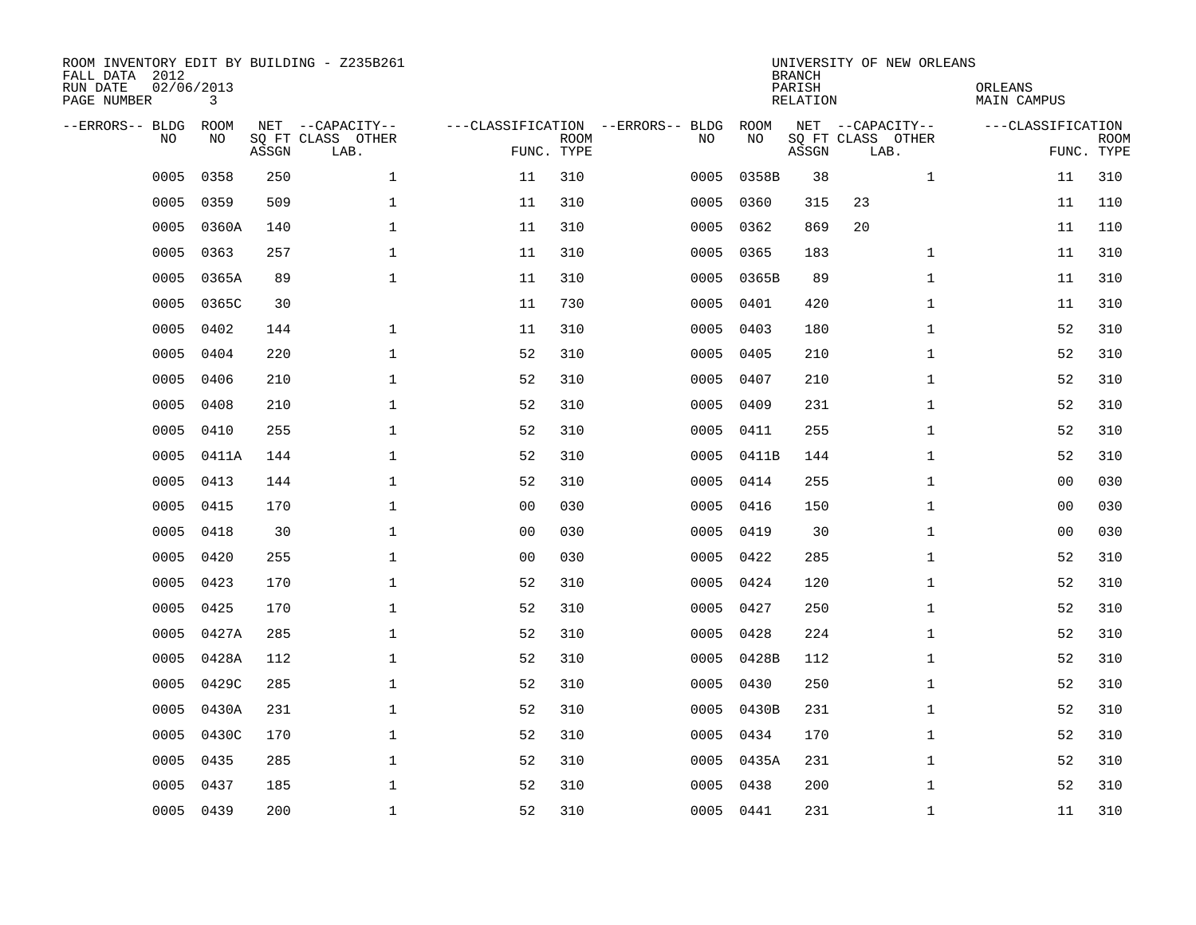ROOM INVENTORY EDIT BY BUILDING - Z235B261
FALL DATA 2012
RUN DATE 02/06/2013

UNIVERSITY OF NEW ORLEANS
BRANCH
PARISH ORLEANS
RELATION MAIN CAMPUS

| --ERRORS-- | BLDG NO | ROOM NO | NET SQ FT ASSGN | CAPACITY CLASS | CAPACITY OTHER LAB. | FUNC. | ROOM TYPE | --ERRORS-- | BLDG NO | ROOM NO | NET SQ FT ASSGN | CAPACITY CLASS | CAPACITY OTHER LAB. | FUNC. | ROOM TYPE |
|---|---|---|---|---|---|---|---|---|---|---|---|---|---|---|---|
| | 0005 | 0358 | 250 | | 1 | 11 | 310 | | 0005 | 0358B | 38 | | 1 | 11 | 310 |
| | 0005 | 0359 | 509 | | 1 | 11 | 310 | | 0005 | 0360 | 315 | 23 | | 11 | 110 |
| | 0005 | 0360A | 140 | | 1 | 11 | 310 | | 0005 | 0362 | 869 | 20 | | 11 | 110 |
| | 0005 | 0363 | 257 | | 1 | 11 | 310 | | 0005 | 0365 | 183 | | 1 | 11 | 310 |
| | 0005 | 0365A | 89 | | 1 | 11 | 310 | | 0005 | 0365B | 89 | | 1 | 11 | 310 |
| | 0005 | 0365C | 30 | | | 11 | 730 | | 0005 | 0401 | 420 | | 1 | 11 | 310 |
| | 0005 | 0402 | 144 | | 1 | 11 | 310 | | 0005 | 0403 | 180 | | 1 | 52 | 310 |
| | 0005 | 0404 | 220 | | 1 | 52 | 310 | | 0005 | 0405 | 210 | | 1 | 52 | 310 |
| | 0005 | 0406 | 210 | | 1 | 52 | 310 | | 0005 | 0407 | 210 | | 1 | 52 | 310 |
| | 0005 | 0408 | 210 | | 1 | 52 | 310 | | 0005 | 0409 | 231 | | 1 | 52 | 310 |
| | 0005 | 0410 | 255 | | 1 | 52 | 310 | | 0005 | 0411 | 255 | | 1 | 52 | 310 |
| | 0005 | 0411A | 144 | | 1 | 52 | 310 | | 0005 | 0411B | 144 | | 1 | 52 | 310 |
| | 0005 | 0413 | 144 | | 1 | 52 | 310 | | 0005 | 0414 | 255 | | 1 | 00 | 030 |
| | 0005 | 0415 | 170 | | 1 | 00 | 030 | | 0005 | 0416 | 150 | | 1 | 00 | 030 |
| | 0005 | 0418 | 30 | | 1 | 00 | 030 | | 0005 | 0419 | 30 | | 1 | 00 | 030 |
| | 0005 | 0420 | 255 | | 1 | 00 | 030 | | 0005 | 0422 | 285 | | 1 | 52 | 310 |
| | 0005 | 0423 | 170 | | 1 | 52 | 310 | | 0005 | 0424 | 120 | | 1 | 52 | 310 |
| | 0005 | 0425 | 170 | | 1 | 52 | 310 | | 0005 | 0427 | 250 | | 1 | 52 | 310 |
| | 0005 | 0427A | 285 | | 1 | 52 | 310 | | 0005 | 0428 | 224 | | 1 | 52 | 310 |
| | 0005 | 0428A | 112 | | 1 | 52 | 310 | | 0005 | 0428B | 112 | | 1 | 52 | 310 |
| | 0005 | 0429C | 285 | | 1 | 52 | 310 | | 0005 | 0430 | 250 | | 1 | 52 | 310 |
| | 0005 | 0430A | 231 | | 1 | 52 | 310 | | 0005 | 0430B | 231 | | 1 | 52 | 310 |
| | 0005 | 0430C | 170 | | 1 | 52 | 310 | | 0005 | 0434 | 170 | | 1 | 52 | 310 |
| | 0005 | 0435 | 285 | | 1 | 52 | 310 | | 0005 | 0435A | 231 | | 1 | 52 | 310 |
| | 0005 | 0437 | 185 | | 1 | 52 | 310 | | 0005 | 0438 | 200 | | 1 | 52 | 310 |
| | 0005 | 0439 | 200 | | 1 | 52 | 310 | | 0005 | 0441 | 231 | | 1 | 11 | 310 |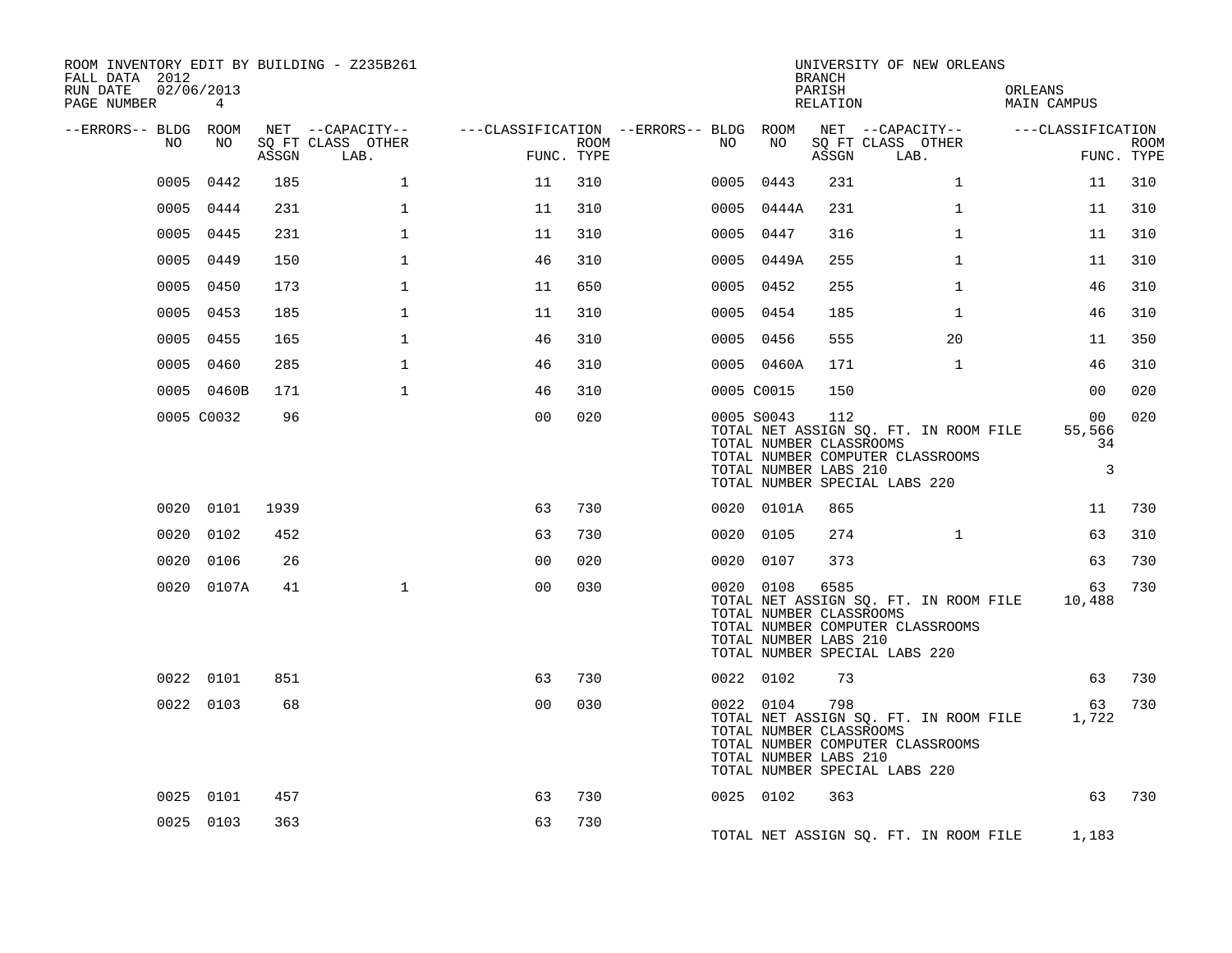ROOM INVENTORY EDIT BY BUILDING - Z235B261
FALL DATA 2012
RUN DATE 02/06/2013

UNIVERSITY OF NEW ORLEANS
BRANCH
PARISH ORLEANS
RELATION MAIN CAMPUS

| --ERRORS-- | BLDG NO | ROOM NO | NET SQ FT ASSGN | --CAPACITY-- CLASS LAB. | OTHER | ---CLASSIFICATION FUNC. | ROOM TYPE | --ERRORS-- | BLDG NO | ROOM NO | NET SQ FT ASSGN | --CAPACITY-- CLASS LAB. | OTHER | ---CLASSIFICATION FUNC. | ROOM TYPE |
|---|---|---|---|---|---|---|---|---|---|---|---|---|---|---|---|
| | 0005 | 0442 | 185 | | 1 | 11 | 310 | | 0005 | 0443 | 231 | | 1 | 11 | 310 |
| | 0005 | 0444 | 231 | | 1 | 11 | 310 | | 0005 | 0444A | 231 | | 1 | 11 | 310 |
| | 0005 | 0445 | 231 | | 1 | 11 | 310 | | 0005 | 0447 | 316 | | 1 | 11 | 310 |
| | 0005 | 0449 | 150 | | 1 | 46 | 310 | | 0005 | 0449A | 255 | | 1 | 11 | 310 |
| | 0005 | 0450 | 173 | | 1 | 11 | 650 | | 0005 | 0452 | 255 | | 1 | 46 | 310 |
| | 0005 | 0453 | 185 | | 1 | 11 | 310 | | 0005 | 0454 | 185 | | 1 | 46 | 310 |
| | 0005 | 0455 | 165 | | 1 | 46 | 310 | | 0005 | 0456 | 555 | | 20 | 11 | 350 |
| | 0005 | 0460 | 285 | | 1 | 46 | 310 | | 0005 | 0460A | 171 | | 1 | 46 | 310 |
| | 0005 | 0460B | 171 | | 1 | 46 | 310 | | 0005 | C0015 | 150 | | | 00 | 020 |
| | 0005 | C0032 | 96 | | | 00 | 020 | | 0005 | S0043 | 112 | | | 00 | 020 |

TOTAL NET ASSIGN SQ. FT. IN ROOM FILE 55,566
TOTAL NUMBER CLASSROOMS 34
TOTAL NUMBER COMPUTER CLASSROOMS
TOTAL NUMBER LABS 210 3
TOTAL NUMBER SPECIAL LABS 220

| --ERRORS-- | BLDG NO | ROOM NO | NET SQ FT ASSGN | --CAPACITY-- CLASS LAB. | OTHER | ---CLASSIFICATION FUNC. | ROOM TYPE | --ERRORS-- | BLDG NO | ROOM NO | NET SQ FT ASSGN | --CAPACITY-- CLASS LAB. | OTHER | ---CLASSIFICATION FUNC. | ROOM TYPE |
|---|---|---|---|---|---|---|---|---|---|---|---|---|---|---|---|
| | 0020 | 0101 | 1939 | | | 63 | 730 | | 0020 | 0101A | 865 | | | 11 | 730 |
| | 0020 | 0102 | 452 | | | 63 | 730 | | 0020 | 0105 | 274 | | 1 | 63 | 310 |
| | 0020 | 0106 | 26 | | | 00 | 020 | | 0020 | 0107 | 373 | | | 63 | 730 |
| | 0020 | 0107A | 41 | | 1 | 00 | 030 | | 0020 | 0108 | 6585 | | | 63 | 730 |

TOTAL NET ASSIGN SQ. FT. IN ROOM FILE 10,488
TOTAL NUMBER CLASSROOMS
TOTAL NUMBER COMPUTER CLASSROOMS
TOTAL NUMBER LABS 210
TOTAL NUMBER SPECIAL LABS 220

| --ERRORS-- | BLDG NO | ROOM NO | NET SQ FT ASSGN | --CAPACITY-- CLASS LAB. | OTHER | ---CLASSIFICATION FUNC. | ROOM TYPE | --ERRORS-- | BLDG NO | ROOM NO | NET SQ FT ASSGN | --CAPACITY-- CLASS LAB. | OTHER | ---CLASSIFICATION FUNC. | ROOM TYPE |
|---|---|---|---|---|---|---|---|---|---|---|---|---|---|---|---|
| | 0022 | 0101 | 851 | | | 63 | 730 | | 0022 | 0102 | 73 | | | 63 | 730 |
| | 0022 | 0103 | 68 | | | 00 | 030 | | 0022 | 0104 | 798 | | | 63 | 730 |

TOTAL NET ASSIGN SQ. FT. IN ROOM FILE 1,722
TOTAL NUMBER CLASSROOMS
TOTAL NUMBER COMPUTER CLASSROOMS
TOTAL NUMBER LABS 210
TOTAL NUMBER SPECIAL LABS 220

| --ERRORS-- | BLDG NO | ROOM NO | NET SQ FT ASSGN | --CAPACITY-- CLASS LAB. | OTHER | ---CLASSIFICATION FUNC. | ROOM TYPE | --ERRORS-- | BLDG NO | ROOM NO | NET SQ FT ASSGN | --CAPACITY-- CLASS LAB. | OTHER | ---CLASSIFICATION FUNC. | ROOM TYPE |
|---|---|---|---|---|---|---|---|---|---|---|---|---|---|---|---|
| | 0025 | 0101 | 457 | | | 63 | 730 | | 0025 | 0102 | 363 | | | 63 | 730 |
| | 0025 | 0103 | 363 | | | 63 | 730 | | | | | | | | |

TOTAL NET ASSIGN SQ. FT. IN ROOM FILE 1,183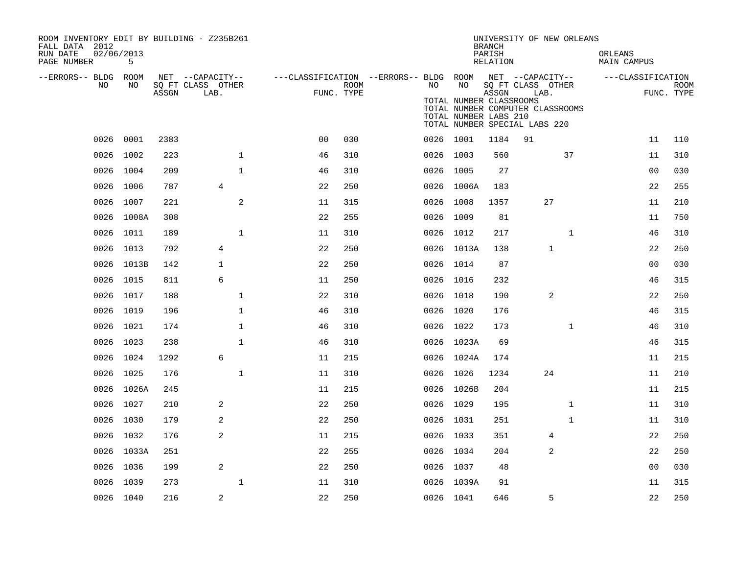ROOM INVENTORY EDIT BY BUILDING - Z235B261
FALL DATA 2012
RUN DATE 02/06/2013
PAGE NUMBER 5

UNIVERSITY OF NEW ORLEANS
BRANCH
PARISH ORLEANS
RELATION MAIN CAMPUS

TOTAL NUMBER CLASSROOMS
TOTAL NUMBER COMPUTER CLASSROOMS
TOTAL NUMBER LABS 210
TOTAL NUMBER SPECIAL LABS 220

| --ERRORS-- | BLDG NO | ROOM NO | NET SQ FT ASSGN | CAPACITY CLASS | CAPACITY LAB. | CAPACITY OTHER | CLASSIFICATION FUNC. | ROOM TYPE | --ERRORS-- | BLDG NO | ROOM NO | NET SQ FT ASSGN | CAPACITY CLASS | CAPACITY LAB. | CAPACITY OTHER | CLASSIFICATION FUNC. | ROOM TYPE |
|---|---|---|---|---|---|---|---|---|---|---|---|---|---|---|---|---|---|
| | 0026 | 0001 | 2383 | | | | 00 | 030 | | 0026 | 1001 | 1184 | 91 | | | 11 | 110 |
| | 0026 | 1002 | 223 | | | 1 | 46 | 310 | | 0026 | 1003 | 560 | | | 37 | 11 | 310 |
| | 0026 | 1004 | 209 | | | 1 | 46 | 310 | | 0026 | 1005 | 27 | | | | 00 | 030 |
| | 0026 | 1006 | 787 | | 4 | | 22 | 250 | | 0026 | 1006A | 183 | | | | 22 | 255 |
| | 0026 | 1007 | 221 | | | 2 | 11 | 315 | | 0026 | 1008 | 1357 | | 27 | | 11 | 210 |
| | 0026 | 1008A | 308 | | | | 22 | 255 | | 0026 | 1009 | 81 | | | | 11 | 750 |
| | 0026 | 1011 | 189 | | | 1 | 11 | 310 | | 0026 | 1012 | 217 | | | 1 | 46 | 310 |
| | 0026 | 1013 | 792 | | 4 | | 22 | 250 | | 0026 | 1013A | 138 | | 1 | | 22 | 250 |
| | 0026 | 1013B | 142 | | 1 | | 22 | 250 | | 0026 | 1014 | 87 | | | | 00 | 030 |
| | 0026 | 1015 | 811 | | 6 | | 11 | 250 | | 0026 | 1016 | 232 | | | | 46 | 315 |
| | 0026 | 1017 | 188 | | | 1 | 22 | 310 | | 0026 | 1018 | 190 | | 2 | | 22 | 250 |
| | 0026 | 1019 | 196 | | | 1 | 46 | 310 | | 0026 | 1020 | 176 | | | | 46 | 315 |
| | 0026 | 1021 | 174 | | | 1 | 46 | 310 | | 0026 | 1022 | 173 | | | 1 | 46 | 310 |
| | 0026 | 1023 | 238 | | | 1 | 46 | 310 | | 0026 | 1023A | 69 | | | | 46 | 315 |
| | 0026 | 1024 | 1292 | | 6 | | 11 | 215 | | 0026 | 1024A | 174 | | | | 11 | 215 |
| | 0026 | 1025 | 176 | | | 1 | 11 | 310 | | 0026 | 1026 | 1234 | | 24 | | 11 | 210 |
| | 0026 | 1026A | 245 | | | | 11 | 215 | | 0026 | 1026B | 204 | | | | 11 | 215 |
| | 0026 | 1027 | 210 | | 2 | | 22 | 250 | | 0026 | 1029 | 195 | | | 1 | 11 | 310 |
| | 0026 | 1030 | 179 | | 2 | | 22 | 250 | | 0026 | 1031 | 251 | | | 1 | 11 | 310 |
| | 0026 | 1032 | 176 | | 2 | | 11 | 215 | | 0026 | 1033 | 351 | | 4 | | 22 | 250 |
| | 0026 | 1033A | 251 | | | | 22 | 255 | | 0026 | 1034 | 204 | | 2 | | 22 | 250 |
| | 0026 | 1036 | 199 | | 2 | | 22 | 250 | | 0026 | 1037 | 48 | | | | 00 | 030 |
| | 0026 | 1039 | 273 | | | 1 | 11 | 310 | | 0026 | 1039A | 91 | | | | 11 | 315 |
| | 0026 | 1040 | 216 | | 2 | | 22 | 250 | | 0026 | 1041 | 646 | | 5 | | 22 | 250 |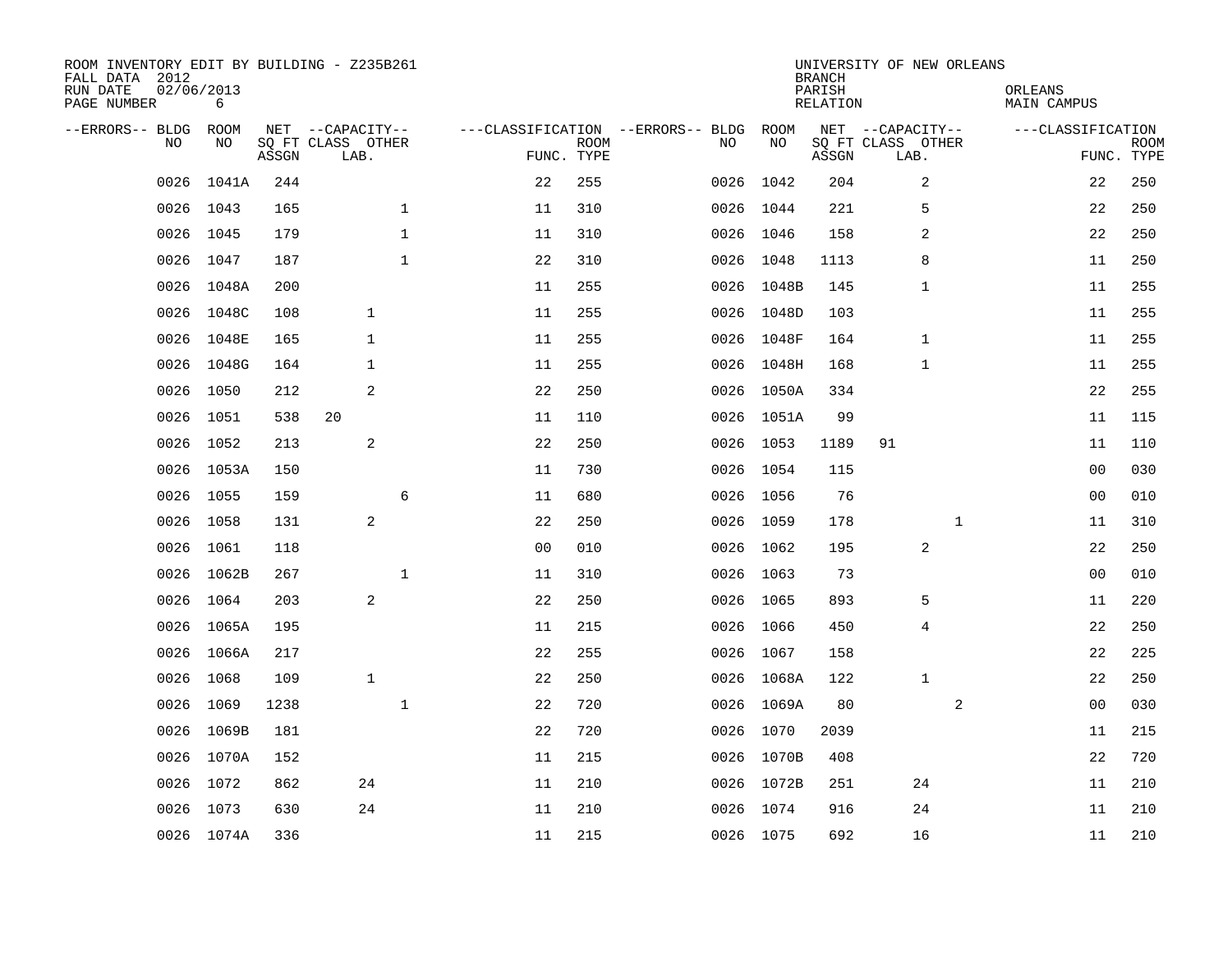ROOM INVENTORY EDIT BY BUILDING - Z235B261
FALL DATA 2012
RUN DATE 02/06/2013

UNIVERSITY OF NEW ORLEANS
BRANCH
PARISH ORLEANS
RELATION MAIN CAMPUS

| --ERRORS-- | BLDG NO | ROOM NO | NET SQ FT ASSGN | CAPACITY CLASS | CAPACITY LAB. | CAPACITY OTHER | CLASSIFICATION FUNC. | ROOM TYPE | --ERRORS-- | BLDG NO | ROOM NO | NET SQ FT ASSGN | CAPACITY CLASS | CAPACITY LAB. | CAPACITY OTHER | CLASSIFICATION FUNC. | ROOM TYPE |
|---|---|---|---|---|---|---|---|---|---|---|---|---|---|---|---|---|---|
| | 0026 | 1041A | 244 | | | | 22 | 255 | | 0026 | 1042 | 204 | | 2 | | 22 | 250 |
| | 0026 | 1043 | 165 | | | 1 | 11 | 310 | | 0026 | 1044 | 221 | | 5 | | 22 | 250 |
| | 0026 | 1045 | 179 | | | 1 | 11 | 310 | | 0026 | 1046 | 158 | | 2 | | 22 | 250 |
| | 0026 | 1047 | 187 | | | 1 | 22 | 310 | | 0026 | 1048 | 1113 | | 8 | | 11 | 250 |
| | 0026 | 1048A | 200 | | | | 11 | 255 | | 0026 | 1048B | 145 | | 1 | | 11 | 255 |
| | 0026 | 1048C | 108 | | 1 | | 11 | 255 | | 0026 | 1048D | 103 | | | | 11 | 255 |
| | 0026 | 1048E | 165 | | 1 | | 11 | 255 | | 0026 | 1048F | 164 | | 1 | | 11 | 255 |
| | 0026 | 1048G | 164 | | 1 | | 11 | 255 | | 0026 | 1048H | 168 | | 1 | | 11 | 255 |
| | 0026 | 1050 | 212 | | 2 | | 22 | 250 | | 0026 | 1050A | 334 | | | | 22 | 255 |
| | 0026 | 1051 | 538 | 20 | | | 11 | 110 | | 0026 | 1051A | 99 | | | | 11 | 115 |
| | 0026 | 1052 | 213 | | 2 | | 22 | 250 | | 0026 | 1053 | 1189 | 91 | | | 11 | 110 |
| | 0026 | 1053A | 150 | | | | 11 | 730 | | 0026 | 1054 | 115 | | | | 00 | 030 |
| | 0026 | 1055 | 159 | | | 6 | 11 | 680 | | 0026 | 1056 | 76 | | | | 00 | 010 |
| | 0026 | 1058 | 131 | | 2 | | 22 | 250 | | 0026 | 1059 | 178 | | | 1 | 11 | 310 |
| | 0026 | 1061 | 118 | | | | 00 | 010 | | 0026 | 1062 | 195 | | 2 | | 22 | 250 |
| | 0026 | 1062B | 267 | | | 1 | 11 | 310 | | 0026 | 1063 | 73 | | | | 00 | 010 |
| | 0026 | 1064 | 203 | | 2 | | 22 | 250 | | 0026 | 1065 | 893 | | 5 | | 11 | 220 |
| | 0026 | 1065A | 195 | | | | 11 | 215 | | 0026 | 1066 | 450 | | 4 | | 22 | 250 |
| | 0026 | 1066A | 217 | | | | 22 | 255 | | 0026 | 1067 | 158 | | | | 22 | 225 |
| | 0026 | 1068 | 109 | | 1 | | 22 | 250 | | 0026 | 1068A | 122 | | 1 | | 22 | 250 |
| | 0026 | 1069 | 1238 | | | 1 | 22 | 720 | | 0026 | 1069A | 80 | | | 2 | 00 | 030 |
| | 0026 | 1069B | 181 | | | | 22 | 720 | | 0026 | 1070 | 2039 | | | | 11 | 215 |
| | 0026 | 1070A | 152 | | | | 11 | 215 | | 0026 | 1070B | 408 | | | | 22 | 720 |
| | 0026 | 1072 | 862 | | 24 | | 11 | 210 | | 0026 | 1072B | 251 | | 24 | | 11 | 210 |
| | 0026 | 1073 | 630 | | 24 | | 11 | 210 | | 0026 | 1074 | 916 | | 24 | | 11 | 210 |
| | 0026 | 1074A | 336 | | | | 11 | 215 | | 0026 | 1075 | 692 | | 16 | | 11 | 210 |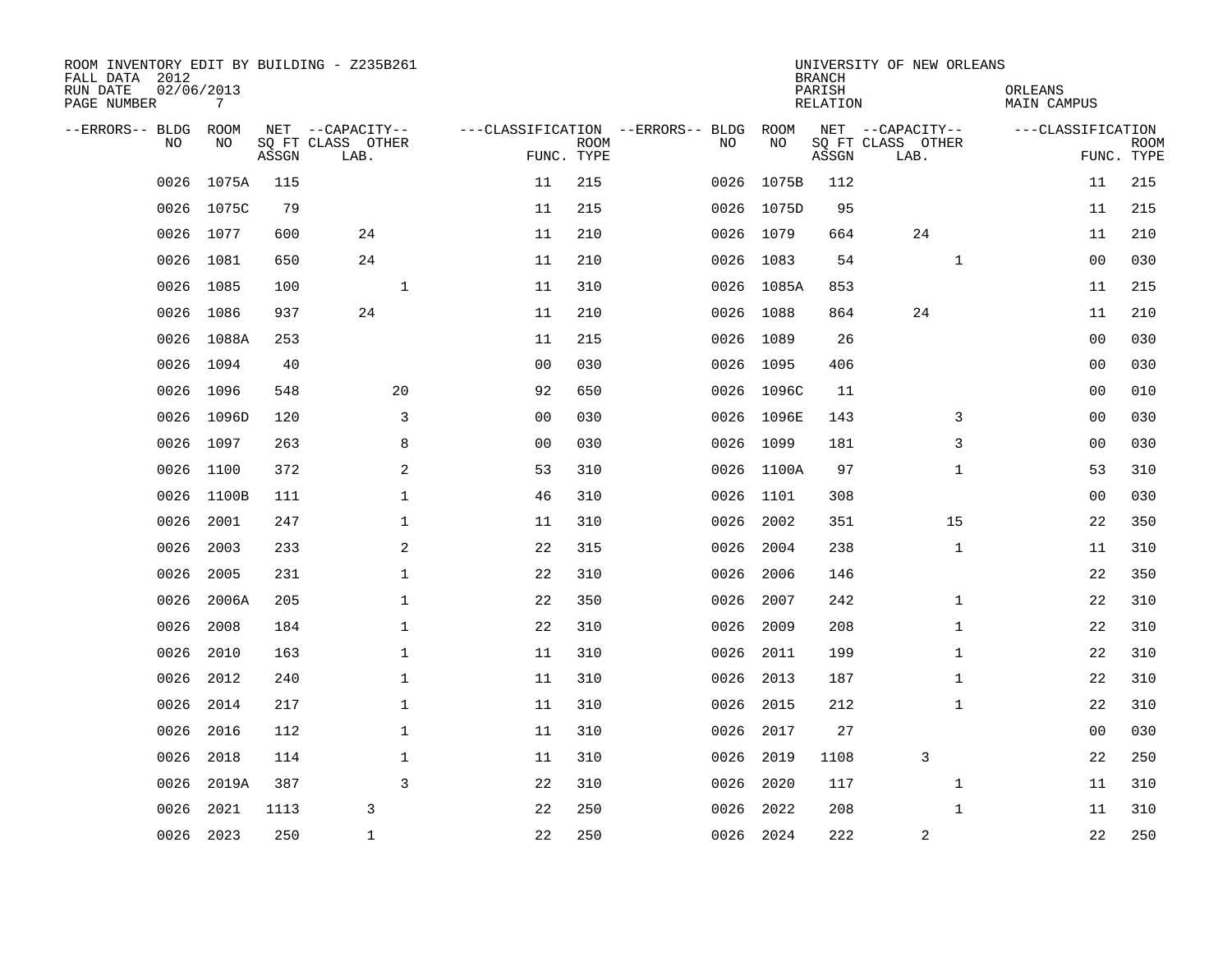ROOM INVENTORY EDIT BY BUILDING - Z235B261
FALL DATA 2012
RUN DATE 02/06/2013
PAGE NUMBER 7

UNIVERSITY OF NEW ORLEANS
BRANCH
PARISH ORLEANS
RELATION MAIN CAMPUS

| --ERRORS-- | BLDG NO | ROOM NO | NET SQ FT ASSGN | CAPACITY CLASS LAB. | CAPACITY OTHER | CLASSIFICATION FUNC. | ROOM TYPE | --ERRORS-- | BLDG NO | ROOM NO | NET SQ FT ASSGN | CAPACITY CLASS LAB. | CAPACITY OTHER | CLASSIFICATION FUNC. | ROOM TYPE |
|---|---|---|---|---|---|---|---|---|---|---|---|---|---|---|---|
| | 0026 | 1075A | 115 | | | 11 | 215 | | 0026 | 1075B | 112 | | | 11 | 215 |
| | 0026 | 1075C | 79 | | | 11 | 215 | | 0026 | 1075D | 95 | | | 11 | 215 |
| | 0026 | 1077 | 600 | 24 | | 11 | 210 | | 0026 | 1079 | 664 | 24 | | 11 | 210 |
| | 0026 | 1081 | 650 | 24 | | 11 | 210 | | 0026 | 1083 | 54 | | 1 | 00 | 030 |
| | 0026 | 1085 | 100 | | 1 | 11 | 310 | | 0026 | 1085A | 853 | | | 11 | 215 |
| | 0026 | 1086 | 937 | 24 | | 11 | 210 | | 0026 | 1088 | 864 | 24 | | 11 | 210 |
| | 0026 | 1088A | 253 | | | 11 | 215 | | 0026 | 1089 | 26 | | | 00 | 030 |
| | 0026 | 1094 | 40 | | | 00 | 030 | | 0026 | 1095 | 406 | | | 00 | 030 |
| | 0026 | 1096 | 548 | | 20 | 92 | 650 | | 0026 | 1096C | 11 | | | 00 | 010 |
| | 0026 | 1096D | 120 | | 3 | 00 | 030 | | 0026 | 1096E | 143 | | 3 | 00 | 030 |
| | 0026 | 1097 | 263 | | 8 | 00 | 030 | | 0026 | 1099 | 181 | | 3 | 00 | 030 |
| | 0026 | 1100 | 372 | | 2 | 53 | 310 | | 0026 | 1100A | 97 | | 1 | 53 | 310 |
| | 0026 | 1100B | 111 | | 1 | 46 | 310 | | 0026 | 1101 | 308 | | | 00 | 030 |
| | 0026 | 2001 | 247 | | 1 | 11 | 310 | | 0026 | 2002 | 351 | | 15 | 22 | 350 |
| | 0026 | 2003 | 233 | | 2 | 22 | 315 | | 0026 | 2004 | 238 | | 1 | 11 | 310 |
| | 0026 | 2005 | 231 | | 1 | 22 | 310 | | 0026 | 2006 | 146 | | | 22 | 350 |
| | 0026 | 2006A | 205 | | 1 | 22 | 350 | | 0026 | 2007 | 242 | | 1 | 22 | 310 |
| | 0026 | 2008 | 184 | | 1 | 22 | 310 | | 0026 | 2009 | 208 | | 1 | 22 | 310 |
| | 0026 | 2010 | 163 | | 1 | 11 | 310 | | 0026 | 2011 | 199 | | 1 | 22 | 310 |
| | 0026 | 2012 | 240 | | 1 | 11 | 310 | | 0026 | 2013 | 187 | | 1 | 22 | 310 |
| | 0026 | 2014 | 217 | | 1 | 11 | 310 | | 0026 | 2015 | 212 | | 1 | 22 | 310 |
| | 0026 | 2016 | 112 | | 1 | 11 | 310 | | 0026 | 2017 | 27 | | | 00 | 030 |
| | 0026 | 2018 | 114 | | 1 | 11 | 310 | | 0026 | 2019 | 1108 | 3 | | 22 | 250 |
| | 0026 | 2019A | 387 | | 3 | 22 | 310 | | 0026 | 2020 | 117 | | 1 | 11 | 310 |
| | 0026 | 2021 | 1113 | 3 | | 22 | 250 | | 0026 | 2022 | 208 | | 1 | 11 | 310 |
| | 0026 | 2023 | 250 | 1 | | 22 | 250 | | 0026 | 2024 | 222 | 2 | | 22 | 250 |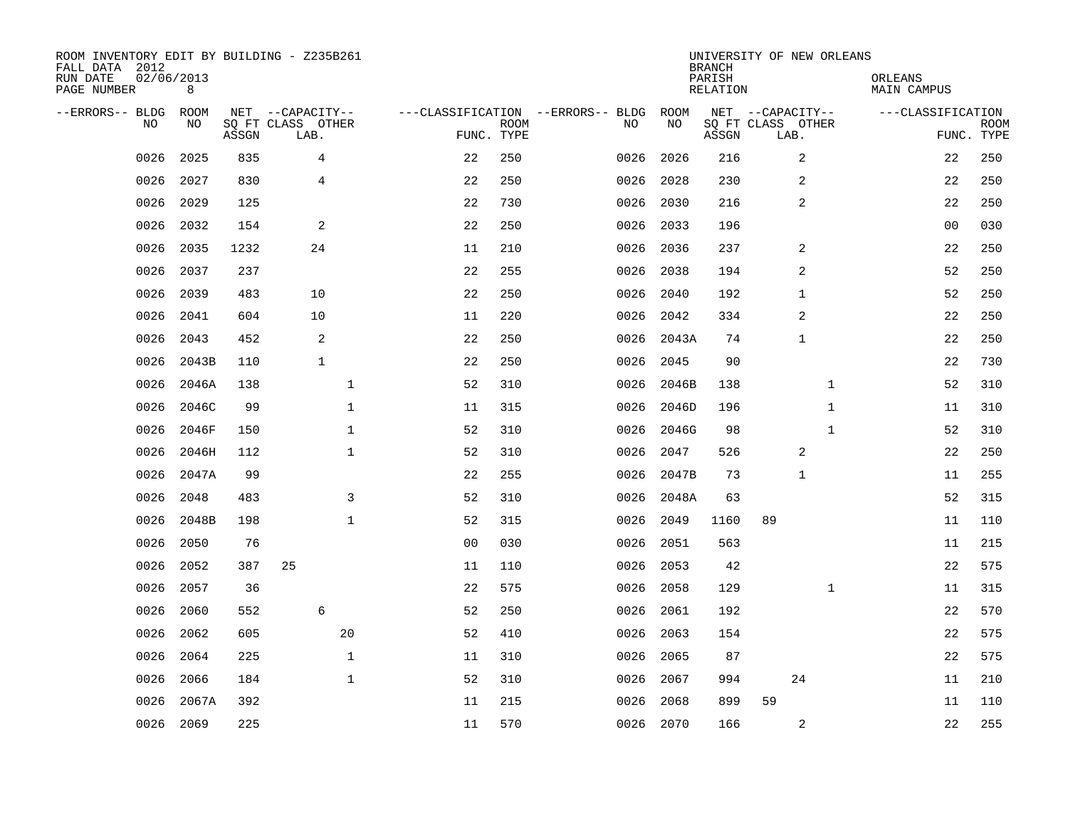ROOM INVENTORY EDIT BY BUILDING - Z235B261
FALL DATA 2012
RUN DATE 02/06/2013
PAGE NUMBER 8

UNIVERSITY OF NEW ORLEANS
BRANCH
PARISH ORLEANS
RELATION MAIN CAMPUS

| --ERRORS-- | BLDG NO | ROOM NO | NET ASSGN SQ FT | CAPACITY CLASS | CAPACITY LAB. | CAPACITY OTHER | CLASSIFICATION FUNC. | ROOM TYPE | --ERRORS-- | BLDG NO | ROOM NO | NET ASSGN SQ FT | CAPACITY CLASS | CAPACITY LAB. | CAPACITY OTHER | CLASSIFICATION FUNC. | ROOM TYPE |
|---|---|---|---|---|---|---|---|---|---|---|---|---|---|---|---|---|---|
| | 0026 | 2025 | 835 | | 4 | | 22 | 250 | | 0026 | 2026 | 216 | | 2 | | 22 | 250 |
| | 0026 | 2027 | 830 | | 4 | | 22 | 250 | | 0026 | 2028 | 230 | | 2 | | 22 | 250 |
| | 0026 | 2029 | 125 | | | | 22 | 730 | | 0026 | 2030 | 216 | | 2 | | 22 | 250 |
| | 0026 | 2032 | 154 | | 2 | | 22 | 250 | | 0026 | 2033 | 196 | | | | 00 | 030 |
| | 0026 | 2035 | 1232 | | 24 | | 11 | 210 | | 0026 | 2036 | 237 | | 2 | | 22 | 250 |
| | 0026 | 2037 | 237 | | | | 22 | 255 | | 0026 | 2038 | 194 | | 2 | | 52 | 250 |
| | 0026 | 2039 | 483 | | 10 | | 22 | 250 | | 0026 | 2040 | 192 | | 1 | | 52 | 250 |
| | 0026 | 2041 | 604 | | 10 | | 11 | 220 | | 0026 | 2042 | 334 | | 2 | | 22 | 250 |
| | 0026 | 2043 | 452 | | 2 | | 22 | 250 | | 0026 | 2043A | 74 | | 1 | | 22 | 250 |
| | 0026 | 2043B | 110 | | 1 | | 22 | 250 | | 0026 | 2045 | 90 | | | | 22 | 730 |
| | 0026 | 2046A | 138 | | | 1 | 52 | 310 | | 0026 | 2046B | 138 | | | 1 | 52 | 310 |
| | 0026 | 2046C | 99 | | | 1 | 11 | 315 | | 0026 | 2046D | 196 | | | 1 | 11 | 310 |
| | 0026 | 2046F | 150 | | | 1 | 52 | 310 | | 0026 | 2046G | 98 | | | 1 | 52 | 310 |
| | 0026 | 2046H | 112 | | | 1 | 52 | 310 | | 0026 | 2047 | 526 | | 2 | | 22 | 250 |
| | 0026 | 2047A | 99 | | | | 22 | 255 | | 0026 | 2047B | 73 | | 1 | | 11 | 255 |
| | 0026 | 2048 | 483 | | | 3 | 52 | 310 | | 0026 | 2048A | 63 | | | | 52 | 315 |
| | 0026 | 2048B | 198 | | | 1 | 52 | 315 | | 0026 | 2049 | 1160 | 89 | | | 11 | 110 |
| | 0026 | 2050 | 76 | | | | 00 | 030 | | 0026 | 2051 | 563 | | | | 11 | 215 |
| | 0026 | 2052 | 387 | 25 | | | 11 | 110 | | 0026 | 2053 | 42 | | | | 22 | 575 |
| | 0026 | 2057 | 36 | | | | 22 | 575 | | 0026 | 2058 | 129 | | | 1 | 11 | 315 |
| | 0026 | 2060 | 552 | | 6 | | 52 | 250 | | 0026 | 2061 | 192 | | | | 22 | 570 |
| | 0026 | 2062 | 605 | | | 20 | 52 | 410 | | 0026 | 2063 | 154 | | | | 22 | 575 |
| | 0026 | 2064 | 225 | | | 1 | 11 | 310 | | 0026 | 2065 | 87 | | | | 22 | 575 |
| | 0026 | 2066 | 184 | | | 1 | 52 | 310 | | 0026 | 2067 | 994 | | 24 | | 11 | 210 |
| | 0026 | 2067A | 392 | | | | 11 | 215 | | 0026 | 2068 | 899 | 59 | | | 11 | 110 |
| | 0026 | 2069 | 225 | | | | 11 | 570 | | 0026 | 2070 | 166 | | 2 | | 22 | 255 |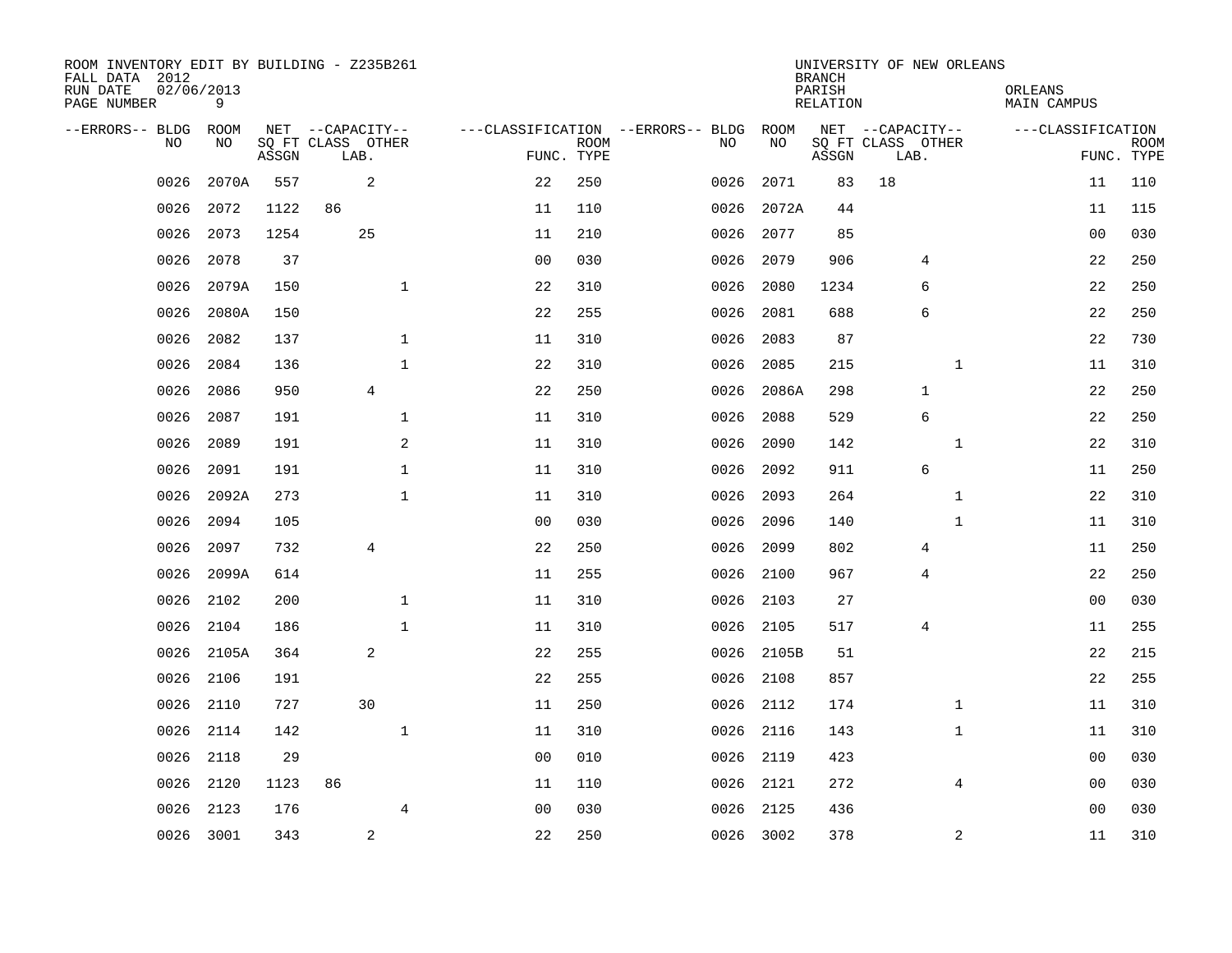ROOM INVENTORY EDIT BY BUILDING - Z235B261
FALL DATA 2012
RUN DATE 02/06/2013
PAGE NUMBER 9

UNIVERSITY OF NEW ORLEANS
BRANCH
PARISH ORLEANS
RELATION MAIN CAMPUS

| --ERRORS-- | BLDG NO | ROOM NO | NET SQ FT ASSGN | CAPACITY CLASS LAB. | CAPACITY OTHER | CLASSIFICATION FUNC. | ROOM TYPE | --ERRORS-- | BLDG NO | ROOM NO | NET SQ FT ASSGN | CAPACITY CLASS LAB. | CAPACITY OTHER | CLASSIFICATION FUNC. | ROOM TYPE |
|---|---|---|---|---|---|---|---|---|---|---|---|---|---|---|---|
| | 0026 | 2070A | 557 | 2 | | 22 | 250 | | 0026 | 2071 | 83 | 18 | | 11 | 110 |
| | 0026 | 2072 | 1122 | 86 | | 11 | 110 | | 0026 | 2072A | 44 | | | 11 | 115 |
| | 0026 | 2073 | 1254 | 25 | | 11 | 210 | | 0026 | 2077 | 85 | | | 00 | 030 |
| | 0026 | 2078 | 37 | | | 00 | 030 | | 0026 | 2079 | 906 | 4 | | 22 | 250 |
| | 0026 | 2079A | 150 | | 1 | 22 | 310 | | 0026 | 2080 | 1234 | 6 | | 22 | 250 |
| | 0026 | 2080A | 150 | | | 22 | 255 | | 0026 | 2081 | 688 | 6 | | 22 | 250 |
| | 0026 | 2082 | 137 | | 1 | 11 | 310 | | 0026 | 2083 | 87 | | | 22 | 730 |
| | 0026 | 2084 | 136 | | 1 | 22 | 310 | | 0026 | 2085 | 215 | | 1 | 11 | 310 |
| | 0026 | 2086 | 950 | 4 | | 22 | 250 | | 0026 | 2086A | 298 | 1 | | 22 | 250 |
| | 0026 | 2087 | 191 | | 1 | 11 | 310 | | 0026 | 2088 | 529 | 6 | | 22 | 250 |
| | 0026 | 2089 | 191 | | 2 | 11 | 310 | | 0026 | 2090 | 142 | | 1 | 22 | 310 |
| | 0026 | 2091 | 191 | | 1 | 11 | 310 | | 0026 | 2092 | 911 | 6 | | 11 | 250 |
| | 0026 | 2092A | 273 | | 1 | 11 | 310 | | 0026 | 2093 | 264 | | 1 | 22 | 310 |
| | 0026 | 2094 | 105 | | | 00 | 030 | | 0026 | 2096 | 140 | | 1 | 11 | 310 |
| | 0026 | 2097 | 732 | 4 | | 22 | 250 | | 0026 | 2099 | 802 | 4 | | 11 | 250 |
| | 0026 | 2099A | 614 | | | 11 | 255 | | 0026 | 2100 | 967 | 4 | | 22 | 250 |
| | 0026 | 2102 | 200 | | 1 | 11 | 310 | | 0026 | 2103 | 27 | | | 00 | 030 |
| | 0026 | 2104 | 186 | | 1 | 11 | 310 | | 0026 | 2105 | 517 | 4 | | 11 | 255 |
| | 0026 | 2105A | 364 | 2 | | 22 | 255 | | 0026 | 2105B | 51 | | | 22 | 215 |
| | 0026 | 2106 | 191 | | | 22 | 255 | | 0026 | 2108 | 857 | | | 22 | 255 |
| | 0026 | 2110 | 727 | 30 | | 11 | 250 | | 0026 | 2112 | 174 | | 1 | 11 | 310 |
| | 0026 | 2114 | 142 | | 1 | 11 | 310 | | 0026 | 2116 | 143 | | 1 | 11 | 310 |
| | 0026 | 2118 | 29 | | | 00 | 010 | | 0026 | 2119 | 423 | | | 00 | 030 |
| | 0026 | 2120 | 1123 | 86 | | 11 | 110 | | 0026 | 2121 | 272 | | 4 | 00 | 030 |
| | 0026 | 2123 | 176 | | 4 | 00 | 030 | | 0026 | 2125 | 436 | | | 00 | 030 |
| | 0026 | 3001 | 343 | 2 | | 22 | 250 | | 0026 | 3002 | 378 | | 2 | 11 | 310 |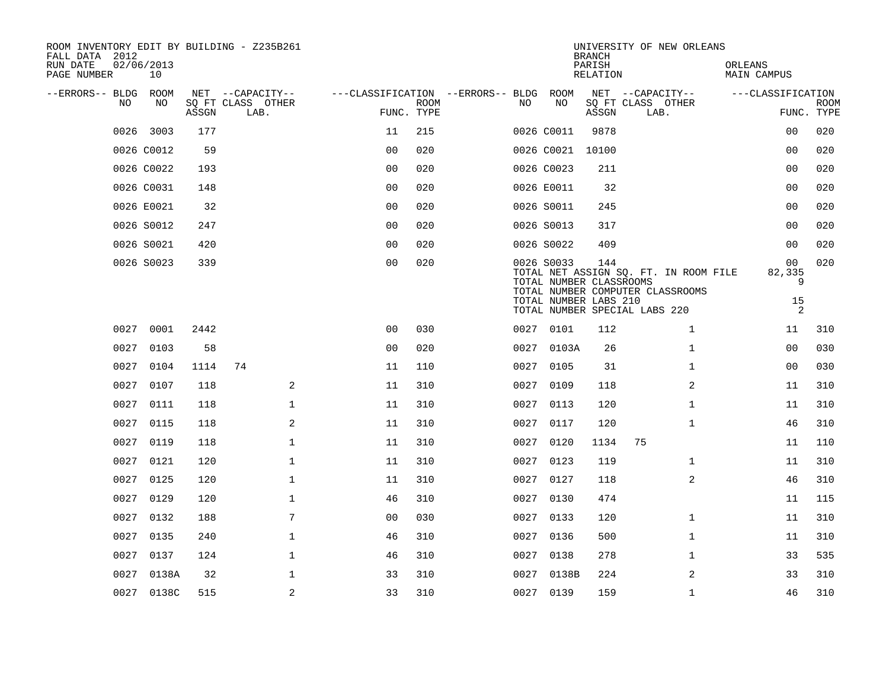ROOM INVENTORY EDIT BY BUILDING - Z235B261
FALL DATA 2012
RUN DATE 02/06/2013
PAGE NUMBER 10

UNIVERSITY OF NEW ORLEANS
BRANCH
PARISH ORLEANS
RELATION MAIN CAMPUS

| --ERRORS-- | BLDG NO | ROOM NO | NET SQ FT ASSGN | CAPACITY CLASS | CAPACITY OTHER LAB. | CLASSIFICATION FUNC. | ROOM TYPE | --ERRORS-- | BLDG NO | ROOM NO | NET SQ FT ASSGN | CAPACITY CLASS | CAPACITY OTHER LAB. | CLASSIFICATION FUNC. | ROOM TYPE |
|---|---|---|---|---|---|---|---|---|---|---|---|---|---|---|---|
| | 0026 | 3003 | 177 | | | 11 | 215 | | 0026 | C0011 | 9878 | | | 00 | 020 |
| | 0026 | C0012 | 59 | | | 00 | 020 | | 0026 | C0021 | 10100 | | | 00 | 020 |
| | 0026 | C0022 | 193 | | | 00 | 020 | | 0026 | C0023 | 211 | | | 00 | 020 |
| | 0026 | C0031 | 148 | | | 00 | 020 | | 0026 | E0011 | 32 | | | 00 | 020 |
| | 0026 | E0021 | 32 | | | 00 | 020 | | 0026 | S0011 | 245 | | | 00 | 020 |
| | 0026 | S0012 | 247 | | | 00 | 020 | | 0026 | S0013 | 317 | | | 00 | 020 |
| | 0026 | S0021 | 420 | | | 00 | 020 | | 0026 | S0022 | 409 | | | 00 | 020 |
| | 0026 | S0023 | 339 | | | 00 | 020 | | 0026 | S0033 | 144 | | | 00 | 020 |
| | | | | | | | | | TOTAL NET ASSIGN SQ. FT. IN ROOM FILE | | | | | 82,335 | |
| | | | | | | | | | TOTAL NUMBER CLASSROOMS | | | | | 9 | |
| | | | | | | | | | TOTAL NUMBER COMPUTER CLASSROOMS | | | | | | |
| | | | | | | | | | TOTAL NUMBER LABS 210 | | | | | 15 | |
| | | | | | | | | | TOTAL NUMBER SPECIAL LABS 220 | | | | | 2 | |
| | 0027 | 0001 | 2442 | | | 00 | 030 | | 0027 | 0101 | 112 | | 1 | 11 | 310 |
| | 0027 | 0103 | 58 | | | 00 | 020 | | 0027 | 0103A | 26 | | 1 | 00 | 030 |
| | 0027 | 0104 | 1114 | 74 | | 11 | 110 | | 0027 | 0105 | 31 | | 1 | 00 | 030 |
| | 0027 | 0107 | 118 | | 2 | 11 | 310 | | 0027 | 0109 | 118 | | 2 | 11 | 310 |
| | 0027 | 0111 | 118 | | 1 | 11 | 310 | | 0027 | 0113 | 120 | | 1 | 11 | 310 |
| | 0027 | 0115 | 118 | | 2 | 11 | 310 | | 0027 | 0117 | 120 | | 1 | 46 | 310 |
| | 0027 | 0119 | 118 | | 1 | 11 | 310 | | 0027 | 0120 | 1134 | 75 | | 11 | 110 |
| | 0027 | 0121 | 120 | | 1 | 11 | 310 | | 0027 | 0123 | 119 | | 1 | 11 | 310 |
| | 0027 | 0125 | 120 | | 1 | 11 | 310 | | 0027 | 0127 | 118 | | 2 | 46 | 310 |
| | 0027 | 0129 | 120 | | 1 | 46 | 310 | | 0027 | 0130 | 474 | | | 11 | 115 |
| | 0027 | 0132 | 188 | | 7 | 00 | 030 | | 0027 | 0133 | 120 | | 1 | 11 | 310 |
| | 0027 | 0135 | 240 | | 1 | 46 | 310 | | 0027 | 0136 | 500 | | 1 | 11 | 310 |
| | 0027 | 0137 | 124 | | 1 | 46 | 310 | | 0027 | 0138 | 278 | | 1 | 33 | 535 |
| | 0027 | 0138A | 32 | | 1 | 33 | 310 | | 0027 | 0138B | 224 | | 2 | 33 | 310 |
| | 0027 | 0138C | 515 | | 2 | 33 | 310 | | 0027 | 0139 | 159 | | 1 | 46 | 310 |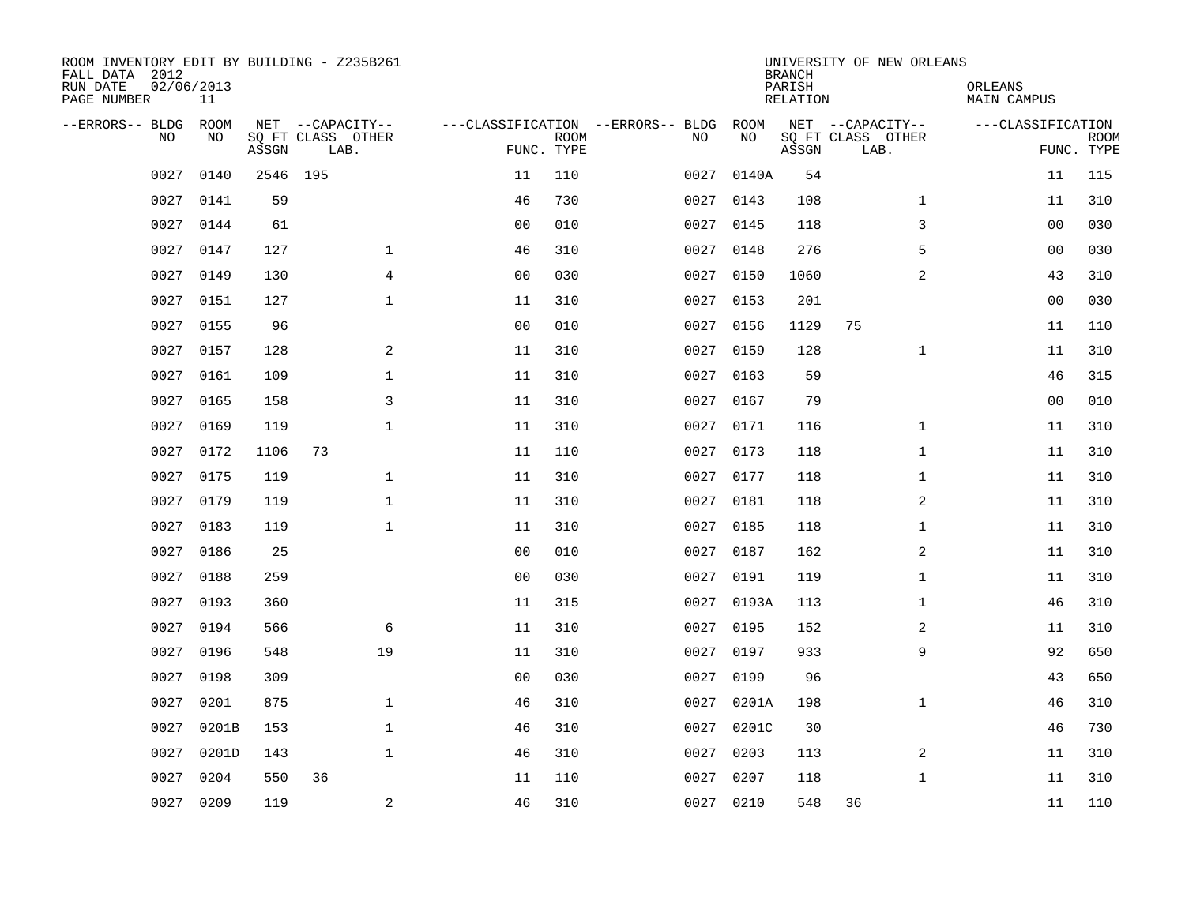ROOM INVENTORY EDIT BY BUILDING - Z235B261
FALL DATA 2012
RUN DATE 02/06/2013
PAGE NUMBER 11

UNIVERSITY OF NEW ORLEANS
BRANCH
PARISH ORLEANS
RELATION MAIN CAMPUS

| --ERRORS-- | BLDG NO | ROOM NO | NET SQ FT ASSGN | --CAPACITY-- CLASS LAB. | OTHER | ---CLASSIFICATION FUNC. | ROOM TYPE | --ERRORS-- | BLDG NO | ROOM NO | NET SQ FT ASSGN | --CAPACITY-- CLASS LAB. | OTHER | ---CLASSIFICATION FUNC. | ROOM TYPE |
|---|---|---|---|---|---|---|---|---|---|---|---|---|---|---|---|
| | 0027 | 0140 | 2546 | 195 | | 11 | 110 | | 0027 | 0140A | 54 | | | 11 | 115 |
| | 0027 | 0141 | 59 | | | 46 | 730 | | 0027 | 0143 | 108 | | 1 | 11 | 310 |
| | 0027 | 0144 | 61 | | | 00 | 010 | | 0027 | 0145 | 118 | | 3 | 00 | 030 |
| | 0027 | 0147 | 127 | | 1 | 46 | 310 | | 0027 | 0148 | 276 | | 5 | 00 | 030 |
| | 0027 | 0149 | 130 | | 4 | 00 | 030 | | 0027 | 0150 | 1060 | | 2 | 43 | 310 |
| | 0027 | 0151 | 127 | | 1 | 11 | 310 | | 0027 | 0153 | 201 | | | 00 | 030 |
| | 0027 | 0155 | 96 | | | 00 | 010 | | 0027 | 0156 | 1129 | 75 | | 11 | 110 |
| | 0027 | 0157 | 128 | | 2 | 11 | 310 | | 0027 | 0159 | 128 | | 1 | 11 | 310 |
| | 0027 | 0161 | 109 | | 1 | 11 | 310 | | 0027 | 0163 | 59 | | | 46 | 315 |
| | 0027 | 0165 | 158 | | 3 | 11 | 310 | | 0027 | 0167 | 79 | | | 00 | 010 |
| | 0027 | 0169 | 119 | | 1 | 11 | 310 | | 0027 | 0171 | 116 | | 1 | 11 | 310 |
| | 0027 | 0172 | 1106 | 73 | | 11 | 110 | | 0027 | 0173 | 118 | | 1 | 11 | 310 |
| | 0027 | 0175 | 119 | | 1 | 11 | 310 | | 0027 | 0177 | 118 | | 1 | 11 | 310 |
| | 0027 | 0179 | 119 | | 1 | 11 | 310 | | 0027 | 0181 | 118 | | 2 | 11 | 310 |
| | 0027 | 0183 | 119 | | 1 | 11 | 310 | | 0027 | 0185 | 118 | | 1 | 11 | 310 |
| | 0027 | 0186 | 25 | | | 00 | 010 | | 0027 | 0187 | 162 | | 2 | 11 | 310 |
| | 0027 | 0188 | 259 | | | 00 | 030 | | 0027 | 0191 | 119 | | 1 | 11 | 310 |
| | 0027 | 0193 | 360 | | | 11 | 315 | | 0027 | 0193A | 113 | | 1 | 46 | 310 |
| | 0027 | 0194 | 566 | | 6 | 11 | 310 | | 0027 | 0195 | 152 | | 2 | 11 | 310 |
| | 0027 | 0196 | 548 | | 19 | 11 | 310 | | 0027 | 0197 | 933 | | 9 | 92 | 650 |
| | 0027 | 0198 | 309 | | | 00 | 030 | | 0027 | 0199 | 96 | | | 43 | 650 |
| | 0027 | 0201 | 875 | | 1 | 46 | 310 | | 0027 | 0201A | 198 | | 1 | 46 | 310 |
| | 0027 | 0201B | 153 | | 1 | 46 | 310 | | 0027 | 0201C | 30 | | | 46 | 730 |
| | 0027 | 0201D | 143 | | 1 | 46 | 310 | | 0027 | 0203 | 113 | | 2 | 11 | 310 |
| | 0027 | 0204 | 550 | 36 | | 11 | 110 | | 0027 | 0207 | 118 | | 1 | 11 | 310 |
| | 0027 | 0209 | 119 | | 2 | 46 | 310 | | 0027 | 0210 | 548 | 36 | | 11 | 110 |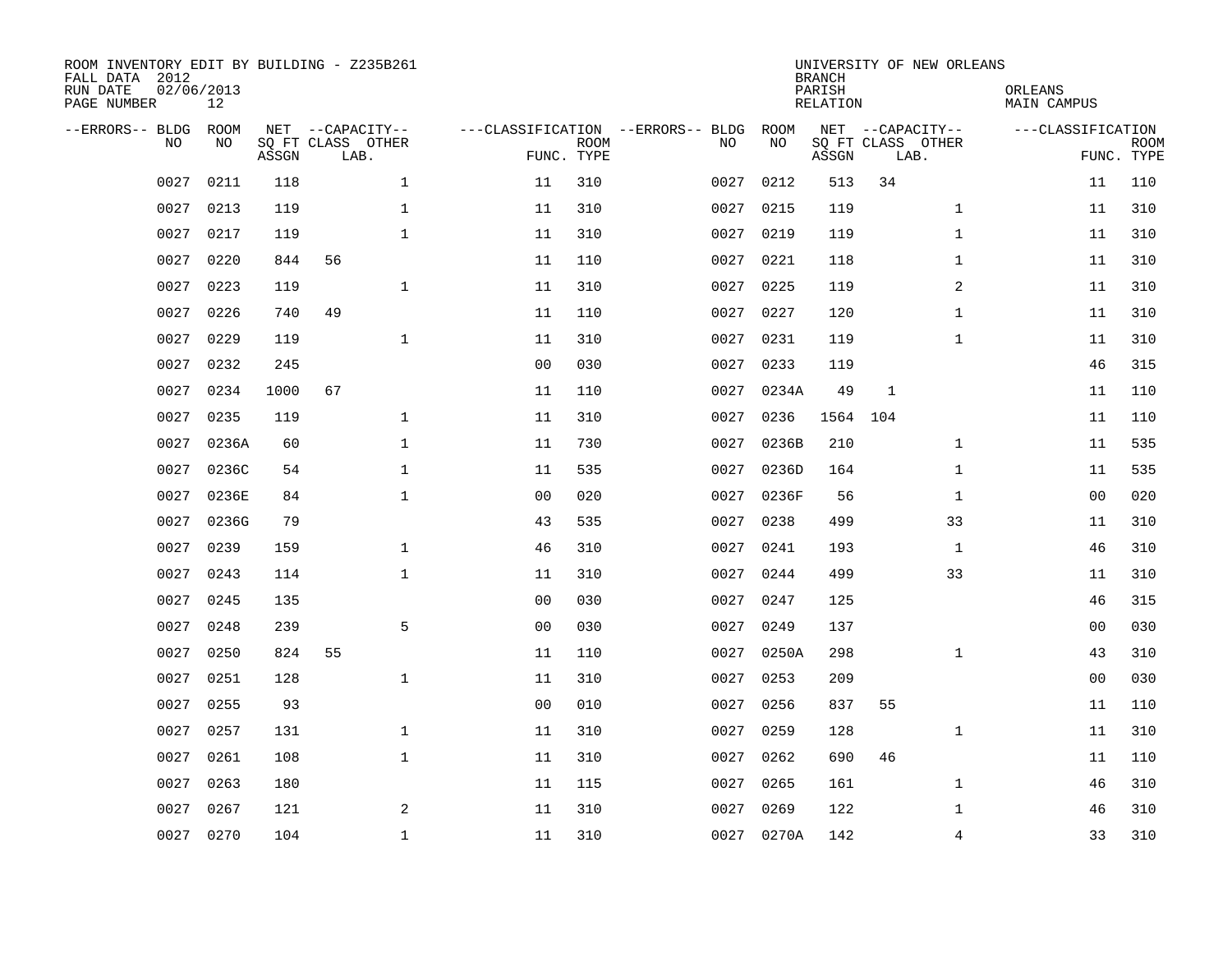ROOM INVENTORY EDIT BY BUILDING - Z235B261
FALL DATA 2012
RUN DATE 02/06/2013
PAGE NUMBER 12

UNIVERSITY OF NEW ORLEANS
BRANCH
PARISH ORLEANS
RELATION MAIN CAMPUS

| --ERRORS-- | BLDG NO | ROOM NO | NET SQ FT ASSGN | CAPACITY CLASS LAB. | CAPACITY OTHER | CLASSIFICATION FUNC. | ROOM TYPE | --ERRORS-- | BLDG NO | ROOM NO | NET SQ FT ASSGN | CAPACITY CLASS LAB. | CAPACITY OTHER | CLASSIFICATION FUNC. | ROOM TYPE |
|---|---|---|---|---|---|---|---|---|---|---|---|---|---|---|---|
| | 0027 | 0211 | 118 | | 1 | 11 | 310 | | 0027 | 0212 | 513 | 34 | | 11 | 110 |
| | 0027 | 0213 | 119 | | 1 | 11 | 310 | | 0027 | 0215 | 119 | | 1 | 11 | 310 |
| | 0027 | 0217 | 119 | | 1 | 11 | 310 | | 0027 | 0219 | 119 | | 1 | 11 | 310 |
| | 0027 | 0220 | 844 | 56 | | 11 | 110 | | 0027 | 0221 | 118 | | 1 | 11 | 310 |
| | 0027 | 0223 | 119 | | 1 | 11 | 310 | | 0027 | 0225 | 119 | | 2 | 11 | 310 |
| | 0027 | 0226 | 740 | 49 | | 11 | 110 | | 0027 | 0227 | 120 | | 1 | 11 | 310 |
| | 0027 | 0229 | 119 | | 1 | 11 | 310 | | 0027 | 0231 | 119 | | 1 | 11 | 310 |
| | 0027 | 0232 | 245 | | | 00 | 030 | | 0027 | 0233 | 119 | | | 46 | 315 |
| | 0027 | 0234 | 1000 | 67 | | 11 | 110 | | 0027 | 0234A | 49 | 1 | | 11 | 110 |
| | 0027 | 0235 | 119 | | 1 | 11 | 310 | | 0027 | 0236 | 1564 | 104 | | 11 | 110 |
| | 0027 | 0236A | 60 | | 1 | 11 | 730 | | 0027 | 0236B | 210 | | 1 | 11 | 535 |
| | 0027 | 0236C | 54 | | 1 | 11 | 535 | | 0027 | 0236D | 164 | | 1 | 11 | 535 |
| | 0027 | 0236E | 84 | | 1 | 00 | 020 | | 0027 | 0236F | 56 | | 1 | 00 | 020 |
| | 0027 | 0236G | 79 | | | 43 | 535 | | 0027 | 0238 | 499 | | 33 | 11 | 310 |
| | 0027 | 0239 | 159 | | 1 | 46 | 310 | | 0027 | 0241 | 193 | | 1 | 46 | 310 |
| | 0027 | 0243 | 114 | | 1 | 11 | 310 | | 0027 | 0244 | 499 | | 33 | 11 | 310 |
| | 0027 | 0245 | 135 | | | 00 | 030 | | 0027 | 0247 | 125 | | | 46 | 315 |
| | 0027 | 0248 | 239 | | 5 | 00 | 030 | | 0027 | 0249 | 137 | | | 00 | 030 |
| | 0027 | 0250 | 824 | 55 | | 11 | 110 | | 0027 | 0250A | 298 | | 1 | 43 | 310 |
| | 0027 | 0251 | 128 | | 1 | 11 | 310 | | 0027 | 0253 | 209 | | | 00 | 030 |
| | 0027 | 0255 | 93 | | | 00 | 010 | | 0027 | 0256 | 837 | 55 | | 11 | 110 |
| | 0027 | 0257 | 131 | | 1 | 11 | 310 | | 0027 | 0259 | 128 | | 1 | 11 | 310 |
| | 0027 | 0261 | 108 | | 1 | 11 | 310 | | 0027 | 0262 | 690 | 46 | | 11 | 110 |
| | 0027 | 0263 | 180 | | | 11 | 115 | | 0027 | 0265 | 161 | | 1 | 46 | 310 |
| | 0027 | 0267 | 121 | | 2 | 11 | 310 | | 0027 | 0269 | 122 | | 1 | 46 | 310 |
| | 0027 | 0270 | 104 | | 1 | 11 | 310 | | 0027 | 0270A | 142 | | 4 | 33 | 310 |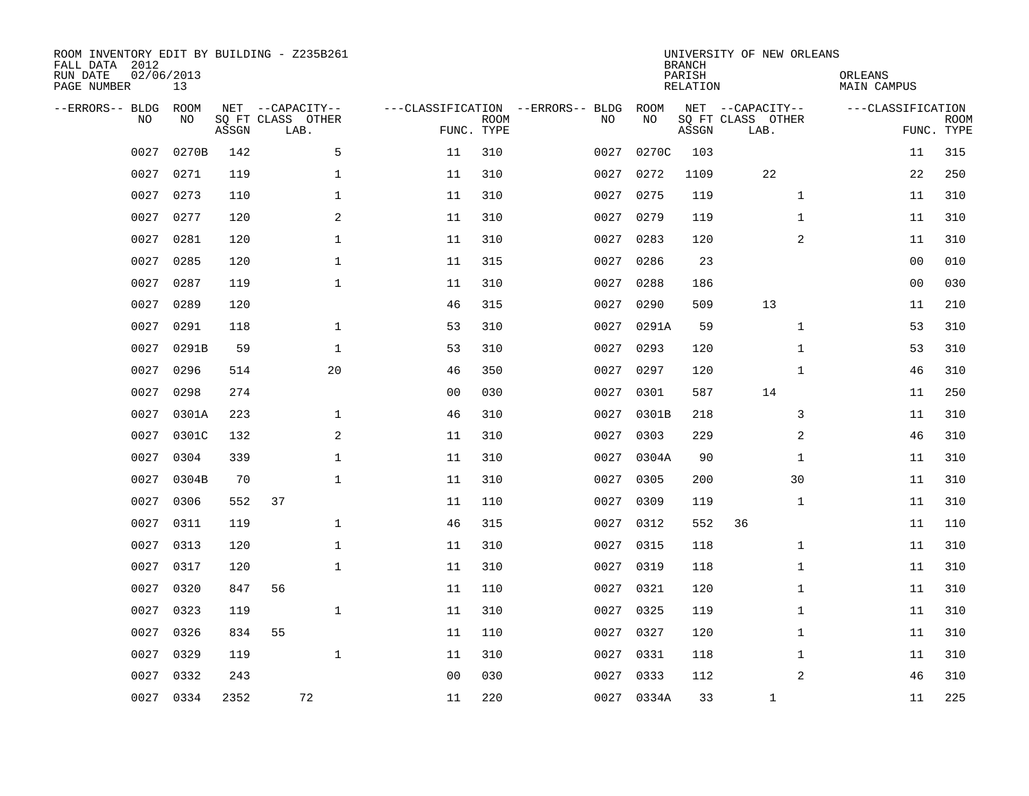ROOM INVENTORY EDIT BY BUILDING - Z235B261
FALL DATA 2012
RUN DATE 02/06/2013
PAGE NUMBER 13

UNIVERSITY OF NEW ORLEANS
BRANCH
PARISH ORLEANS
RELATION MAIN CAMPUS

| --ERRORS-- | BLDG NO | ROOM NO | NET SQ FT ASSGN | --CAPACITY-- CLASS | OTHER LAB. | ---CLASSIFICATION FUNC. | ROOM TYPE | --ERRORS-- | BLDG NO | ROOM NO | NET SQ FT ASSGN | --CAPACITY-- CLASS | OTHER LAB. | ---CLASSIFICATION FUNC. | ROOM TYPE |
|---|---|---|---|---|---|---|---|---|---|---|---|---|---|---|---|
| | 0027 | 0270B | 142 | | 5 | 11 | 310 | | 0027 | 0270C | 103 | | | 11 | 315 |
| | 0027 | 0271 | 119 | | 1 | 11 | 310 | | 0027 | 0272 | 1109 | 22 | | 22 | 250 |
| | 0027 | 0273 | 110 | | 1 | 11 | 310 | | 0027 | 0275 | 119 | | 1 | 11 | 310 |
| | 0027 | 0277 | 120 | | 2 | 11 | 310 | | 0027 | 0279 | 119 | | 1 | 11 | 310 |
| | 0027 | 0281 | 120 | | 1 | 11 | 310 | | 0027 | 0283 | 120 | | 2 | 11 | 310 |
| | 0027 | 0285 | 120 | | 1 | 11 | 315 | | 0027 | 0286 | 23 | | | 00 | 010 |
| | 0027 | 0287 | 119 | | 1 | 11 | 310 | | 0027 | 0288 | 186 | | | 00 | 030 |
| | 0027 | 0289 | 120 | | | 46 | 315 | | 0027 | 0290 | 509 | 13 | | 11 | 210 |
| | 0027 | 0291 | 118 | | 1 | 53 | 310 | | 0027 | 0291A | 59 | | 1 | 53 | 310 |
| | 0027 | 0291B | 59 | | 1 | 53 | 310 | | 0027 | 0293 | 120 | | 1 | 53 | 310 |
| | 0027 | 0296 | 514 | | 20 | 46 | 350 | | 0027 | 0297 | 120 | | 1 | 46 | 310 |
| | 0027 | 0298 | 274 | | | 00 | 030 | | 0027 | 0301 | 587 | 14 | | 11 | 250 |
| | 0027 | 0301A | 223 | | 1 | 46 | 310 | | 0027 | 0301B | 218 | | 3 | 11 | 310 |
| | 0027 | 0301C | 132 | | 2 | 11 | 310 | | 0027 | 0303 | 229 | | 2 | 46 | 310 |
| | 0027 | 0304 | 339 | | 1 | 11 | 310 | | 0027 | 0304A | 90 | | 1 | 11 | 310 |
| | 0027 | 0304B | 70 | | 1 | 11 | 310 | | 0027 | 0305 | 200 | | 30 | 11 | 310 |
| | 0027 | 0306 | 552 | 37 | | 11 | 110 | | 0027 | 0309 | 119 | | 1 | 11 | 310 |
| | 0027 | 0311 | 119 | | 1 | 46 | 315 | | 0027 | 0312 | 552 | 36 | | 11 | 110 |
| | 0027 | 0313 | 120 | | 1 | 11 | 310 | | 0027 | 0315 | 118 | | 1 | 11 | 310 |
| | 0027 | 0317 | 120 | | 1 | 11 | 310 | | 0027 | 0319 | 118 | | 1 | 11 | 310 |
| | 0027 | 0320 | 847 | 56 | | 11 | 110 | | 0027 | 0321 | 120 | | 1 | 11 | 310 |
| | 0027 | 0323 | 119 | | 1 | 11 | 310 | | 0027 | 0325 | 119 | | 1 | 11 | 310 |
| | 0027 | 0326 | 834 | 55 | | 11 | 110 | | 0027 | 0327 | 120 | | 1 | 11 | 310 |
| | 0027 | 0329 | 119 | | 1 | 11 | 310 | | 0027 | 0331 | 118 | | 1 | 11 | 310 |
| | 0027 | 0332 | 243 | | | 00 | 030 | | 0027 | 0333 | 112 | | 2 | 46 | 310 |
| | 0027 | 0334 | 2352 | 72 | | 11 | 220 | | 0027 | 0334A | 33 | 1 | | 11 | 225 |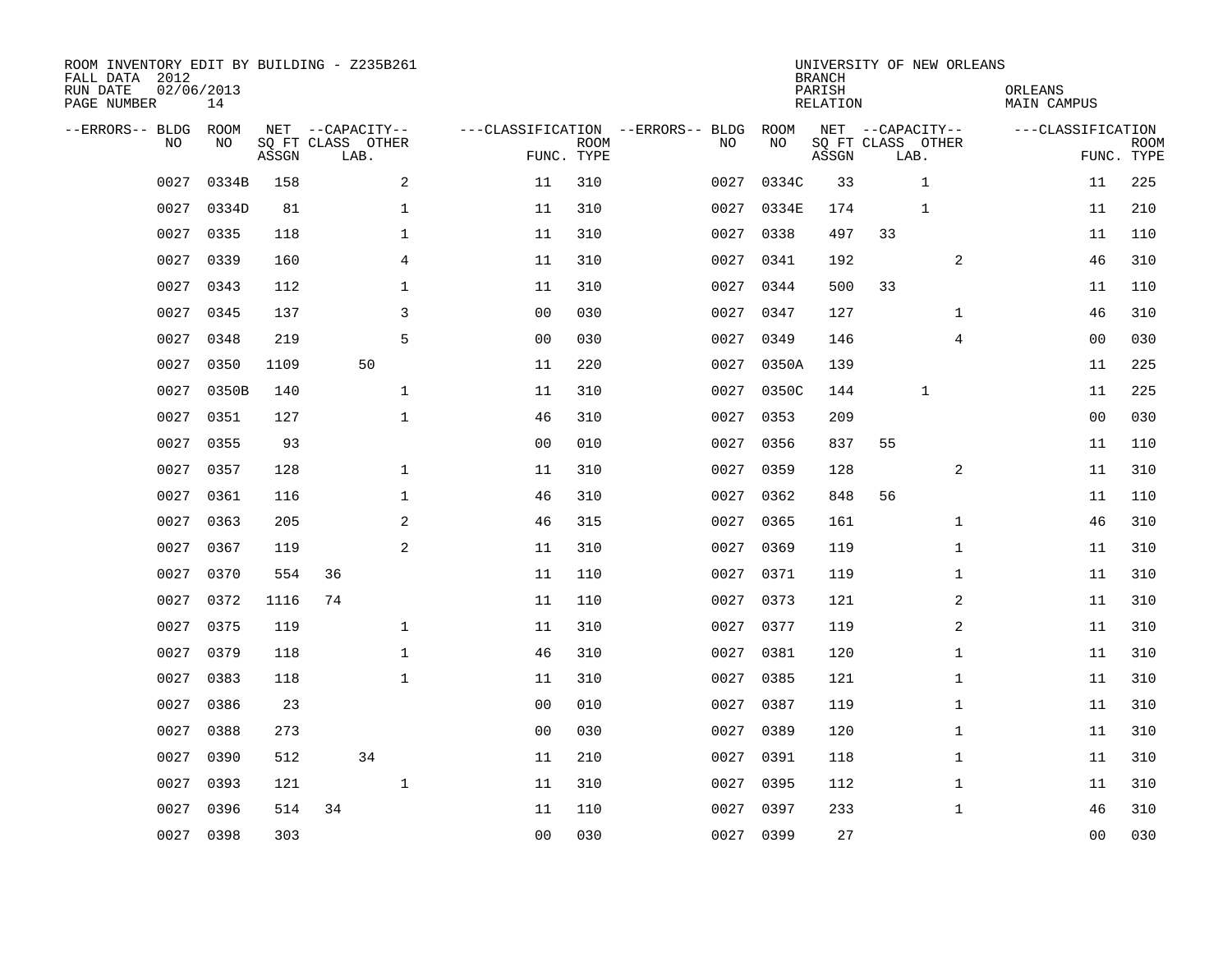ROOM INVENTORY EDIT BY BUILDING - Z235B261
FALL DATA 2012
RUN DATE 02/06/2013
PAGE NUMBER 14

UNIVERSITY OF NEW ORLEANS
BRANCH
PARISH ORLEANS
RELATION MAIN CAMPUS

| --ERRORS-- | BLDG NO | ROOM NO | NET SQ FT ASSGN | CAPACITY CLASS | CAPACITY LAB. | CAPACITY OTHER | CLASSIFICATION FUNC. | ROOM TYPE | --ERRORS-- | BLDG NO | ROOM NO | NET SQ FT ASSGN | CAPACITY CLASS | CAPACITY LAB. | CAPACITY OTHER | CLASSIFICATION FUNC. | ROOM TYPE |
|---|---|---|---|---|---|---|---|---|---|---|---|---|---|---|---|---|---|
| | 0027 | 0334B | 158 | | | 2 | 11 | 310 | | 0027 | 0334C | 33 | | 1 | | 11 | 225 |
| | 0027 | 0334D | 81 | | | 1 | 11 | 310 | | 0027 | 0334E | 174 | | 1 | | 11 | 210 |
| | 0027 | 0335 | 118 | | | 1 | 11 | 310 | | 0027 | 0338 | 497 | 33 | | | 11 | 110 |
| | 0027 | 0339 | 160 | | | 4 | 11 | 310 | | 0027 | 0341 | 192 | | | 2 | 46 | 310 |
| | 0027 | 0343 | 112 | | | 1 | 11 | 310 | | 0027 | 0344 | 500 | 33 | | | 11 | 110 |
| | 0027 | 0345 | 137 | | | 3 | 00 | 030 | | 0027 | 0347 | 127 | | | 1 | 46 | 310 |
| | 0027 | 0348 | 219 | | | 5 | 00 | 030 | | 0027 | 0349 | 146 | | | 4 | 00 | 030 |
| | 0027 | 0350 | 1109 | | 50 | | 11 | 220 | | 0027 | 0350A | 139 | | | | 11 | 225 |
| | 0027 | 0350B | 140 | | | 1 | 11 | 310 | | 0027 | 0350C | 144 | | 1 | | 11 | 225 |
| | 0027 | 0351 | 127 | | | 1 | 46 | 310 | | 0027 | 0353 | 209 | | | | 00 | 030 |
| | 0027 | 0355 | 93 | | | | 00 | 010 | | 0027 | 0356 | 837 | 55 | | | 11 | 110 |
| | 0027 | 0357 | 128 | | | 1 | 11 | 310 | | 0027 | 0359 | 128 | | | 2 | 11 | 310 |
| | 0027 | 0361 | 116 | | | 1 | 46 | 310 | | 0027 | 0362 | 848 | 56 | | | 11 | 110 |
| | 0027 | 0363 | 205 | | | 2 | 46 | 315 | | 0027 | 0365 | 161 | | | 1 | 46 | 310 |
| | 0027 | 0367 | 119 | | | 2 | 11 | 310 | | 0027 | 0369 | 119 | | | 1 | 11 | 310 |
| | 0027 | 0370 | 554 | 36 | | | 11 | 110 | | 0027 | 0371 | 119 | | | 1 | 11 | 310 |
| | 0027 | 0372 | 1116 | 74 | | | 11 | 110 | | 0027 | 0373 | 121 | | | 2 | 11 | 310 |
| | 0027 | 0375 | 119 | | | 1 | 11 | 310 | | 0027 | 0377 | 119 | | | 2 | 11 | 310 |
| | 0027 | 0379 | 118 | | | 1 | 46 | 310 | | 0027 | 0381 | 120 | | | 1 | 11 | 310 |
| | 0027 | 0383 | 118 | | | 1 | 11 | 310 | | 0027 | 0385 | 121 | | | 1 | 11 | 310 |
| | 0027 | 0386 | 23 | | | | 00 | 010 | | 0027 | 0387 | 119 | | | 1 | 11 | 310 |
| | 0027 | 0388 | 273 | | | | 00 | 030 | | 0027 | 0389 | 120 | | | 1 | 11 | 310 |
| | 0027 | 0390 | 512 | | 34 | | 11 | 210 | | 0027 | 0391 | 118 | | | 1 | 11 | 310 |
| | 0027 | 0393 | 121 | | | 1 | 11 | 310 | | 0027 | 0395 | 112 | | | 1 | 11 | 310 |
| | 0027 | 0396 | 514 | 34 | | | 11 | 110 | | 0027 | 0397 | 233 | | | 1 | 46 | 310 |
| | 0027 | 0398 | 303 | | | | 00 | 030 | | 0027 | 0399 | 27 | | | | 00 | 030 |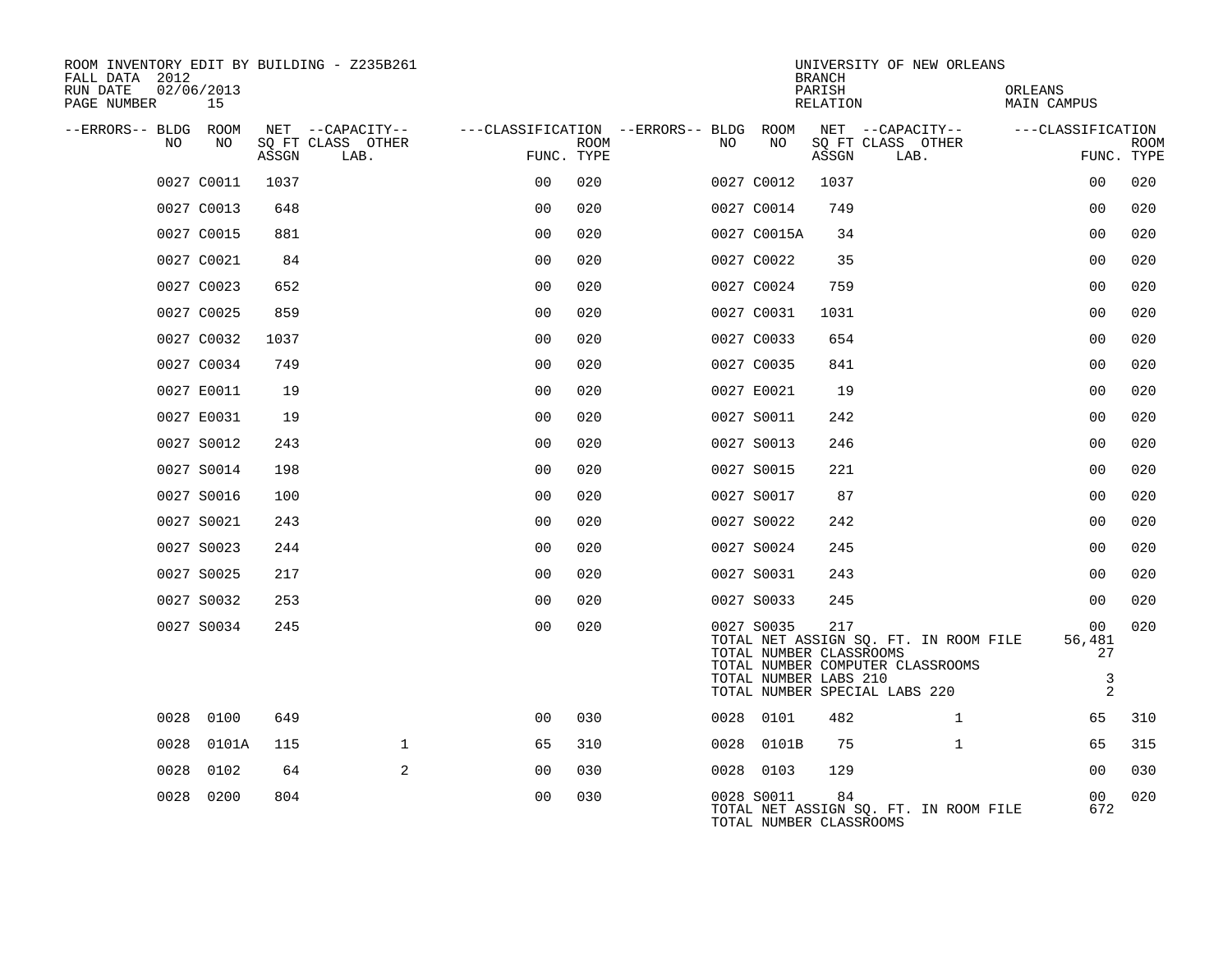ROOM INVENTORY EDIT BY BUILDING - Z235B261
FALL DATA 2012
RUN DATE 02/06/2013
PAGE NUMBER 15

UNIVERSITY OF NEW ORLEANS
BRANCH
PARISH ORLEANS
RELATION MAIN CAMPUS

| --ERRORS-- | BLDG NO | ROOM NO | NET SQ FT ASSGN | --CAPACITY-- CLASS | LAB. | OTHER | ---CLASSIFICATION FUNC. | ROOM TYPE | --ERRORS-- | BLDG NO | ROOM NO | NET SQ FT ASSGN | --CAPACITY-- CLASS | LAB. | OTHER | ---CLASSIFICATION FUNC. | ROOM TYPE |
|---|---|---|---|---|---|---|---|---|---|---|---|---|---|---|---|---|---|
| | 0027 | C0011 | 1037 | | | | 00 | 020 | | 0027 | C0012 | 1037 | | | | 00 | 020 |
| | 0027 | C0013 | 648 | | | | 00 | 020 | | 0027 | C0014 | 749 | | | | 00 | 020 |
| | 0027 | C0015 | 881 | | | | 00 | 020 | | 0027 | C0015A | 34 | | | | 00 | 020 |
| | 0027 | C0021 | 84 | | | | 00 | 020 | | 0027 | C0022 | 35 | | | | 00 | 020 |
| | 0027 | C0023 | 652 | | | | 00 | 020 | | 0027 | C0024 | 759 | | | | 00 | 020 |
| | 0027 | C0025 | 859 | | | | 00 | 020 | | 0027 | C0031 | 1031 | | | | 00 | 020 |
| | 0027 | C0032 | 1037 | | | | 00 | 020 | | 0027 | C0033 | 654 | | | | 00 | 020 |
| | 0027 | C0034 | 749 | | | | 00 | 020 | | 0027 | C0035 | 841 | | | | 00 | 020 |
| | 0027 | E0011 | 19 | | | | 00 | 020 | | 0027 | E0021 | 19 | | | | 00 | 020 |
| | 0027 | E0031 | 19 | | | | 00 | 020 | | 0027 | S0011 | 242 | | | | 00 | 020 |
| | 0027 | S0012 | 243 | | | | 00 | 020 | | 0027 | S0013 | 246 | | | | 00 | 020 |
| | 0027 | S0014 | 198 | | | | 00 | 020 | | 0027 | S0015 | 221 | | | | 00 | 020 |
| | 0027 | S0016 | 100 | | | | 00 | 020 | | 0027 | S0017 | 87 | | | | 00 | 020 |
| | 0027 | S0021 | 243 | | | | 00 | 020 | | 0027 | S0022 | 242 | | | | 00 | 020 |
| | 0027 | S0023 | 244 | | | | 00 | 020 | | 0027 | S0024 | 245 | | | | 00 | 020 |
| | 0027 | S0025 | 217 | | | | 00 | 020 | | 0027 | S0031 | 243 | | | | 00 | 020 |
| | 0027 | S0032 | 253 | | | | 00 | 020 | | 0027 | S0033 | 245 | | | | 00 | 020 |
| | 0027 | S0034 | 245 | | | | 00 | 020 | | 0027 | S0035 | 217 | | | | 00 | 020 |
| | | | | | | | | | | TOTAL NET ASSIGN SQ. FT. IN ROOM FILE | | | | | | 56,481 | |
| | | | | | | | | | | TOTAL NUMBER CLASSROOMS | | | | | | 27 | |
| | | | | | | | | | | TOTAL NUMBER COMPUTER CLASSROOMS | | | | | | | |
| | | | | | | | | | | TOTAL NUMBER LABS 210 | | | | | | 3 | |
| | | | | | | | | | | TOTAL NUMBER SPECIAL LABS 220 | | | | | | 2 | |
| | 0028 | 0100 | 649 | | | | 00 | 030 | | 0028 | 0101 | 482 | | 1 | | 65 | 310 |
| | 0028 | 0101A | 115 | | 1 | | 65 | 310 | | 0028 | 0101B | 75 | | 1 | | 65 | 315 |
| | 0028 | 0102 | 64 | | 2 | | 00 | 030 | | 0028 | 0103 | 129 | | | | 00 | 030 |
| | 0028 | 0200 | 804 | | | | 00 | 030 | | 0028 | S0011 | 84 | | | | 00 | 020 |
| | | | | | | | | | | TOTAL NET ASSIGN SQ. FT. IN ROOM FILE | | | | | | 672 | |
| | | | | | | | | | | TOTAL NUMBER CLASSROOMS | | | | | | | |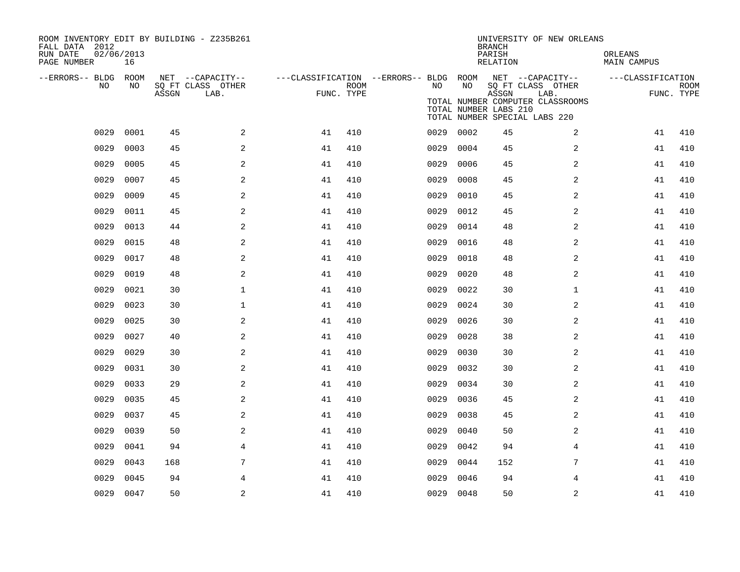ROOM INVENTORY EDIT BY BUILDING - Z235B261
FALL DATA 2012
RUN DATE 02/06/2013
PAGE NUMBER 16

UNIVERSITY OF NEW ORLEANS
BRANCH
PARISH ORLEANS
RELATION MAIN CAMPUS

TOTAL NUMBER COMPUTER CLASSROOMS
TOTAL NUMBER LABS 210
TOTAL NUMBER SPECIAL LABS 220

| --ERRORS-- | BLDG NO | ROOM NO | NET SQ FT ASSGN | CAPACITY CLASS LAB. | CAPACITY OTHER | CLASSIFICATION FUNC. | ROOM TYPE | --ERRORS-- | BLDG NO | ROOM NO | NET SQ FT ASSGN | CAPACITY CLASS LAB. | CAPACITY OTHER | CLASSIFICATION FUNC. | ROOM TYPE |
|---|---|---|---|---|---|---|---|---|---|---|---|---|---|---|---|
| | 0029 | 0001 | 45 | | 2 | 41 | 410 | | 0029 | 0002 | 45 | | 2 | 41 | 410 |
| | 0029 | 0003 | 45 | | 2 | 41 | 410 | | 0029 | 0004 | 45 | | 2 | 41 | 410 |
| | 0029 | 0005 | 45 | | 2 | 41 | 410 | | 0029 | 0006 | 45 | | 2 | 41 | 410 |
| | 0029 | 0007 | 45 | | 2 | 41 | 410 | | 0029 | 0008 | 45 | | 2 | 41 | 410 |
| | 0029 | 0009 | 45 | | 2 | 41 | 410 | | 0029 | 0010 | 45 | | 2 | 41 | 410 |
| | 0029 | 0011 | 45 | | 2 | 41 | 410 | | 0029 | 0012 | 45 | | 2 | 41 | 410 |
| | 0029 | 0013 | 44 | | 2 | 41 | 410 | | 0029 | 0014 | 48 | | 2 | 41 | 410 |
| | 0029 | 0015 | 48 | | 2 | 41 | 410 | | 0029 | 0016 | 48 | | 2 | 41 | 410 |
| | 0029 | 0017 | 48 | | 2 | 41 | 410 | | 0029 | 0018 | 48 | | 2 | 41 | 410 |
| | 0029 | 0019 | 48 | | 2 | 41 | 410 | | 0029 | 0020 | 48 | | 2 | 41 | 410 |
| | 0029 | 0021 | 30 | | 1 | 41 | 410 | | 0029 | 0022 | 30 | | 1 | 41 | 410 |
| | 0029 | 0023 | 30 | | 1 | 41 | 410 | | 0029 | 0024 | 30 | | 2 | 41 | 410 |
| | 0029 | 0025 | 30 | | 2 | 41 | 410 | | 0029 | 0026 | 30 | | 2 | 41 | 410 |
| | 0029 | 0027 | 40 | | 2 | 41 | 410 | | 0029 | 0028 | 38 | | 2 | 41 | 410 |
| | 0029 | 0029 | 30 | | 2 | 41 | 410 | | 0029 | 0030 | 30 | | 2 | 41 | 410 |
| | 0029 | 0031 | 30 | | 2 | 41 | 410 | | 0029 | 0032 | 30 | | 2 | 41 | 410 |
| | 0029 | 0033 | 29 | | 2 | 41 | 410 | | 0029 | 0034 | 30 | | 2 | 41 | 410 |
| | 0029 | 0035 | 45 | | 2 | 41 | 410 | | 0029 | 0036 | 45 | | 2 | 41 | 410 |
| | 0029 | 0037 | 45 | | 2 | 41 | 410 | | 0029 | 0038 | 45 | | 2 | 41 | 410 |
| | 0029 | 0039 | 50 | | 2 | 41 | 410 | | 0029 | 0040 | 50 | | 2 | 41 | 410 |
| | 0029 | 0041 | 94 | | 4 | 41 | 410 | | 0029 | 0042 | 94 | | 4 | 41 | 410 |
| | 0029 | 0043 | 168 | | 7 | 41 | 410 | | 0029 | 0044 | 152 | | 7 | 41 | 410 |
| | 0029 | 0045 | 94 | | 4 | 41 | 410 | | 0029 | 0046 | 94 | | 4 | 41 | 410 |
| | 0029 | 0047 | 50 | | 2 | 41 | 410 | | 0029 | 0048 | 50 | | 2 | 41 | 410 |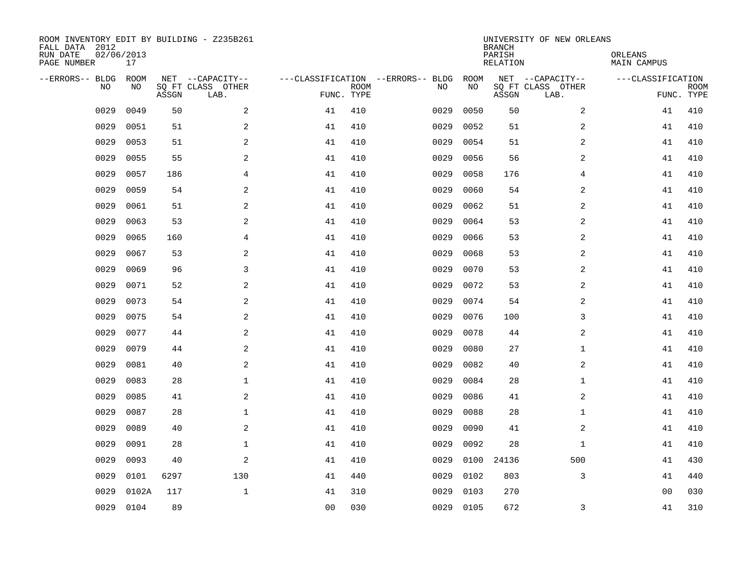ROOM INVENTORY EDIT BY BUILDING - Z235B261
FALL DATA 2012
RUN DATE 02/06/2013
PAGE NUMBER 17

UNIVERSITY OF NEW ORLEANS
BRANCH
PARISH ORLEANS
RELATION MAIN CAMPUS

| --ERRORS-- | BLDG NO | ROOM NO | NET SQ FT ASSGN | CAPACITY CLASS LAB. | CAPACITY OTHER | CLASSIFICATION FUNC. | ROOM TYPE | --ERRORS-- | BLDG NO | ROOM NO | NET SQ FT ASSGN | CAPACITY CLASS LAB. | CAPACITY OTHER | CLASSIFICATION FUNC. | ROOM TYPE |
|---|---|---|---|---|---|---|---|---|---|---|---|---|---|---|---|
| | 0029 | 0049 | 50 | | 2 | 41 | 410 | | 0029 | 0050 | 50 | | 2 | 41 | 410 |
| | 0029 | 0051 | 51 | | 2 | 41 | 410 | | 0029 | 0052 | 51 | | 2 | 41 | 410 |
| | 0029 | 0053 | 51 | | 2 | 41 | 410 | | 0029 | 0054 | 51 | | 2 | 41 | 410 |
| | 0029 | 0055 | 55 | | 2 | 41 | 410 | | 0029 | 0056 | 56 | | 2 | 41 | 410 |
| | 0029 | 0057 | 186 | | 4 | 41 | 410 | | 0029 | 0058 | 176 | | 4 | 41 | 410 |
| | 0029 | 0059 | 54 | | 2 | 41 | 410 | | 0029 | 0060 | 54 | | 2 | 41 | 410 |
| | 0029 | 0061 | 51 | | 2 | 41 | 410 | | 0029 | 0062 | 51 | | 2 | 41 | 410 |
| | 0029 | 0063 | 53 | | 2 | 41 | 410 | | 0029 | 0064 | 53 | | 2 | 41 | 410 |
| | 0029 | 0065 | 160 | | 4 | 41 | 410 | | 0029 | 0066 | 53 | | 2 | 41 | 410 |
| | 0029 | 0067 | 53 | | 2 | 41 | 410 | | 0029 | 0068 | 53 | | 2 | 41 | 410 |
| | 0029 | 0069 | 96 | | 3 | 41 | 410 | | 0029 | 0070 | 53 | | 2 | 41 | 410 |
| | 0029 | 0071 | 52 | | 2 | 41 | 410 | | 0029 | 0072 | 53 | | 2 | 41 | 410 |
| | 0029 | 0073 | 54 | | 2 | 41 | 410 | | 0029 | 0074 | 54 | | 2 | 41 | 410 |
| | 0029 | 0075 | 54 | | 2 | 41 | 410 | | 0029 | 0076 | 100 | | 3 | 41 | 410 |
| | 0029 | 0077 | 44 | | 2 | 41 | 410 | | 0029 | 0078 | 44 | | 2 | 41 | 410 |
| | 0029 | 0079 | 44 | | 2 | 41 | 410 | | 0029 | 0080 | 27 | | 1 | 41 | 410 |
| | 0029 | 0081 | 40 | | 2 | 41 | 410 | | 0029 | 0082 | 40 | | 2 | 41 | 410 |
| | 0029 | 0083 | 28 | | 1 | 41 | 410 | | 0029 | 0084 | 28 | | 1 | 41 | 410 |
| | 0029 | 0085 | 41 | | 2 | 41 | 410 | | 0029 | 0086 | 41 | | 2 | 41 | 410 |
| | 0029 | 0087 | 28 | | 1 | 41 | 410 | | 0029 | 0088 | 28 | | 1 | 41 | 410 |
| | 0029 | 0089 | 40 | | 2 | 41 | 410 | | 0029 | 0090 | 41 | | 2 | 41 | 410 |
| | 0029 | 0091 | 28 | | 1 | 41 | 410 | | 0029 | 0092 | 28 | | 1 | 41 | 410 |
| | 0029 | 0093 | 40 | | 2 | 41 | 410 | | 0029 | 0100 | 24136 | | 500 | 41 | 430 |
| | 0029 | 0101 | 6297 | | 130 | 41 | 440 | | 0029 | 0102 | 803 | | 3 | 41 | 440 |
| | 0029 | 0102A | 117 | | 1 | 41 | 310 | | 0029 | 0103 | 270 | | | 00 | 030 |
| | 0029 | 0104 | 89 | | | 00 | 030 | | 0029 | 0105 | 672 | | 3 | 41 | 310 |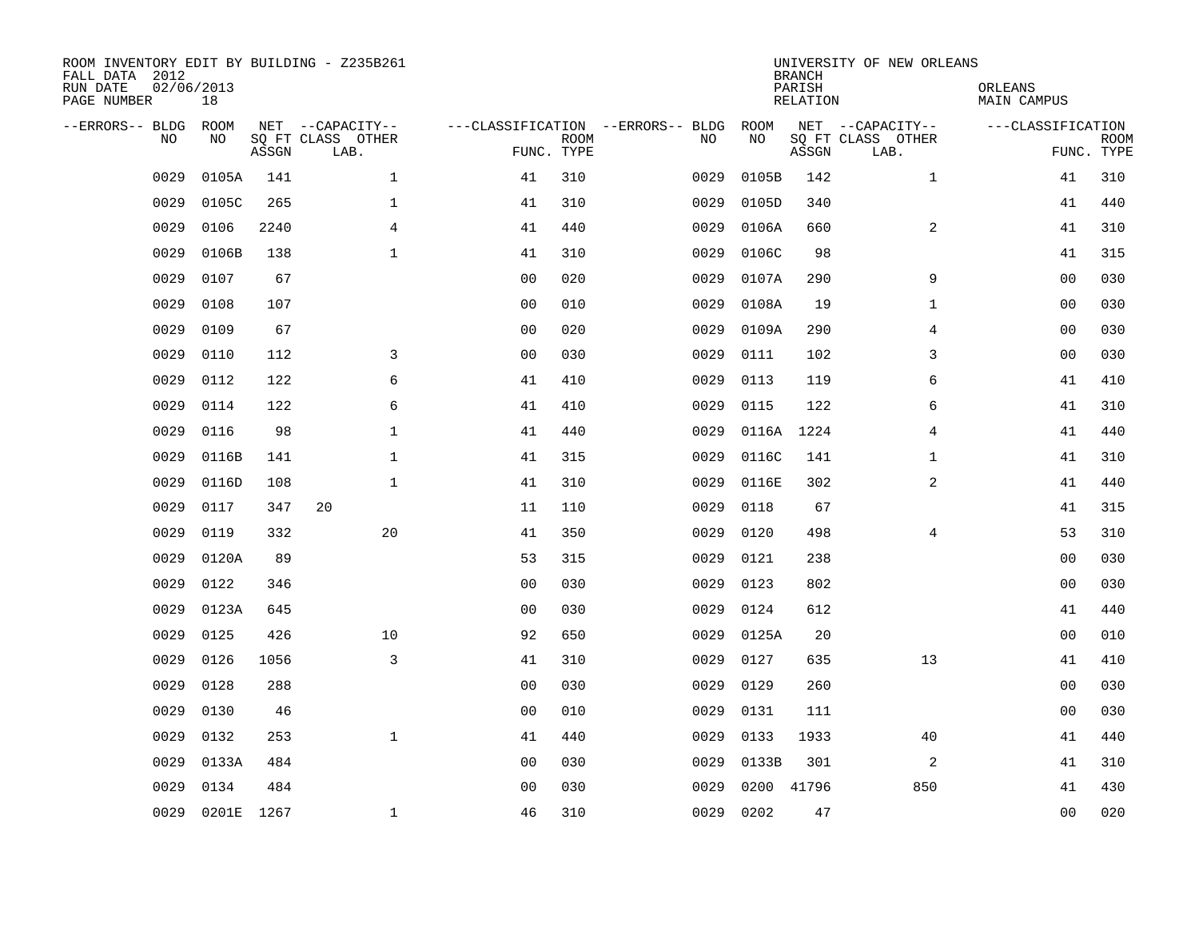ROOM INVENTORY EDIT BY BUILDING - Z235B261
FALL DATA 2012
RUN DATE 02/06/2013
PAGE NUMBER 18

UNIVERSITY OF NEW ORLEANS
BRANCH
PARISH ORLEANS
RELATION MAIN CAMPUS

| --ERRORS-- | BLDG NO | ROOM NO | NET SQ FT ASSGN | --CAPACITY-- CLASS | OTHER LAB. | ---CLASSIFICATION FUNC. | ROOM TYPE | --ERRORS-- | BLDG NO | ROOM NO | NET SQ FT ASSGN | --CAPACITY-- CLASS | OTHER LAB. | ---CLASSIFICATION FUNC. | ROOM TYPE |
|---|---|---|---|---|---|---|---|---|---|---|---|---|---|---|---|
| | 0029 | 0105A | 141 | | 1 | 41 | 310 | | 0029 | 0105B | 142 | | 1 | 41 | 310 |
| | 0029 | 0105C | 265 | | 1 | 41 | 310 | | 0029 | 0105D | 340 | | | 41 | 440 |
| | 0029 | 0106 | 2240 | | 4 | 41 | 440 | | 0029 | 0106A | 660 | | 2 | 41 | 310 |
| | 0029 | 0106B | 138 | | 1 | 41 | 310 | | 0029 | 0106C | 98 | | | 41 | 315 |
| | 0029 | 0107 | 67 | | | 00 | 020 | | 0029 | 0107A | 290 | | 9 | 00 | 030 |
| | 0029 | 0108 | 107 | | | 00 | 010 | | 0029 | 0108A | 19 | | 1 | 00 | 030 |
| | 0029 | 0109 | 67 | | | 00 | 020 | | 0029 | 0109A | 290 | | 4 | 00 | 030 |
| | 0029 | 0110 | 112 | | 3 | 00 | 030 | | 0029 | 0111 | 102 | | 3 | 00 | 030 |
| | 0029 | 0112 | 122 | | 6 | 41 | 410 | | 0029 | 0113 | 119 | | 6 | 41 | 410 |
| | 0029 | 0114 | 122 | | 6 | 41 | 410 | | 0029 | 0115 | 122 | | 6 | 41 | 310 |
| | 0029 | 0116 | 98 | | 1 | 41 | 440 | | 0029 | 0116A | 1224 | | 4 | 41 | 440 |
| | 0029 | 0116B | 141 | | 1 | 41 | 315 | | 0029 | 0116C | 141 | | 1 | 41 | 310 |
| | 0029 | 0116D | 108 | | 1 | 41 | 310 | | 0029 | 0116E | 302 | | 2 | 41 | 440 |
| | 0029 | 0117 | 347 | 20 | | 11 | 110 | | 0029 | 0118 | 67 | | | 41 | 315 |
| | 0029 | 0119 | 332 | | 20 | 41 | 350 | | 0029 | 0120 | 498 | | 4 | 53 | 310 |
| | 0029 | 0120A | 89 | | | 53 | 315 | | 0029 | 0121 | 238 | | | 00 | 030 |
| | 0029 | 0122 | 346 | | | 00 | 030 | | 0029 | 0123 | 802 | | | 00 | 030 |
| | 0029 | 0123A | 645 | | | 00 | 030 | | 0029 | 0124 | 612 | | | 41 | 440 |
| | 0029 | 0125 | 426 | | 10 | 92 | 650 | | 0029 | 0125A | 20 | | | 00 | 010 |
| | 0029 | 0126 | 1056 | | 3 | 41 | 310 | | 0029 | 0127 | 635 | | 13 | 41 | 410 |
| | 0029 | 0128 | 288 | | | 00 | 030 | | 0029 | 0129 | 260 | | | 00 | 030 |
| | 0029 | 0130 | 46 | | | 00 | 010 | | 0029 | 0131 | 111 | | | 00 | 030 |
| | 0029 | 0132 | 253 | | 1 | 41 | 440 | | 0029 | 0133 | 1933 | | 40 | 41 | 440 |
| | 0029 | 0133A | 484 | | | 00 | 030 | | 0029 | 0133B | 301 | | 2 | 41 | 310 |
| | 0029 | 0134 | 484 | | | 00 | 030 | | 0029 | 0200 | 41796 | | 850 | 41 | 430 |
| | 0029 | 0201E | 1267 | | 1 | 46 | 310 | | 0029 | 0202 | 47 | | | 00 | 020 |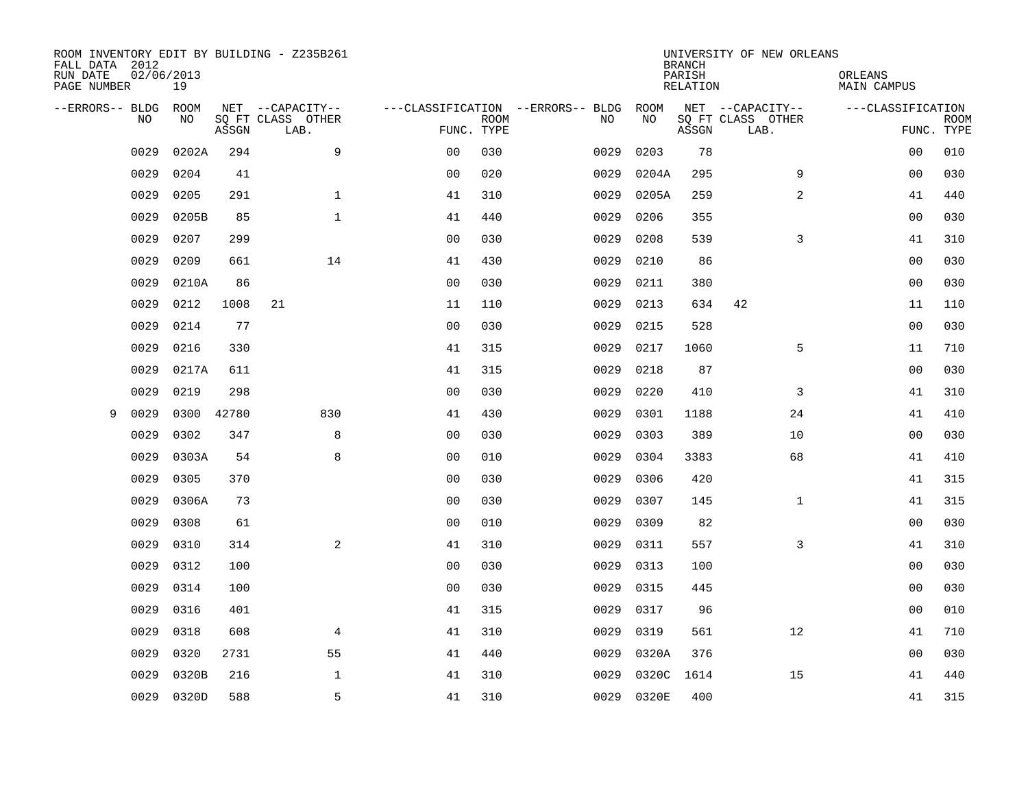ROOM INVENTORY EDIT BY BUILDING - Z235B261
FALL DATA 2012
RUN DATE 02/06/2013
PAGE NUMBER 19

UNIVERSITY OF NEW ORLEANS
BRANCH
PARISH ORLEANS
RELATION MAIN CAMPUS

| --ERRORS-- | BLDG NO | ROOM NO | NET SQ FT ASSGN | --CAPACITY-- CLASS | OTHER LAB. | ---CLASSIFICATION FUNC. | ROOM TYPE | --ERRORS-- | BLDG NO | ROOM NO | NET SQ FT ASSGN | --CAPACITY-- CLASS | OTHER LAB. | ---CLASSIFICATION FUNC. | ROOM TYPE |
|---|---|---|---|---|---|---|---|---|---|---|---|---|---|---|---|
| | 0029 | 0202A | 294 | | 9 | 00 | 030 | | 0029 | 0203 | 78 | | | 00 | 010 |
| | 0029 | 0204 | 41 | | | 00 | 020 | | 0029 | 0204A | 295 | | 9 | 00 | 030 |
| | 0029 | 0205 | 291 | | 1 | 41 | 310 | | 0029 | 0205A | 259 | | 2 | 41 | 440 |
| | 0029 | 0205B | 85 | | 1 | 41 | 440 | | 0029 | 0206 | 355 | | | 00 | 030 |
| | 0029 | 0207 | 299 | | | 00 | 030 | | 0029 | 0208 | 539 | | 3 | 41 | 310 |
| | 0029 | 0209 | 661 | | 14 | 41 | 430 | | 0029 | 0210 | 86 | | | 00 | 030 |
| | 0029 | 0210A | 86 | | | 00 | 030 | | 0029 | 0211 | 380 | | | 00 | 030 |
| | 0029 | 0212 | 1008 | 21 | | 11 | 110 | | 0029 | 0213 | 634 | 42 | | 11 | 110 |
| | 0029 | 0214 | 77 | | | 00 | 030 | | 0029 | 0215 | 528 | | | 00 | 030 |
| | 0029 | 0216 | 330 | | | 41 | 315 | | 0029 | 0217 | 1060 | | 5 | 11 | 710 |
| | 0029 | 0217A | 611 | | | 41 | 315 | | 0029 | 0218 | 87 | | | 00 | 030 |
| | 0029 | 0219 | 298 | | | 00 | 030 | | 0029 | 0220 | 410 | | 3 | 41 | 310 |
| 9 | 0029 | 0300 | 42780 | | 830 | 41 | 430 | | 0029 | 0301 | 1188 | | 24 | 41 | 410 |
| | 0029 | 0302 | 347 | | 8 | 00 | 030 | | 0029 | 0303 | 389 | | 10 | 00 | 030 |
| | 0029 | 0303A | 54 | | 8 | 00 | 010 | | 0029 | 0304 | 3383 | | 68 | 41 | 410 |
| | 0029 | 0305 | 370 | | | 00 | 030 | | 0029 | 0306 | 420 | | | 41 | 315 |
| | 0029 | 0306A | 73 | | | 00 | 030 | | 0029 | 0307 | 145 | | 1 | 41 | 315 |
| | 0029 | 0308 | 61 | | | 00 | 010 | | 0029 | 0309 | 82 | | | 00 | 030 |
| | 0029 | 0310 | 314 | | 2 | 41 | 310 | | 0029 | 0311 | 557 | | 3 | 41 | 310 |
| | 0029 | 0312 | 100 | | | 00 | 030 | | 0029 | 0313 | 100 | | | 00 | 030 |
| | 0029 | 0314 | 100 | | | 00 | 030 | | 0029 | 0315 | 445 | | | 00 | 030 |
| | 0029 | 0316 | 401 | | | 41 | 315 | | 0029 | 0317 | 96 | | | 00 | 010 |
| | 0029 | 0318 | 608 | | 4 | 41 | 310 | | 0029 | 0319 | 561 | | 12 | 41 | 710 |
| | 0029 | 0320 | 2731 | | 55 | 41 | 440 | | 0029 | 0320A | 376 | | | 00 | 030 |
| | 0029 | 0320B | 216 | | 1 | 41 | 310 | | 0029 | 0320C | 1614 | | 15 | 41 | 440 |
| | 0029 | 0320D | 588 | | 5 | 41 | 310 | | 0029 | 0320E | 400 | | | 41 | 315 |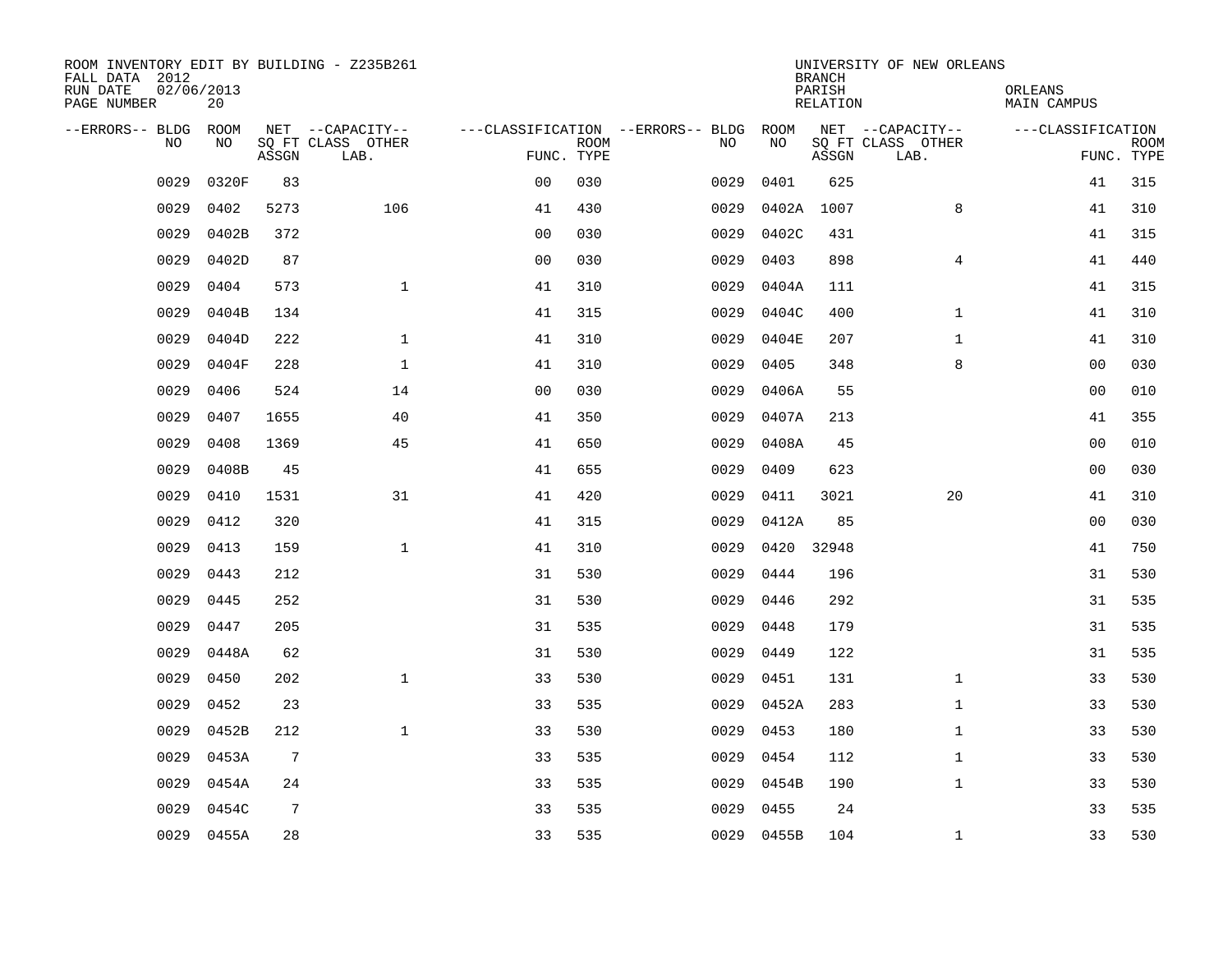ROOM INVENTORY EDIT BY BUILDING - Z235B261
FALL DATA 2012
RUN DATE 02/06/2013
PAGE NUMBER 20

UNIVERSITY OF NEW ORLEANS
BRANCH
PARISH ORLEANS
RELATION MAIN CAMPUS

| --ERRORS-- | BLDG NO | ROOM NO | NET SQ FT ASSGN | --CAPACITY-- CLASS LAB. | OTHER | ---CLASSIFICATION FUNC. | ROOM TYPE | --ERRORS-- | BLDG NO | ROOM NO | NET SQ FT ASSGN | --CAPACITY-- CLASS LAB. | OTHER | ---CLASSIFICATION FUNC. | ROOM TYPE |
|---|---|---|---|---|---|---|---|---|---|---|---|---|---|---|---|
| | 0029 | 0320F | 83 | | | 00 | 030 | | 0029 | 0401 | 625 | | | 41 | 315 |
| | 0029 | 0402 | 5273 | | 106 | 41 | 430 | | 0029 | 0402A | 1007 | | 8 | 41 | 310 |
| | 0029 | 0402B | 372 | | | 00 | 030 | | 0029 | 0402C | 431 | | | 41 | 315 |
| | 0029 | 0402D | 87 | | | 00 | 030 | | 0029 | 0403 | 898 | | 4 | 41 | 440 |
| | 0029 | 0404 | 573 | | 1 | 41 | 310 | | 0029 | 0404A | 111 | | | 41 | 315 |
| | 0029 | 0404B | 134 | | | 41 | 315 | | 0029 | 0404C | 400 | | 1 | 41 | 310 |
| | 0029 | 0404D | 222 | | 1 | 41 | 310 | | 0029 | 0404E | 207 | | 1 | 41 | 310 |
| | 0029 | 0404F | 228 | | 1 | 41 | 310 | | 0029 | 0405 | 348 | | 8 | 00 | 030 |
| | 0029 | 0406 | 524 | | 14 | 00 | 030 | | 0029 | 0406A | 55 | | | 00 | 010 |
| | 0029 | 0407 | 1655 | | 40 | 41 | 350 | | 0029 | 0407A | 213 | | | 41 | 355 |
| | 0029 | 0408 | 1369 | | 45 | 41 | 650 | | 0029 | 0408A | 45 | | | 00 | 010 |
| | 0029 | 0408B | 45 | | | 41 | 655 | | 0029 | 0409 | 623 | | | 00 | 030 |
| | 0029 | 0410 | 1531 | | 31 | 41 | 420 | | 0029 | 0411 | 3021 | | 20 | 41 | 310 |
| | 0029 | 0412 | 320 | | | 41 | 315 | | 0029 | 0412A | 85 | | | 00 | 030 |
| | 0029 | 0413 | 159 | | 1 | 41 | 310 | | 0029 | 0420 | 32948 | | | 41 | 750 |
| | 0029 | 0443 | 212 | | | 31 | 530 | | 0029 | 0444 | 196 | | | 31 | 530 |
| | 0029 | 0445 | 252 | | | 31 | 530 | | 0029 | 0446 | 292 | | | 31 | 535 |
| | 0029 | 0447 | 205 | | | 31 | 535 | | 0029 | 0448 | 179 | | | 31 | 535 |
| | 0029 | 0448A | 62 | | | 31 | 530 | | 0029 | 0449 | 122 | | | 31 | 535 |
| | 0029 | 0450 | 202 | | 1 | 33 | 530 | | 0029 | 0451 | 131 | | 1 | 33 | 530 |
| | 0029 | 0452 | 23 | | | 33 | 535 | | 0029 | 0452A | 283 | | 1 | 33 | 530 |
| | 0029 | 0452B | 212 | | 1 | 33 | 530 | | 0029 | 0453 | 180 | | 1 | 33 | 530 |
| | 0029 | 0453A | 7 | | | 33 | 535 | | 0029 | 0454 | 112 | | 1 | 33 | 530 |
| | 0029 | 0454A | 24 | | | 33 | 535 | | 0029 | 0454B | 190 | | 1 | 33 | 530 |
| | 0029 | 0454C | 7 | | | 33 | 535 | | 0029 | 0455 | 24 | | | 33 | 535 |
| | 0029 | 0455A | 28 | | | 33 | 535 | | 0029 | 0455B | 104 | | 1 | 33 | 530 |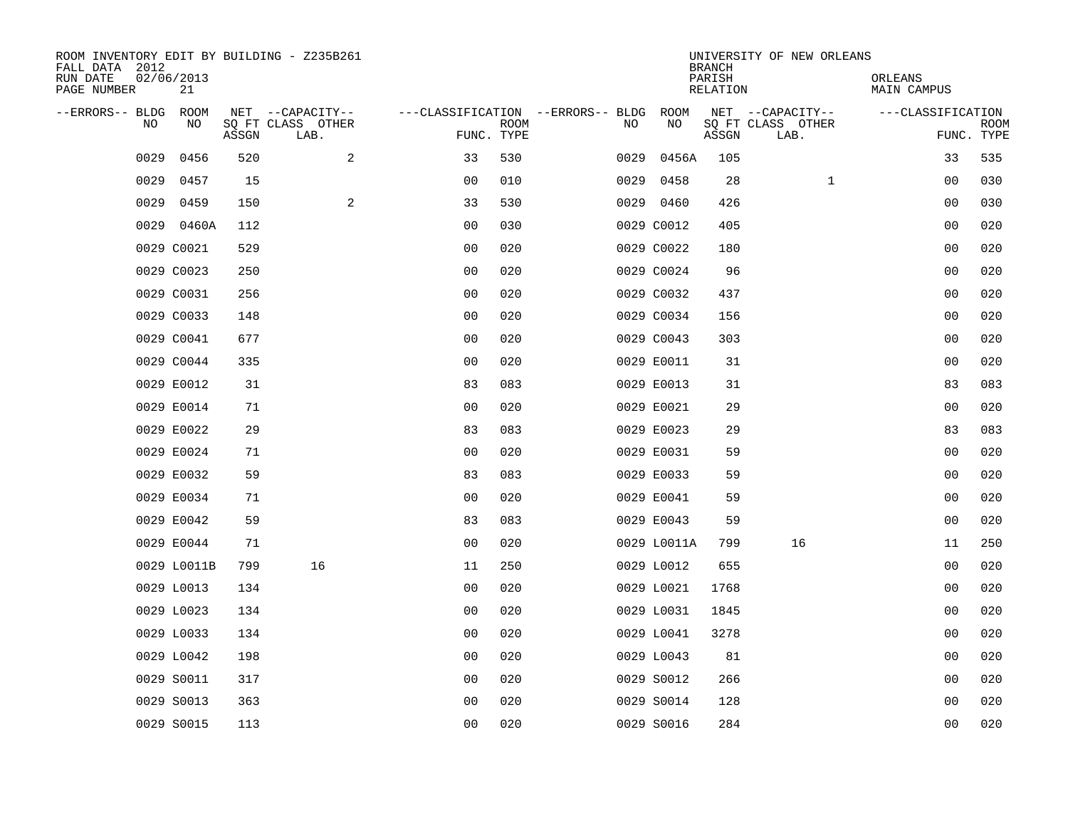ROOM INVENTORY EDIT BY BUILDING - Z235B261
FALL DATA 2012
RUN DATE 02/06/2013
PAGE NUMBER 21

UNIVERSITY OF NEW ORLEANS
BRANCH
PARISH ORLEANS
RELATION MAIN CAMPUS

| --ERRORS-- | BLDG NO | ROOM NO | NET SQ FT ASSGN | CAPACITY CLASS LAB. | CAPACITY OTHER | CLASSIFICATION FUNC. | ROOM TYPE | --ERRORS-- | BLDG NO | ROOM NO | NET SQ FT ASSGN | CAPACITY CLASS LAB. | CAPACITY OTHER | CLASSIFICATION FUNC. | ROOM TYPE |
|---|---|---|---|---|---|---|---|---|---|---|---|---|---|---|---|
| | 0029 | 0456 | 520 | | 2 | 33 | 530 | | 0029 | 0456A | 105 | | | 33 | 535 |
| | 0029 | 0457 | 15 | | | 00 | 010 | | 0029 | 0458 | 28 | | 1 | 00 | 030 |
| | 0029 | 0459 | 150 | | 2 | 33 | 530 | | 0029 | 0460 | 426 | | | 00 | 030 |
| | 0029 | 0460A | 112 | | | 00 | 030 | | 0029 | C0012 | 405 | | | 00 | 020 |
| | 0029 | C0021 | 529 | | | 00 | 020 | | 0029 | C0022 | 180 | | | 00 | 020 |
| | 0029 | C0023 | 250 | | | 00 | 020 | | 0029 | C0024 | 96 | | | 00 | 020 |
| | 0029 | C0031 | 256 | | | 00 | 020 | | 0029 | C0032 | 437 | | | 00 | 020 |
| | 0029 | C0033 | 148 | | | 00 | 020 | | 0029 | C0034 | 156 | | | 00 | 020 |
| | 0029 | C0041 | 677 | | | 00 | 020 | | 0029 | C0043 | 303 | | | 00 | 020 |
| | 0029 | C0044 | 335 | | | 00 | 020 | | 0029 | E0011 | 31 | | | 00 | 020 |
| | 0029 | E0012 | 31 | | | 83 | 083 | | 0029 | E0013 | 31 | | | 83 | 083 |
| | 0029 | E0014 | 71 | | | 00 | 020 | | 0029 | E0021 | 29 | | | 00 | 020 |
| | 0029 | E0022 | 29 | | | 83 | 083 | | 0029 | E0023 | 29 | | | 83 | 083 |
| | 0029 | E0024 | 71 | | | 00 | 020 | | 0029 | E0031 | 59 | | | 00 | 020 |
| | 0029 | E0032 | 59 | | | 83 | 083 | | 0029 | E0033 | 59 | | | 00 | 020 |
| | 0029 | E0034 | 71 | | | 00 | 020 | | 0029 | E0041 | 59 | | | 00 | 020 |
| | 0029 | E0042 | 59 | | | 83 | 083 | | 0029 | E0043 | 59 | | | 00 | 020 |
| | 0029 | E0044 | 71 | | | 00 | 020 | | 0029 | L0011A | 799 | 16 | | 11 | 250 |
| | 0029 | L0011B | 799 | 16 | | 11 | 250 | | 0029 | L0012 | 655 | | | 00 | 020 |
| | 0029 | L0013 | 134 | | | 00 | 020 | | 0029 | L0021 | 1768 | | | 00 | 020 |
| | 0029 | L0023 | 134 | | | 00 | 020 | | 0029 | L0031 | 1845 | | | 00 | 020 |
| | 0029 | L0033 | 134 | | | 00 | 020 | | 0029 | L0041 | 3278 | | | 00 | 020 |
| | 0029 | L0042 | 198 | | | 00 | 020 | | 0029 | L0043 | 81 | | | 00 | 020 |
| | 0029 | S0011 | 317 | | | 00 | 020 | | 0029 | S0012 | 266 | | | 00 | 020 |
| | 0029 | S0013 | 363 | | | 00 | 020 | | 0029 | S0014 | 128 | | | 00 | 020 |
| | 0029 | S0015 | 113 | | | 00 | 020 | | 0029 | S0016 | 284 | | | 00 | 020 |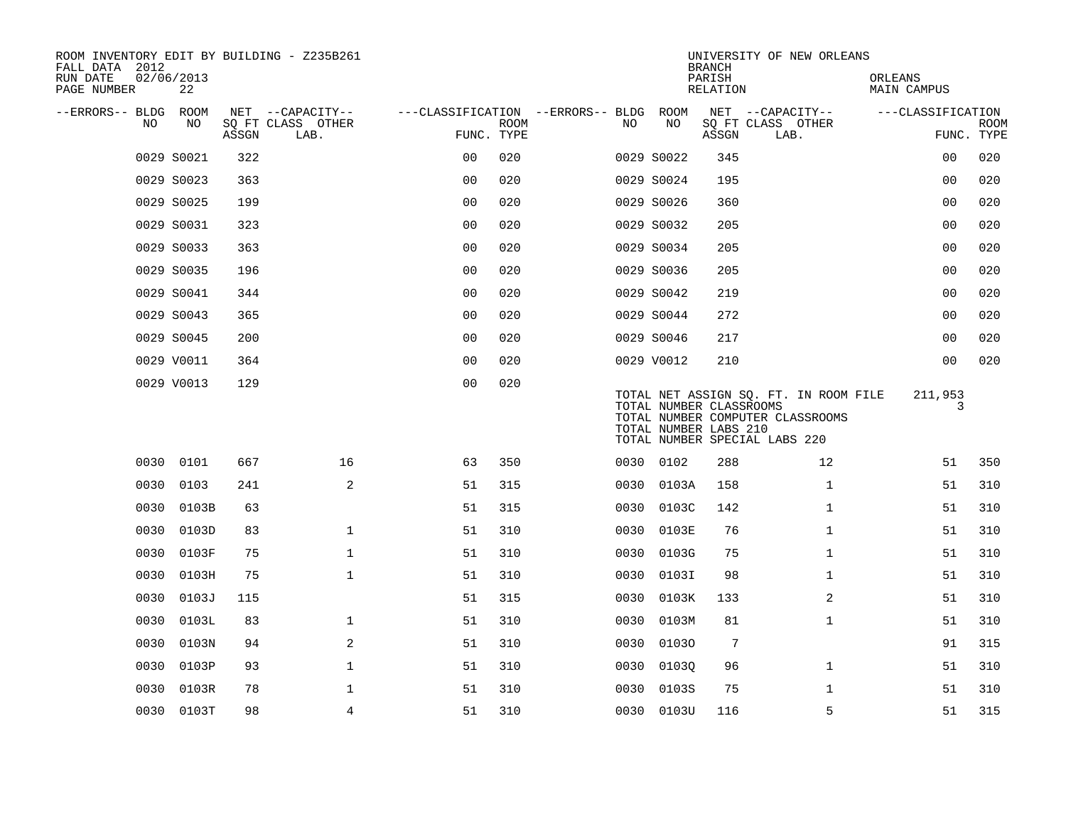ROOM INVENTORY EDIT BY BUILDING - Z235B261
FALL DATA 2012
RUN DATE 02/06/2013
PAGE NUMBER 22

UNIVERSITY OF NEW ORLEANS
BRANCH
PARISH ORLEANS
RELATION MAIN CAMPUS

| --ERRORS-- | BLDG NO | ROOM NO | NET SQ FT ASSGN | CAPACITY CLASS LAB. | CAPACITY OTHER | CLASSIFICATION FUNC. | ROOM TYPE | --ERRORS-- | BLDG NO | ROOM NO | NET SQ FT ASSGN | CAPACITY CLASS LAB. | CAPACITY OTHER | CLASSIFICATION FUNC. | ROOM TYPE |
|---|---|---|---|---|---|---|---|---|---|---|---|---|---|---|---|
| | 0029 | S0021 | 322 | | | 00 | 020 | | 0029 | S0022 | 345 | | | 00 | 020 |
| | 0029 | S0023 | 363 | | | 00 | 020 | | 0029 | S0024 | 195 | | | 00 | 020 |
| | 0029 | S0025 | 199 | | | 00 | 020 | | 0029 | S0026 | 360 | | | 00 | 020 |
| | 0029 | S0031 | 323 | | | 00 | 020 | | 0029 | S0032 | 205 | | | 00 | 020 |
| | 0029 | S0033 | 363 | | | 00 | 020 | | 0029 | S0034 | 205 | | | 00 | 020 |
| | 0029 | S0035 | 196 | | | 00 | 020 | | 0029 | S0036 | 205 | | | 00 | 020 |
| | 0029 | S0041 | 344 | | | 00 | 020 | | 0029 | S0042 | 219 | | | 00 | 020 |
| | 0029 | S0043 | 365 | | | 00 | 020 | | 0029 | S0044 | 272 | | | 00 | 020 |
| | 0029 | S0045 | 200 | | | 00 | 020 | | 0029 | S0046 | 217 | | | 00 | 020 |
| | 0029 | V0011 | 364 | | | 00 | 020 | | 0029 | V0012 | 210 | | | 00 | 020 |
| | 0029 | V0013 | 129 | | | 00 | 020 | | | | | | | | |

TOTAL NET ASSIGN SQ. FT. IN ROOM FILE 211,953
TOTAL NUMBER CLASSROOMS 3
TOTAL NUMBER COMPUTER CLASSROOMS
TOTAL NUMBER LABS 210
TOTAL NUMBER SPECIAL LABS 220

| --ERRORS-- | BLDG NO | ROOM NO | NET SQ FT ASSGN | CAPACITY CLASS LAB. | CAPACITY OTHER | CLASSIFICATION FUNC. | ROOM TYPE | --ERRORS-- | BLDG NO | ROOM NO | NET SQ FT ASSGN | CAPACITY CLASS LAB. | CAPACITY OTHER | CLASSIFICATION FUNC. | ROOM TYPE |
|---|---|---|---|---|---|---|---|---|---|---|---|---|---|---|---|
| | 0030 | 0101 | 667 | | 16 | 63 | 350 | | 0030 | 0102 | 288 | | 12 | 51 | 350 |
| | 0030 | 0103 | 241 | | 2 | 51 | 315 | | 0030 | 0103A | 158 | | 1 | 51 | 310 |
| | 0030 | 0103B | 63 | | | 51 | 315 | | 0030 | 0103C | 142 | | 1 | 51 | 310 |
| | 0030 | 0103D | 83 | | 1 | 51 | 310 | | 0030 | 0103E | 76 | | 1 | 51 | 310 |
| | 0030 | 0103F | 75 | | 1 | 51 | 310 | | 0030 | 0103G | 75 | | 1 | 51 | 310 |
| | 0030 | 0103H | 75 | | 1 | 51 | 310 | | 0030 | 0103I | 98 | | 1 | 51 | 310 |
| | 0030 | 0103J | 115 | | | 51 | 315 | | 0030 | 0103K | 133 | | 2 | 51 | 310 |
| | 0030 | 0103L | 83 | | 1 | 51 | 310 | | 0030 | 0103M | 81 | | 1 | 51 | 310 |
| | 0030 | 0103N | 94 | | 2 | 51 | 310 | | 0030 | 0103O | 7 | | | 91 | 315 |
| | 0030 | 0103P | 93 | | 1 | 51 | 310 | | 0030 | 0103Q | 96 | | 1 | 51 | 310 |
| | 0030 | 0103R | 78 | | 1 | 51 | 310 | | 0030 | 0103S | 75 | | 1 | 51 | 310 |
| | 0030 | 0103T | 98 | | 4 | 51 | 310 | | 0030 | 0103U | 116 | | 5 | 51 | 315 |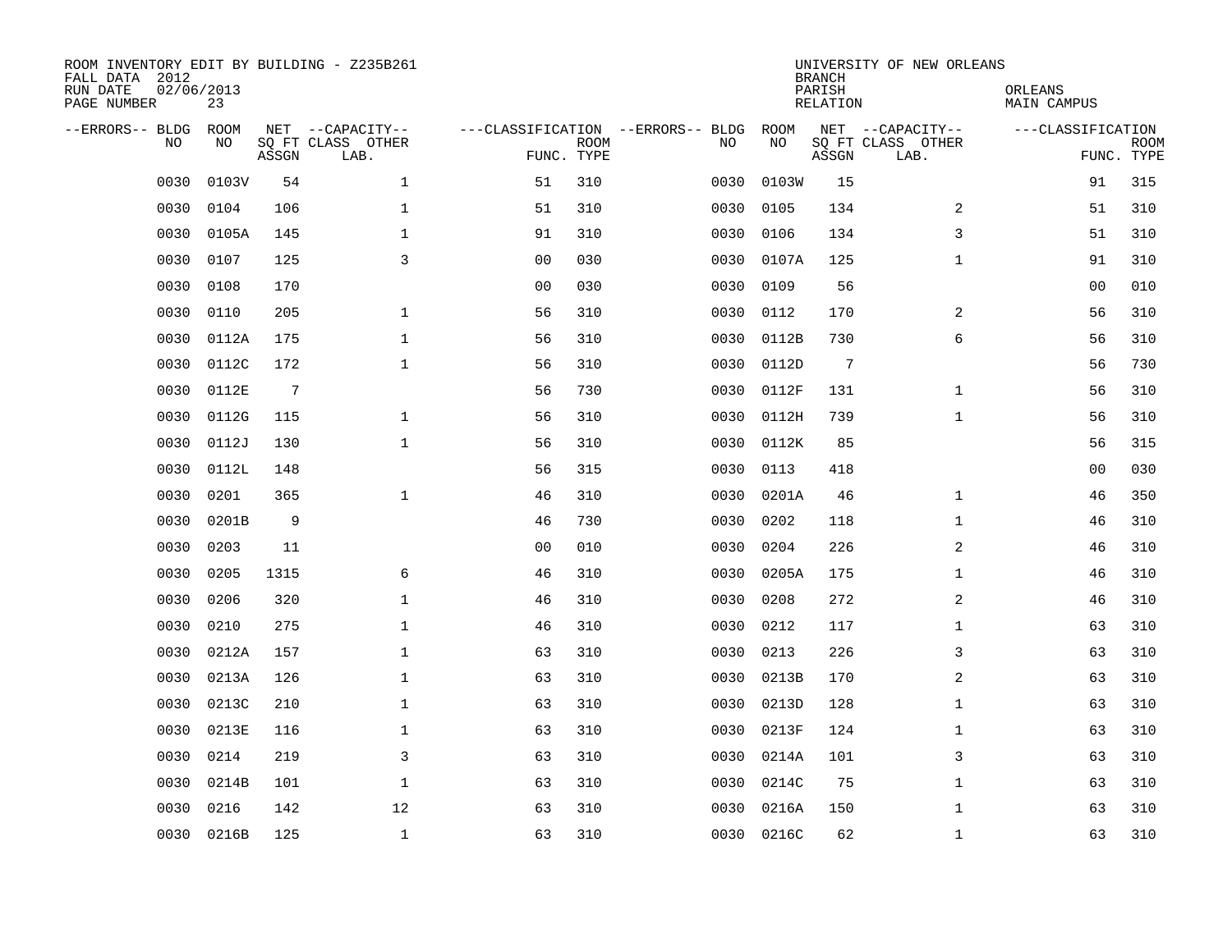ROOM INVENTORY EDIT BY BUILDING - Z235B261
FALL DATA 2012
RUN DATE 02/06/2013
PAGE NUMBER 23

UNIVERSITY OF NEW ORLEANS
BRANCH
PARISH ORLEANS
RELATION MAIN CAMPUS

| --ERRORS-- | BLDG NO | ROOM NO | NET SQ FT ASSGN | CAPACITY CLASS | CAPACITY OTHER LAB. | FUNC. | ROOM TYPE | --ERRORS-- | BLDG NO | ROOM NO | NET SQ FT ASSGN | CAPACITY CLASS | CAPACITY OTHER LAB. | FUNC. | ROOM TYPE |
|---|---|---|---|---|---|---|---|---|---|---|---|---|---|---|---|
| | 0030 | 0103V | 54 | | 1 | 51 | 310 | | 0030 | 0103W | 15 | | | 91 | 315 |
| | 0030 | 0104 | 106 | | 1 | 51 | 310 | | 0030 | 0105 | 134 | | 2 | 51 | 310 |
| | 0030 | 0105A | 145 | | 1 | 91 | 310 | | 0030 | 0106 | 134 | | 3 | 51 | 310 |
| | 0030 | 0107 | 125 | | 3 | 00 | 030 | | 0030 | 0107A | 125 | | 1 | 91 | 310 |
| | 0030 | 0108 | 170 | | | 00 | 030 | | 0030 | 0109 | 56 | | | 00 | 010 |
| | 0030 | 0110 | 205 | | 1 | 56 | 310 | | 0030 | 0112 | 170 | | 2 | 56 | 310 |
| | 0030 | 0112A | 175 | | 1 | 56 | 310 | | 0030 | 0112B | 730 | | 6 | 56 | 310 |
| | 0030 | 0112C | 172 | | 1 | 56 | 310 | | 0030 | 0112D | 7 | | | 56 | 730 |
| | 0030 | 0112E | 7 | | | 56 | 730 | | 0030 | 0112F | 131 | | 1 | 56 | 310 |
| | 0030 | 0112G | 115 | | 1 | 56 | 310 | | 0030 | 0112H | 739 | | 1 | 56 | 310 |
| | 0030 | 0112J | 130 | | 1 | 56 | 310 | | 0030 | 0112K | 85 | | | 56 | 315 |
| | 0030 | 0112L | 148 | | | 56 | 315 | | 0030 | 0113 | 418 | | | 00 | 030 |
| | 0030 | 0201 | 365 | | 1 | 46 | 310 | | 0030 | 0201A | 46 | | 1 | 46 | 350 |
| | 0030 | 0201B | 9 | | | 46 | 730 | | 0030 | 0202 | 118 | | 1 | 46 | 310 |
| | 0030 | 0203 | 11 | | | 00 | 010 | | 0030 | 0204 | 226 | | 2 | 46 | 310 |
| | 0030 | 0205 | 1315 | | 6 | 46 | 310 | | 0030 | 0205A | 175 | | 1 | 46 | 310 |
| | 0030 | 0206 | 320 | | 1 | 46 | 310 | | 0030 | 0208 | 272 | | 2 | 46 | 310 |
| | 0030 | 0210 | 275 | | 1 | 46 | 310 | | 0030 | 0212 | 117 | | 1 | 63 | 310 |
| | 0030 | 0212A | 157 | | 1 | 63 | 310 | | 0030 | 0213 | 226 | | 3 | 63 | 310 |
| | 0030 | 0213A | 126 | | 1 | 63 | 310 | | 0030 | 0213B | 170 | | 2 | 63 | 310 |
| | 0030 | 0213C | 210 | | 1 | 63 | 310 | | 0030 | 0213D | 128 | | 1 | 63 | 310 |
| | 0030 | 0213E | 116 | | 1 | 63 | 310 | | 0030 | 0213F | 124 | | 1 | 63 | 310 |
| | 0030 | 0214 | 219 | | 3 | 63 | 310 | | 0030 | 0214A | 101 | | 3 | 63 | 310 |
| | 0030 | 0214B | 101 | | 1 | 63 | 310 | | 0030 | 0214C | 75 | | 1 | 63 | 310 |
| | 0030 | 0216 | 142 | | 12 | 63 | 310 | | 0030 | 0216A | 150 | | 1 | 63 | 310 |
| | 0030 | 0216B | 125 | | 1 | 63 | 310 | | 0030 | 0216C | 62 | | 1 | 63 | 310 |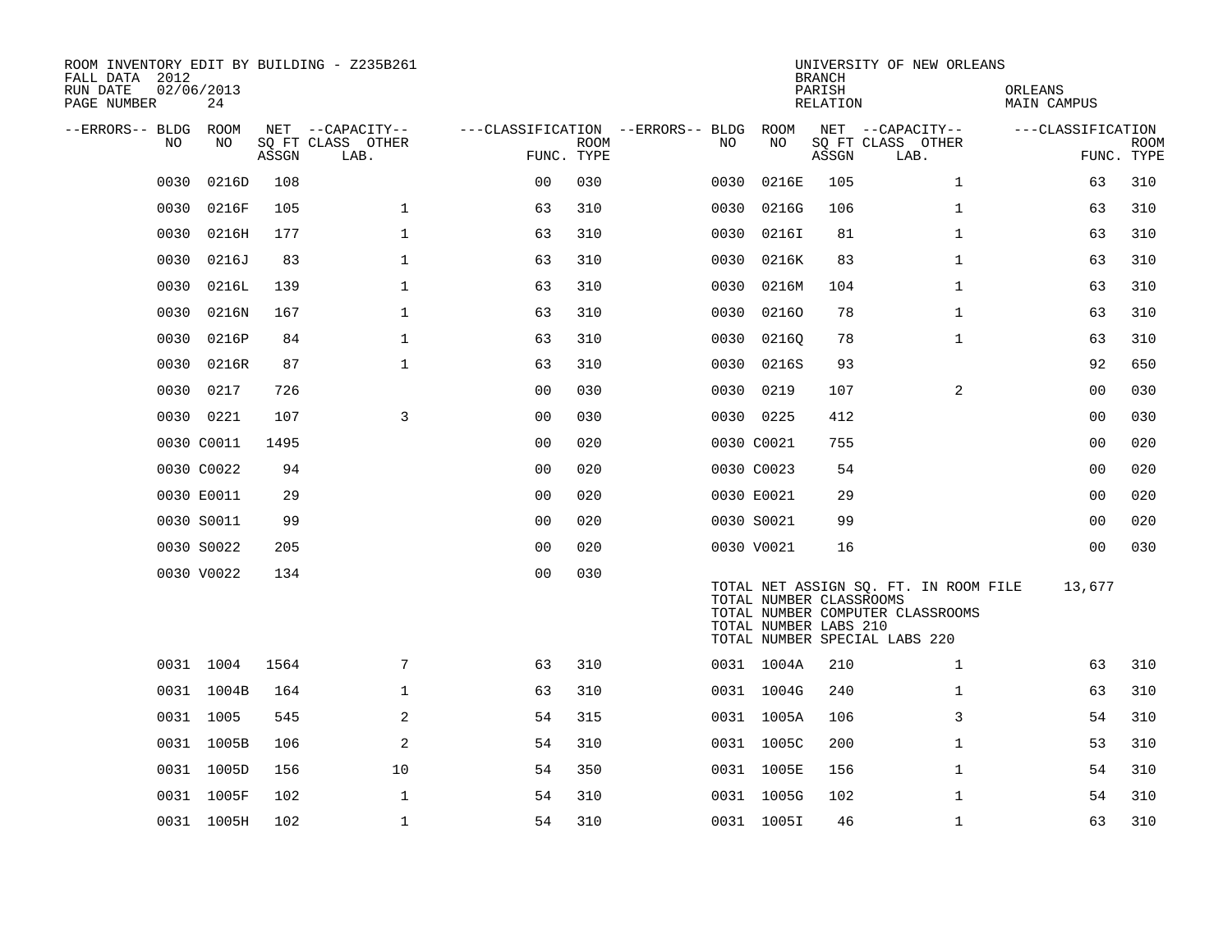ROOM INVENTORY EDIT BY BUILDING - Z235B261
FALL DATA 2012
RUN DATE 02/06/2013
PAGE NUMBER 24

UNIVERSITY OF NEW ORLEANS
BRANCH
PARISH ORLEANS
RELATION MAIN CAMPUS

| --ERRORS-- | BLDG NO | ROOM NO | NET SQ FT ASSGN | --CAPACITY-- CLASS | OTHER LAB. | ---CLASSIFICATION FUNC. | ROOM TYPE | --ERRORS-- | BLDG NO | ROOM NO | NET SQ FT ASSGN | --CAPACITY-- CLASS | OTHER LAB. | ---CLASSIFICATION FUNC. | ROOM TYPE |
|---|---|---|---|---|---|---|---|---|---|---|---|---|---|---|---|
| | 0030 | 0216D | 108 | | | 00 | 030 | | 0030 | 0216E | 105 | 1 | | 63 | 310 |
| | 0030 | 0216F | 105 | 1 | | 63 | 310 | | 0030 | 0216G | 106 | 1 | | 63 | 310 |
| | 0030 | 0216H | 177 | 1 | | 63 | 310 | | 0030 | 0216I | 81 | 1 | | 63 | 310 |
| | 0030 | 0216J | 83 | 1 | | 63 | 310 | | 0030 | 0216K | 83 | 1 | | 63 | 310 |
| | 0030 | 0216L | 139 | 1 | | 63 | 310 | | 0030 | 0216M | 104 | 1 | | 63 | 310 |
| | 0030 | 0216N | 167 | 1 | | 63 | 310 | | 0030 | 0216O | 78 | 1 | | 63 | 310 |
| | 0030 | 0216P | 84 | 1 | | 63 | 310 | | 0030 | 0216Q | 78 | 1 | | 63 | 310 |
| | 0030 | 0216R | 87 | 1 | | 63 | 310 | | 0030 | 0216S | 93 | | | 92 | 650 |
| | 0030 | 0217 | 726 | | | 00 | 030 | | 0030 | 0219 | 107 | 2 | | 00 | 030 |
| | 0030 | 0221 | 107 | 3 | | 00 | 030 | | 0030 | 0225 | 412 | | | 00 | 030 |
| | 0030 | C0011 | 1495 | | | 00 | 020 | | 0030 | C0021 | 755 | | | 00 | 020 |
| | 0030 | C0022 | 94 | | | 00 | 020 | | 0030 | C0023 | 54 | | | 00 | 020 |
| | 0030 | E0011 | 29 | | | 00 | 020 | | 0030 | E0021 | 29 | | | 00 | 020 |
| | 0030 | S0011 | 99 | | | 00 | 020 | | 0030 | S0021 | 99 | | | 00 | 020 |
| | 0030 | S0022 | 205 | | | 00 | 020 | | 0030 | V0021 | 16 | | | 00 | 030 |
| | 0030 | V0022 | 134 | | | 00 | 030 | | | | | | | | |

TOTAL NET ASSIGN SQ. FT. IN ROOM FILE 13,677
TOTAL NUMBER CLASSROOMS
TOTAL NUMBER COMPUTER CLASSROOMS
TOTAL NUMBER LABS 210
TOTAL NUMBER SPECIAL LABS 220

| --ERRORS-- | BLDG NO | ROOM NO | NET SQ FT ASSGN | --CAPACITY-- CLASS | OTHER LAB. | ---CLASSIFICATION FUNC. | ROOM TYPE | --ERRORS-- | BLDG NO | ROOM NO | NET SQ FT ASSGN | --CAPACITY-- CLASS | OTHER LAB. | ---CLASSIFICATION FUNC. | ROOM TYPE |
|---|---|---|---|---|---|---|---|---|---|---|---|---|---|---|---|
| | 0031 | 1004 | 1564 | 7 | | 63 | 310 | | 0031 | 1004A | 210 | 1 | | 63 | 310 |
| | 0031 | 1004B | 164 | 1 | | 63 | 310 | | 0031 | 1004G | 240 | 1 | | 63 | 310 |
| | 0031 | 1005 | 545 | 2 | | 54 | 315 | | 0031 | 1005A | 106 | 3 | | 54 | 310 |
| | 0031 | 1005B | 106 | 2 | | 54 | 310 | | 0031 | 1005C | 200 | 1 | | 53 | 310 |
| | 0031 | 1005D | 156 | 10 | | 54 | 350 | | 0031 | 1005E | 156 | 1 | | 54 | 310 |
| | 0031 | 1005F | 102 | 1 | | 54 | 310 | | 0031 | 1005G | 102 | 1 | | 54 | 310 |
| | 0031 | 1005H | 102 | 1 | | 54 | 310 | | 0031 | 1005I | 46 | 1 | | 63 | 310 |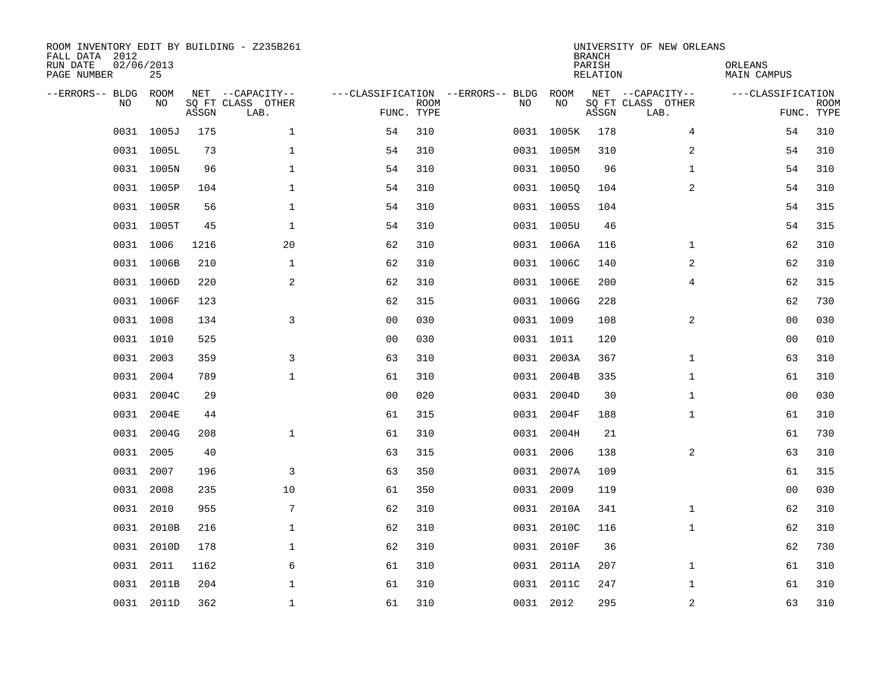ROOM INVENTORY EDIT BY BUILDING - Z235B261
FALL DATA 2012
RUN DATE 02/06/2013
PAGE NUMBER 25

UNIVERSITY OF NEW ORLEANS
BRANCH
PARISH ORLEANS
RELATION MAIN CAMPUS

| --ERRORS-- | BLDG NO | ROOM NO | NET SQ FT ASSGN | --CAPACITY-- CLASS LAB. | OTHER | ---CLASSIFICATION FUNC. | ROOM TYPE | --ERRORS-- | BLDG NO | ROOM NO | NET SQ FT ASSGN | --CAPACITY-- CLASS LAB. | OTHER | ---CLASSIFICATION FUNC. | ROOM TYPE |
|---|---|---|---|---|---|---|---|---|---|---|---|---|---|---|---|
| | 0031 | 1005J | 175 | | 1 | 54 | 310 | | 0031 | 1005K | 178 | | 4 | 54 | 310 |
| | 0031 | 1005L | 73 | | 1 | 54 | 310 | | 0031 | 1005M | 310 | | 2 | 54 | 310 |
| | 0031 | 1005N | 96 | | 1 | 54 | 310 | | 0031 | 1005O | 96 | | 1 | 54 | 310 |
| | 0031 | 1005P | 104 | | 1 | 54 | 310 | | 0031 | 1005Q | 104 | | 2 | 54 | 310 |
| | 0031 | 1005R | 56 | | 1 | 54 | 310 | | 0031 | 1005S | 104 | | | 54 | 315 |
| | 0031 | 1005T | 45 | | 1 | 54 | 310 | | 0031 | 1005U | 46 | | | 54 | 315 |
| | 0031 | 1006 | 1216 | | 20 | 62 | 310 | | 0031 | 1006A | 116 | | 1 | 62 | 310 |
| | 0031 | 1006B | 210 | | 1 | 62 | 310 | | 0031 | 1006C | 140 | | 2 | 62 | 310 |
| | 0031 | 1006D | 220 | | 2 | 62 | 310 | | 0031 | 1006E | 200 | | 4 | 62 | 315 |
| | 0031 | 1006F | 123 | | | 62 | 315 | | 0031 | 1006G | 228 | | | 62 | 730 |
| | 0031 | 1008 | 134 | | 3 | 00 | 030 | | 0031 | 1009 | 108 | | 2 | 00 | 030 |
| | 0031 | 1010 | 525 | | | 00 | 030 | | 0031 | 1011 | 120 | | | 00 | 010 |
| | 0031 | 2003 | 359 | | 3 | 63 | 310 | | 0031 | 2003A | 367 | | 1 | 63 | 310 |
| | 0031 | 2004 | 789 | | 1 | 61 | 310 | | 0031 | 2004B | 335 | | 1 | 61 | 310 |
| | 0031 | 2004C | 29 | | | 00 | 020 | | 0031 | 2004D | 30 | | 1 | 00 | 030 |
| | 0031 | 2004E | 44 | | | 61 | 315 | | 0031 | 2004F | 188 | | 1 | 61 | 310 |
| | 0031 | 2004G | 208 | | 1 | 61 | 310 | | 0031 | 2004H | 21 | | | 61 | 730 |
| | 0031 | 2005 | 40 | | | 63 | 315 | | 0031 | 2006 | 138 | | 2 | 63 | 310 |
| | 0031 | 2007 | 196 | | 3 | 63 | 350 | | 0031 | 2007A | 109 | | | 61 | 315 |
| | 0031 | 2008 | 235 | | 10 | 61 | 350 | | 0031 | 2009 | 119 | | | 00 | 030 |
| | 0031 | 2010 | 955 | | 7 | 62 | 310 | | 0031 | 2010A | 341 | | 1 | 62 | 310 |
| | 0031 | 2010B | 216 | | 1 | 62 | 310 | | 0031 | 2010C | 116 | | 1 | 62 | 310 |
| | 0031 | 2010D | 178 | | 1 | 62 | 310 | | 0031 | 2010F | 36 | | | 62 | 730 |
| | 0031 | 2011 | 1162 | | 6 | 61 | 310 | | 0031 | 2011A | 207 | | 1 | 61 | 310 |
| | 0031 | 2011B | 204 | | 1 | 61 | 310 | | 0031 | 2011C | 247 | | 1 | 61 | 310 |
| | 0031 | 2011D | 362 | | 1 | 61 | 310 | | 0031 | 2012 | 295 | | 2 | 63 | 310 |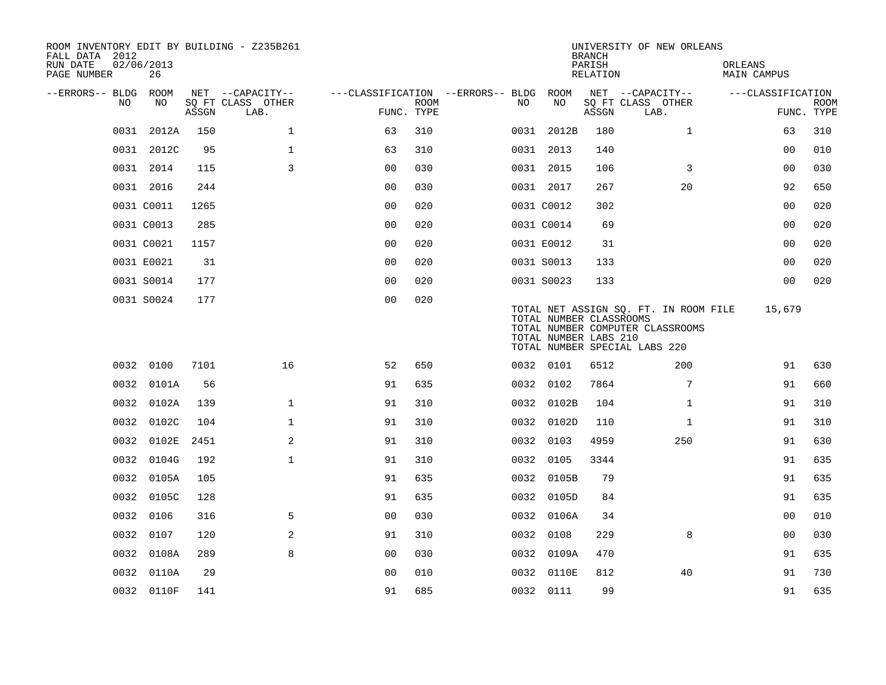ROOM INVENTORY EDIT BY BUILDING - Z235B261
FALL DATA 2012
RUN DATE 02/06/2013
PAGE NUMBER 26

UNIVERSITY OF NEW ORLEANS
BRANCH
PARISH ORLEANS
RELATION MAIN CAMPUS

| --ERRORS-- | BLDG NO | ROOM NO | NET SQ FT ASSGN | --CAPACITY-- CLASS LAB. | OTHER | ---CLASSIFICATION FUNC. | ROOM TYPE | --ERRORS-- | BLDG NO | ROOM NO | NET SQ FT ASSGN | --CAPACITY-- CLASS LAB. | OTHER | ---CLASSIFICATION FUNC. | ROOM TYPE |
|---|---|---|---|---|---|---|---|---|---|---|---|---|---|---|---|
| | 0031 | 2012A | 150 | | 1 | 63 | 310 | | 0031 | 2012B | 180 | | 1 | 63 | 310 |
| | 0031 | 2012C | 95 | | 1 | 63 | 310 | | 0031 | 2013 | 140 | | | 00 | 010 |
| | 0031 | 2014 | 115 | | 3 | 00 | 030 | | 0031 | 2015 | 106 | | 3 | 00 | 030 |
| | 0031 | 2016 | 244 | | | 00 | 030 | | 0031 | 2017 | 267 | | 20 | 92 | 650 |
| | 0031 | C0011 | 1265 | | | 00 | 020 | | 0031 | C0012 | 302 | | | 00 | 020 |
| | 0031 | C0013 | 285 | | | 00 | 020 | | 0031 | C0014 | 69 | | | 00 | 020 |
| | 0031 | C0021 | 1157 | | | 00 | 020 | | 0031 | E0012 | 31 | | | 00 | 020 |
| | 0031 | E0021 | 31 | | | 00 | 020 | | 0031 | S0013 | 133 | | | 00 | 020 |
| | 0031 | S0014 | 177 | | | 00 | 020 | | 0031 | S0023 | 133 | | | 00 | 020 |
| | 0031 | S0024 | 177 | | | 00 | 020 | | | | | | | | |

TOTAL NET ASSIGN SQ. FT. IN ROOM FILE 15,679
TOTAL NUMBER CLASSROOMS
TOTAL NUMBER COMPUTER CLASSROOMS
TOTAL NUMBER LABS 210
TOTAL NUMBER SPECIAL LABS 220

| --ERRORS-- | BLDG NO | ROOM NO | NET SQ FT ASSGN | --CAPACITY-- CLASS LAB. | OTHER | ---CLASSIFICATION FUNC. | ROOM TYPE | --ERRORS-- | BLDG NO | ROOM NO | NET SQ FT ASSGN | --CAPACITY-- CLASS LAB. | OTHER | ---CLASSIFICATION FUNC. | ROOM TYPE |
|---|---|---|---|---|---|---|---|---|---|---|---|---|---|---|---|
| | 0032 | 0100 | 7101 | | 16 | 52 | 650 | | 0032 | 0101 | 6512 | | 200 | 91 | 630 |
| | 0032 | 0101A | 56 | | | 91 | 635 | | 0032 | 0102 | 7864 | | 7 | 91 | 660 |
| | 0032 | 0102A | 139 | | 1 | 91 | 310 | | 0032 | 0102B | 104 | | 1 | 91 | 310 |
| | 0032 | 0102C | 104 | | 1 | 91 | 310 | | 0032 | 0102D | 110 | | 1 | 91 | 310 |
| | 0032 | 0102E | 2451 | | 2 | 91 | 310 | | 0032 | 0103 | 4959 | | 250 | 91 | 630 |
| | 0032 | 0104G | 192 | | 1 | 91 | 310 | | 0032 | 0105 | 3344 | | | 91 | 635 |
| | 0032 | 0105A | 105 | | | 91 | 635 | | 0032 | 0105B | 79 | | | 91 | 635 |
| | 0032 | 0105C | 128 | | | 91 | 635 | | 0032 | 0105D | 84 | | | 91 | 635 |
| | 0032 | 0106 | 316 | | 5 | 00 | 030 | | 0032 | 0106A | 34 | | | 00 | 010 |
| | 0032 | 0107 | 120 | | 2 | 91 | 310 | | 0032 | 0108 | 229 | | 8 | 00 | 030 |
| | 0032 | 0108A | 289 | | 8 | 00 | 030 | | 0032 | 0109A | 470 | | | 91 | 635 |
| | 0032 | 0110A | 29 | | | 00 | 010 | | 0032 | 0110E | 812 | | 40 | 91 | 730 |
| | 0032 | 0110F | 141 | | | 91 | 685 | | 0032 | 0111 | 99 | | | 91 | 635 |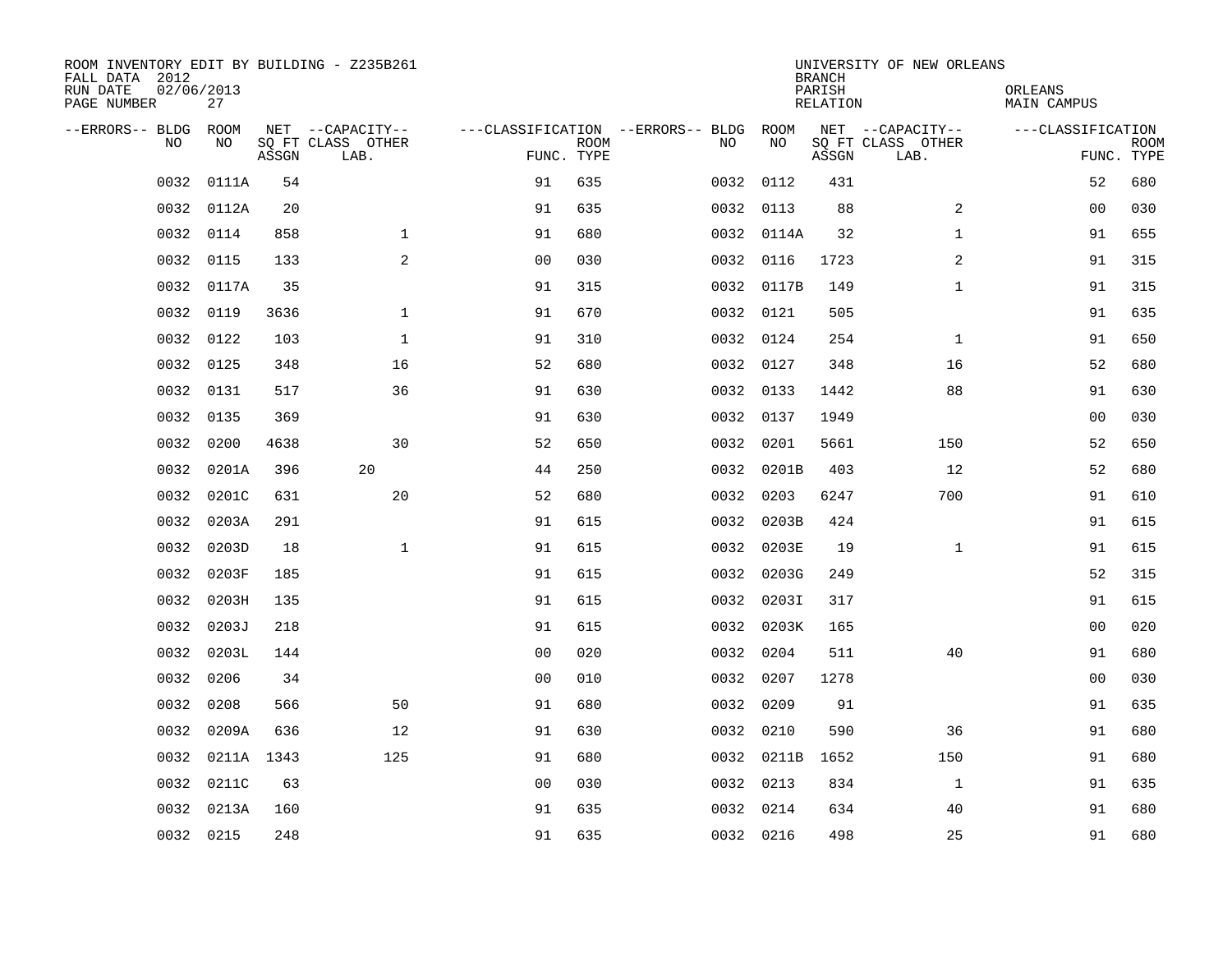ROOM INVENTORY EDIT BY BUILDING - Z235B261
FALL DATA 2012
RUN DATE 02/06/2013

UNIVERSITY OF NEW ORLEANS
BRANCH
PARISH ORLEANS
RELATION MAIN CAMPUS

| --ERRORS-- | BLDG NO | ROOM NO | NET SQ FT ASSGN | --CAPACITY-- CLASS LAB. | OTHER | ---CLASSIFICATION FUNC. | ROOM TYPE | --ERRORS-- | BLDG NO | ROOM NO | NET SQ FT ASSGN | --CAPACITY-- CLASS LAB. | OTHER | ---CLASSIFICATION FUNC. | ROOM TYPE |
|---|---|---|---|---|---|---|---|---|---|---|---|---|---|---|---|
| | 0032 | 0111A | 54 | | | 91 | 635 | | 0032 | 0112 | 431 | | | 52 | 680 |
| | 0032 | 0112A | 20 | | | 91 | 635 | | 0032 | 0113 | 88 | | 2 | 00 | 030 |
| | 0032 | 0114 | 858 | | 1 | 91 | 680 | | 0032 | 0114A | 32 | | 1 | 91 | 655 |
| | 0032 | 0115 | 133 | | 2 | 00 | 030 | | 0032 | 0116 | 1723 | | 2 | 91 | 315 |
| | 0032 | 0117A | 35 | | | 91 | 315 | | 0032 | 0117B | 149 | | 1 | 91 | 315 |
| | 0032 | 0119 | 3636 | | 1 | 91 | 670 | | 0032 | 0121 | 505 | | | 91 | 635 |
| | 0032 | 0122 | 103 | | 1 | 91 | 310 | | 0032 | 0124 | 254 | | 1 | 91 | 650 |
| | 0032 | 0125 | 348 | | 16 | 52 | 680 | | 0032 | 0127 | 348 | | 16 | 52 | 680 |
| | 0032 | 0131 | 517 | | 36 | 91 | 630 | | 0032 | 0133 | 1442 | | 88 | 91 | 630 |
| | 0032 | 0135 | 369 | | | 91 | 630 | | 0032 | 0137 | 1949 | | | 00 | 030 |
| | 0032 | 0200 | 4638 | | 30 | 52 | 650 | | 0032 | 0201 | 5661 | | 150 | 52 | 650 |
| | 0032 | 0201A | 396 | 20 | | 44 | 250 | | 0032 | 0201B | 403 | | 12 | 52 | 680 |
| | 0032 | 0201C | 631 | | 20 | 52 | 680 | | 0032 | 0203 | 6247 | | 700 | 91 | 610 |
| | 0032 | 0203A | 291 | | | 91 | 615 | | 0032 | 0203B | 424 | | | 91 | 615 |
| | 0032 | 0203D | 18 | | 1 | 91 | 615 | | 0032 | 0203E | 19 | | 1 | 91 | 615 |
| | 0032 | 0203F | 185 | | | 91 | 615 | | 0032 | 0203G | 249 | | | 52 | 315 |
| | 0032 | 0203H | 135 | | | 91 | 615 | | 0032 | 0203I | 317 | | | 91 | 615 |
| | 0032 | 0203J | 218 | | | 91 | 615 | | 0032 | 0203K | 165 | | | 00 | 020 |
| | 0032 | 0203L | 144 | | | 00 | 020 | | 0032 | 0204 | 511 | | 40 | 91 | 680 |
| | 0032 | 0206 | 34 | | | 00 | 010 | | 0032 | 0207 | 1278 | | | 00 | 030 |
| | 0032 | 0208 | 566 | | 50 | 91 | 680 | | 0032 | 0209 | 91 | | | 91 | 635 |
| | 0032 | 0209A | 636 | | 12 | 91 | 630 | | 0032 | 0210 | 590 | | 36 | 91 | 680 |
| | 0032 | 0211A | 1343 | | 125 | 91 | 680 | | 0032 | 0211B | 1652 | | 150 | 91 | 680 |
| | 0032 | 0211C | 63 | | | 00 | 030 | | 0032 | 0213 | 834 | | 1 | 91 | 635 |
| | 0032 | 0213A | 160 | | | 91 | 635 | | 0032 | 0214 | 634 | | 40 | 91 | 680 |
| | 0032 | 0215 | 248 | | | 91 | 635 | | 0032 | 0216 | 498 | | 25 | 91 | 680 |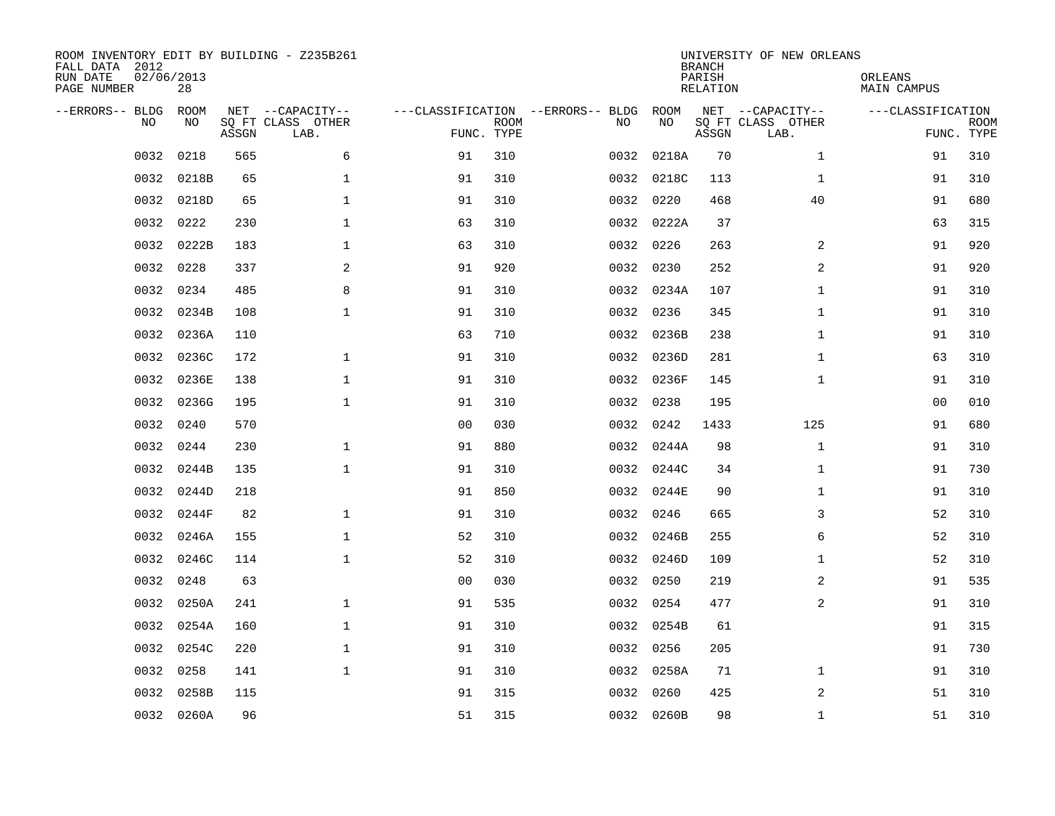ROOM INVENTORY EDIT BY BUILDING - Z235B261
FALL DATA 2012
RUN DATE 02/06/2013
PAGE NUMBER 28

UNIVERSITY OF NEW ORLEANS
BRANCH
PARISH ORLEANS
RELATION MAIN CAMPUS

| --ERRORS-- | BLDG NO | ROOM NO | NET SQ FT ASSGN | --CAPACITY-- CLASS LAB. | OTHER | ---CLASSIFICATION FUNC. | ROOM TYPE | --ERRORS-- | BLDG NO | ROOM NO | NET SQ FT ASSGN | --CAPACITY-- CLASS LAB. | OTHER | ---CLASSIFICATION FUNC. | ROOM TYPE |
|---|---|---|---|---|---|---|---|---|---|---|---|---|---|---|---|
| | 0032 | 0218 | 565 | | 6 | 91 | 310 | | 0032 | 0218A | 70 | | 1 | 91 | 310 |
| | 0032 | 0218B | 65 | | 1 | 91 | 310 | | 0032 | 0218C | 113 | | 1 | 91 | 310 |
| | 0032 | 0218D | 65 | | 1 | 91 | 310 | | 0032 | 0220 | 468 | | 40 | 91 | 680 |
| | 0032 | 0222 | 230 | | 1 | 63 | 310 | | 0032 | 0222A | 37 | | | 63 | 315 |
| | 0032 | 0222B | 183 | | 1 | 63 | 310 | | 0032 | 0226 | 263 | | 2 | 91 | 920 |
| | 0032 | 0228 | 337 | | 2 | 91 | 920 | | 0032 | 0230 | 252 | | 2 | 91 | 920 |
| | 0032 | 0234 | 485 | | 8 | 91 | 310 | | 0032 | 0234A | 107 | | 1 | 91 | 310 |
| | 0032 | 0234B | 108 | | 1 | 91 | 310 | | 0032 | 0236 | 345 | | 1 | 91 | 310 |
| | 0032 | 0236A | 110 | | | 63 | 710 | | 0032 | 0236B | 238 | | 1 | 91 | 310 |
| | 0032 | 0236C | 172 | | 1 | 91 | 310 | | 0032 | 0236D | 281 | | 1 | 63 | 310 |
| | 0032 | 0236E | 138 | | 1 | 91 | 310 | | 0032 | 0236F | 145 | | 1 | 91 | 310 |
| | 0032 | 0236G | 195 | | 1 | 91 | 310 | | 0032 | 0238 | 195 | | | 00 | 010 |
| | 0032 | 0240 | 570 | | | 00 | 030 | | 0032 | 0242 | 1433 | | 125 | 91 | 680 |
| | 0032 | 0244 | 230 | | 1 | 91 | 880 | | 0032 | 0244A | 98 | | 1 | 91 | 310 |
| | 0032 | 0244B | 135 | | 1 | 91 | 310 | | 0032 | 0244C | 34 | | 1 | 91 | 730 |
| | 0032 | 0244D | 218 | | | 91 | 850 | | 0032 | 0244E | 90 | | 1 | 91 | 310 |
| | 0032 | 0244F | 82 | | 1 | 91 | 310 | | 0032 | 0246 | 665 | | 3 | 52 | 310 |
| | 0032 | 0246A | 155 | | 1 | 52 | 310 | | 0032 | 0246B | 255 | | 6 | 52 | 310 |
| | 0032 | 0246C | 114 | | 1 | 52 | 310 | | 0032 | 0246D | 109 | | 1 | 52 | 310 |
| | 0032 | 0248 | 63 | | | 00 | 030 | | 0032 | 0250 | 219 | | 2 | 91 | 535 |
| | 0032 | 0250A | 241 | | 1 | 91 | 535 | | 0032 | 0254 | 477 | | 2 | 91 | 310 |
| | 0032 | 0254A | 160 | | 1 | 91 | 310 | | 0032 | 0254B | 61 | | | 91 | 315 |
| | 0032 | 0254C | 220 | | 1 | 91 | 310 | | 0032 | 0256 | 205 | | | 91 | 730 |
| | 0032 | 0258 | 141 | | 1 | 91 | 310 | | 0032 | 0258A | 71 | | 1 | 91 | 310 |
| | 0032 | 0258B | 115 | | | 91 | 315 | | 0032 | 0260 | 425 | | 2 | 51 | 310 |
| | 0032 | 0260A | 96 | | | 51 | 315 | | 0032 | 0260B | 98 | | 1 | 51 | 310 |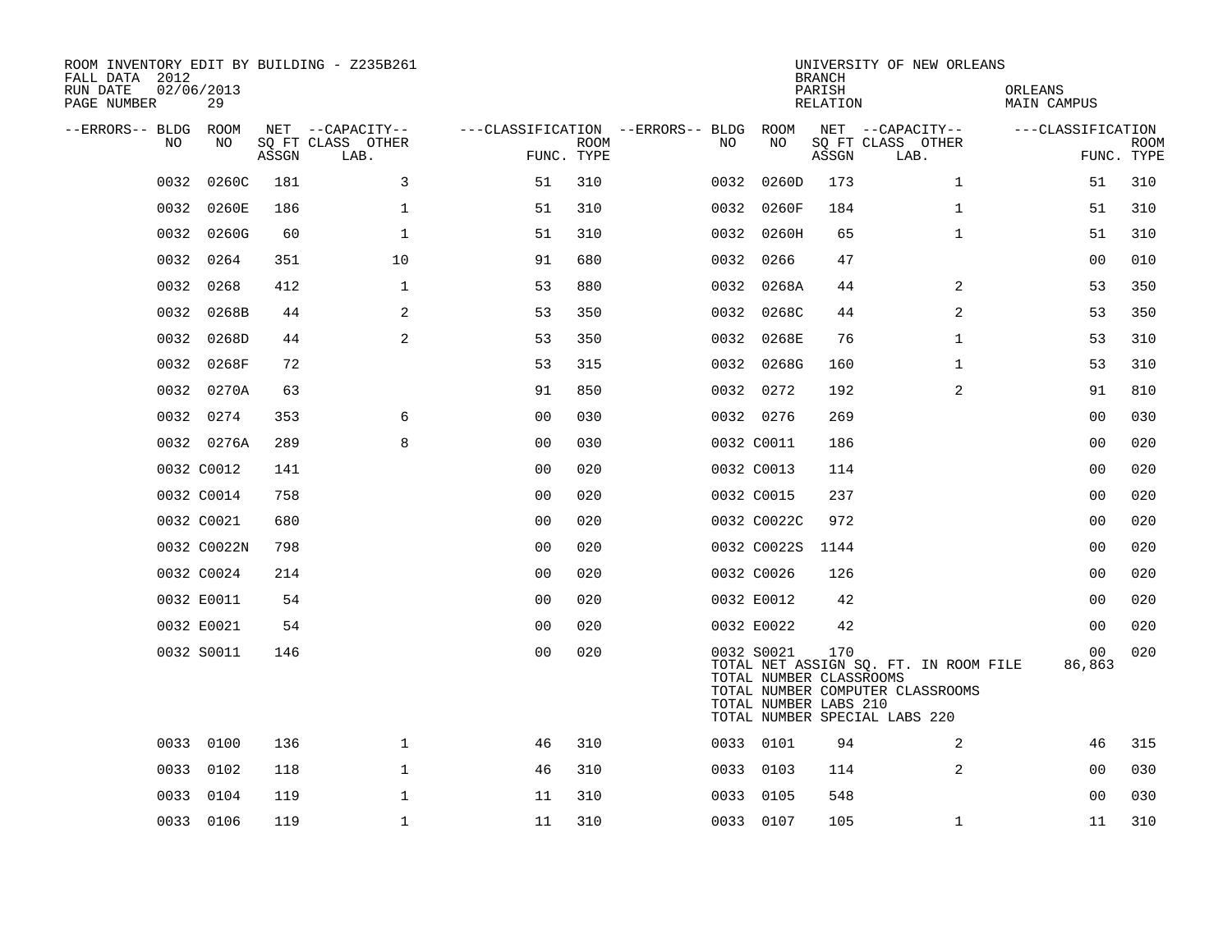ROOM INVENTORY EDIT BY BUILDING - Z235B261
FALL DATA 2012
RUN DATE 02/06/2013
PAGE NUMBER 29

UNIVERSITY OF NEW ORLEANS
BRANCH
PARISH ORLEANS
RELATION MAIN CAMPUS

| --ERRORS-- | BLDG NO | ROOM NO | NET SQ FT ASSGN | --CAPACITY-- CLASS | OTHER LAB. | ---CLASSIFICATION FUNC. | ROOM TYPE | --ERRORS-- | BLDG NO | ROOM NO | NET SQ FT ASSGN | --CAPACITY-- CLASS | OTHER LAB. | ---CLASSIFICATION FUNC. | ROOM TYPE |
|---|---|---|---|---|---|---|---|---|---|---|---|---|---|---|---|
| | 0032 | 0260C | 181 | | 3 | 51 | 310 | | 0032 | 0260D | 173 | | 1 | 51 | 310 |
| | 0032 | 0260E | 186 | | 1 | 51 | 310 | | 0032 | 0260F | 184 | | 1 | 51 | 310 |
| | 0032 | 0260G | 60 | | 1 | 51 | 310 | | 0032 | 0260H | 65 | | 1 | 51 | 310 |
| | 0032 | 0264 | 351 | | 10 | 91 | 680 | | 0032 | 0266 | 47 | | | 00 | 010 |
| | 0032 | 0268 | 412 | | 1 | 53 | 880 | | 0032 | 0268A | 44 | | 2 | 53 | 350 |
| | 0032 | 0268B | 44 | | 2 | 53 | 350 | | 0032 | 0268C | 44 | | 2 | 53 | 350 |
| | 0032 | 0268D | 44 | | 2 | 53 | 350 | | 0032 | 0268E | 76 | | 1 | 53 | 310 |
| | 0032 | 0268F | 72 | | | 53 | 315 | | 0032 | 0268G | 160 | | 1 | 53 | 310 |
| | 0032 | 0270A | 63 | | | 91 | 850 | | 0032 | 0272 | 192 | | 2 | 91 | 810 |
| | 0032 | 0274 | 353 | | 6 | 00 | 030 | | 0032 | 0276 | 269 | | | 00 | 030 |
| | 0032 | 0276A | 289 | | 8 | 00 | 030 | | 0032 | C0011 | 186 | | | 00 | 020 |
| | 0032 | C0012 | 141 | | | 00 | 020 | | 0032 | C0013 | 114 | | | 00 | 020 |
| | 0032 | C0014 | 758 | | | 00 | 020 | | 0032 | C0015 | 237 | | | 00 | 020 |
| | 0032 | C0021 | 680 | | | 00 | 020 | | 0032 | C0022C | 972 | | | 00 | 020 |
| | 0032 | C0022N | 798 | | | 00 | 020 | | 0032 | C0022S | 1144 | | | 00 | 020 |
| | 0032 | C0024 | 214 | | | 00 | 020 | | 0032 | C0026 | 126 | | | 00 | 020 |
| | 0032 | E0011 | 54 | | | 00 | 020 | | 0032 | E0012 | 42 | | | 00 | 020 |
| | 0032 | E0021 | 54 | | | 00 | 020 | | 0032 | E0022 | 42 | | | 00 | 020 |
| | 0032 | S0011 | 146 | | | 00 | 020 | | 0032 | S0021 | 170 | | | 00 | 020 |
| | 0033 | 0100 | 136 | | 1 | 46 | 310 | | 0033 | 0101 | 94 | | 2 | 46 | 315 |
| | 0033 | 0102 | 118 | | 1 | 46 | 310 | | 0033 | 0103 | 114 | | 2 | 00 | 030 |
| | 0033 | 0104 | 119 | | 1 | 11 | 310 | | 0033 | 0105 | 548 | | | 00 | 030 |
| | 0033 | 0106 | 119 | | 1 | 11 | 310 | | 0033 | 0107 | 105 | | 1 | 11 | 310 |

TOTAL NET ASSIGN SQ. FT. IN ROOM FILE 86,863
TOTAL NUMBER CLASSROOMS
TOTAL NUMBER COMPUTER CLASSROOMS
TOTAL NUMBER LABS 210
TOTAL NUMBER SPECIAL LABS 220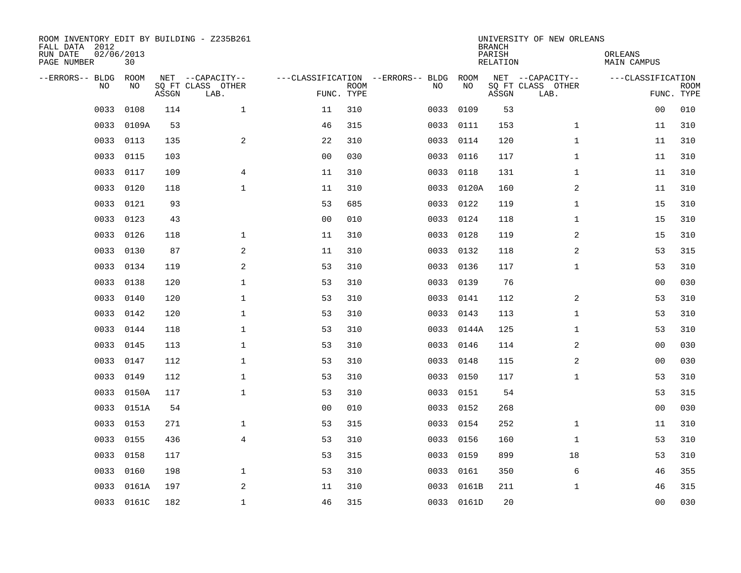ROOM INVENTORY EDIT BY BUILDING - Z235B261
FALL DATA 2012
RUN DATE 02/06/2013
PAGE NUMBER 30

UNIVERSITY OF NEW ORLEANS
BRANCH
PARISH ORLEANS
RELATION MAIN CAMPUS

| --ERRORS-- | BLDG NO | ROOM NO | NET SQ FT ASSGN | --CAPACITY-- CLASS | OTHER LAB. | ---CLASSIFICATION FUNC. | ROOM TYPE | --ERRORS-- | BLDG NO | ROOM NO | NET SQ FT ASSGN | --CAPACITY-- CLASS | OTHER LAB. | ---CLASSIFICATION FUNC. | ROOM TYPE |
|---|---|---|---|---|---|---|---|---|---|---|---|---|---|---|---|
| | 0033 | 0108 | 114 | 1 | | 11 | 310 | | 0033 | 0109 | 53 | | | 00 | 010 |
| | 0033 | 0109A | 53 | | | 46 | 315 | | 0033 | 0111 | 153 | 1 | | 11 | 310 |
| | 0033 | 0113 | 135 | 2 | | 22 | 310 | | 0033 | 0114 | 120 | 1 | | 11 | 310 |
| | 0033 | 0115 | 103 | | | 00 | 030 | | 0033 | 0116 | 117 | 1 | | 11 | 310 |
| | 0033 | 0117 | 109 | 4 | | 11 | 310 | | 0033 | 0118 | 131 | 1 | | 11 | 310 |
| | 0033 | 0120 | 118 | 1 | | 11 | 310 | | 0033 | 0120A | 160 | 2 | | 11 | 310 |
| | 0033 | 0121 | 93 | | | 53 | 685 | | 0033 | 0122 | 119 | 1 | | 15 | 310 |
| | 0033 | 0123 | 43 | | | 00 | 010 | | 0033 | 0124 | 118 | 1 | | 15 | 310 |
| | 0033 | 0126 | 118 | 1 | | 11 | 310 | | 0033 | 0128 | 119 | 2 | | 15 | 310 |
| | 0033 | 0130 | 87 | 2 | | 11 | 310 | | 0033 | 0132 | 118 | 2 | | 53 | 315 |
| | 0033 | 0134 | 119 | 2 | | 53 | 310 | | 0033 | 0136 | 117 | 1 | | 53 | 310 |
| | 0033 | 0138 | 120 | 1 | | 53 | 310 | | 0033 | 0139 | 76 | | | 00 | 030 |
| | 0033 | 0140 | 120 | 1 | | 53 | 310 | | 0033 | 0141 | 112 | 2 | | 53 | 310 |
| | 0033 | 0142 | 120 | 1 | | 53 | 310 | | 0033 | 0143 | 113 | 1 | | 53 | 310 |
| | 0033 | 0144 | 118 | 1 | | 53 | 310 | | 0033 | 0144A | 125 | 1 | | 53 | 310 |
| | 0033 | 0145 | 113 | 1 | | 53 | 310 | | 0033 | 0146 | 114 | 2 | | 00 | 030 |
| | 0033 | 0147 | 112 | 1 | | 53 | 310 | | 0033 | 0148 | 115 | 2 | | 00 | 030 |
| | 0033 | 0149 | 112 | 1 | | 53 | 310 | | 0033 | 0150 | 117 | 1 | | 53 | 310 |
| | 0033 | 0150A | 117 | 1 | | 53 | 310 | | 0033 | 0151 | 54 | | | 53 | 315 |
| | 0033 | 0151A | 54 | | | 00 | 010 | | 0033 | 0152 | 268 | | | 00 | 030 |
| | 0033 | 0153 | 271 | 1 | | 53 | 315 | | 0033 | 0154 | 252 | 1 | | 11 | 310 |
| | 0033 | 0155 | 436 | 4 | | 53 | 310 | | 0033 | 0156 | 160 | 1 | | 53 | 310 |
| | 0033 | 0158 | 117 | | | 53 | 315 | | 0033 | 0159 | 899 | 18 | | 53 | 310 |
| | 0033 | 0160 | 198 | 1 | | 53 | 310 | | 0033 | 0161 | 350 | 6 | | 46 | 355 |
| | 0033 | 0161A | 197 | 2 | | 11 | 310 | | 0033 | 0161B | 211 | 1 | | 46 | 315 |
| | 0033 | 0161C | 182 | 1 | | 46 | 315 | | 0033 | 0161D | 20 | | | 00 | 030 |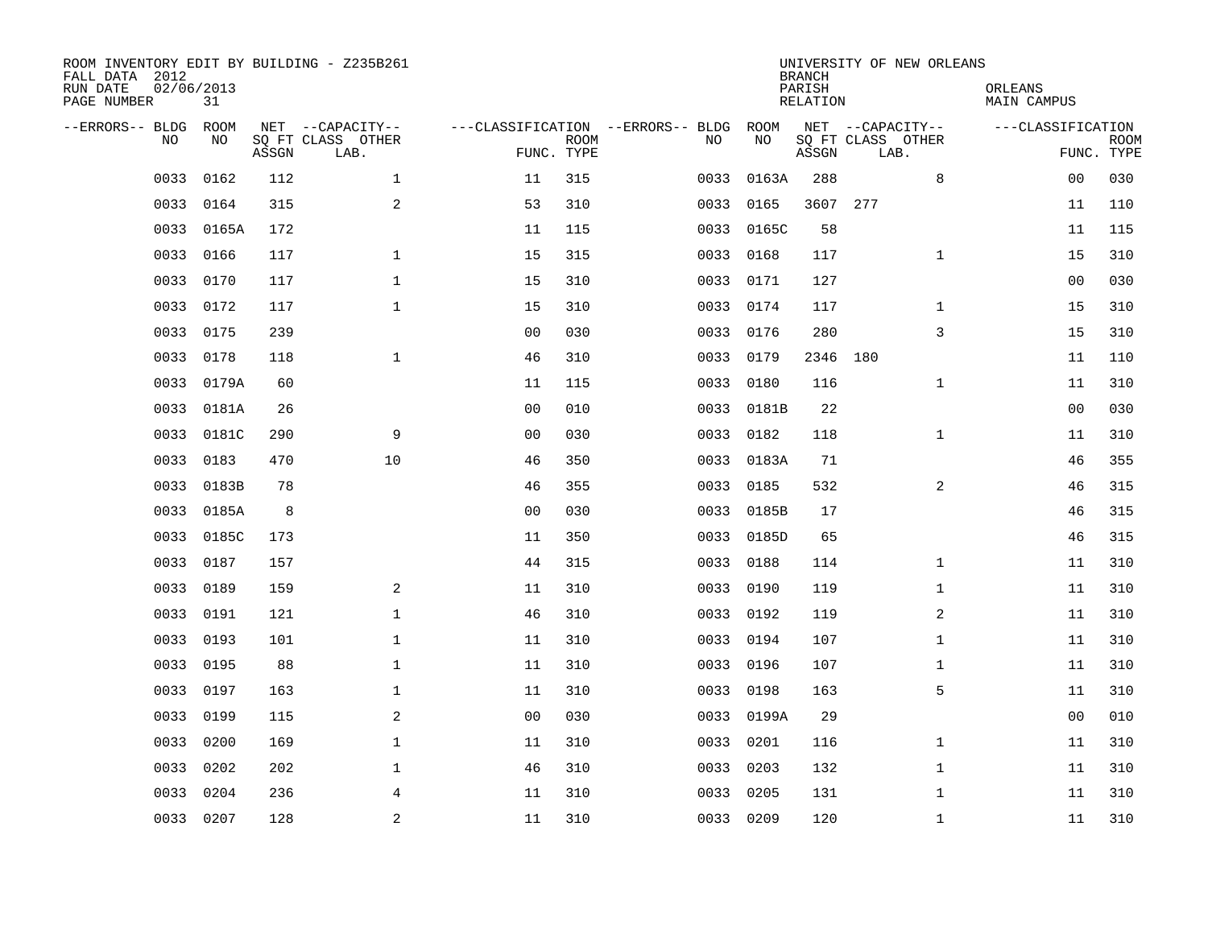ROOM INVENTORY EDIT BY BUILDING - Z235B261
FALL DATA 2012
RUN DATE 02/06/2013
PAGE NUMBER 31

UNIVERSITY OF NEW ORLEANS
BRANCH
PARISH ORLEANS
RELATION MAIN CAMPUS

| --ERRORS-- | BLDG NO | ROOM NO | NET SQ FT ASSGN | CAPACITY CLASS LAB. | CAPACITY OTHER | CLASSIFICATION FUNC. | ROOM TYPE | --ERRORS-- | BLDG NO | ROOM NO | NET SQ FT ASSGN | CAPACITY CLASS LAB. | CAPACITY OTHER | CLASSIFICATION FUNC. | ROOM TYPE |
|---|---|---|---|---|---|---|---|---|---|---|---|---|---|---|---|
| | 0033 | 0162 | 112 | | 1 | 11 | 315 | | 0033 | 0163A | 288 | | 8 | 00 | 030 |
| | 0033 | 0164 | 315 | | 2 | 53 | 310 | | 0033 | 0165 | 3607 | 277 | | 11 | 110 |
| | 0033 | 0165A | 172 | | | 11 | 115 | | 0033 | 0165C | 58 | | | 11 | 115 |
| | 0033 | 0166 | 117 | | 1 | 15 | 315 | | 0033 | 0168 | 117 | | 1 | 15 | 310 |
| | 0033 | 0170 | 117 | | 1 | 15 | 310 | | 0033 | 0171 | 127 | | | 00 | 030 |
| | 0033 | 0172 | 117 | | 1 | 15 | 310 | | 0033 | 0174 | 117 | | 1 | 15 | 310 |
| | 0033 | 0175 | 239 | | | 00 | 030 | | 0033 | 0176 | 280 | | 3 | 15 | 310 |
| | 0033 | 0178 | 118 | | 1 | 46 | 310 | | 0033 | 0179 | 2346 | 180 | | 11 | 110 |
| | 0033 | 0179A | 60 | | | 11 | 115 | | 0033 | 0180 | 116 | | 1 | 11 | 310 |
| | 0033 | 0181A | 26 | | | 00 | 010 | | 0033 | 0181B | 22 | | | 00 | 030 |
| | 0033 | 0181C | 290 | | 9 | 00 | 030 | | 0033 | 0182 | 118 | | 1 | 11 | 310 |
| | 0033 | 0183 | 470 | | 10 | 46 | 350 | | 0033 | 0183A | 71 | | | 46 | 355 |
| | 0033 | 0183B | 78 | | | 46 | 355 | | 0033 | 0185 | 532 | | 2 | 46 | 315 |
| | 0033 | 0185A | 8 | | | 00 | 030 | | 0033 | 0185B | 17 | | | 46 | 315 |
| | 0033 | 0185C | 173 | | | 11 | 350 | | 0033 | 0185D | 65 | | | 46 | 315 |
| | 0033 | 0187 | 157 | | | 44 | 315 | | 0033 | 0188 | 114 | | 1 | 11 | 310 |
| | 0033 | 0189 | 159 | | 2 | 11 | 310 | | 0033 | 0190 | 119 | | 1 | 11 | 310 |
| | 0033 | 0191 | 121 | | 1 | 46 | 310 | | 0033 | 0192 | 119 | | 2 | 11 | 310 |
| | 0033 | 0193 | 101 | | 1 | 11 | 310 | | 0033 | 0194 | 107 | | 1 | 11 | 310 |
| | 0033 | 0195 | 88 | | 1 | 11 | 310 | | 0033 | 0196 | 107 | | 1 | 11 | 310 |
| | 0033 | 0197 | 163 | | 1 | 11 | 310 | | 0033 | 0198 | 163 | | 5 | 11 | 310 |
| | 0033 | 0199 | 115 | | 2 | 00 | 030 | | 0033 | 0199A | 29 | | | 00 | 010 |
| | 0033 | 0200 | 169 | | 1 | 11 | 310 | | 0033 | 0201 | 116 | | 1 | 11 | 310 |
| | 0033 | 0202 | 202 | | 1 | 46 | 310 | | 0033 | 0203 | 132 | | 1 | 11 | 310 |
| | 0033 | 0204 | 236 | | 4 | 11 | 310 | | 0033 | 0205 | 131 | | 1 | 11 | 310 |
| | 0033 | 0207 | 128 | | 2 | 11 | 310 | | 0033 | 0209 | 120 | | 1 | 11 | 310 |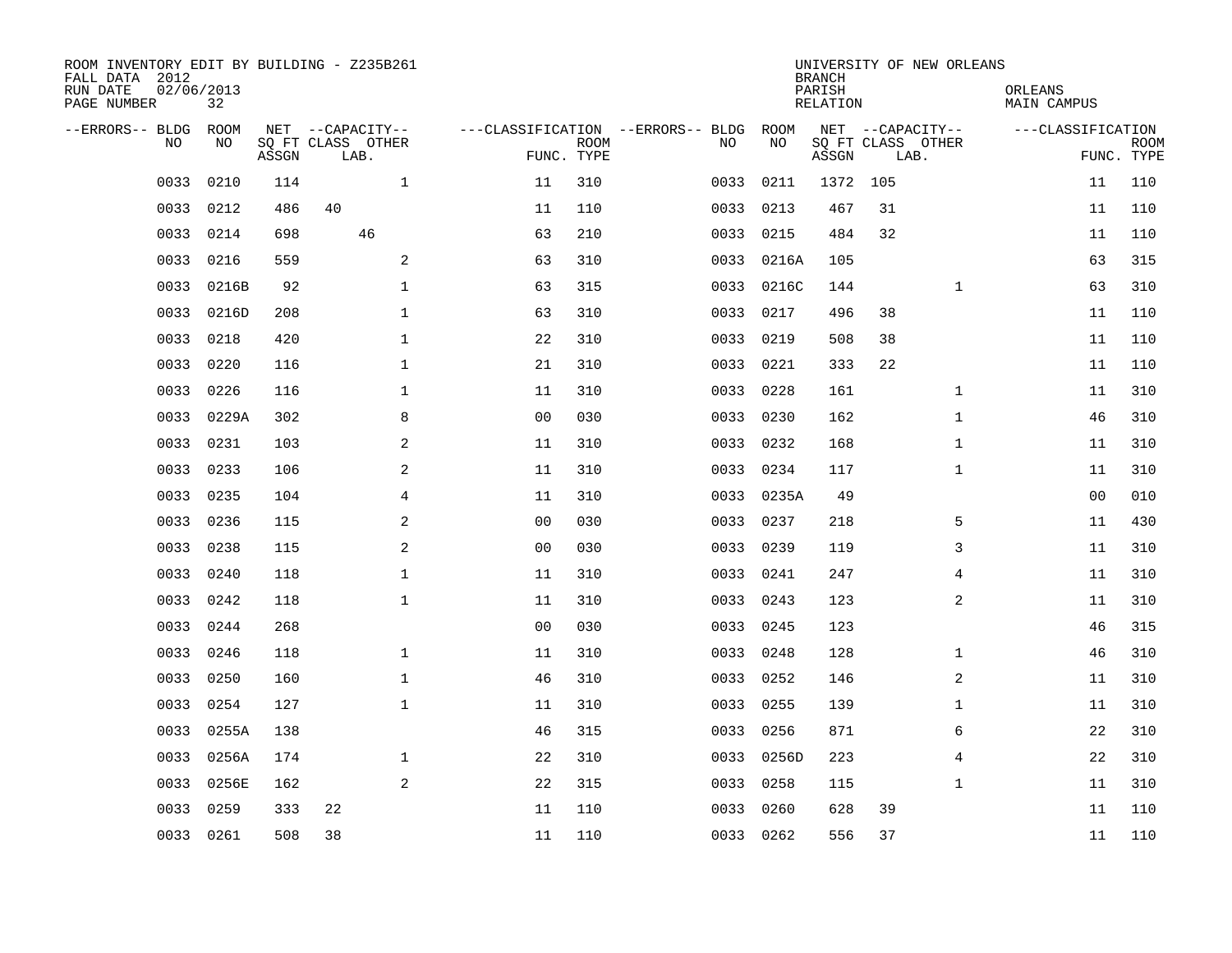ROOM INVENTORY EDIT BY BUILDING - Z235B261
FALL DATA 2012
RUN DATE 02/06/2013
PAGE NUMBER 32

UNIVERSITY OF NEW ORLEANS
BRANCH
PARISH ORLEANS
RELATION MAIN CAMPUS

| --ERRORS-- | BLDG NO | ROOM NO | NET SQ FT ASSGN | CAPACITY CLASS | CAPACITY LAB. | CAPACITY OTHER | CLASSIFICATION FUNC. | ROOM TYPE | --ERRORS-- | BLDG NO | ROOM NO | NET SQ FT ASSGN | CAPACITY CLASS | CAPACITY LAB. | CAPACITY OTHER | CLASSIFICATION FUNC. | ROOM TYPE |
|---|---|---|---|---|---|---|---|---|---|---|---|---|---|---|---|---|---|
| | 0033 | 0210 | 114 | | | 1 | 11 | 310 | | 0033 | 0211 | 1372 | 105 | | | 11 | 110 |
| | 0033 | 0212 | 486 | 40 | | | 11 | 110 | | 0033 | 0213 | 467 | 31 | | | 11 | 110 |
| | 0033 | 0214 | 698 | | 46 | | 63 | 210 | | 0033 | 0215 | 484 | 32 | | | 11 | 110 |
| | 0033 | 0216 | 559 | | | 2 | 63 | 310 | | 0033 | 0216A | 105 | | | | 63 | 315 |
| | 0033 | 0216B | 92 | | | 1 | 63 | 315 | | 0033 | 0216C | 144 | | | 1 | 63 | 310 |
| | 0033 | 0216D | 208 | | | 1 | 63 | 310 | | 0033 | 0217 | 496 | 38 | | | 11 | 110 |
| | 0033 | 0218 | 420 | | | 1 | 22 | 310 | | 0033 | 0219 | 508 | 38 | | | 11 | 110 |
| | 0033 | 0220 | 116 | | | 1 | 21 | 310 | | 0033 | 0221 | 333 | 22 | | | 11 | 110 |
| | 0033 | 0226 | 116 | | | 1 | 11 | 310 | | 0033 | 0228 | 161 | | | 1 | 11 | 310 |
| | 0033 | 0229A | 302 | | | 8 | 00 | 030 | | 0033 | 0230 | 162 | | | 1 | 46 | 310 |
| | 0033 | 0231 | 103 | | | 2 | 11 | 310 | | 0033 | 0232 | 168 | | | 1 | 11 | 310 |
| | 0033 | 0233 | 106 | | | 2 | 11 | 310 | | 0033 | 0234 | 117 | | | 1 | 11 | 310 |
| | 0033 | 0235 | 104 | | | 4 | 11 | 310 | | 0033 | 0235A | 49 | | | | 00 | 010 |
| | 0033 | 0236 | 115 | | | 2 | 00 | 030 | | 0033 | 0237 | 218 | | | 5 | 11 | 430 |
| | 0033 | 0238 | 115 | | | 2 | 00 | 030 | | 0033 | 0239 | 119 | | | 3 | 11 | 310 |
| | 0033 | 0240 | 118 | | | 1 | 11 | 310 | | 0033 | 0241 | 247 | | | 4 | 11 | 310 |
| | 0033 | 0242 | 118 | | | 1 | 11 | 310 | | 0033 | 0243 | 123 | | | 2 | 11 | 310 |
| | 0033 | 0244 | 268 | | | | 00 | 030 | | 0033 | 0245 | 123 | | | | 46 | 315 |
| | 0033 | 0246 | 118 | | | 1 | 11 | 310 | | 0033 | 0248 | 128 | | | 1 | 46 | 310 |
| | 0033 | 0250 | 160 | | | 1 | 46 | 310 | | 0033 | 0252 | 146 | | | 2 | 11 | 310 |
| | 0033 | 0254 | 127 | | | 1 | 11 | 310 | | 0033 | 0255 | 139 | | | 1 | 11 | 310 |
| | 0033 | 0255A | 138 | | | | 46 | 315 | | 0033 | 0256 | 871 | | | 6 | 22 | 310 |
| | 0033 | 0256A | 174 | | | 1 | 22 | 310 | | 0033 | 0256D | 223 | | | 4 | 22 | 310 |
| | 0033 | 0256E | 162 | | | 2 | 22 | 315 | | 0033 | 0258 | 115 | | | 1 | 11 | 310 |
| | 0033 | 0259 | 333 | 22 | | | 11 | 110 | | 0033 | 0260 | 628 | 39 | | | 11 | 110 |
| | 0033 | 0261 | 508 | 38 | | | 11 | 110 | | 0033 | 0262 | 556 | 37 | | | 11 | 110 |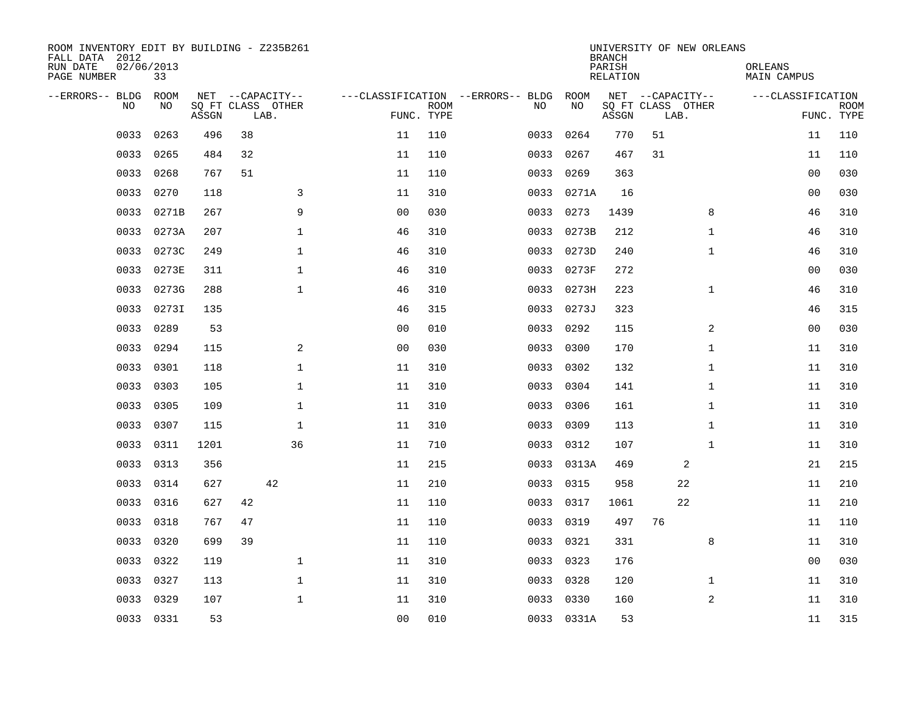ROOM INVENTORY EDIT BY BUILDING - Z235B261
FALL DATA 2012
RUN DATE 02/06/2013
PAGE NUMBER 33

UNIVERSITY OF NEW ORLEANS
BRANCH
PARISH ORLEANS
RELATION MAIN CAMPUS

| --ERRORS-- | BLDG NO | ROOM NO | NET SQ FT ASSGN | CAPACITY CLASS LAB. | CAPACITY OTHER | CLASSIFICATION FUNC. | ROOM TYPE | --ERRORS-- | BLDG NO | ROOM NO | NET SQ FT ASSGN | CAPACITY CLASS LAB. | CAPACITY OTHER | CLASSIFICATION FUNC. | ROOM TYPE |
|---|---|---|---|---|---|---|---|---|---|---|---|---|---|---|---|
| | 0033 | 0263 | 496 | 38 | | 11 | 110 | | 0033 | 0264 | 770 | 51 | | 11 | 110 |
| | 0033 | 0265 | 484 | 32 | | 11 | 110 | | 0033 | 0267 | 467 | 31 | | 11 | 110 |
| | 0033 | 0268 | 767 | 51 | | 11 | 110 | | 0033 | 0269 | 363 | | | 00 | 030 |
| | 0033 | 0270 | 118 | | 3 | 11 | 310 | | 0033 | 0271A | 16 | | | 00 | 030 |
| | 0033 | 0271B | 267 | | 9 | 00 | 030 | | 0033 | 0273 | 1439 | | 8 | 46 | 310 |
| | 0033 | 0273A | 207 | | 1 | 46 | 310 | | 0033 | 0273B | 212 | | 1 | 46 | 310 |
| | 0033 | 0273C | 249 | | 1 | 46 | 310 | | 0033 | 0273D | 240 | | 1 | 46 | 310 |
| | 0033 | 0273E | 311 | | 1 | 46 | 310 | | 0033 | 0273F | 272 | | | 00 | 030 |
| | 0033 | 0273G | 288 | | 1 | 46 | 310 | | 0033 | 0273H | 223 | | 1 | 46 | 310 |
| | 0033 | 0273I | 135 | | | 46 | 315 | | 0033 | 0273J | 323 | | | 46 | 315 |
| | 0033 | 0289 | 53 | | | 00 | 010 | | 0033 | 0292 | 115 | | 2 | 00 | 030 |
| | 0033 | 0294 | 115 | | 2 | 00 | 030 | | 0033 | 0300 | 170 | | 1 | 11 | 310 |
| | 0033 | 0301 | 118 | | 1 | 11 | 310 | | 0033 | 0302 | 132 | | 1 | 11 | 310 |
| | 0033 | 0303 | 105 | | 1 | 11 | 310 | | 0033 | 0304 | 141 | | 1 | 11 | 310 |
| | 0033 | 0305 | 109 | | 1 | 11 | 310 | | 0033 | 0306 | 161 | | 1 | 11 | 310 |
| | 0033 | 0307 | 115 | | 1 | 11 | 310 | | 0033 | 0309 | 113 | | 1 | 11 | 310 |
| | 0033 | 0311 | 1201 | | 36 | 11 | 710 | | 0033 | 0312 | 107 | | 1 | 11 | 310 |
| | 0033 | 0313 | 356 | | | 11 | 215 | | 0033 | 0313A | 469 | 2 | | 21 | 215 |
| | 0033 | 0314 | 627 | 42 | | 11 | 210 | | 0033 | 0315 | 958 | 22 | | 11 | 210 |
| | 0033 | 0316 | 627 | 42 | | 11 | 110 | | 0033 | 0317 | 1061 | 22 | | 11 | 210 |
| | 0033 | 0318 | 767 | 47 | | 11 | 110 | | 0033 | 0319 | 497 | 76 | | 11 | 110 |
| | 0033 | 0320 | 699 | 39 | | 11 | 110 | | 0033 | 0321 | 331 | | 8 | 11 | 310 |
| | 0033 | 0322 | 119 | | 1 | 11 | 310 | | 0033 | 0323 | 176 | | | 00 | 030 |
| | 0033 | 0327 | 113 | | 1 | 11 | 310 | | 0033 | 0328 | 120 | | 1 | 11 | 310 |
| | 0033 | 0329 | 107 | | 1 | 11 | 310 | | 0033 | 0330 | 160 | | 2 | 11 | 310 |
| | 0033 | 0331 | 53 | | | 00 | 010 | | 0033 | 0331A | 53 | | | 11 | 315 |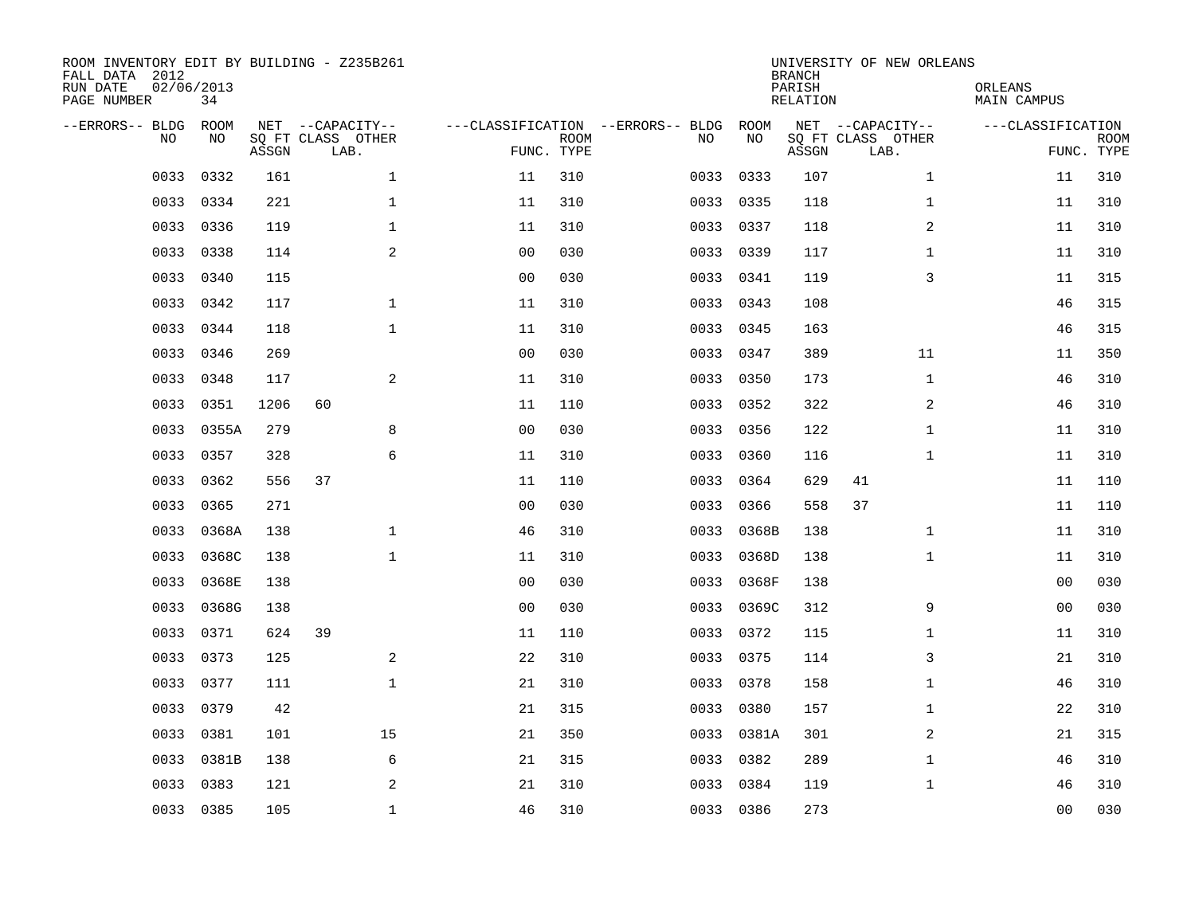ROOM INVENTORY EDIT BY BUILDING - Z235B261
FALL DATA 2012
RUN DATE 02/06/2013
PAGE NUMBER 34

UNIVERSITY OF NEW ORLEANS
BRANCH
PARISH ORLEANS
RELATION MAIN CAMPUS

| --ERRORS-- | BLDG NO | ROOM NO | NET SQ FT ASSGN | CAPACITY CLASS | CAPACITY OTHER LAB. | CLASSIFICATION FUNC. | ROOM TYPE | --ERRORS-- | BLDG NO | ROOM NO | NET SQ FT ASSGN | CAPACITY CLASS | CAPACITY OTHER LAB. | CLASSIFICATION FUNC. | ROOM TYPE |
|---|---|---|---|---|---|---|---|---|---|---|---|---|---|---|---|
| | 0033 | 0332 | 161 | | 1 | 11 | 310 | | 0033 | 0333 | 107 | | 1 | 11 | 310 |
| | 0033 | 0334 | 221 | | 1 | 11 | 310 | | 0033 | 0335 | 118 | | 1 | 11 | 310 |
| | 0033 | 0336 | 119 | | 1 | 11 | 310 | | 0033 | 0337 | 118 | | 2 | 11 | 310 |
| | 0033 | 0338 | 114 | | 2 | 00 | 030 | | 0033 | 0339 | 117 | | 1 | 11 | 310 |
| | 0033 | 0340 | 115 | | | 00 | 030 | | 0033 | 0341 | 119 | | 3 | 11 | 315 |
| | 0033 | 0342 | 117 | | 1 | 11 | 310 | | 0033 | 0343 | 108 | | | 46 | 315 |
| | 0033 | 0344 | 118 | | 1 | 11 | 310 | | 0033 | 0345 | 163 | | | 46 | 315 |
| | 0033 | 0346 | 269 | | | 00 | 030 | | 0033 | 0347 | 389 | | 11 | 11 | 350 |
| | 0033 | 0348 | 117 | | 2 | 11 | 310 | | 0033 | 0350 | 173 | | 1 | 46 | 310 |
| | 0033 | 0351 | 1206 | 60 | | 11 | 110 | | 0033 | 0352 | 322 | | 2 | 46 | 310 |
| | 0033 | 0355A | 279 | | 8 | 00 | 030 | | 0033 | 0356 | 122 | | 1 | 11 | 310 |
| | 0033 | 0357 | 328 | | 6 | 11 | 310 | | 0033 | 0360 | 116 | | 1 | 11 | 310 |
| | 0033 | 0362 | 556 | 37 | | 11 | 110 | | 0033 | 0364 | 629 | 41 | | 11 | 110 |
| | 0033 | 0365 | 271 | | | 00 | 030 | | 0033 | 0366 | 558 | 37 | | 11 | 110 |
| | 0033 | 0368A | 138 | | 1 | 46 | 310 | | 0033 | 0368B | 138 | | 1 | 11 | 310 |
| | 0033 | 0368C | 138 | | 1 | 11 | 310 | | 0033 | 0368D | 138 | | 1 | 11 | 310 |
| | 0033 | 0368E | 138 | | | 00 | 030 | | 0033 | 0368F | 138 | | | 00 | 030 |
| | 0033 | 0368G | 138 | | | 00 | 030 | | 0033 | 0369C | 312 | | 9 | 00 | 030 |
| | 0033 | 0371 | 624 | 39 | | 11 | 110 | | 0033 | 0372 | 115 | | 1 | 11 | 310 |
| | 0033 | 0373 | 125 | | 2 | 22 | 310 | | 0033 | 0375 | 114 | | 3 | 21 | 310 |
| | 0033 | 0377 | 111 | | 1 | 21 | 310 | | 0033 | 0378 | 158 | | 1 | 46 | 310 |
| | 0033 | 0379 | 42 | | | 21 | 315 | | 0033 | 0380 | 157 | | 1 | 22 | 310 |
| | 0033 | 0381 | 101 | | 15 | 21 | 350 | | 0033 | 0381A | 301 | | 2 | 21 | 315 |
| | 0033 | 0381B | 138 | | 6 | 21 | 315 | | 0033 | 0382 | 289 | | 1 | 46 | 310 |
| | 0033 | 0383 | 121 | | 2 | 21 | 310 | | 0033 | 0384 | 119 | | 1 | 46 | 310 |
| | 0033 | 0385 | 105 | | 1 | 46 | 310 | | 0033 | 0386 | 273 | | | 00 | 030 |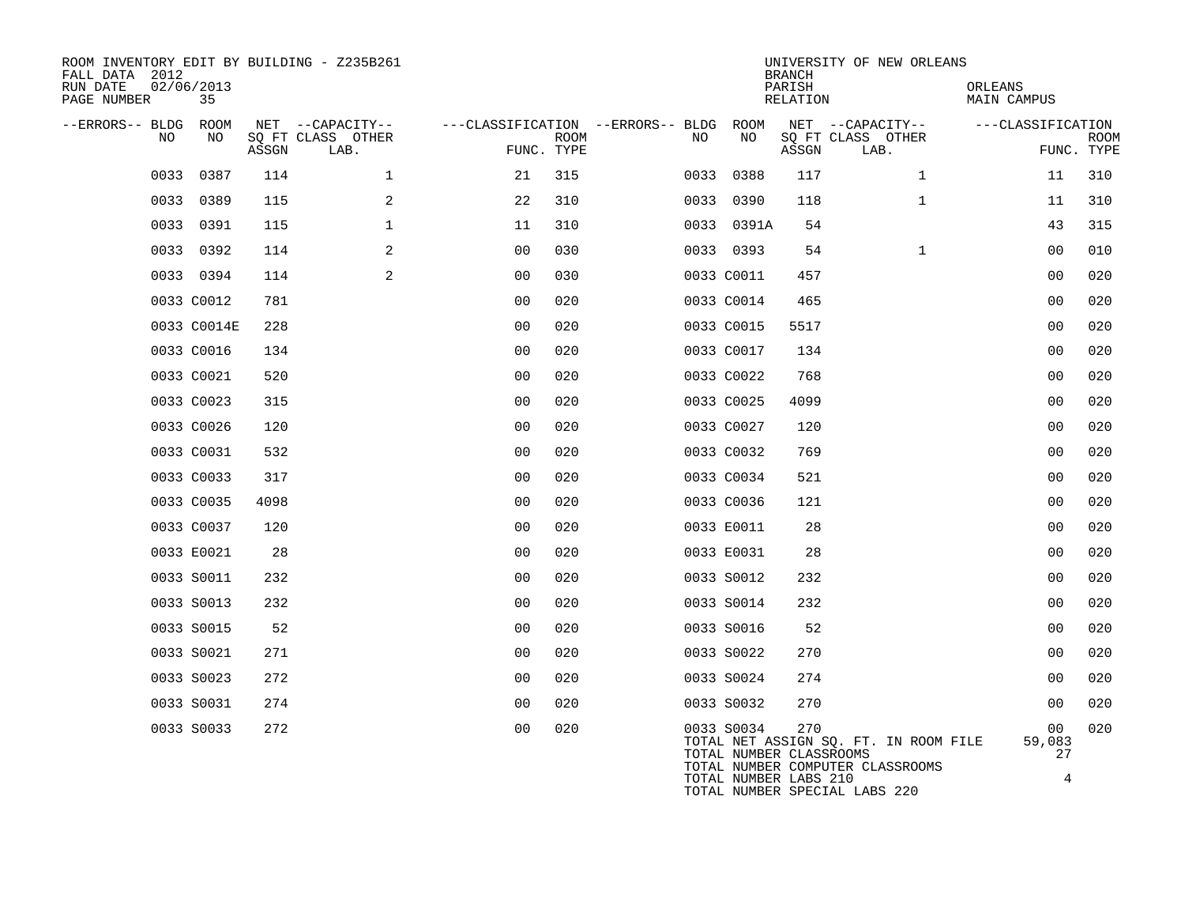ROOM INVENTORY EDIT BY BUILDING - Z235B261
FALL DATA 2012
RUN DATE 02/06/2013
PAGE NUMBER 35

UNIVERSITY OF NEW ORLEANS
BRANCH
PARISH ORLEANS
RELATION MAIN CAMPUS

| --ERRORS-- | BLDG NO | ROOM NO | NET SQ FT ASSGN | --CAPACITY-- CLASS | LAB. | OTHER | ---CLASSIFICATION FUNC. | ROOM TYPE | --ERRORS-- | BLDG NO | ROOM NO | NET SQ FT ASSGN | --CAPACITY-- CLASS | LAB. | OTHER | ---CLASSIFICATION FUNC. | ROOM TYPE |
|---|---|---|---|---|---|---|---|---|---|---|---|---|---|---|---|---|---|
| | 0033 | 0387 | 114 | | | 1 | 21 | 315 | | 0033 | 0388 | 117 | | | 1 | 11 | 310 |
| | 0033 | 0389 | 115 | | | 2 | 22 | 310 | | 0033 | 0390 | 118 | | | 1 | 11 | 310 |
| | 0033 | 0391 | 115 | | | 1 | 11 | 310 | | 0033 | 0391A | 54 | | | | 43 | 315 |
| | 0033 | 0392 | 114 | | | 2 | 00 | 030 | | 0033 | 0393 | 54 | | | 1 | 00 | 010 |
| | 0033 | 0394 | 114 | | | 2 | 00 | 030 | | 0033 | C0011 | 457 | | | | 00 | 020 |
| | 0033 | C0012 | 781 | | | | 00 | 020 | | 0033 | C0014 | 465 | | | | 00 | 020 |
| | 0033 | C0014E | 228 | | | | 00 | 020 | | 0033 | C0015 | 5517 | | | | 00 | 020 |
| | 0033 | C0016 | 134 | | | | 00 | 020 | | 0033 | C0017 | 134 | | | | 00 | 020 |
| | 0033 | C0021 | 520 | | | | 00 | 020 | | 0033 | C0022 | 768 | | | | 00 | 020 |
| | 0033 | C0023 | 315 | | | | 00 | 020 | | 0033 | C0025 | 4099 | | | | 00 | 020 |
| | 0033 | C0026 | 120 | | | | 00 | 020 | | 0033 | C0027 | 120 | | | | 00 | 020 |
| | 0033 | C0031 | 532 | | | | 00 | 020 | | 0033 | C0032 | 769 | | | | 00 | 020 |
| | 0033 | C0033 | 317 | | | | 00 | 020 | | 0033 | C0034 | 521 | | | | 00 | 020 |
| | 0033 | C0035 | 4098 | | | | 00 | 020 | | 0033 | C0036 | 121 | | | | 00 | 020 |
| | 0033 | C0037 | 120 | | | | 00 | 020 | | 0033 | E0011 | 28 | | | | 00 | 020 |
| | 0033 | E0021 | 28 | | | | 00 | 020 | | 0033 | E0031 | 28 | | | | 00 | 020 |
| | 0033 | S0011 | 232 | | | | 00 | 020 | | 0033 | S0012 | 232 | | | | 00 | 020 |
| | 0033 | S0013 | 232 | | | | 00 | 020 | | 0033 | S0014 | 232 | | | | 00 | 020 |
| | 0033 | S0015 | 52 | | | | 00 | 020 | | 0033 | S0016 | 52 | | | | 00 | 020 |
| | 0033 | S0021 | 271 | | | | 00 | 020 | | 0033 | S0022 | 270 | | | | 00 | 020 |
| | 0033 | S0023 | 272 | | | | 00 | 020 | | 0033 | S0024 | 274 | | | | 00 | 020 |
| | 0033 | S0031 | 274 | | | | 00 | 020 | | 0033 | S0032 | 270 | | | | 00 | 020 |
| | 0033 | S0033 | 272 | | | | 00 | 020 | | 0033 | S0034 | 270 | | | | 00 | 020 |

| | |
|---|---|
| TOTAL NET ASSIGN SQ. FT. IN ROOM FILE | 59,083 |
| TOTAL NUMBER CLASSROOMS | 27 |
| TOTAL NUMBER COMPUTER CLASSROOMS | |
| TOTAL NUMBER LABS 210 | 4 |
| TOTAL NUMBER SPECIAL LABS 220 | |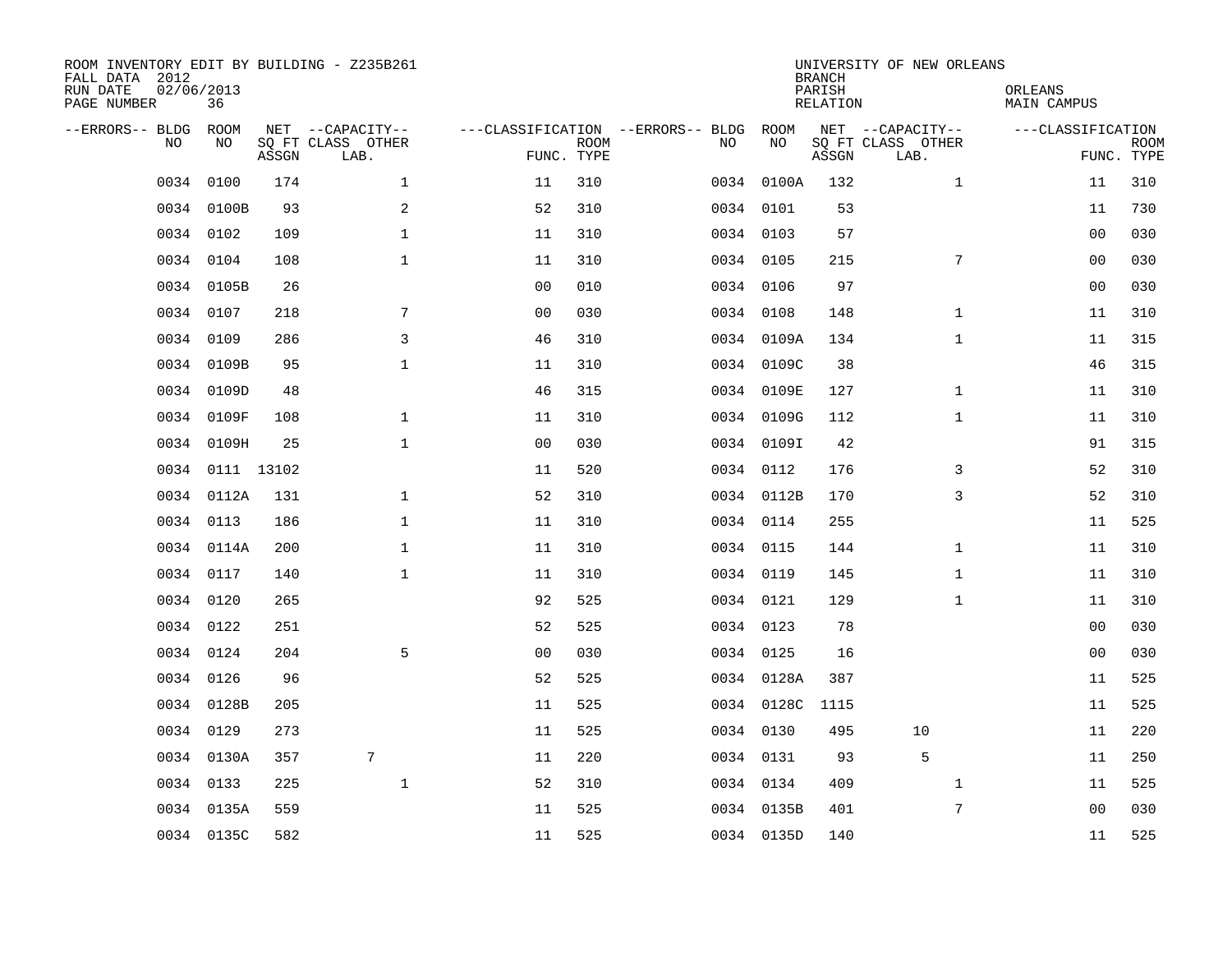ROOM INVENTORY EDIT BY BUILDING - Z235B261
FALL DATA 2012
RUN DATE 02/06/2013
PAGE NUMBER 36

UNIVERSITY OF NEW ORLEANS
BRANCH
PARISH ORLEANS
RELATION MAIN CAMPUS

| --ERRORS-- | BLDG NO | ROOM NO | NET SQ FT ASSGN | --CAPACITY-- CLASS LAB. | OTHER | ---CLASSIFICATION FUNC. | ROOM TYPE | --ERRORS-- | BLDG NO | ROOM NO | NET SQ FT ASSGN | --CAPACITY-- CLASS LAB. | OTHER | ---CLASSIFICATION FUNC. | ROOM TYPE |
|---|---|---|---|---|---|---|---|---|---|---|---|---|---|---|---|
| | 0034 | 0100 | 174 | | 1 | 11 | 310 | | 0034 | 0100A | 132 | | 1 | 11 | 310 |
| | 0034 | 0100B | 93 | | 2 | 52 | 310 | | 0034 | 0101 | 53 | | | 11 | 730 |
| | 0034 | 0102 | 109 | | 1 | 11 | 310 | | 0034 | 0103 | 57 | | | 00 | 030 |
| | 0034 | 0104 | 108 | | 1 | 11 | 310 | | 0034 | 0105 | 215 | | 7 | 00 | 030 |
| | 0034 | 0105B | 26 | | | 00 | 010 | | 0034 | 0106 | 97 | | | 00 | 030 |
| | 0034 | 0107 | 218 | | 7 | 00 | 030 | | 0034 | 0108 | 148 | | 1 | 11 | 310 |
| | 0034 | 0109 | 286 | | 3 | 46 | 310 | | 0034 | 0109A | 134 | | 1 | 11 | 315 |
| | 0034 | 0109B | 95 | | 1 | 11 | 310 | | 0034 | 0109C | 38 | | | 46 | 315 |
| | 0034 | 0109D | 48 | | | 46 | 315 | | 0034 | 0109E | 127 | | 1 | 11 | 310 |
| | 0034 | 0109F | 108 | | 1 | 11 | 310 | | 0034 | 0109G | 112 | | 1 | 11 | 310 |
| | 0034 | 0109H | 25 | | 1 | 00 | 030 | | 0034 | 0109I | 42 | | | 91 | 315 |
| | 0034 | 0111 | 13102 | | | 11 | 520 | | 0034 | 0112 | 176 | | 3 | 52 | 310 |
| | 0034 | 0112A | 131 | | 1 | 52 | 310 | | 0034 | 0112B | 170 | | 3 | 52 | 310 |
| | 0034 | 0113 | 186 | | 1 | 11 | 310 | | 0034 | 0114 | 255 | | | 11 | 525 |
| | 0034 | 0114A | 200 | | 1 | 11 | 310 | | 0034 | 0115 | 144 | | 1 | 11 | 310 |
| | 0034 | 0117 | 140 | | 1 | 11 | 310 | | 0034 | 0119 | 145 | | 1 | 11 | 310 |
| | 0034 | 0120 | 265 | | | 92 | 525 | | 0034 | 0121 | 129 | | 1 | 11 | 310 |
| | 0034 | 0122 | 251 | | | 52 | 525 | | 0034 | 0123 | 78 | | | 00 | 030 |
| | 0034 | 0124 | 204 | | 5 | 00 | 030 | | 0034 | 0125 | 16 | | | 00 | 030 |
| | 0034 | 0126 | 96 | | | 52 | 525 | | 0034 | 0128A | 387 | | | 11 | 525 |
| | 0034 | 0128B | 205 | | | 11 | 525 | | 0034 | 0128C | 1115 | | | 11 | 525 |
| | 0034 | 0129 | 273 | | | 11 | 525 | | 0034 | 0130 | 495 | 10 | | 11 | 220 |
| | 0034 | 0130A | 357 | 7 | | 11 | 220 | | 0034 | 0131 | 93 | 5 | | 11 | 250 |
| | 0034 | 0133 | 225 | | 1 | 52 | 310 | | 0034 | 0134 | 409 | | 1 | 11 | 525 |
| | 0034 | 0135A | 559 | | | 11 | 525 | | 0034 | 0135B | 401 | | 7 | 00 | 030 |
| | 0034 | 0135C | 582 | | | 11 | 525 | | 0034 | 0135D | 140 | | | 11 | 525 |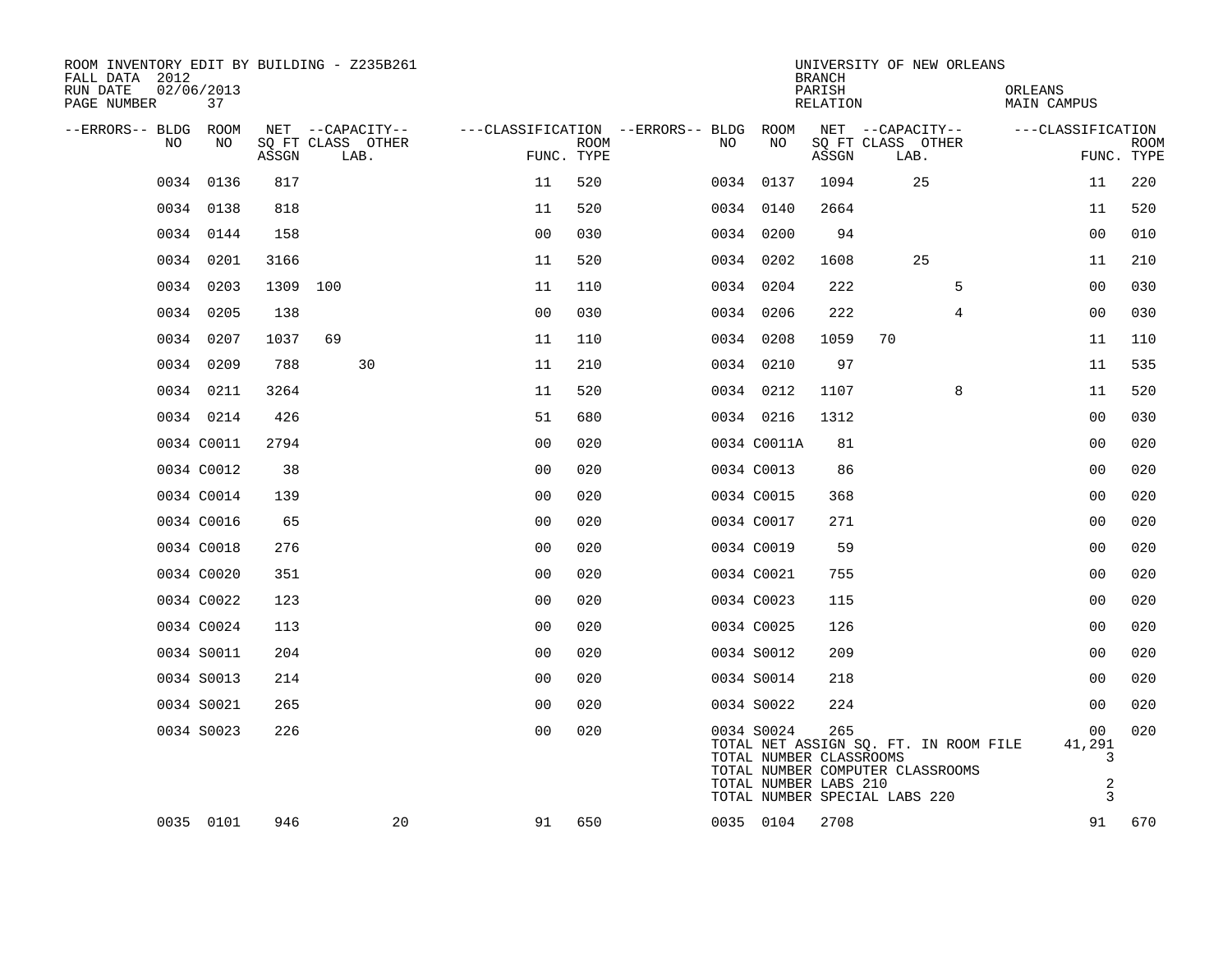ROOM INVENTORY EDIT BY BUILDING - Z235B261
FALL DATA 2012
RUN DATE 02/06/2013
PAGE NUMBER 37

UNIVERSITY OF NEW ORLEANS
BRANCH
PARISH ORLEANS
RELATION MAIN CAMPUS

| --ERRORS-- | BLDG NO | ROOM NO | NET SQ FT ASSGN | CAPACITY CLASS | CAPACITY LAB. | CAPACITY OTHER | FUNC. | ROOM TYPE | --ERRORS-- | BLDG NO | ROOM NO | NET SQ FT ASSGN | CAPACITY CLASS | CAPACITY LAB. | CAPACITY OTHER | FUNC. | ROOM TYPE |
|---|---|---|---|---|---|---|---|---|---|---|---|---|---|---|---|---|---|
| | 0034 | 0136 | 817 | | | | 11 | 520 | | 0034 | 0137 | 1094 | | 25 | | 11 | 220 |
| | 0034 | 0138 | 818 | | | | 11 | 520 | | 0034 | 0140 | 2664 | | | | 11 | 520 |
| | 0034 | 0144 | 158 | | | | 00 | 030 | | 0034 | 0200 | 94 | | | | 00 | 010 |
| | 0034 | 0201 | 3166 | | | | 11 | 520 | | 0034 | 0202 | 1608 | | 25 | | 11 | 210 |
| | 0034 | 0203 | 1309 | 100 | | | 11 | 110 | | 0034 | 0204 | 222 | | | 5 | 00 | 030 |
| | 0034 | 0205 | 138 | | | | 00 | 030 | | 0034 | 0206 | 222 | | | 4 | 00 | 030 |
| | 0034 | 0207 | 1037 | 69 | | | 11 | 110 | | 0034 | 0208 | 1059 | 70 | | | 11 | 110 |
| | 0034 | 0209 | 788 | | 30 | | 11 | 210 | | 0034 | 0210 | 97 | | | | 11 | 535 |
| | 0034 | 0211 | 3264 | | | | 11 | 520 | | 0034 | 0212 | 1107 | | | 8 | 11 | 520 |
| | 0034 | 0214 | 426 | | | | 51 | 680 | | 0034 | 0216 | 1312 | | | | 00 | 030 |
| | 0034 | C0011 | 2794 | | | | 00 | 020 | | 0034 | C0011A | 81 | | | | 00 | 020 |
| | 0034 | C0012 | 38 | | | | 00 | 020 | | 0034 | C0013 | 86 | | | | 00 | 020 |
| | 0034 | C0014 | 139 | | | | 00 | 020 | | 0034 | C0015 | 368 | | | | 00 | 020 |
| | 0034 | C0016 | 65 | | | | 00 | 020 | | 0034 | C0017 | 271 | | | | 00 | 020 |
| | 0034 | C0018 | 276 | | | | 00 | 020 | | 0034 | C0019 | 59 | | | | 00 | 020 |
| | 0034 | C0020 | 351 | | | | 00 | 020 | | 0034 | C0021 | 755 | | | | 00 | 020 |
| | 0034 | C0022 | 123 | | | | 00 | 020 | | 0034 | C0023 | 115 | | | | 00 | 020 |
| | 0034 | C0024 | 113 | | | | 00 | 020 | | 0034 | C0025 | 126 | | | | 00 | 020 |
| | 0034 | S0011 | 204 | | | | 00 | 020 | | 0034 | S0012 | 209 | | | | 00 | 020 |
| | 0034 | S0013 | 214 | | | | 00 | 020 | | 0034 | S0014 | 218 | | | | 00 | 020 |
| | 0034 | S0021 | 265 | | | | 00 | 020 | | 0034 | S0022 | 224 | | | | 00 | 020 |
| | 0034 | S0023 | 226 | | | | 00 | 020 | | 0034 | S0024 | 265 | | | | 00 | 020 |
| | 0035 | 0101 | 946 | | | 20 | 91 | 650 | | 0035 | 0104 | 2708 | | | | 91 | 670 |

| Building 0034 Totals | |
|---|---|
| TOTAL NET ASSIGN SQ. FT. IN ROOM FILE | 41,291 |
| TOTAL NUMBER CLASSROOMS | 3 |
| TOTAL NUMBER COMPUTER CLASSROOMS | |
| TOTAL NUMBER LABS 210 | 2 |
| TOTAL NUMBER SPECIAL LABS 220 | 3 |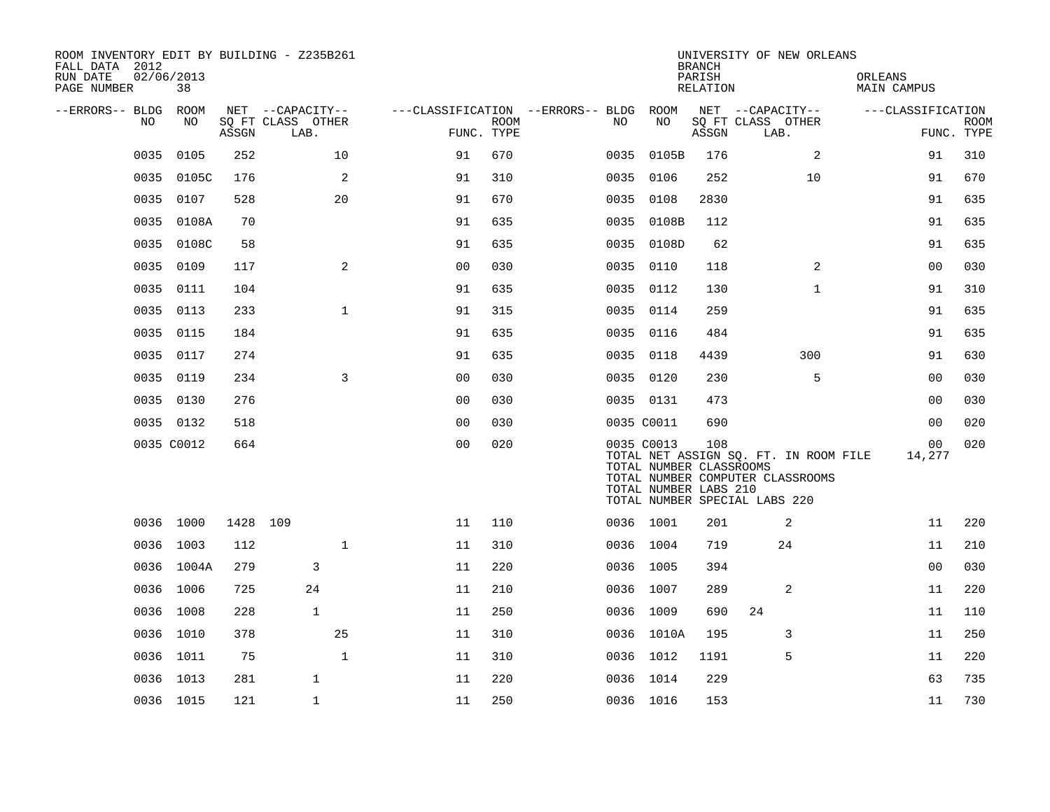ROOM INVENTORY EDIT BY BUILDING - Z235B261
FALL DATA 2012
RUN DATE 02/06/2013
PAGE NUMBER 38

UNIVERSITY OF NEW ORLEANS
BRANCH
PARISH ORLEANS
RELATION MAIN CAMPUS

| --ERRORS-- | BLDG NO | ROOM NO | NET SQ FT ASSGN | --CAPACITY-- CLASS LAB. | OTHER | ---CLASSIFICATION FUNC. | ROOM TYPE | --ERRORS-- | BLDG NO | ROOM NO | NET SQ FT ASSGN | --CAPACITY-- CLASS LAB. | OTHER | ---CLASSIFICATION FUNC. | ROOM TYPE |
|---|---|---|---|---|---|---|---|---|---|---|---|---|---|---|---|
| | 0035 | 0105 | 252 | | 10 | 91 | 670 | | 0035 | 0105B | 176 | | 2 | 91 | 310 |
| | 0035 | 0105C | 176 | | 2 | 91 | 310 | | 0035 | 0106 | 252 | | 10 | 91 | 670 |
| | 0035 | 0107 | 528 | | 20 | 91 | 670 | | 0035 | 0108 | 2830 | | | 91 | 635 |
| | 0035 | 0108A | 70 | | | 91 | 635 | | 0035 | 0108B | 112 | | | 91 | 635 |
| | 0035 | 0108C | 58 | | | 91 | 635 | | 0035 | 0108D | 62 | | | 91 | 635 |
| | 0035 | 0109 | 117 | | 2 | 00 | 030 | | 0035 | 0110 | 118 | | 2 | 00 | 030 |
| | 0035 | 0111 | 104 | | | 91 | 635 | | 0035 | 0112 | 130 | | 1 | 91 | 310 |
| | 0035 | 0113 | 233 | | 1 | 91 | 315 | | 0035 | 0114 | 259 | | | 91 | 635 |
| | 0035 | 0115 | 184 | | | 91 | 635 | | 0035 | 0116 | 484 | | | 91 | 635 |
| | 0035 | 0117 | 274 | | | 91 | 635 | | 0035 | 0118 | 4439 | | 300 | 91 | 630 |
| | 0035 | 0119 | 234 | | 3 | 00 | 030 | | 0035 | 0120 | 230 | | 5 | 00 | 030 |
| | 0035 | 0130 | 276 | | | 00 | 030 | | 0035 | 0131 | 473 | | | 00 | 030 |
| | 0035 | 0132 | 518 | | | 00 | 030 | | 0035 | C0011 | 690 | | | 00 | 020 |
| | 0035 | C0012 | 664 | | | 00 | 020 | | 0035 | C0013 | 108 | | | 00 | 020 |
| | | | | | | | | | TOTAL NET ASSIGN SQ. FT. IN ROOM FILE | | | | | 14,277 | |
| | | | | | | | | | TOTAL NUMBER CLASSROOMS | | | | | | |
| | | | | | | | | | TOTAL NUMBER COMPUTER CLASSROOMS | | | | | | |
| | | | | | | | | | TOTAL NUMBER LABS 210 | | | | | | |
| | | | | | | | | | TOTAL NUMBER SPECIAL LABS 220 | | | | | | |
| | 0036 | 1000 | 1428 | 109 | | 11 | 110 | | 0036 | 1001 | 201 | 2 | | 11 | 220 |
| | 0036 | 1003 | 112 | | 1 | 11 | 310 | | 0036 | 1004 | 719 | 24 | | 11 | 210 |
| | 0036 | 1004A | 279 | 3 | | 11 | 220 | | 0036 | 1005 | 394 | | | 00 | 030 |
| | 0036 | 1006 | 725 | 24 | | 11 | 210 | | 0036 | 1007 | 289 | 2 | | 11 | 220 |
| | 0036 | 1008 | 228 | 1 | | 11 | 250 | | 0036 | 1009 | 690 | 24 | | 11 | 110 |
| | 0036 | 1010 | 378 | | 25 | 11 | 310 | | 0036 | 1010A | 195 | 3 | | 11 | 250 |
| | 0036 | 1011 | 75 | | 1 | 11 | 310 | | 0036 | 1012 | 1191 | 5 | | 11 | 220 |
| | 0036 | 1013 | 281 | 1 | | 11 | 220 | | 0036 | 1014 | 229 | | | 63 | 735 |
| | 0036 | 1015 | 121 | 1 | | 11 | 250 | | 0036 | 1016 | 153 | | | 11 | 730 |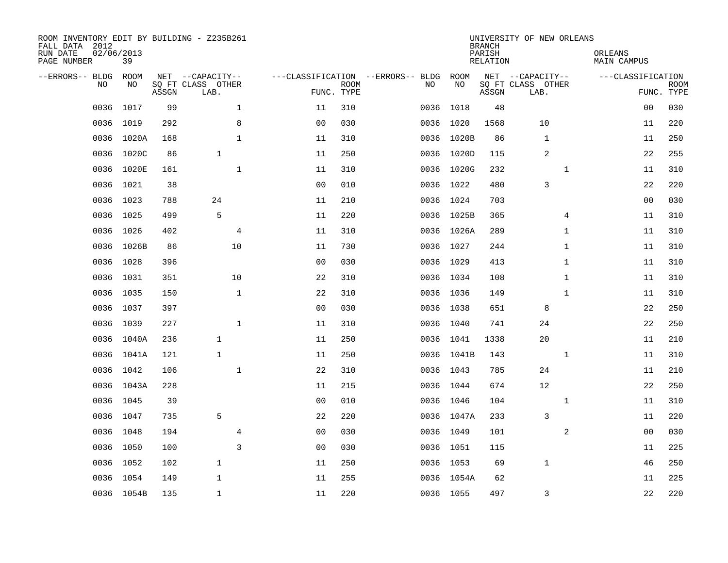ROOM INVENTORY EDIT BY BUILDING - Z235B261
FALL DATA 2012
RUN DATE 02/06/2013
PAGE NUMBER 39

UNIVERSITY OF NEW ORLEANS
BRANCH
PARISH ORLEANS
RELATION MAIN CAMPUS

| --ERRORS-- | BLDG NO | ROOM NO | NET SQ FT ASSGN | --CAPACITY-- CLASS LAB. | OTHER | ---CLASSIFICATION FUNC. | ROOM TYPE | --ERRORS-- | BLDG NO | ROOM NO | NET SQ FT ASSGN | --CAPACITY-- CLASS LAB. | OTHER | ---CLASSIFICATION FUNC. | ROOM TYPE |
|---|---|---|---|---|---|---|---|---|---|---|---|---|---|---|---|
| | 0036 | 1017 | 99 | | 1 | 11 | 310 | | 0036 | 1018 | 48 | | | 00 | 030 |
| | 0036 | 1019 | 292 | | 8 | 00 | 030 | | 0036 | 1020 | 1568 | 10 | | 11 | 220 |
| | 0036 | 1020A | 168 | | 1 | 11 | 310 | | 0036 | 1020B | 86 | 1 | | 11 | 250 |
| | 0036 | 1020C | 86 | 1 | | 11 | 250 | | 0036 | 1020D | 115 | 2 | | 22 | 255 |
| | 0036 | 1020E | 161 | | 1 | 11 | 310 | | 0036 | 1020G | 232 | | 1 | 11 | 310 |
| | 0036 | 1021 | 38 | | | 00 | 010 | | 0036 | 1022 | 480 | 3 | | 22 | 220 |
| | 0036 | 1023 | 788 | 24 | | 11 | 210 | | 0036 | 1024 | 703 | | | 00 | 030 |
| | 0036 | 1025 | 499 | 5 | | 11 | 220 | | 0036 | 1025B | 365 | | 4 | 11 | 310 |
| | 0036 | 1026 | 402 | | 4 | 11 | 310 | | 0036 | 1026A | 289 | | 1 | 11 | 310 |
| | 0036 | 1026B | 86 | | 10 | 11 | 730 | | 0036 | 1027 | 244 | | 1 | 11 | 310 |
| | 0036 | 1028 | 396 | | | 00 | 030 | | 0036 | 1029 | 413 | | 1 | 11 | 310 |
| | 0036 | 1031 | 351 | | 10 | 22 | 310 | | 0036 | 1034 | 108 | | 1 | 11 | 310 |
| | 0036 | 1035 | 150 | | 1 | 22 | 310 | | 0036 | 1036 | 149 | | 1 | 11 | 310 |
| | 0036 | 1037 | 397 | | | 00 | 030 | | 0036 | 1038 | 651 | 8 | | 22 | 250 |
| | 0036 | 1039 | 227 | | 1 | 11 | 310 | | 0036 | 1040 | 741 | 24 | | 22 | 250 |
| | 0036 | 1040A | 236 | 1 | | 11 | 250 | | 0036 | 1041 | 1338 | 20 | | 11 | 210 |
| | 0036 | 1041A | 121 | 1 | | 11 | 250 | | 0036 | 1041B | 143 | | 1 | 11 | 310 |
| | 0036 | 1042 | 106 | | 1 | 22 | 310 | | 0036 | 1043 | 785 | 24 | | 11 | 210 |
| | 0036 | 1043A | 228 | | | 11 | 215 | | 0036 | 1044 | 674 | 12 | | 22 | 250 |
| | 0036 | 1045 | 39 | | | 00 | 010 | | 0036 | 1046 | 104 | | 1 | 11 | 310 |
| | 0036 | 1047 | 735 | 5 | | 22 | 220 | | 0036 | 1047A | 233 | 3 | | 11 | 220 |
| | 0036 | 1048 | 194 | | 4 | 00 | 030 | | 0036 | 1049 | 101 | | 2 | 00 | 030 |
| | 0036 | 1050 | 100 | | 3 | 00 | 030 | | 0036 | 1051 | 115 | | | 11 | 225 |
| | 0036 | 1052 | 102 | 1 | | 11 | 250 | | 0036 | 1053 | 69 | 1 | | 46 | 250 |
| | 0036 | 1054 | 149 | 1 | | 11 | 255 | | 0036 | 1054A | 62 | | | 11 | 225 |
| | 0036 | 1054B | 135 | 1 | | 11 | 220 | | 0036 | 1055 | 497 | 3 | | 22 | 220 |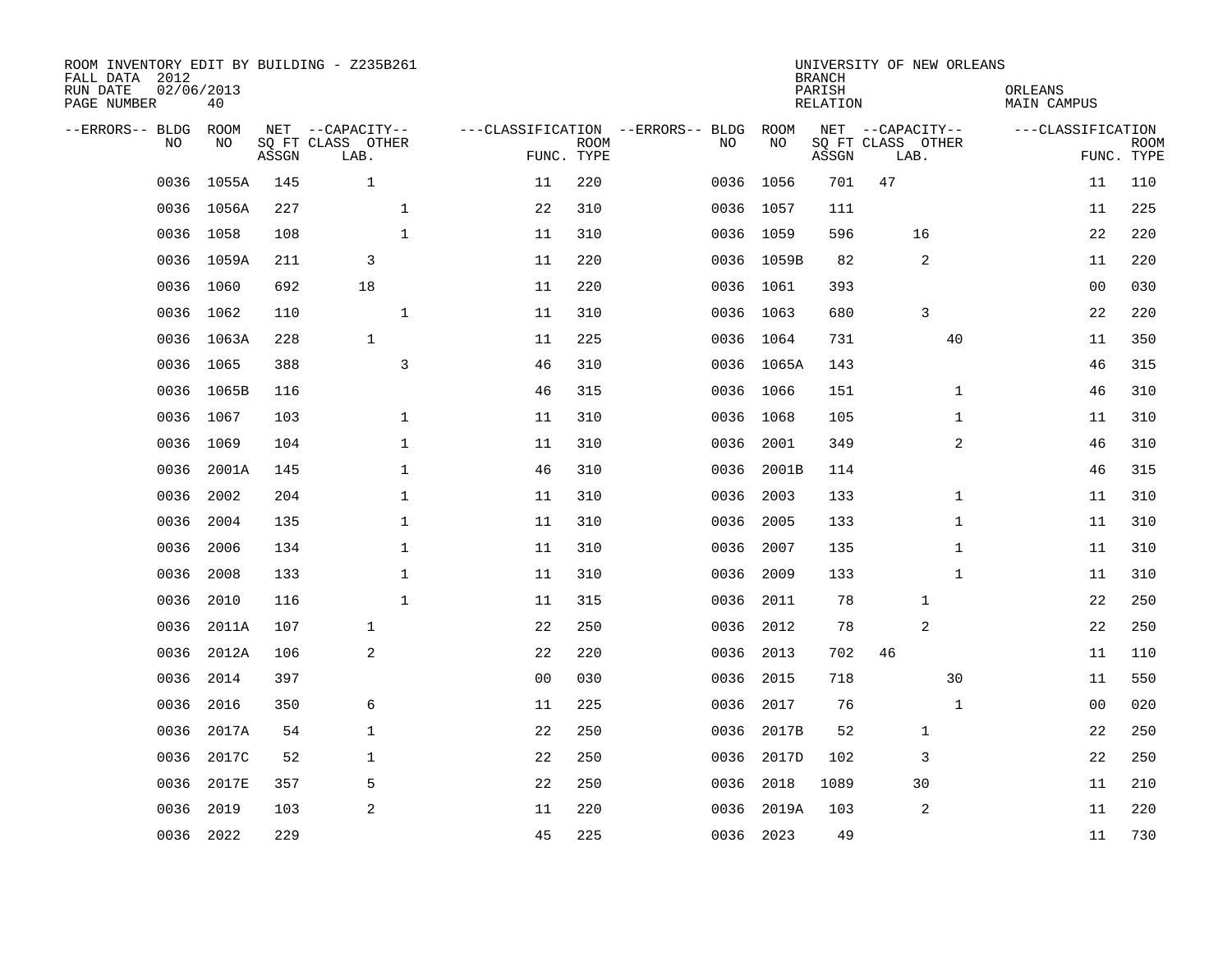ROOM INVENTORY EDIT BY BUILDING - Z235B261
FALL DATA 2012
RUN DATE 02/06/2013
PAGE NUMBER 40

UNIVERSITY OF NEW ORLEANS
BRANCH
PARISH ORLEANS
RELATION MAIN CAMPUS

| --ERRORS-- | BLDG NO | ROOM NO | NET SQ FT ASSGN | CAPACITY CLASS LAB. | CAPACITY OTHER | CLASSIFICATION FUNC. | ROOM TYPE | --ERRORS-- | BLDG NO | ROOM NO | NET SQ FT ASSGN | CAPACITY CLASS LAB. | CAPACITY OTHER | CLASSIFICATION FUNC. | ROOM TYPE |
|---|---|---|---|---|---|---|---|---|---|---|---|---|---|---|---|
| | 0036 | 1055A | 145 | 1 | | 11 | 220 | | 0036 | 1056 | 701 | 47 | | 11 | 110 |
| | 0036 | 1056A | 227 | | 1 | 22 | 310 | | 0036 | 1057 | 111 | | | 11 | 225 |
| | 0036 | 1058 | 108 | | 1 | 11 | 310 | | 0036 | 1059 | 596 | 16 | | 22 | 220 |
| | 0036 | 1059A | 211 | 3 | | 11 | 220 | | 0036 | 1059B | 82 | 2 | | 11 | 220 |
| | 0036 | 1060 | 692 | 18 | | 11 | 220 | | 0036 | 1061 | 393 | | | 00 | 030 |
| | 0036 | 1062 | 110 | | 1 | 11 | 310 | | 0036 | 1063 | 680 | 3 | | 22 | 220 |
| | 0036 | 1063A | 228 | 1 | | 11 | 225 | | 0036 | 1064 | 731 | | 40 | 11 | 350 |
| | 0036 | 1065 | 388 | | 3 | 46 | 310 | | 0036 | 1065A | 143 | | | 46 | 315 |
| | 0036 | 1065B | 116 | | | 46 | 315 | | 0036 | 1066 | 151 | | 1 | 46 | 310 |
| | 0036 | 1067 | 103 | | 1 | 11 | 310 | | 0036 | 1068 | 105 | | 1 | 11 | 310 |
| | 0036 | 1069 | 104 | | 1 | 11 | 310 | | 0036 | 2001 | 349 | | 2 | 46 | 310 |
| | 0036 | 2001A | 145 | | 1 | 46 | 310 | | 0036 | 2001B | 114 | | | 46 | 315 |
| | 0036 | 2002 | 204 | | 1 | 11 | 310 | | 0036 | 2003 | 133 | | 1 | 11 | 310 |
| | 0036 | 2004 | 135 | | 1 | 11 | 310 | | 0036 | 2005 | 133 | | 1 | 11 | 310 |
| | 0036 | 2006 | 134 | | 1 | 11 | 310 | | 0036 | 2007 | 135 | | 1 | 11 | 310 |
| | 0036 | 2008 | 133 | | 1 | 11 | 310 | | 0036 | 2009 | 133 | | 1 | 11 | 310 |
| | 0036 | 2010 | 116 | | 1 | 11 | 315 | | 0036 | 2011 | 78 | 1 | | 22 | 250 |
| | 0036 | 2011A | 107 | 1 | | 22 | 250 | | 0036 | 2012 | 78 | 2 | | 22 | 250 |
| | 0036 | 2012A | 106 | 2 | | 22 | 220 | | 0036 | 2013 | 702 | 46 | | 11 | 110 |
| | 0036 | 2014 | 397 | | | 00 | 030 | | 0036 | 2015 | 718 | | 30 | 11 | 550 |
| | 0036 | 2016 | 350 | 6 | | 11 | 225 | | 0036 | 2017 | 76 | | 1 | 00 | 020 |
| | 0036 | 2017A | 54 | 1 | | 22 | 250 | | 0036 | 2017B | 52 | 1 | | 22 | 250 |
| | 0036 | 2017C | 52 | 1 | | 22 | 250 | | 0036 | 2017D | 102 | 3 | | 22 | 250 |
| | 0036 | 2017E | 357 | 5 | | 22 | 250 | | 0036 | 2018 | 1089 | 30 | | 11 | 210 |
| | 0036 | 2019 | 103 | 2 | | 11 | 220 | | 0036 | 2019A | 103 | 2 | | 11 | 220 |
| | 0036 | 2022 | 229 | | | 45 | 225 | | 0036 | 2023 | 49 | | | 11 | 730 |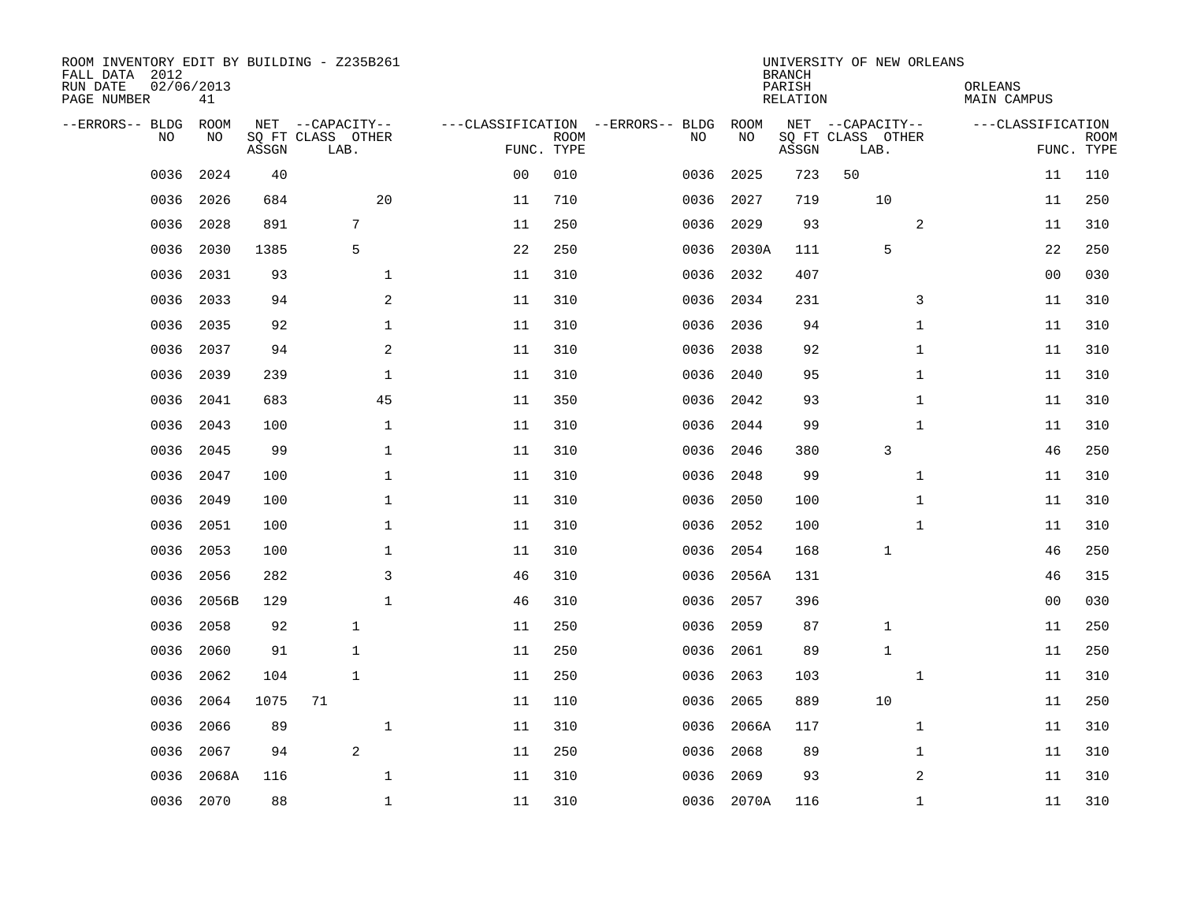ROOM INVENTORY EDIT BY BUILDING - Z235B261
FALL DATA 2012
RUN DATE 02/06/2013
PAGE NUMBER 41

UNIVERSITY OF NEW ORLEANS
BRANCH
PARISH ORLEANS
RELATION MAIN CAMPUS

| --ERRORS-- | BLDG NO | ROOM NO | NET SQ FT ASSGN | CAPACITY CLASS LAB. | CAPACITY OTHER | CLASSIFICATION FUNC. | ROOM TYPE | --ERRORS-- | BLDG NO | ROOM NO | NET SQ FT ASSGN | CAPACITY CLASS LAB. | CAPACITY OTHER | CLASSIFICATION FUNC. | ROOM TYPE |
|---|---|---|---|---|---|---|---|---|---|---|---|---|---|---|---|
| | 0036 | 2024 | 40 | | | 00 | 010 | | 0036 | 2025 | 723 | 50 | | 11 | 110 |
| | 0036 | 2026 | 684 | | 20 | 11 | 710 | | 0036 | 2027 | 719 | 10 | | 11 | 250 |
| | 0036 | 2028 | 891 | 7 | | 11 | 250 | | 0036 | 2029 | 93 | | 2 | 11 | 310 |
| | 0036 | 2030 | 1385 | 5 | | 22 | 250 | | 0036 | 2030A | 111 | 5 | | 22 | 250 |
| | 0036 | 2031 | 93 | | 1 | 11 | 310 | | 0036 | 2032 | 407 | | | 00 | 030 |
| | 0036 | 2033 | 94 | | 2 | 11 | 310 | | 0036 | 2034 | 231 | | 3 | 11 | 310 |
| | 0036 | 2035 | 92 | | 1 | 11 | 310 | | 0036 | 2036 | 94 | | 1 | 11 | 310 |
| | 0036 | 2037 | 94 | | 2 | 11 | 310 | | 0036 | 2038 | 92 | | 1 | 11 | 310 |
| | 0036 | 2039 | 239 | | 1 | 11 | 310 | | 0036 | 2040 | 95 | | 1 | 11 | 310 |
| | 0036 | 2041 | 683 | | 45 | 11 | 350 | | 0036 | 2042 | 93 | | 1 | 11 | 310 |
| | 0036 | 2043 | 100 | | 1 | 11 | 310 | | 0036 | 2044 | 99 | | 1 | 11 | 310 |
| | 0036 | 2045 | 99 | | 1 | 11 | 310 | | 0036 | 2046 | 380 | 3 | | 46 | 250 |
| | 0036 | 2047 | 100 | | 1 | 11 | 310 | | 0036 | 2048 | 99 | | 1 | 11 | 310 |
| | 0036 | 2049 | 100 | | 1 | 11 | 310 | | 0036 | 2050 | 100 | | 1 | 11 | 310 |
| | 0036 | 2051 | 100 | | 1 | 11 | 310 | | 0036 | 2052 | 100 | | 1 | 11 | 310 |
| | 0036 | 2053 | 100 | | 1 | 11 | 310 | | 0036 | 2054 | 168 | 1 | | 46 | 250 |
| | 0036 | 2056 | 282 | | 3 | 46 | 310 | | 0036 | 2056A | 131 | | | 46 | 315 |
| | 0036 | 2056B | 129 | | 1 | 46 | 310 | | 0036 | 2057 | 396 | | | 00 | 030 |
| | 0036 | 2058 | 92 | 1 | | 11 | 250 | | 0036 | 2059 | 87 | 1 | | 11 | 250 |
| | 0036 | 2060 | 91 | 1 | | 11 | 250 | | 0036 | 2061 | 89 | 1 | | 11 | 250 |
| | 0036 | 2062 | 104 | 1 | | 11 | 250 | | 0036 | 2063 | 103 | | 1 | 11 | 310 |
| | 0036 | 2064 | 1075 | 71 | | 11 | 110 | | 0036 | 2065 | 889 | 10 | | 11 | 250 |
| | 0036 | 2066 | 89 | | 1 | 11 | 310 | | 0036 | 2066A | 117 | | 1 | 11 | 310 |
| | 0036 | 2067 | 94 | 2 | | 11 | 250 | | 0036 | 2068 | 89 | | 1 | 11 | 310 |
| | 0036 | 2068A | 116 | | 1 | 11 | 310 | | 0036 | 2069 | 93 | | 2 | 11 | 310 |
| | 0036 | 2070 | 88 | | 1 | 11 | 310 | | 0036 | 2070A | 116 | | 1 | 11 | 310 |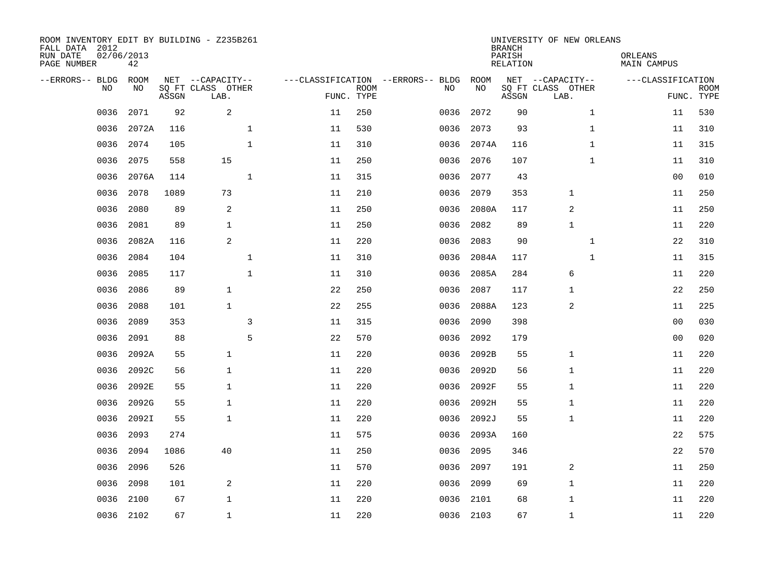ROOM INVENTORY EDIT BY BUILDING - Z235B261
FALL DATA 2012
RUN DATE 02/06/2013
PAGE NUMBER 42

UNIVERSITY OF NEW ORLEANS
BRANCH
PARISH ORLEANS
RELATION MAIN CAMPUS

| --ERRORS-- | BLDG NO | ROOM NO | NET SQ FT ASSGN | --CAPACITY-- CLASS LAB. | OTHER | ---CLASSIFICATION FUNC. | ROOM TYPE | --ERRORS-- | BLDG NO | ROOM NO | NET SQ FT ASSGN | --CAPACITY-- CLASS LAB. | OTHER | ---CLASSIFICATION FUNC. | ROOM TYPE |
|---|---|---|---|---|---|---|---|---|---|---|---|---|---|---|---|
| | 0036 | 2071 | 92 | 2 | | 11 | 250 | | 0036 | 2072 | 90 | | 1 | 11 | 530 |
| | 0036 | 2072A | 116 | | 1 | 11 | 530 | | 0036 | 2073 | 93 | | 1 | 11 | 310 |
| | 0036 | 2074 | 105 | | 1 | 11 | 310 | | 0036 | 2074A | 116 | | 1 | 11 | 315 |
| | 0036 | 2075 | 558 | 15 | | 11 | 250 | | 0036 | 2076 | 107 | | 1 | 11 | 310 |
| | 0036 | 2076A | 114 | | 1 | 11 | 315 | | 0036 | 2077 | 43 | | | 00 | 010 |
| | 0036 | 2078 | 1089 | 73 | | 11 | 210 | | 0036 | 2079 | 353 | 1 | | 11 | 250 |
| | 0036 | 2080 | 89 | 2 | | 11 | 250 | | 0036 | 2080A | 117 | 2 | | 11 | 250 |
| | 0036 | 2081 | 89 | 1 | | 11 | 250 | | 0036 | 2082 | 89 | 1 | | 11 | 220 |
| | 0036 | 2082A | 116 | 2 | | 11 | 220 | | 0036 | 2083 | 90 | | 1 | 22 | 310 |
| | 0036 | 2084 | 104 | | 1 | 11 | 310 | | 0036 | 2084A | 117 | | 1 | 11 | 315 |
| | 0036 | 2085 | 117 | | 1 | 11 | 310 | | 0036 | 2085A | 284 | 6 | | 11 | 220 |
| | 0036 | 2086 | 89 | 1 | | 22 | 250 | | 0036 | 2087 | 117 | 1 | | 22 | 250 |
| | 0036 | 2088 | 101 | 1 | | 22 | 255 | | 0036 | 2088A | 123 | 2 | | 11 | 225 |
| | 0036 | 2089 | 353 | | 3 | 11 | 315 | | 0036 | 2090 | 398 | | | 00 | 030 |
| | 0036 | 2091 | 88 | | 5 | 22 | 570 | | 0036 | 2092 | 179 | | | 00 | 020 |
| | 0036 | 2092A | 55 | 1 | | 11 | 220 | | 0036 | 2092B | 55 | 1 | | 11 | 220 |
| | 0036 | 2092C | 56 | 1 | | 11 | 220 | | 0036 | 2092D | 56 | 1 | | 11 | 220 |
| | 0036 | 2092E | 55 | 1 | | 11 | 220 | | 0036 | 2092F | 55 | 1 | | 11 | 220 |
| | 0036 | 2092G | 55 | 1 | | 11 | 220 | | 0036 | 2092H | 55 | 1 | | 11 | 220 |
| | 0036 | 2092I | 55 | 1 | | 11 | 220 | | 0036 | 2092J | 55 | 1 | | 11 | 220 |
| | 0036 | 2093 | 274 | | | 11 | 575 | | 0036 | 2093A | 160 | | | 22 | 575 |
| | 0036 | 2094 | 1086 | 40 | | 11 | 250 | | 0036 | 2095 | 346 | | | 22 | 570 |
| | 0036 | 2096 | 526 | | | 11 | 570 | | 0036 | 2097 | 191 | 2 | | 11 | 250 |
| | 0036 | 2098 | 101 | 2 | | 11 | 220 | | 0036 | 2099 | 69 | 1 | | 11 | 220 |
| | 0036 | 2100 | 67 | 1 | | 11 | 220 | | 0036 | 2101 | 68 | 1 | | 11 | 220 |
| | 0036 | 2102 | 67 | 1 | | 11 | 220 | | 0036 | 2103 | 67 | 1 | | 11 | 220 |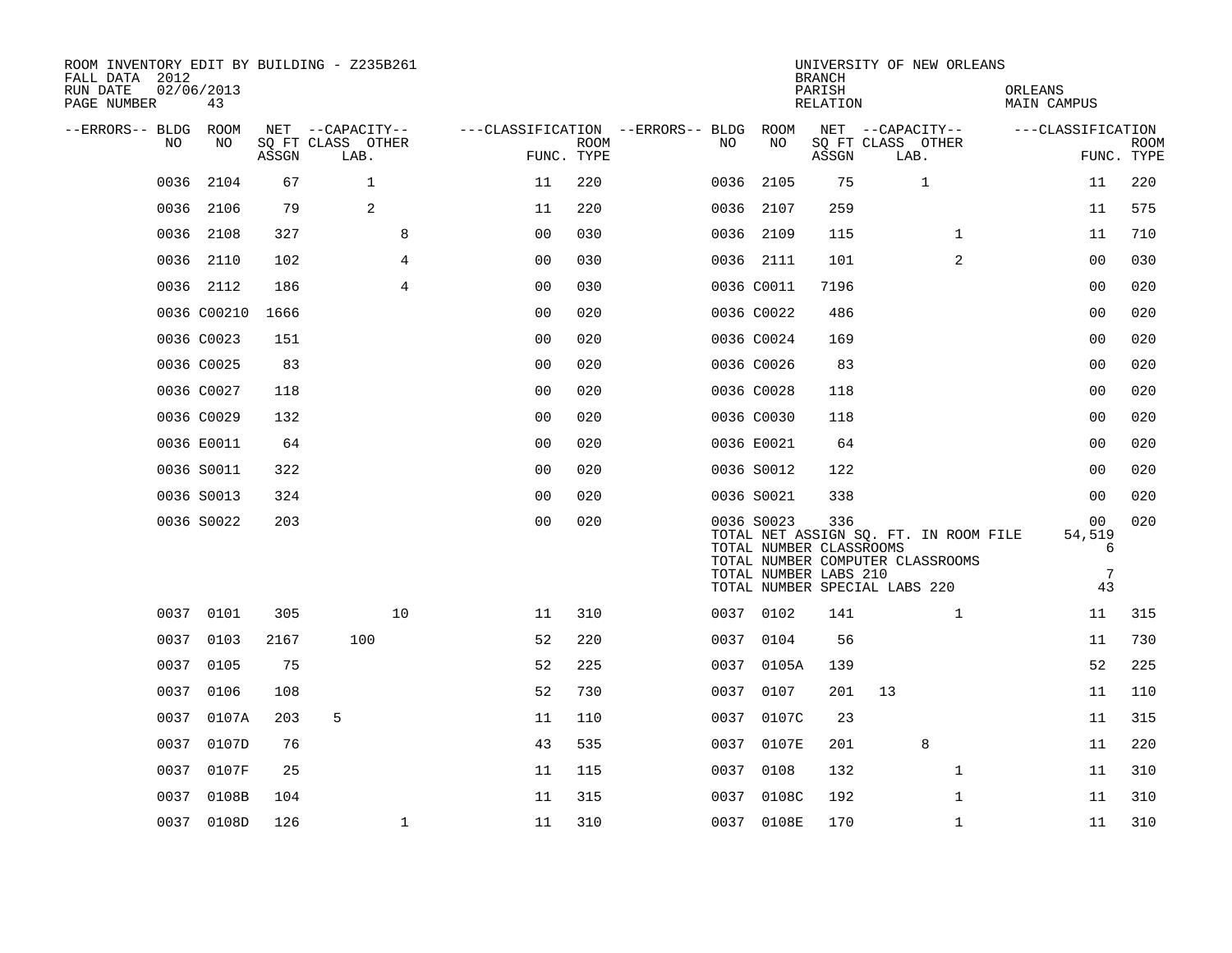ROOM INVENTORY EDIT BY BUILDING - Z235B261
FALL DATA 2012
RUN DATE 02/06/2013
PAGE NUMBER 43

UNIVERSITY OF NEW ORLEANS
BRANCH
PARISH ORLEANS
RELATION MAIN CAMPUS

| --ERRORS-- | BLDG NO | ROOM NO | NET SQ FT ASSGN | CAPACITY CLASS LAB. | CAPACITY OTHER | CLASSIFICATION FUNC. | ROOM TYPE | --ERRORS-- | BLDG NO | ROOM NO | NET SQ FT ASSGN | CAPACITY CLASS LAB. | CAPACITY OTHER | CLASSIFICATION FUNC. | ROOM TYPE |
|---|---|---|---|---|---|---|---|---|---|---|---|---|---|---|---|
| | 0036 | 2104 | 67 | 1 | | 11 | 220 | | 0036 | 2105 | 75 | 1 | | 11 | 220 |
| | 0036 | 2106 | 79 | 2 | | 11 | 220 | | 0036 | 2107 | 259 | | | 11 | 575 |
| | 0036 | 2108 | 327 | | 8 | 00 | 030 | | 0036 | 2109 | 115 | | 1 | 11 | 710 |
| | 0036 | 2110 | 102 | | 4 | 00 | 030 | | 0036 | 2111 | 101 | | 2 | 00 | 030 |
| | 0036 | 2112 | 186 | | 4 | 00 | 030 | | 0036 | C0011 | 7196 | | | 00 | 020 |
| | 0036 | C00210 | 1666 | | | 00 | 020 | | 0036 | C0022 | 486 | | | 00 | 020 |
| | 0036 | C0023 | 151 | | | 00 | 020 | | 0036 | C0024 | 169 | | | 00 | 020 |
| | 0036 | C0025 | 83 | | | 00 | 020 | | 0036 | C0026 | 83 | | | 00 | 020 |
| | 0036 | C0027 | 118 | | | 00 | 020 | | 0036 | C0028 | 118 | | | 00 | 020 |
| | 0036 | C0029 | 132 | | | 00 | 020 | | 0036 | C0030 | 118 | | | 00 | 020 |
| | 0036 | E0011 | 64 | | | 00 | 020 | | 0036 | E0021 | 64 | | | 00 | 020 |
| | 0036 | S0011 | 322 | | | 00 | 020 | | 0036 | S0012 | 122 | | | 00 | 020 |
| | 0036 | S0013 | 324 | | | 00 | 020 | | 0036 | S0021 | 338 | | | 00 | 020 |
| | 0036 | S0022 | 203 | | | 00 | 020 | | 0036 | S0023 | 336 | | | 00 | 020 |

TOTAL NET ASSIGN SQ. FT. IN ROOM FILE 54,519
TOTAL NUMBER CLASSROOMS 6
TOTAL NUMBER COMPUTER CLASSROOMS
TOTAL NUMBER LABS 210 7
TOTAL NUMBER SPECIAL LABS 220 43

| --ERRORS-- | BLDG NO | ROOM NO | NET SQ FT ASSGN | CAPACITY CLASS LAB. | CAPACITY OTHER | CLASSIFICATION FUNC. | ROOM TYPE | --ERRORS-- | BLDG NO | ROOM NO | NET SQ FT ASSGN | CAPACITY CLASS LAB. | CAPACITY OTHER | CLASSIFICATION FUNC. | ROOM TYPE |
|---|---|---|---|---|---|---|---|---|---|---|---|---|---|---|---|
| | 0037 | 0101 | 305 | | 10 | 11 | 310 | | 0037 | 0102 | 141 | | 1 | 11 | 315 |
| | 0037 | 0103 | 2167 | 100 | | 52 | 220 | | 0037 | 0104 | 56 | | | 11 | 730 |
| | 0037 | 0105 | 75 | | | 52 | 225 | | 0037 | 0105A | 139 | | | 52 | 225 |
| | 0037 | 0106 | 108 | | | 52 | 730 | | 0037 | 0107 | 201 | 13 | | 11 | 110 |
| | 0037 | 0107A | 203 | 5 | | 11 | 110 | | 0037 | 0107C | 23 | | | 11 | 315 |
| | 0037 | 0107D | 76 | | | 43 | 535 | | 0037 | 0107E | 201 | 8 | | 11 | 220 |
| | 0037 | 0107F | 25 | | | 11 | 115 | | 0037 | 0108 | 132 | | 1 | 11 | 310 |
| | 0037 | 0108B | 104 | | | 11 | 315 | | 0037 | 0108C | 192 | | 1 | 11 | 310 |
| | 0037 | 0108D | 126 | | 1 | 11 | 310 | | 0037 | 0108E | 170 | | 1 | 11 | 310 |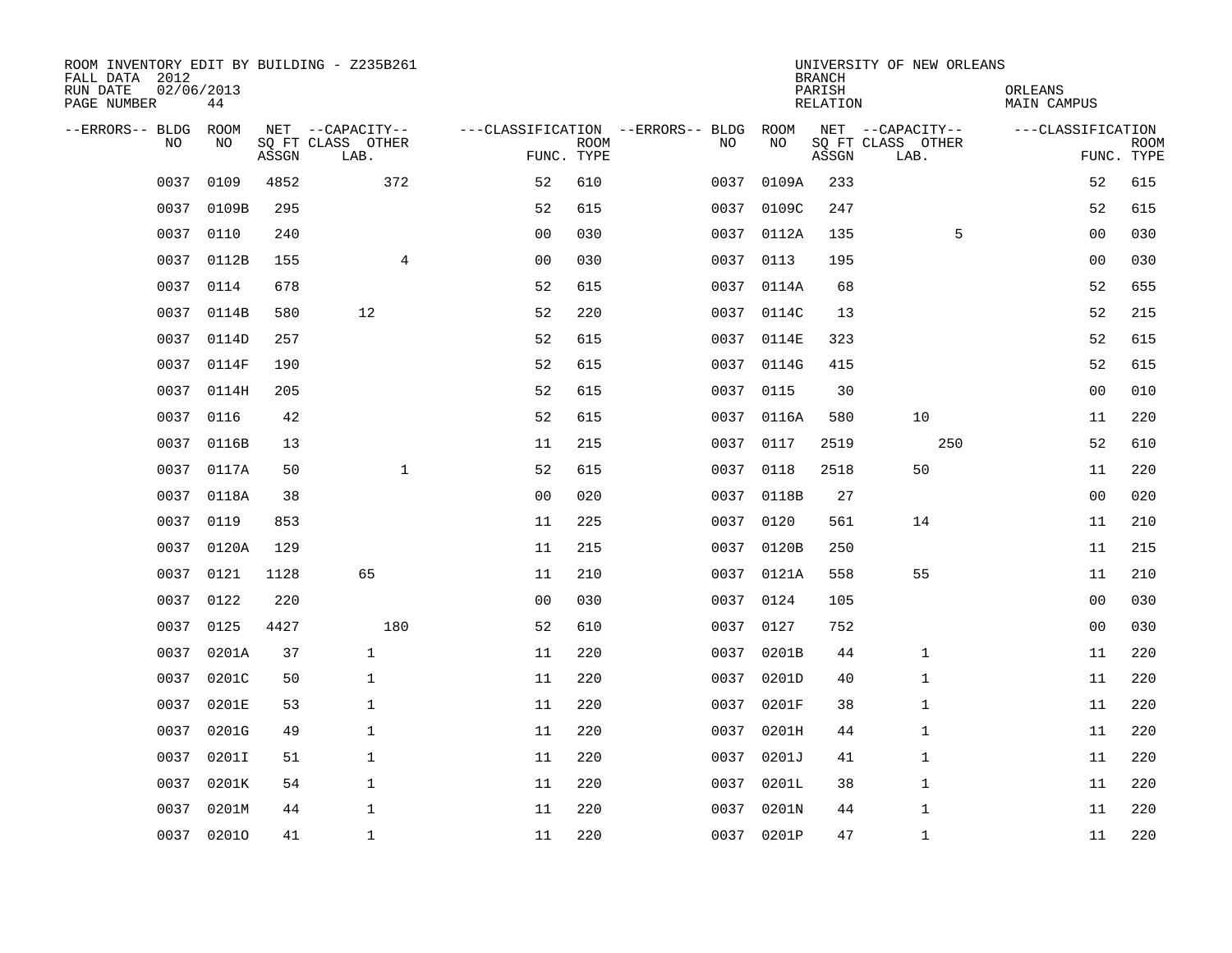ROOM INVENTORY EDIT BY BUILDING - Z235B261
FALL DATA 2012
RUN DATE 02/06/2013
PAGE NUMBER 44

UNIVERSITY OF NEW ORLEANS
BRANCH
PARISH ORLEANS
RELATION MAIN CAMPUS

| --ERRORS-- | BLDG NO | ROOM NO | NET SQ FT ASSGN | --CAPACITY-- CLASS LAB. | OTHER | ---CLASSIFICATION FUNC. | ROOM TYPE | --ERRORS-- | BLDG NO | ROOM NO | NET SQ FT ASSGN | --CAPACITY-- CLASS LAB. | OTHER | ---CLASSIFICATION FUNC. | ROOM TYPE |
|---|---|---|---|---|---|---|---|---|---|---|---|---|---|---|---|
| | 0037 | 0109 | 4852 | | 372 | 52 | 610 | | 0037 | 0109A | 233 | | | 52 | 615 |
| | 0037 | 0109B | 295 | | | 52 | 615 | | 0037 | 0109C | 247 | | | 52 | 615 |
| | 0037 | 0110 | 240 | | | 00 | 030 | | 0037 | 0112A | 135 | | 5 | 00 | 030 |
| | 0037 | 0112B | 155 | | 4 | 00 | 030 | | 0037 | 0113 | 195 | | | 00 | 030 |
| | 0037 | 0114 | 678 | | | 52 | 615 | | 0037 | 0114A | 68 | | | 52 | 655 |
| | 0037 | 0114B | 580 | 12 | | 52 | 220 | | 0037 | 0114C | 13 | | | 52 | 215 |
| | 0037 | 0114D | 257 | | | 52 | 615 | | 0037 | 0114E | 323 | | | 52 | 615 |
| | 0037 | 0114F | 190 | | | 52 | 615 | | 0037 | 0114G | 415 | | | 52 | 615 |
| | 0037 | 0114H | 205 | | | 52 | 615 | | 0037 | 0115 | 30 | | | 00 | 010 |
| | 0037 | 0116 | 42 | | | 52 | 615 | | 0037 | 0116A | 580 | 10 | | 11 | 220 |
| | 0037 | 0116B | 13 | | | 11 | 215 | | 0037 | 0117 | 2519 | | 250 | 52 | 610 |
| | 0037 | 0117A | 50 | | 1 | 52 | 615 | | 0037 | 0118 | 2518 | 50 | | 11 | 220 |
| | 0037 | 0118A | 38 | | | 00 | 020 | | 0037 | 0118B | 27 | | | 00 | 020 |
| | 0037 | 0119 | 853 | | | 11 | 225 | | 0037 | 0120 | 561 | 14 | | 11 | 210 |
| | 0037 | 0120A | 129 | | | 11 | 215 | | 0037 | 0120B | 250 | | | 11 | 215 |
| | 0037 | 0121 | 1128 | 65 | | 11 | 210 | | 0037 | 0121A | 558 | 55 | | 11 | 210 |
| | 0037 | 0122 | 220 | | | 00 | 030 | | 0037 | 0124 | 105 | | | 00 | 030 |
| | 0037 | 0125 | 4427 | | 180 | 52 | 610 | | 0037 | 0127 | 752 | | | 00 | 030 |
| | 0037 | 0201A | 37 | 1 | | 11 | 220 | | 0037 | 0201B | 44 | 1 | | 11 | 220 |
| | 0037 | 0201C | 50 | 1 | | 11 | 220 | | 0037 | 0201D | 40 | 1 | | 11 | 220 |
| | 0037 | 0201E | 53 | 1 | | 11 | 220 | | 0037 | 0201F | 38 | 1 | | 11 | 220 |
| | 0037 | 0201G | 49 | 1 | | 11 | 220 | | 0037 | 0201H | 44 | 1 | | 11 | 220 |
| | 0037 | 0201I | 51 | 1 | | 11 | 220 | | 0037 | 0201J | 41 | 1 | | 11 | 220 |
| | 0037 | 0201K | 54 | 1 | | 11 | 220 | | 0037 | 0201L | 38 | 1 | | 11 | 220 |
| | 0037 | 0201M | 44 | 1 | | 11 | 220 | | 0037 | 0201N | 44 | 1 | | 11 | 220 |
| | 0037 | 0201O | 41 | 1 | | 11 | 220 | | 0037 | 0201P | 47 | 1 | | 11 | 220 |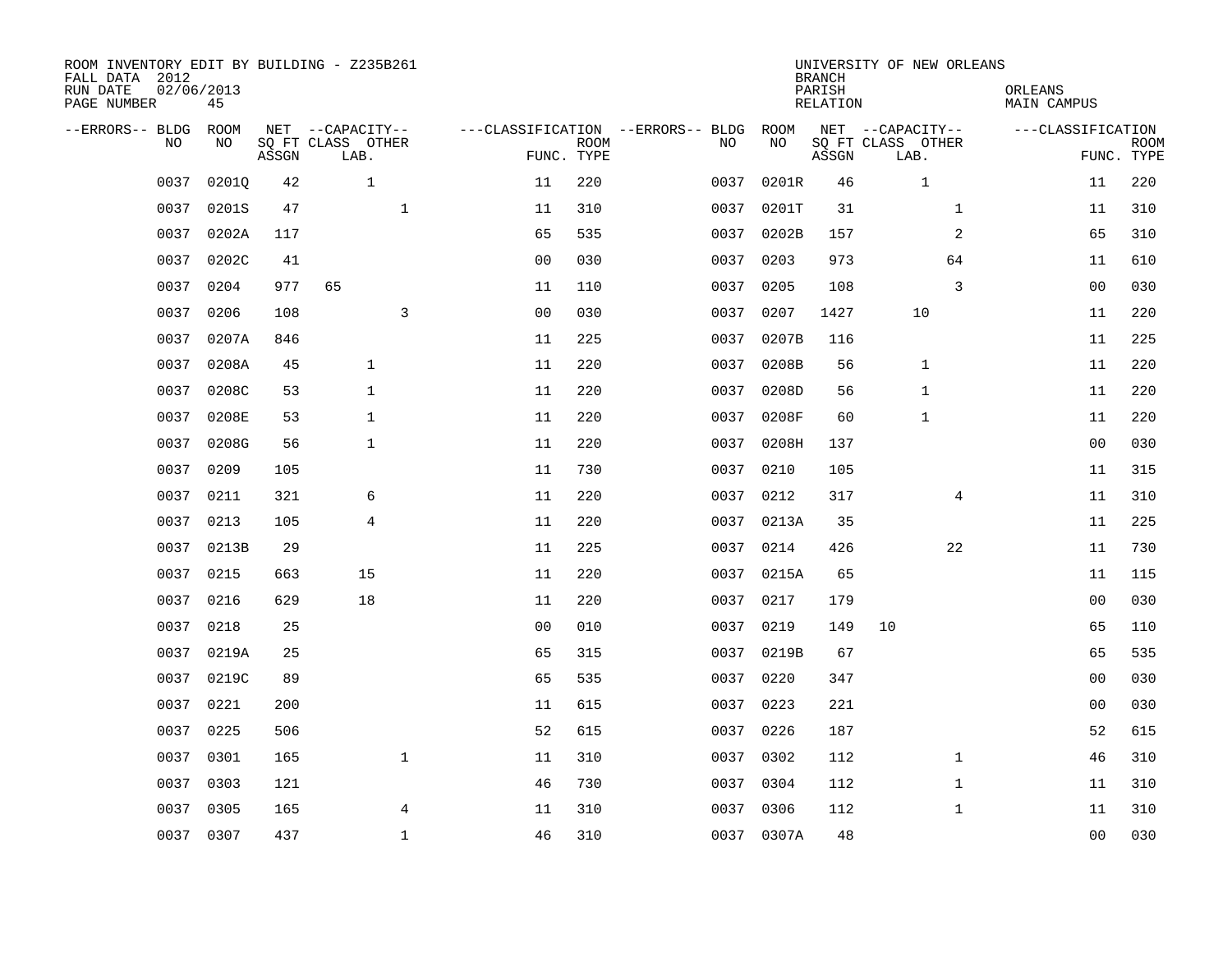ROOM INVENTORY EDIT BY BUILDING - Z235B261
FALL DATA 2012
RUN DATE 02/06/2013
PAGE NUMBER 45

UNIVERSITY OF NEW ORLEANS
BRANCH
PARISH ORLEANS
RELATION MAIN CAMPUS

| --ERRORS-- | BLDG NO | ROOM NO | NET SQ FT ASSGN | CAPACITY CLASS LAB. | CAPACITY OTHER | CLASSIFICATION FUNC. | ROOM TYPE | --ERRORS-- | BLDG NO | ROOM NO | NET SQ FT ASSGN | CAPACITY CLASS LAB. | CAPACITY OTHER | CLASSIFICATION FUNC. | ROOM TYPE |
|---|---|---|---|---|---|---|---|---|---|---|---|---|---|---|---|
| | 0037 | 0201Q | 42 | 1 | | 11 | 220 | | 0037 | 0201R | 46 | 1 | | 11 | 220 |
| | 0037 | 0201S | 47 | | 1 | 11 | 310 | | 0037 | 0201T | 31 | | 1 | 11 | 310 |
| | 0037 | 0202A | 117 | | | 65 | 535 | | 0037 | 0202B | 157 | | 2 | 65 | 310 |
| | 0037 | 0202C | 41 | | | 00 | 030 | | 0037 | 0203 | 973 | | 64 | 11 | 610 |
| | 0037 | 0204 | 977 | 65 | | 11 | 110 | | 0037 | 0205 | 108 | | 3 | 00 | 030 |
| | 0037 | 0206 | 108 | | 3 | 00 | 030 | | 0037 | 0207 | 1427 | 10 | | 11 | 220 |
| | 0037 | 0207A | 846 | | | 11 | 225 | | 0037 | 0207B | 116 | | | 11 | 225 |
| | 0037 | 0208A | 45 | 1 | | 11 | 220 | | 0037 | 0208B | 56 | 1 | | 11 | 220 |
| | 0037 | 0208C | 53 | 1 | | 11 | 220 | | 0037 | 0208D | 56 | 1 | | 11 | 220 |
| | 0037 | 0208E | 53 | 1 | | 11 | 220 | | 0037 | 0208F | 60 | 1 | | 11 | 220 |
| | 0037 | 0208G | 56 | 1 | | 11 | 220 | | 0037 | 0208H | 137 | | | 00 | 030 |
| | 0037 | 0209 | 105 | | | 11 | 730 | | 0037 | 0210 | 105 | | | 11 | 315 |
| | 0037 | 0211 | 321 | 6 | | 11 | 220 | | 0037 | 0212 | 317 | | 4 | 11 | 310 |
| | 0037 | 0213 | 105 | 4 | | 11 | 220 | | 0037 | 0213A | 35 | | | 11 | 225 |
| | 0037 | 0213B | 29 | | | 11 | 225 | | 0037 | 0214 | 426 | | 22 | 11 | 730 |
| | 0037 | 0215 | 663 | 15 | | 11 | 220 | | 0037 | 0215A | 65 | | | 11 | 115 |
| | 0037 | 0216 | 629 | 18 | | 11 | 220 | | 0037 | 0217 | 179 | | | 00 | 030 |
| | 0037 | 0218 | 25 | | | 00 | 010 | | 0037 | 0219 | 149 | 10 | | 65 | 110 |
| | 0037 | 0219A | 25 | | | 65 | 315 | | 0037 | 0219B | 67 | | | 65 | 535 |
| | 0037 | 0219C | 89 | | | 65 | 535 | | 0037 | 0220 | 347 | | | 00 | 030 |
| | 0037 | 0221 | 200 | | | 11 | 615 | | 0037 | 0223 | 221 | | | 00 | 030 |
| | 0037 | 0225 | 506 | | | 52 | 615 | | 0037 | 0226 | 187 | | | 52 | 615 |
| | 0037 | 0301 | 165 | | 1 | 11 | 310 | | 0037 | 0302 | 112 | | 1 | 46 | 310 |
| | 0037 | 0303 | 121 | | | 46 | 730 | | 0037 | 0304 | 112 | | 1 | 11 | 310 |
| | 0037 | 0305 | 165 | | 4 | 11 | 310 | | 0037 | 0306 | 112 | | 1 | 11 | 310 |
| | 0037 | 0307 | 437 | | 1 | 46 | 310 | | 0037 | 0307A | 48 | | | 00 | 030 |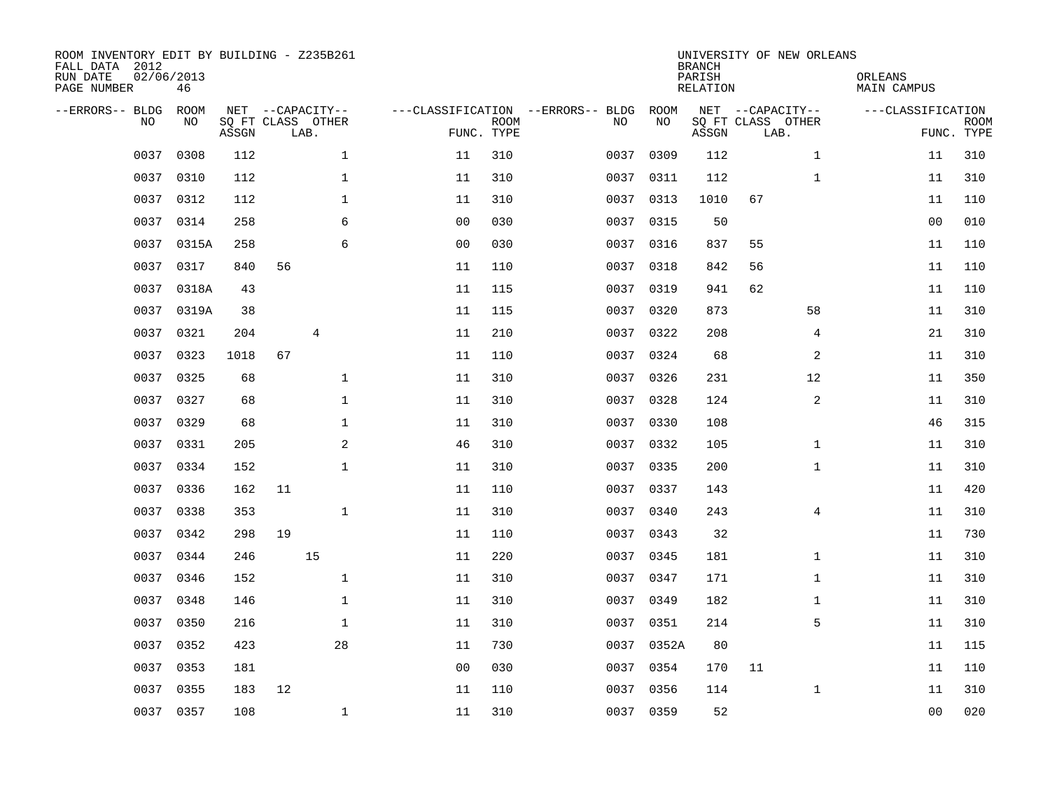ROOM INVENTORY EDIT BY BUILDING - Z235B261
FALL DATA 2012
RUN DATE 02/06/2013
PAGE NUMBER 46

UNIVERSITY OF NEW ORLEANS
BRANCH
PARISH ORLEANS
RELATION MAIN CAMPUS

| --ERRORS-- | BLDG NO | ROOM NO | NET SQ FT ASSGN | CAPACITY CLASS | CAPACITY LAB. | CAPACITY OTHER | CLASSIFICATION FUNC. | ROOM TYPE | --ERRORS-- | BLDG NO | ROOM NO | NET SQ FT ASSGN | CAPACITY CLASS | CAPACITY LAB. | CAPACITY OTHER | CLASSIFICATION FUNC. | ROOM TYPE |
|---|---|---|---|---|---|---|---|---|---|---|---|---|---|---|---|---|---|
| | 0037 | 0308 | 112 | | | 1 | 11 | 310 | | 0037 | 0309 | 112 | | | 1 | 11 | 310 |
| | 0037 | 0310 | 112 | | | 1 | 11 | 310 | | 0037 | 0311 | 112 | | | 1 | 11 | 310 |
| | 0037 | 0312 | 112 | | | 1 | 11 | 310 | | 0037 | 0313 | 1010 | 67 | | | 11 | 110 |
| | 0037 | 0314 | 258 | | | 6 | 00 | 030 | | 0037 | 0315 | 50 | | | | 00 | 010 |
| | 0037 | 0315A | 258 | | | 6 | 00 | 030 | | 0037 | 0316 | 837 | 55 | | | 11 | 110 |
| | 0037 | 0317 | 840 | 56 | | | 11 | 110 | | 0037 | 0318 | 842 | 56 | | | 11 | 110 |
| | 0037 | 0318A | 43 | | | | 11 | 115 | | 0037 | 0319 | 941 | 62 | | | 11 | 110 |
| | 0037 | 0319A | 38 | | | | 11 | 115 | | 0037 | 0320 | 873 | | | 58 | 11 | 310 |
| | 0037 | 0321 | 204 | | 4 | | 11 | 210 | | 0037 | 0322 | 208 | | | 4 | 21 | 310 |
| | 0037 | 0323 | 1018 | 67 | | | 11 | 110 | | 0037 | 0324 | 68 | | | 2 | 11 | 310 |
| | 0037 | 0325 | 68 | | | 1 | 11 | 310 | | 0037 | 0326 | 231 | | | 12 | 11 | 350 |
| | 0037 | 0327 | 68 | | | 1 | 11 | 310 | | 0037 | 0328 | 124 | | | 2 | 11 | 310 |
| | 0037 | 0329 | 68 | | | 1 | 11 | 310 | | 0037 | 0330 | 108 | | | | 46 | 315 |
| | 0037 | 0331 | 205 | | | 2 | 46 | 310 | | 0037 | 0332 | 105 | | | 1 | 11 | 310 |
| | 0037 | 0334 | 152 | | | 1 | 11 | 310 | | 0037 | 0335 | 200 | | | 1 | 11 | 310 |
| | 0037 | 0336 | 162 | 11 | | | 11 | 110 | | 0037 | 0337 | 143 | | | | 11 | 420 |
| | 0037 | 0338 | 353 | | | 1 | 11 | 310 | | 0037 | 0340 | 243 | | | 4 | 11 | 310 |
| | 0037 | 0342 | 298 | 19 | | | 11 | 110 | | 0037 | 0343 | 32 | | | | 11 | 730 |
| | 0037 | 0344 | 246 | | 15 | | 11 | 220 | | 0037 | 0345 | 181 | | | 1 | 11 | 310 |
| | 0037 | 0346 | 152 | | | 1 | 11 | 310 | | 0037 | 0347 | 171 | | | 1 | 11 | 310 |
| | 0037 | 0348 | 146 | | | 1 | 11 | 310 | | 0037 | 0349 | 182 | | | 1 | 11 | 310 |
| | 0037 | 0350 | 216 | | | 1 | 11 | 310 | | 0037 | 0351 | 214 | | | 5 | 11 | 310 |
| | 0037 | 0352 | 423 | | | 28 | 11 | 730 | | 0037 | 0352A | 80 | | | | 11 | 115 |
| | 0037 | 0353 | 181 | | | | 00 | 030 | | 0037 | 0354 | 170 | 11 | | | 11 | 110 |
| | 0037 | 0355 | 183 | 12 | | | 11 | 110 | | 0037 | 0356 | 114 | | | 1 | 11 | 310 |
| | 0037 | 0357 | 108 | | | 1 | 11 | 310 | | 0037 | 0359 | 52 | | | | 00 | 020 |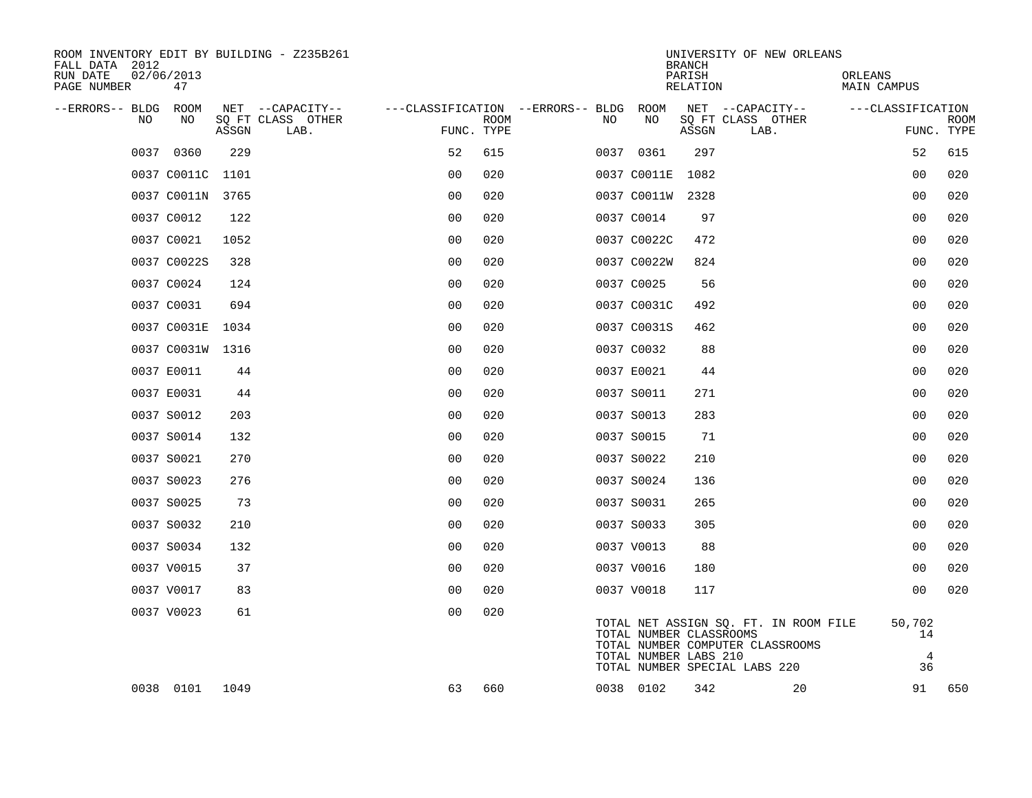ROOM INVENTORY EDIT BY BUILDING - Z235B261
FALL DATA 2012
RUN DATE 02/06/2013

UNIVERSITY OF NEW ORLEANS
BRANCH
PARISH ORLEANS
RELATION MAIN CAMPUS

| --ERRORS-- | BLDG NO | ROOM NO | NET SQ FT ASSGN | --CAPACITY-- CLASS | LAB. | OTHER | ---CLASSIFICATION FUNC. | ROOM TYPE | --ERRORS-- | BLDG NO | ROOM NO | NET SQ FT ASSGN | --CAPACITY-- CLASS | LAB. | OTHER | ---CLASSIFICATION FUNC. | ROOM TYPE |
|---|---|---|---|---|---|---|---|---|---|---|---|---|---|---|---|---|---|
| | 0037 | 0360 | 229 | | | | 52 | 615 | | 0037 | 0361 | 297 | | | | 52 | 615 |
| | 0037 | C0011C | 1101 | | | | 00 | 020 | | 0037 | C0011E | 1082 | | | | 00 | 020 |
| | 0037 | C0011N | 3765 | | | | 00 | 020 | | 0037 | C0011W | 2328 | | | | 00 | 020 |
| | 0037 | C0012 | 122 | | | | 00 | 020 | | 0037 | C0014 | 97 | | | | 00 | 020 |
| | 0037 | C0021 | 1052 | | | | 00 | 020 | | 0037 | C0022C | 472 | | | | 00 | 020 |
| | 0037 | C0022S | 328 | | | | 00 | 020 | | 0037 | C0022W | 824 | | | | 00 | 020 |
| | 0037 | C0024 | 124 | | | | 00 | 020 | | 0037 | C0025 | 56 | | | | 00 | 020 |
| | 0037 | C0031 | 694 | | | | 00 | 020 | | 0037 | C0031C | 492 | | | | 00 | 020 |
| | 0037 | C0031E | 1034 | | | | 00 | 020 | | 0037 | C0031S | 462 | | | | 00 | 020 |
| | 0037 | C0031W | 1316 | | | | 00 | 020 | | 0037 | C0032 | 88 | | | | 00 | 020 |
| | 0037 | E0011 | 44 | | | | 00 | 020 | | 0037 | E0021 | 44 | | | | 00 | 020 |
| | 0037 | E0031 | 44 | | | | 00 | 020 | | 0037 | S0011 | 271 | | | | 00 | 020 |
| | 0037 | S0012 | 203 | | | | 00 | 020 | | 0037 | S0013 | 283 | | | | 00 | 020 |
| | 0037 | S0014 | 132 | | | | 00 | 020 | | 0037 | S0015 | 71 | | | | 00 | 020 |
| | 0037 | S0021 | 270 | | | | 00 | 020 | | 0037 | S0022 | 210 | | | | 00 | 020 |
| | 0037 | S0023 | 276 | | | | 00 | 020 | | 0037 | S0024 | 136 | | | | 00 | 020 |
| | 0037 | S0025 | 73 | | | | 00 | 020 | | 0037 | S0031 | 265 | | | | 00 | 020 |
| | 0037 | S0032 | 210 | | | | 00 | 020 | | 0037 | S0033 | 305 | | | | 00 | 020 |
| | 0037 | S0034 | 132 | | | | 00 | 020 | | 0037 | V0013 | 88 | | | | 00 | 020 |
| | 0037 | V0015 | 37 | | | | 00 | 020 | | 0037 | V0016 | 180 | | | | 00 | 020 |
| | 0037 | V0017 | 83 | | | | 00 | 020 | | 0037 | V0018 | 117 | | | | 00 | 020 |
| | 0037 | V0023 | 61 | | | | 00 | 020 | | | | | | | | | |

TOTAL NET ASSIGN SQ. FT. IN ROOM FILE 50,702
TOTAL NUMBER CLASSROOMS 14
TOTAL NUMBER COMPUTER CLASSROOMS
TOTAL NUMBER LABS 210 4
TOTAL NUMBER SPECIAL LABS 220 36

| --ERRORS-- | BLDG NO | ROOM NO | NET SQ FT ASSGN | --CAPACITY-- CLASS | LAB. | OTHER | ---CLASSIFICATION FUNC. | ROOM TYPE | --ERRORS-- | BLDG NO | ROOM NO | NET SQ FT ASSGN | --CAPACITY-- CLASS | LAB. | OTHER | ---CLASSIFICATION FUNC. | ROOM TYPE |
|---|---|---|---|---|---|---|---|---|---|---|---|---|---|---|---|---|---|
| | 0038 | 0101 | 1049 | | | | 63 | 660 | | 0038 | 0102 | 342 | | | 20 | 91 | 650 |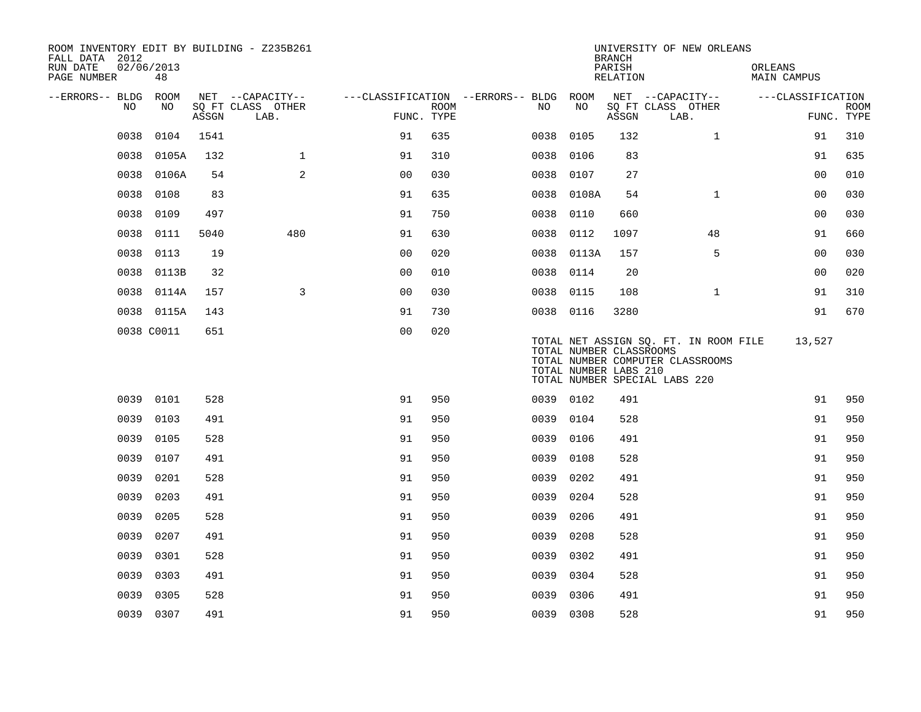ROOM INVENTORY EDIT BY BUILDING - Z235B261
FALL DATA 2012
RUN DATE 02/06/2013
PAGE NUMBER 48

UNIVERSITY OF NEW ORLEANS
BRANCH
PARISH ORLEANS
RELATION MAIN CAMPUS

| --ERRORS-- | BLDG NO | ROOM NO | NET SQ FT ASSGN | CAPACITY CLASS LAB. | CAPACITY OTHER | CLASSIFICATION FUNC. | ROOM TYPE | --ERRORS-- | BLDG NO | ROOM NO | NET SQ FT ASSGN | CAPACITY CLASS LAB. | CAPACITY OTHER | CLASSIFICATION FUNC. | ROOM TYPE |
|---|---|---|---|---|---|---|---|---|---|---|---|---|---|---|---|
| | 0038 | 0104 | 1541 | | | 91 | 635 | | 0038 | 0105 | 132 | | 1 | 91 | 310 |
| | 0038 | 0105A | 132 | | 1 | 91 | 310 | | 0038 | 0106 | 83 | | | 91 | 635 |
| | 0038 | 0106A | 54 | | 2 | 00 | 030 | | 0038 | 0107 | 27 | | | 00 | 010 |
| | 0038 | 0108 | 83 | | | 91 | 635 | | 0038 | 0108A | 54 | | 1 | 00 | 030 |
| | 0038 | 0109 | 497 | | | 91 | 750 | | 0038 | 0110 | 660 | | | 00 | 030 |
| | 0038 | 0111 | 5040 | | 480 | 91 | 630 | | 0038 | 0112 | 1097 | | 48 | 91 | 660 |
| | 0038 | 0113 | 19 | | | 00 | 020 | | 0038 | 0113A | 157 | | 5 | 00 | 030 |
| | 0038 | 0113B | 32 | | | 00 | 010 | | 0038 | 0114 | 20 | | | 00 | 020 |
| | 0038 | 0114A | 157 | | 3 | 00 | 030 | | 0038 | 0115 | 108 | | 1 | 91 | 310 |
| | 0038 | 0115A | 143 | | | 91 | 730 | | 0038 | 0116 | 3280 | | | 91 | 670 |
| | 0038 | C0011 | 651 | | | 00 | 020 | | | | | | | | |

TOTAL NET ASSIGN SQ. FT. IN ROOM FILE 13,527
TOTAL NUMBER CLASSROOMS
TOTAL NUMBER COMPUTER CLASSROOMS
TOTAL NUMBER LABS 210
TOTAL NUMBER SPECIAL LABS 220

| --ERRORS-- | BLDG NO | ROOM NO | NET SQ FT ASSGN | CAPACITY CLASS LAB. | CAPACITY OTHER | CLASSIFICATION FUNC. | ROOM TYPE | --ERRORS-- | BLDG NO | ROOM NO | NET SQ FT ASSGN | CAPACITY CLASS LAB. | CAPACITY OTHER | CLASSIFICATION FUNC. | ROOM TYPE |
|---|---|---|---|---|---|---|---|---|---|---|---|---|---|---|---|
| | 0039 | 0101 | 528 | | | 91 | 950 | | 0039 | 0102 | 491 | | | 91 | 950 |
| | 0039 | 0103 | 491 | | | 91 | 950 | | 0039 | 0104 | 528 | | | 91 | 950 |
| | 0039 | 0105 | 528 | | | 91 | 950 | | 0039 | 0106 | 491 | | | 91 | 950 |
| | 0039 | 0107 | 491 | | | 91 | 950 | | 0039 | 0108 | 528 | | | 91 | 950 |
| | 0039 | 0201 | 528 | | | 91 | 950 | | 0039 | 0202 | 491 | | | 91 | 950 |
| | 0039 | 0203 | 491 | | | 91 | 950 | | 0039 | 0204 | 528 | | | 91 | 950 |
| | 0039 | 0205 | 528 | | | 91 | 950 | | 0039 | 0206 | 491 | | | 91 | 950 |
| | 0039 | 0207 | 491 | | | 91 | 950 | | 0039 | 0208 | 528 | | | 91 | 950 |
| | 0039 | 0301 | 528 | | | 91 | 950 | | 0039 | 0302 | 491 | | | 91 | 950 |
| | 0039 | 0303 | 491 | | | 91 | 950 | | 0039 | 0304 | 528 | | | 91 | 950 |
| | 0039 | 0305 | 528 | | | 91 | 950 | | 0039 | 0306 | 491 | | | 91 | 950 |
| | 0039 | 0307 | 491 | | | 91 | 950 | | 0039 | 0308 | 528 | | | 91 | 950 |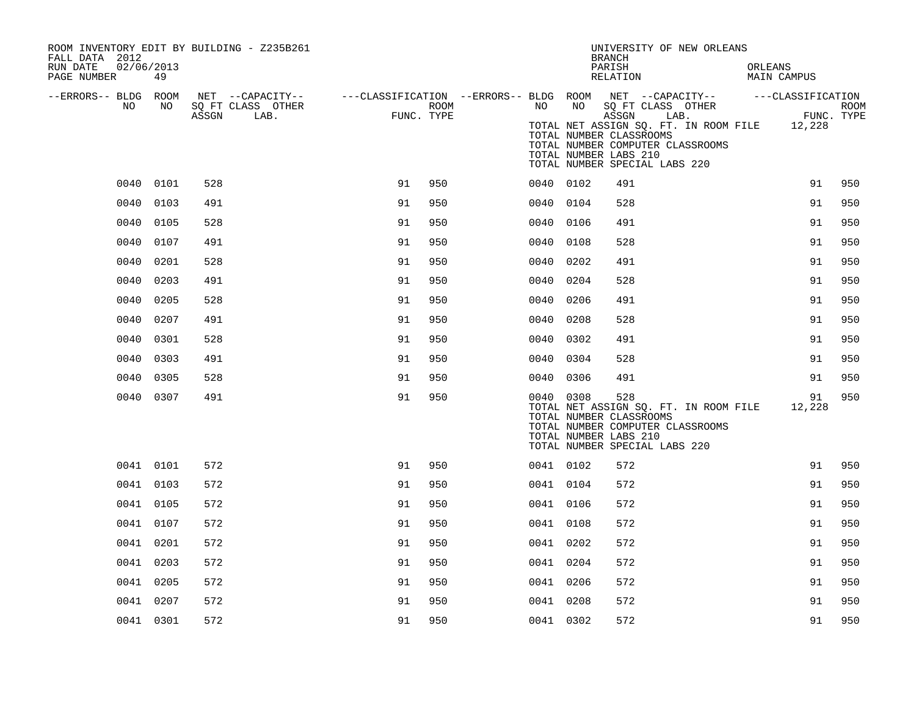ROOM INVENTORY EDIT BY BUILDING - Z235B261
FALL DATA 2012
RUN DATE 02/06/2013
PAGE NUMBER 49

UNIVERSITY OF NEW ORLEANS
BRANCH
PARISH ORLEANS
RELATION MAIN CAMPUS

| --ERRORS-- | BLDG NO | ROOM NO | NET SQ FT ASSGN | --CAPACITY-- CLASS LAB. | OTHER | ---CLASSIFICATION FUNC. | ROOM TYPE | --ERRORS-- | BLDG NO | ROOM NO | NET SQ FT ASSGN | --CAPACITY-- CLASS LAB. | OTHER | ---CLASSIFICATION FUNC. | ROOM TYPE |
|---|---|---|---|---|---|---|---|---|---|---|---|---|---|---|---|
| | | | | | | | | | | | TOTAL NET ASSIGN SQ. FT. IN ROOM FILE | | | 12,228 | |
| | | | | | | | | | | | TOTAL NUMBER CLASSROOMS | | | | |
| | | | | | | | | | | | TOTAL NUMBER COMPUTER CLASSROOMS | | | | |
| | | | | | | | | | | | TOTAL NUMBER LABS 210 | | | | |
| | | | | | | | | | | | TOTAL NUMBER SPECIAL LABS 220 | | | | |
| | 0040 | 0101 | 528 | | | 91 | 950 | | 0040 | 0102 | 491 | | | 91 | 950 |
| | 0040 | 0103 | 491 | | | 91 | 950 | | 0040 | 0104 | 528 | | | 91 | 950 |
| | 0040 | 0105 | 528 | | | 91 | 950 | | 0040 | 0106 | 491 | | | 91 | 950 |
| | 0040 | 0107 | 491 | | | 91 | 950 | | 0040 | 0108 | 528 | | | 91 | 950 |
| | 0040 | 0201 | 528 | | | 91 | 950 | | 0040 | 0202 | 491 | | | 91 | 950 |
| | 0040 | 0203 | 491 | | | 91 | 950 | | 0040 | 0204 | 528 | | | 91 | 950 |
| | 0040 | 0205 | 528 | | | 91 | 950 | | 0040 | 0206 | 491 | | | 91 | 950 |
| | 0040 | 0207 | 491 | | | 91 | 950 | | 0040 | 0208 | 528 | | | 91 | 950 |
| | 0040 | 0301 | 528 | | | 91 | 950 | | 0040 | 0302 | 491 | | | 91 | 950 |
| | 0040 | 0303 | 491 | | | 91 | 950 | | 0040 | 0304 | 528 | | | 91 | 950 |
| | 0040 | 0305 | 528 | | | 91 | 950 | | 0040 | 0306 | 491 | | | 91 | 950 |
| | 0040 | 0307 | 491 | | | 91 | 950 | | 0040 | 0308 | 528 | | | 91 | 950 |
| | | | | | | | | | | | TOTAL NET ASSIGN SQ. FT. IN ROOM FILE | | | 12,228 | |
| | | | | | | | | | | | TOTAL NUMBER CLASSROOMS | | | | |
| | | | | | | | | | | | TOTAL NUMBER COMPUTER CLASSROOMS | | | | |
| | | | | | | | | | | | TOTAL NUMBER LABS 210 | | | | |
| | | | | | | | | | | | TOTAL NUMBER SPECIAL LABS 220 | | | | |
| | 0041 | 0101 | 572 | | | 91 | 950 | | 0041 | 0102 | 572 | | | 91 | 950 |
| | 0041 | 0103 | 572 | | | 91 | 950 | | 0041 | 0104 | 572 | | | 91 | 950 |
| | 0041 | 0105 | 572 | | | 91 | 950 | | 0041 | 0106 | 572 | | | 91 | 950 |
| | 0041 | 0107 | 572 | | | 91 | 950 | | 0041 | 0108 | 572 | | | 91 | 950 |
| | 0041 | 0201 | 572 | | | 91 | 950 | | 0041 | 0202 | 572 | | | 91 | 950 |
| | 0041 | 0203 | 572 | | | 91 | 950 | | 0041 | 0204 | 572 | | | 91 | 950 |
| | 0041 | 0205 | 572 | | | 91 | 950 | | 0041 | 0206 | 572 | | | 91 | 950 |
| | 0041 | 0207 | 572 | | | 91 | 950 | | 0041 | 0208 | 572 | | | 91 | 950 |
| | 0041 | 0301 | 572 | | | 91 | 950 | | 0041 | 0302 | 572 | | | 91 | 950 |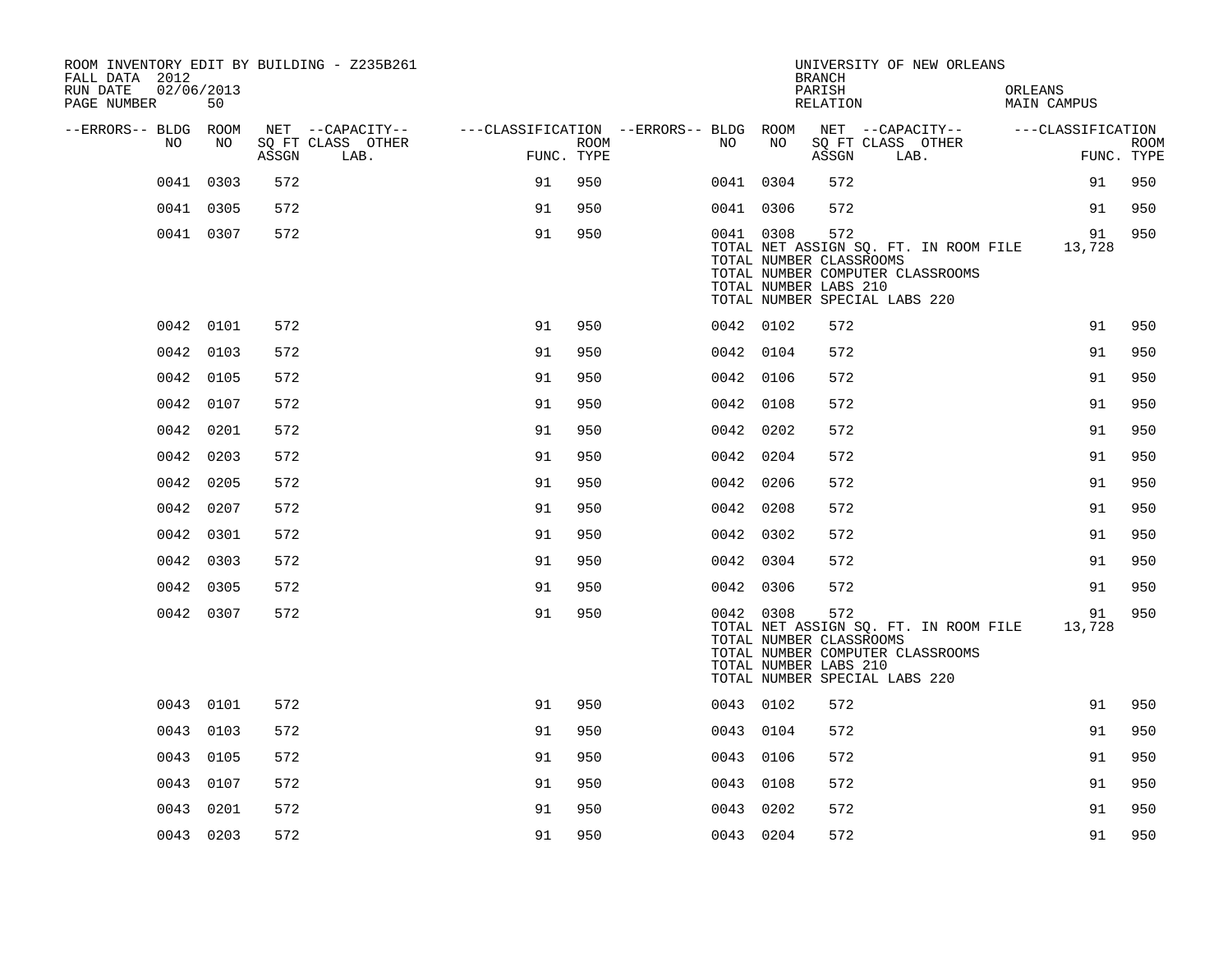ROOM INVENTORY EDIT BY BUILDING - Z235B261
FALL DATA 2012
RUN DATE 02/06/2013
PAGE NUMBER 50

UNIVERSITY OF NEW ORLEANS
BRANCH
PARISH ORLEANS
RELATION MAIN CAMPUS

| --ERRORS-- | BLDG NO | ROOM NO | NET ASSGN SQ FT | CAPACITY CLASS | CAPACITY OTHER LAB. | CLASSIFICATION FUNC. | ROOM TYPE | --ERRORS-- | BLDG NO | ROOM NO | NET ASSGN SQ FT | CAPACITY CLASS | CAPACITY OTHER LAB. | CLASSIFICATION FUNC. | ROOM TYPE |
|---|---|---|---|---|---|---|---|---|---|---|---|---|---|---|---|
| | 0041 | 0303 | 572 | | | 91 | 950 | | 0041 | 0304 | 572 | | | 91 | 950 |
| | 0041 | 0305 | 572 | | | 91 | 950 | | 0041 | 0306 | 572 | | | 91 | 950 |
| | 0041 | 0307 | 572 | | | 91 | 950 | | 0041 | 0308 | 572 | | | 91 | 950 |
| | | | | | | | | | TOTAL NET ASSIGN SQ. FT. IN ROOM FILE | | | | | 13,728 | |
| | | | | | | | | | TOTAL NUMBER CLASSROOMS | | | | | | |
| | | | | | | | | | TOTAL NUMBER COMPUTER CLASSROOMS | | | | | | |
| | | | | | | | | | TOTAL NUMBER LABS 210 | | | | | | |
| | | | | | | | | | TOTAL NUMBER SPECIAL LABS 220 | | | | | | |
| | 0042 | 0101 | 572 | | | 91 | 950 | | 0042 | 0102 | 572 | | | 91 | 950 |
| | 0042 | 0103 | 572 | | | 91 | 950 | | 0042 | 0104 | 572 | | | 91 | 950 |
| | 0042 | 0105 | 572 | | | 91 | 950 | | 0042 | 0106 | 572 | | | 91 | 950 |
| | 0042 | 0107 | 572 | | | 91 | 950 | | 0042 | 0108 | 572 | | | 91 | 950 |
| | 0042 | 0201 | 572 | | | 91 | 950 | | 0042 | 0202 | 572 | | | 91 | 950 |
| | 0042 | 0203 | 572 | | | 91 | 950 | | 0042 | 0204 | 572 | | | 91 | 950 |
| | 0042 | 0205 | 572 | | | 91 | 950 | | 0042 | 0206 | 572 | | | 91 | 950 |
| | 0042 | 0207 | 572 | | | 91 | 950 | | 0042 | 0208 | 572 | | | 91 | 950 |
| | 0042 | 0301 | 572 | | | 91 | 950 | | 0042 | 0302 | 572 | | | 91 | 950 |
| | 0042 | 0303 | 572 | | | 91 | 950 | | 0042 | 0304 | 572 | | | 91 | 950 |
| | 0042 | 0305 | 572 | | | 91 | 950 | | 0042 | 0306 | 572 | | | 91 | 950 |
| | 0042 | 0307 | 572 | | | 91 | 950 | | 0042 | 0308 | 572 | | | 91 | 950 |
| | | | | | | | | | TOTAL NET ASSIGN SQ. FT. IN ROOM FILE | | | | | 13,728 | |
| | | | | | | | | | TOTAL NUMBER CLASSROOMS | | | | | | |
| | | | | | | | | | TOTAL NUMBER COMPUTER CLASSROOMS | | | | | | |
| | | | | | | | | | TOTAL NUMBER LABS 210 | | | | | | |
| | | | | | | | | | TOTAL NUMBER SPECIAL LABS 220 | | | | | | |
| | 0043 | 0101 | 572 | | | 91 | 950 | | 0043 | 0102 | 572 | | | 91 | 950 |
| | 0043 | 0103 | 572 | | | 91 | 950 | | 0043 | 0104 | 572 | | | 91 | 950 |
| | 0043 | 0105 | 572 | | | 91 | 950 | | 0043 | 0106 | 572 | | | 91 | 950 |
| | 0043 | 0107 | 572 | | | 91 | 950 | | 0043 | 0108 | 572 | | | 91 | 950 |
| | 0043 | 0201 | 572 | | | 91 | 950 | | 0043 | 0202 | 572 | | | 91 | 950 |
| | 0043 | 0203 | 572 | | | 91 | 950 | | 0043 | 0204 | 572 | | | 91 | 950 |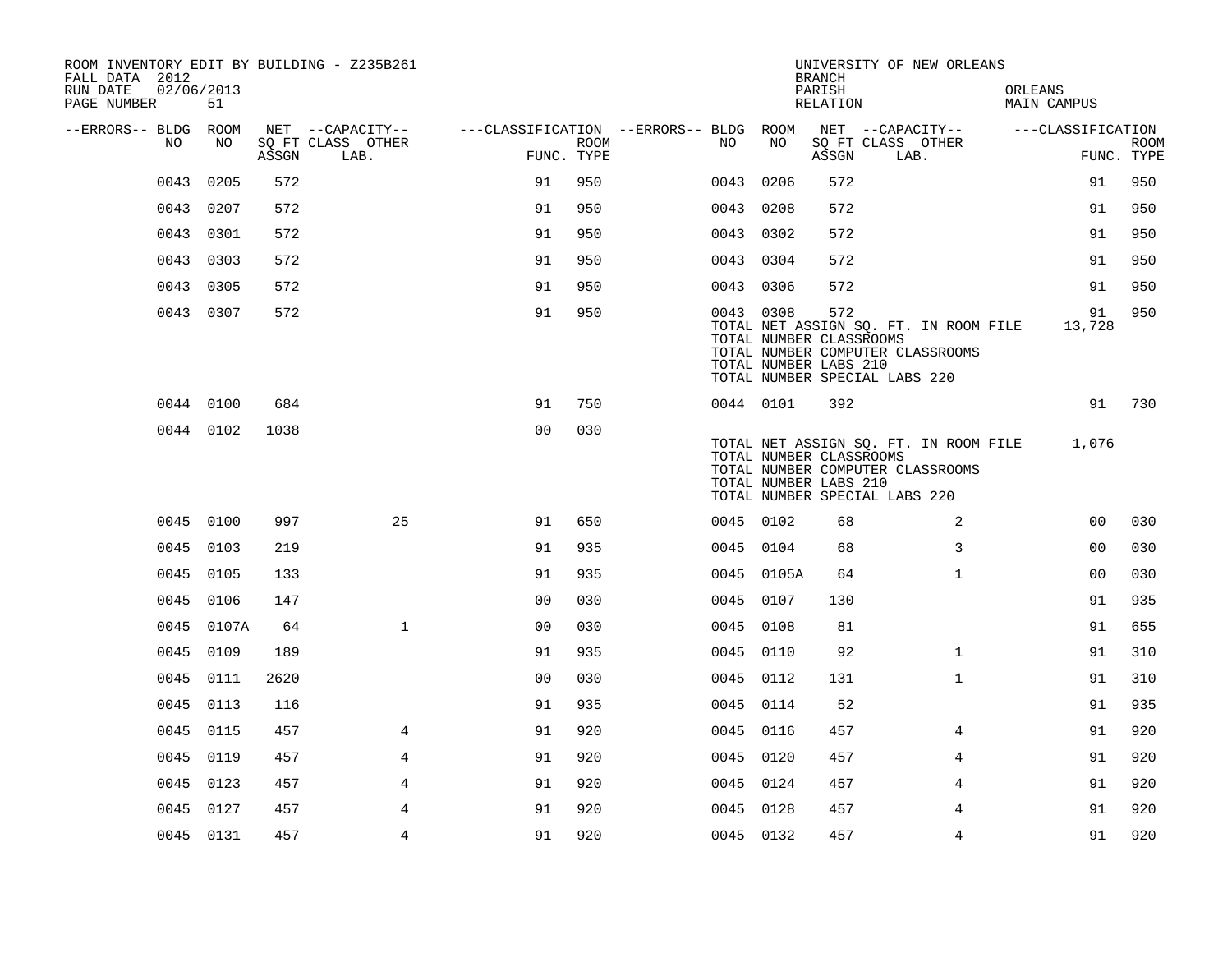ROOM INVENTORY EDIT BY BUILDING - Z235B261
FALL DATA 2012
RUN DATE 02/06/2013
PAGE NUMBER 51

UNIVERSITY OF NEW ORLEANS
BRANCH
PARISH ORLEANS
RELATION MAIN CAMPUS

| --ERRORS-- | BLDG NO | ROOM NO | NET SQ FT ASSGN | --CAPACITY-- CLASS LAB. | OTHER | ---CLASSIFICATION FUNC. | ROOM TYPE | --ERRORS-- | BLDG NO | ROOM NO | NET SQ FT ASSGN | --CAPACITY-- CLASS LAB. | OTHER | ---CLASSIFICATION FUNC. | ROOM TYPE |
|---|---|---|---|---|---|---|---|---|---|---|---|---|---|---|---|
| | 0043 | 0205 | 572 | | | 91 | 950 | | 0043 | 0206 | 572 | | | 91 | 950 |
| | 0043 | 0207 | 572 | | | 91 | 950 | | 0043 | 0208 | 572 | | | 91 | 950 |
| | 0043 | 0301 | 572 | | | 91 | 950 | | 0043 | 0302 | 572 | | | 91 | 950 |
| | 0043 | 0303 | 572 | | | 91 | 950 | | 0043 | 0304 | 572 | | | 91 | 950 |
| | 0043 | 0305 | 572 | | | 91 | 950 | | 0043 | 0306 | 572 | | | 91 | 950 |
| | 0043 | 0307 | 572 | | | 91 | 950 | | 0043 | 0308 | 572 | | | 91 | 950 |
| | | | | | | | | | TOTAL NET ASSIGN SQ. FT. IN ROOM FILE | | | | | 13,728 | |
| | | | | | | | | | TOTAL NUMBER CLASSROOMS | | | | | | |
| | | | | | | | | | TOTAL NUMBER COMPUTER CLASSROOMS | | | | | | |
| | | | | | | | | | TOTAL NUMBER LABS 210 | | | | | | |
| | | | | | | | | | TOTAL NUMBER SPECIAL LABS 220 | | | | | | |
| | 0044 | 0100 | 684 | | | 91 | 750 | | 0044 | 0101 | 392 | | | 91 | 730 |
| | 0044 | 0102 | 1038 | | | 00 | 030 | | | | | | | | |
| | | | | | | | | | TOTAL NET ASSIGN SQ. FT. IN ROOM FILE | | | | | 1,076 | |
| | | | | | | | | | TOTAL NUMBER CLASSROOMS | | | | | | |
| | | | | | | | | | TOTAL NUMBER COMPUTER CLASSROOMS | | | | | | |
| | | | | | | | | | TOTAL NUMBER LABS 210 | | | | | | |
| | | | | | | | | | TOTAL NUMBER SPECIAL LABS 220 | | | | | | |
| | 0045 | 0100 | 997 | | 25 | 91 | 650 | | 0045 | 0102 | 68 | | 2 | 00 | 030 |
| | 0045 | 0103 | 219 | | | 91 | 935 | | 0045 | 0104 | 68 | | 3 | 00 | 030 |
| | 0045 | 0105 | 133 | | | 91 | 935 | | 0045 | 0105A | 64 | | 1 | 00 | 030 |
| | 0045 | 0106 | 147 | | | 00 | 030 | | 0045 | 0107 | 130 | | | 91 | 935 |
| | 0045 | 0107A | 64 | | 1 | 00 | 030 | | 0045 | 0108 | 81 | | | 91 | 655 |
| | 0045 | 0109 | 189 | | | 91 | 935 | | 0045 | 0110 | 92 | | 1 | 91 | 310 |
| | 0045 | 0111 | 2620 | | | 00 | 030 | | 0045 | 0112 | 131 | | 1 | 91 | 310 |
| | 0045 | 0113 | 116 | | | 91 | 935 | | 0045 | 0114 | 52 | | | 91 | 935 |
| | 0045 | 0115 | 457 | | 4 | 91 | 920 | | 0045 | 0116 | 457 | | 4 | 91 | 920 |
| | 0045 | 0119 | 457 | | 4 | 91 | 920 | | 0045 | 0120 | 457 | | 4 | 91 | 920 |
| | 0045 | 0123 | 457 | | 4 | 91 | 920 | | 0045 | 0124 | 457 | | 4 | 91 | 920 |
| | 0045 | 0127 | 457 | | 4 | 91 | 920 | | 0045 | 0128 | 457 | | 4 | 91 | 920 |
| | 0045 | 0131 | 457 | | 4 | 91 | 920 | | 0045 | 0132 | 457 | | 4 | 91 | 920 |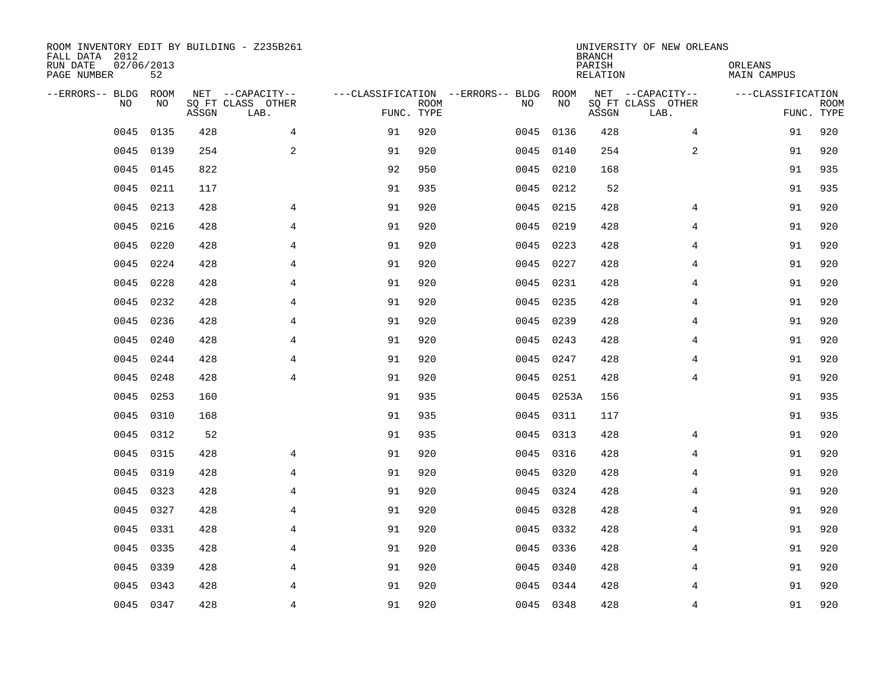ROOM INVENTORY EDIT BY BUILDING - Z235B261
FALL DATA 2012
RUN DATE 02/06/2013
PAGE NUMBER 52

UNIVERSITY OF NEW ORLEANS
BRANCH
PARISH ORLEANS
RELATION MAIN CAMPUS

| --ERRORS-- | BLDG NO | ROOM NO | NET SQ FT ASSGN | --CAPACITY-- CLASS LAB. | OTHER | ---CLASSIFICATION FUNC. | ROOM TYPE | --ERRORS-- | BLDG NO | ROOM NO | NET SQ FT ASSGN | --CAPACITY-- CLASS LAB. | OTHER | ---CLASSIFICATION FUNC. | ROOM TYPE |
|---|---|---|---|---|---|---|---|---|---|---|---|---|---|---|---|
| | 0045 | 0135 | 428 | | 4 | 91 | 920 | | 0045 | 0136 | 428 | | 4 | 91 | 920 |
| | 0045 | 0139 | 254 | | 2 | 91 | 920 | | 0045 | 0140 | 254 | | 2 | 91 | 920 |
| | 0045 | 0145 | 822 | | | 92 | 950 | | 0045 | 0210 | 168 | | | 91 | 935 |
| | 0045 | 0211 | 117 | | | 91 | 935 | | 0045 | 0212 | 52 | | | 91 | 935 |
| | 0045 | 0213 | 428 | | 4 | 91 | 920 | | 0045 | 0215 | 428 | | 4 | 91 | 920 |
| | 0045 | 0216 | 428 | | 4 | 91 | 920 | | 0045 | 0219 | 428 | | 4 | 91 | 920 |
| | 0045 | 0220 | 428 | | 4 | 91 | 920 | | 0045 | 0223 | 428 | | 4 | 91 | 920 |
| | 0045 | 0224 | 428 | | 4 | 91 | 920 | | 0045 | 0227 | 428 | | 4 | 91 | 920 |
| | 0045 | 0228 | 428 | | 4 | 91 | 920 | | 0045 | 0231 | 428 | | 4 | 91 | 920 |
| | 0045 | 0232 | 428 | | 4 | 91 | 920 | | 0045 | 0235 | 428 | | 4 | 91 | 920 |
| | 0045 | 0236 | 428 | | 4 | 91 | 920 | | 0045 | 0239 | 428 | | 4 | 91 | 920 |
| | 0045 | 0240 | 428 | | 4 | 91 | 920 | | 0045 | 0243 | 428 | | 4 | 91 | 920 |
| | 0045 | 0244 | 428 | | 4 | 91 | 920 | | 0045 | 0247 | 428 | | 4 | 91 | 920 |
| | 0045 | 0248 | 428 | | 4 | 91 | 920 | | 0045 | 0251 | 428 | | 4 | 91 | 920 |
| | 0045 | 0253 | 160 | | | 91 | 935 | | 0045 | 0253A | 156 | | | 91 | 935 |
| | 0045 | 0310 | 168 | | | 91 | 935 | | 0045 | 0311 | 117 | | | 91 | 935 |
| | 0045 | 0312 | 52 | | | 91 | 935 | | 0045 | 0313 | 428 | | 4 | 91 | 920 |
| | 0045 | 0315 | 428 | | 4 | 91 | 920 | | 0045 | 0316 | 428 | | 4 | 91 | 920 |
| | 0045 | 0319 | 428 | | 4 | 91 | 920 | | 0045 | 0320 | 428 | | 4 | 91 | 920 |
| | 0045 | 0323 | 428 | | 4 | 91 | 920 | | 0045 | 0324 | 428 | | 4 | 91 | 920 |
| | 0045 | 0327 | 428 | | 4 | 91 | 920 | | 0045 | 0328 | 428 | | 4 | 91 | 920 |
| | 0045 | 0331 | 428 | | 4 | 91 | 920 | | 0045 | 0332 | 428 | | 4 | 91 | 920 |
| | 0045 | 0335 | 428 | | 4 | 91 | 920 | | 0045 | 0336 | 428 | | 4 | 91 | 920 |
| | 0045 | 0339 | 428 | | 4 | 91 | 920 | | 0045 | 0340 | 428 | | 4 | 91 | 920 |
| | 0045 | 0343 | 428 | | 4 | 91 | 920 | | 0045 | 0344 | 428 | | 4 | 91 | 920 |
| | 0045 | 0347 | 428 | | 4 | 91 | 920 | | 0045 | 0348 | 428 | | 4 | 91 | 920 |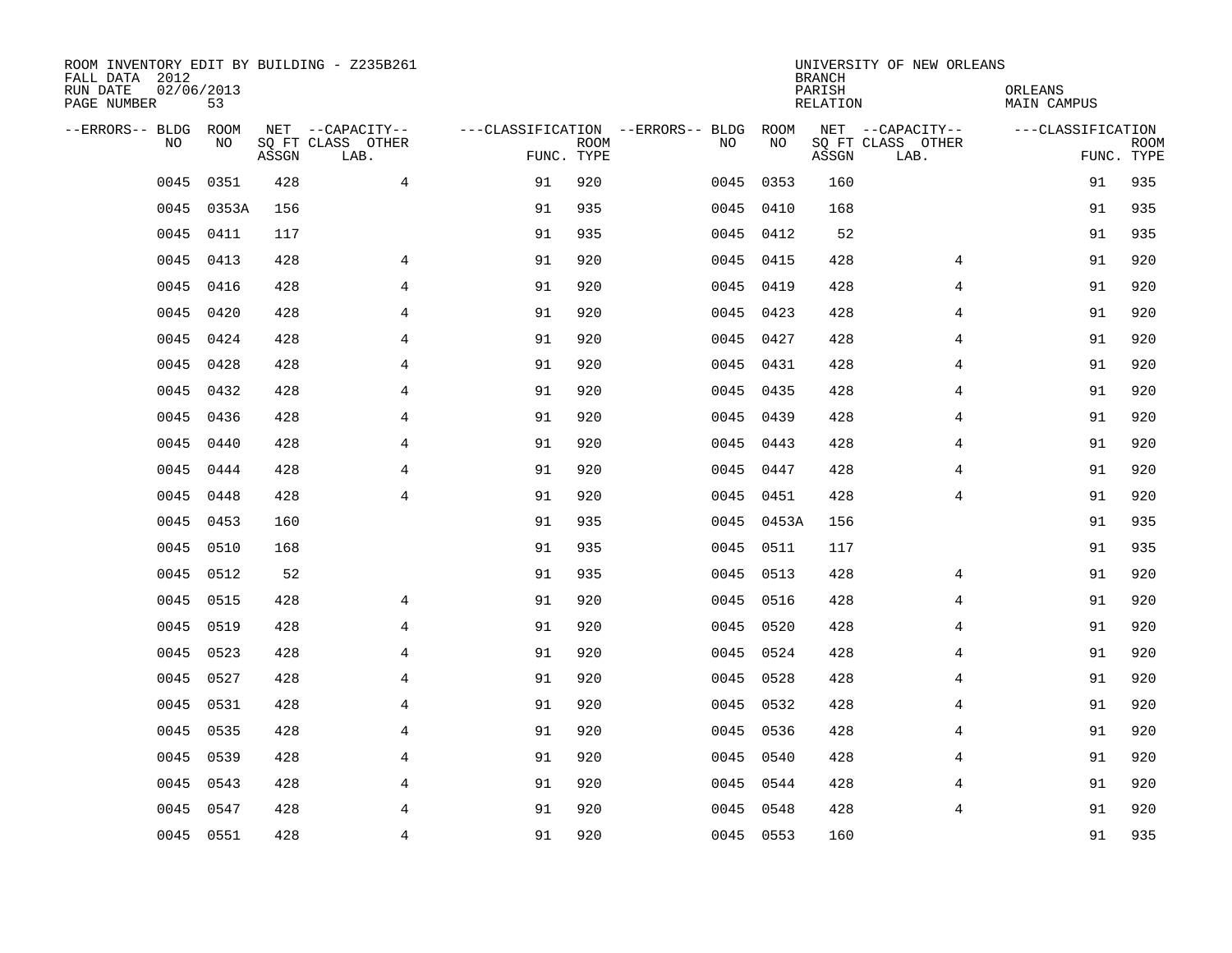ROOM INVENTORY EDIT BY BUILDING - Z235B261
FALL DATA 2012
RUN DATE 02/06/2013
PAGE NUMBER 53

UNIVERSITY OF NEW ORLEANS
BRANCH
PARISH ORLEANS
RELATION MAIN CAMPUS

| --ERRORS-- | BLDG NO | ROOM NO | NET SQ FT ASSGN | --CAPACITY-- CLASS LAB. | OTHER | ---CLASSIFICATION FUNC. | ROOM TYPE | --ERRORS-- | BLDG NO | ROOM NO | NET SQ FT ASSGN | --CAPACITY-- CLASS LAB. | OTHER | ---CLASSIFICATION FUNC. | ROOM TYPE |
|---|---|---|---|---|---|---|---|---|---|---|---|---|---|---|---|
| | 0045 | 0351 | 428 | | 4 | 91 | 920 | | 0045 | 0353 | 160 | | | 91 | 935 |
| | 0045 | 0353A | 156 | | | 91 | 935 | | 0045 | 0410 | 168 | | | 91 | 935 |
| | 0045 | 0411 | 117 | | | 91 | 935 | | 0045 | 0412 | 52 | | | 91 | 935 |
| | 0045 | 0413 | 428 | | 4 | 91 | 920 | | 0045 | 0415 | 428 | | 4 | 91 | 920 |
| | 0045 | 0416 | 428 | | 4 | 91 | 920 | | 0045 | 0419 | 428 | | 4 | 91 | 920 |
| | 0045 | 0420 | 428 | | 4 | 91 | 920 | | 0045 | 0423 | 428 | | 4 | 91 | 920 |
| | 0045 | 0424 | 428 | | 4 | 91 | 920 | | 0045 | 0427 | 428 | | 4 | 91 | 920 |
| | 0045 | 0428 | 428 | | 4 | 91 | 920 | | 0045 | 0431 | 428 | | 4 | 91 | 920 |
| | 0045 | 0432 | 428 | | 4 | 91 | 920 | | 0045 | 0435 | 428 | | 4 | 91 | 920 |
| | 0045 | 0436 | 428 | | 4 | 91 | 920 | | 0045 | 0439 | 428 | | 4 | 91 | 920 |
| | 0045 | 0440 | 428 | | 4 | 91 | 920 | | 0045 | 0443 | 428 | | 4 | 91 | 920 |
| | 0045 | 0444 | 428 | | 4 | 91 | 920 | | 0045 | 0447 | 428 | | 4 | 91 | 920 |
| | 0045 | 0448 | 428 | | 4 | 91 | 920 | | 0045 | 0451 | 428 | | 4 | 91 | 920 |
| | 0045 | 0453 | 160 | | | 91 | 935 | | 0045 | 0453A | 156 | | | 91 | 935 |
| | 0045 | 0510 | 168 | | | 91 | 935 | | 0045 | 0511 | 117 | | | 91 | 935 |
| | 0045 | 0512 | 52 | | | 91 | 935 | | 0045 | 0513 | 428 | | 4 | 91 | 920 |
| | 0045 | 0515 | 428 | | 4 | 91 | 920 | | 0045 | 0516 | 428 | | 4 | 91 | 920 |
| | 0045 | 0519 | 428 | | 4 | 91 | 920 | | 0045 | 0520 | 428 | | 4 | 91 | 920 |
| | 0045 | 0523 | 428 | | 4 | 91 | 920 | | 0045 | 0524 | 428 | | 4 | 91 | 920 |
| | 0045 | 0527 | 428 | | 4 | 91 | 920 | | 0045 | 0528 | 428 | | 4 | 91 | 920 |
| | 0045 | 0531 | 428 | | 4 | 91 | 920 | | 0045 | 0532 | 428 | | 4 | 91 | 920 |
| | 0045 | 0535 | 428 | | 4 | 91 | 920 | | 0045 | 0536 | 428 | | 4 | 91 | 920 |
| | 0045 | 0539 | 428 | | 4 | 91 | 920 | | 0045 | 0540 | 428 | | 4 | 91 | 920 |
| | 0045 | 0543 | 428 | | 4 | 91 | 920 | | 0045 | 0544 | 428 | | 4 | 91 | 920 |
| | 0045 | 0547 | 428 | | 4 | 91 | 920 | | 0045 | 0548 | 428 | | 4 | 91 | 920 |
| | 0045 | 0551 | 428 | | 4 | 91 | 920 | | 0045 | 0553 | 160 | | | 91 | 935 |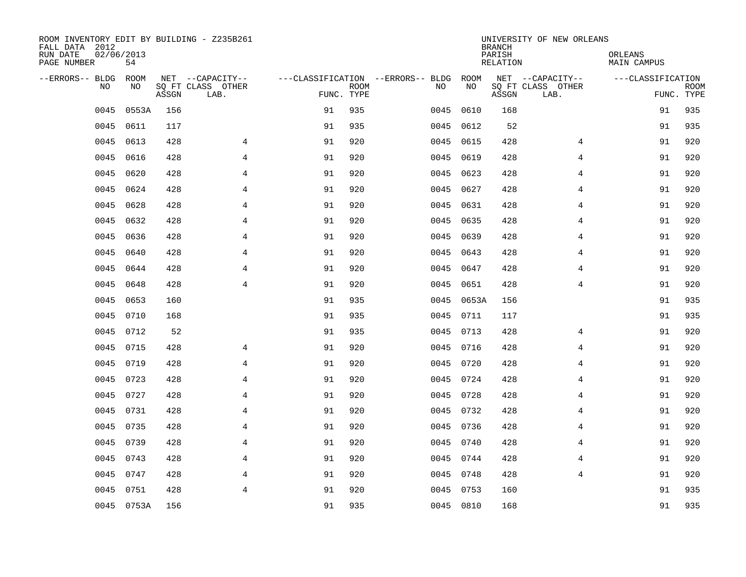ROOM INVENTORY EDIT BY BUILDING - Z235B261
FALL DATA 2012
RUN DATE 02/06/2013
PAGE NUMBER 54

UNIVERSITY OF NEW ORLEANS
BRANCH
PARISH ORLEANS
RELATION MAIN CAMPUS

| --ERRORS-- | BLDG NO | ROOM NO | NET SQ FT ASSGN | --CAPACITY-- CLASS LAB. | OTHER | ---CLASSIFICATION FUNC. | ROOM TYPE | --ERRORS-- | BLDG NO | ROOM NO | NET SQ FT ASSGN | --CAPACITY-- CLASS LAB. | OTHER | ---CLASSIFICATION FUNC. | ROOM TYPE |
|---|---|---|---|---|---|---|---|---|---|---|---|---|---|---|---|
| | 0045 | 0553A | 156 | | | 91 | 935 | | 0045 | 0610 | 168 | | | 91 | 935 |
| | 0045 | 0611 | 117 | | | 91 | 935 | | 0045 | 0612 | 52 | | | 91 | 935 |
| | 0045 | 0613 | 428 | | 4 | 91 | 920 | | 0045 | 0615 | 428 | | 4 | 91 | 920 |
| | 0045 | 0616 | 428 | | 4 | 91 | 920 | | 0045 | 0619 | 428 | | 4 | 91 | 920 |
| | 0045 | 0620 | 428 | | 4 | 91 | 920 | | 0045 | 0623 | 428 | | 4 | 91 | 920 |
| | 0045 | 0624 | 428 | | 4 | 91 | 920 | | 0045 | 0627 | 428 | | 4 | 91 | 920 |
| | 0045 | 0628 | 428 | | 4 | 91 | 920 | | 0045 | 0631 | 428 | | 4 | 91 | 920 |
| | 0045 | 0632 | 428 | | 4 | 91 | 920 | | 0045 | 0635 | 428 | | 4 | 91 | 920 |
| | 0045 | 0636 | 428 | | 4 | 91 | 920 | | 0045 | 0639 | 428 | | 4 | 91 | 920 |
| | 0045 | 0640 | 428 | | 4 | 91 | 920 | | 0045 | 0643 | 428 | | 4 | 91 | 920 |
| | 0045 | 0644 | 428 | | 4 | 91 | 920 | | 0045 | 0647 | 428 | | 4 | 91 | 920 |
| | 0045 | 0648 | 428 | | 4 | 91 | 920 | | 0045 | 0651 | 428 | | 4 | 91 | 920 |
| | 0045 | 0653 | 160 | | | 91 | 935 | | 0045 | 0653A | 156 | | | 91 | 935 |
| | 0045 | 0710 | 168 | | | 91 | 935 | | 0045 | 0711 | 117 | | | 91 | 935 |
| | 0045 | 0712 | 52 | | | 91 | 935 | | 0045 | 0713 | 428 | | 4 | 91 | 920 |
| | 0045 | 0715 | 428 | | 4 | 91 | 920 | | 0045 | 0716 | 428 | | 4 | 91 | 920 |
| | 0045 | 0719 | 428 | | 4 | 91 | 920 | | 0045 | 0720 | 428 | | 4 | 91 | 920 |
| | 0045 | 0723 | 428 | | 4 | 91 | 920 | | 0045 | 0724 | 428 | | 4 | 91 | 920 |
| | 0045 | 0727 | 428 | | 4 | 91 | 920 | | 0045 | 0728 | 428 | | 4 | 91 | 920 |
| | 0045 | 0731 | 428 | | 4 | 91 | 920 | | 0045 | 0732 | 428 | | 4 | 91 | 920 |
| | 0045 | 0735 | 428 | | 4 | 91 | 920 | | 0045 | 0736 | 428 | | 4 | 91 | 920 |
| | 0045 | 0739 | 428 | | 4 | 91 | 920 | | 0045 | 0740 | 428 | | 4 | 91 | 920 |
| | 0045 | 0743 | 428 | | 4 | 91 | 920 | | 0045 | 0744 | 428 | | 4 | 91 | 920 |
| | 0045 | 0747 | 428 | | 4 | 91 | 920 | | 0045 | 0748 | 428 | | 4 | 91 | 920 |
| | 0045 | 0751 | 428 | | 4 | 91 | 920 | | 0045 | 0753 | 160 | | | 91 | 935 |
| | 0045 | 0753A | 156 | | | 91 | 935 | | 0045 | 0810 | 168 | | | 91 | 935 |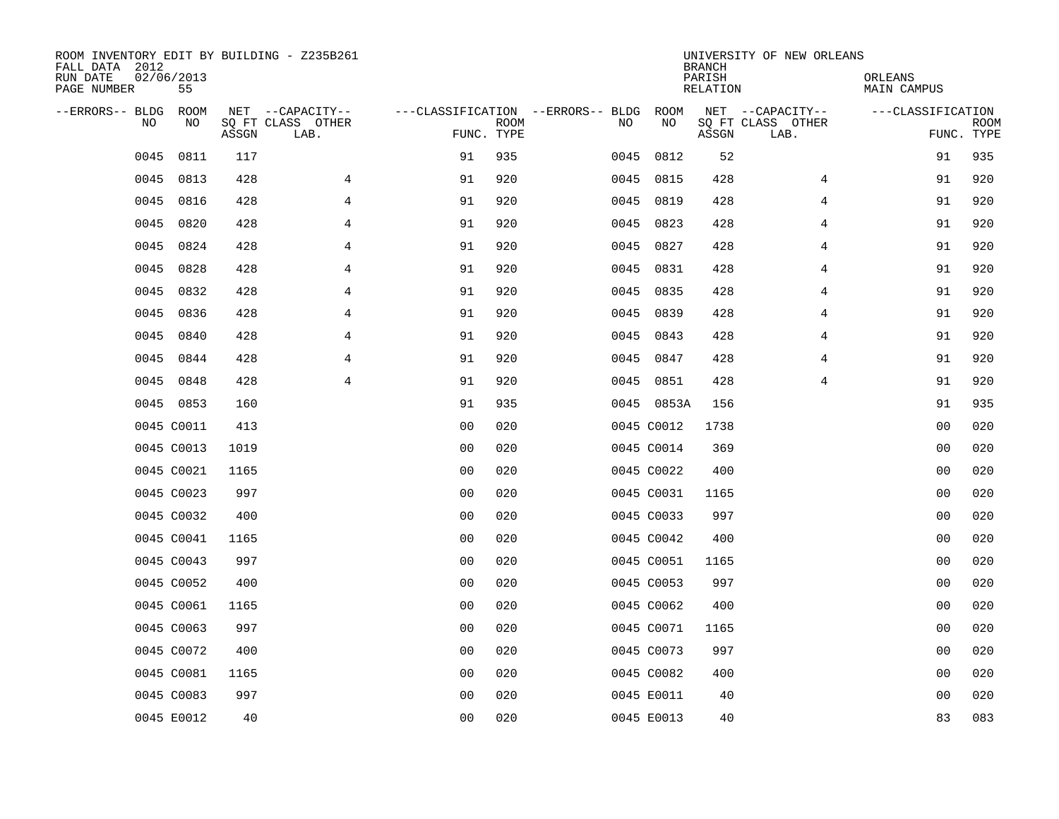ROOM INVENTORY EDIT BY BUILDING - Z235B261
FALL DATA 2012
RUN DATE 02/06/2013
PAGE NUMBER 55

UNIVERSITY OF NEW ORLEANS
BRANCH
PARISH ORLEANS
RELATION MAIN CAMPUS

| --ERRORS-- | BLDG NO | ROOM NO | NET SQ FT ASSGN | --CAPACITY-- CLASS LAB. | OTHER | ---CLASSIFICATION FUNC. | ROOM TYPE | --ERRORS-- | BLDG NO | ROOM NO | NET SQ FT ASSGN | --CAPACITY-- CLASS LAB. | OTHER | ---CLASSIFICATION FUNC. | ROOM TYPE |
|---|---|---|---|---|---|---|---|---|---|---|---|---|---|---|---|
| | 0045 | 0811 | 117 | | | 91 | 935 | | 0045 | 0812 | 52 | | | 91 | 935 |
| | 0045 | 0813 | 428 | | 4 | 91 | 920 | | 0045 | 0815 | 428 | | 4 | 91 | 920 |
| | 0045 | 0816 | 428 | | 4 | 91 | 920 | | 0045 | 0819 | 428 | | 4 | 91 | 920 |
| | 0045 | 0820 | 428 | | 4 | 91 | 920 | | 0045 | 0823 | 428 | | 4 | 91 | 920 |
| | 0045 | 0824 | 428 | | 4 | 91 | 920 | | 0045 | 0827 | 428 | | 4 | 91 | 920 |
| | 0045 | 0828 | 428 | | 4 | 91 | 920 | | 0045 | 0831 | 428 | | 4 | 91 | 920 |
| | 0045 | 0832 | 428 | | 4 | 91 | 920 | | 0045 | 0835 | 428 | | 4 | 91 | 920 |
| | 0045 | 0836 | 428 | | 4 | 91 | 920 | | 0045 | 0839 | 428 | | 4 | 91 | 920 |
| | 0045 | 0840 | 428 | | 4 | 91 | 920 | | 0045 | 0843 | 428 | | 4 | 91 | 920 |
| | 0045 | 0844 | 428 | | 4 | 91 | 920 | | 0045 | 0847 | 428 | | 4 | 91 | 920 |
| | 0045 | 0848 | 428 | | 4 | 91 | 920 | | 0045 | 0851 | 428 | | 4 | 91 | 920 |
| | 0045 | 0853 | 160 | | | 91 | 935 | | 0045 | 0853A | 156 | | | 91 | 935 |
| | 0045 | C0011 | 413 | | | 00 | 020 | | 0045 | C0012 | 1738 | | | 00 | 020 |
| | 0045 | C0013 | 1019 | | | 00 | 020 | | 0045 | C0014 | 369 | | | 00 | 020 |
| | 0045 | C0021 | 1165 | | | 00 | 020 | | 0045 | C0022 | 400 | | | 00 | 020 |
| | 0045 | C0023 | 997 | | | 00 | 020 | | 0045 | C0031 | 1165 | | | 00 | 020 |
| | 0045 | C0032 | 400 | | | 00 | 020 | | 0045 | C0033 | 997 | | | 00 | 020 |
| | 0045 | C0041 | 1165 | | | 00 | 020 | | 0045 | C0042 | 400 | | | 00 | 020 |
| | 0045 | C0043 | 997 | | | 00 | 020 | | 0045 | C0051 | 1165 | | | 00 | 020 |
| | 0045 | C0052 | 400 | | | 00 | 020 | | 0045 | C0053 | 997 | | | 00 | 020 |
| | 0045 | C0061 | 1165 | | | 00 | 020 | | 0045 | C0062 | 400 | | | 00 | 020 |
| | 0045 | C0063 | 997 | | | 00 | 020 | | 0045 | C0071 | 1165 | | | 00 | 020 |
| | 0045 | C0072 | 400 | | | 00 | 020 | | 0045 | C0073 | 997 | | | 00 | 020 |
| | 0045 | C0081 | 1165 | | | 00 | 020 | | 0045 | C0082 | 400 | | | 00 | 020 |
| | 0045 | C0083 | 997 | | | 00 | 020 | | 0045 | E0011 | 40 | | | 00 | 020 |
| | 0045 | E0012 | 40 | | | 00 | 020 | | 0045 | E0013 | 40 | | | 83 | 083 |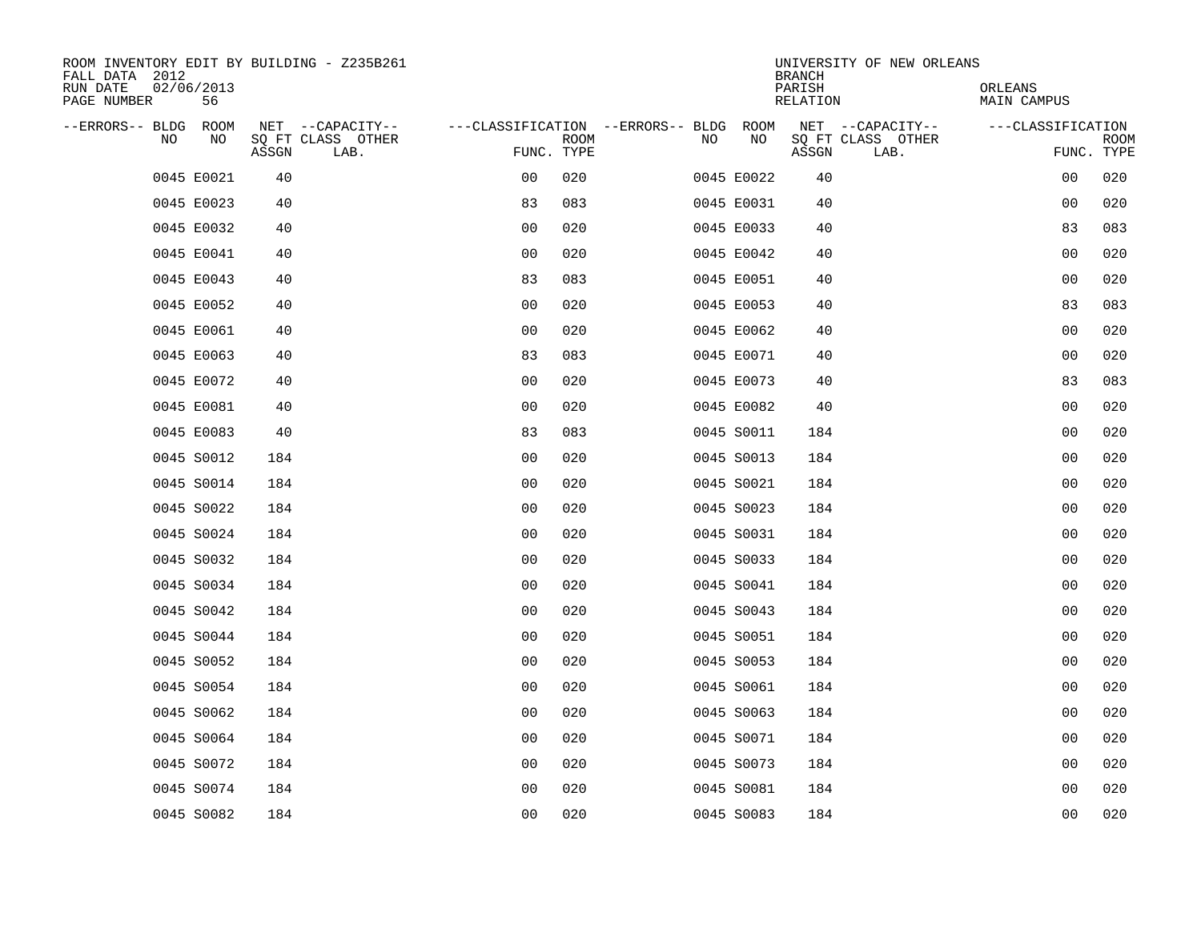ROOM INVENTORY EDIT BY BUILDING - Z235B261
FALL DATA 2012
RUN DATE 02/06/2013
PAGE NUMBER 56

UNIVERSITY OF NEW ORLEANS
BRANCH
PARISH ORLEANS
RELATION MAIN CAMPUS

| --ERRORS-- | BLDG NO | ROOM NO | NET SQ FT ASSGN | --CAPACITY-- CLASS LAB. | OTHER | ---CLASSIFICATION FUNC. | ROOM TYPE | --ERRORS-- | BLDG NO | ROOM NO | NET SQ FT ASSGN | --CAPACITY-- CLASS LAB. | OTHER | ---CLASSIFICATION FUNC. | ROOM TYPE |
|---|---|---|---|---|---|---|---|---|---|---|---|---|---|---|---|
| | 0045 | E0021 | 40 | | | 00 | 020 | | 0045 | E0022 | 40 | | | 00 | 020 |
| | 0045 | E0023 | 40 | | | 83 | 083 | | 0045 | E0031 | 40 | | | 00 | 020 |
| | 0045 | E0032 | 40 | | | 00 | 020 | | 0045 | E0033 | 40 | | | 83 | 083 |
| | 0045 | E0041 | 40 | | | 00 | 020 | | 0045 | E0042 | 40 | | | 00 | 020 |
| | 0045 | E0043 | 40 | | | 83 | 083 | | 0045 | E0051 | 40 | | | 00 | 020 |
| | 0045 | E0052 | 40 | | | 00 | 020 | | 0045 | E0053 | 40 | | | 83 | 083 |
| | 0045 | E0061 | 40 | | | 00 | 020 | | 0045 | E0062 | 40 | | | 00 | 020 |
| | 0045 | E0063 | 40 | | | 83 | 083 | | 0045 | E0071 | 40 | | | 00 | 020 |
| | 0045 | E0072 | 40 | | | 00 | 020 | | 0045 | E0073 | 40 | | | 83 | 083 |
| | 0045 | E0081 | 40 | | | 00 | 020 | | 0045 | E0082 | 40 | | | 00 | 020 |
| | 0045 | E0083 | 40 | | | 83 | 083 | | 0045 | S0011 | 184 | | | 00 | 020 |
| | 0045 | S0012 | 184 | | | 00 | 020 | | 0045 | S0013 | 184 | | | 00 | 020 |
| | 0045 | S0014 | 184 | | | 00 | 020 | | 0045 | S0021 | 184 | | | 00 | 020 |
| | 0045 | S0022 | 184 | | | 00 | 020 | | 0045 | S0023 | 184 | | | 00 | 020 |
| | 0045 | S0024 | 184 | | | 00 | 020 | | 0045 | S0031 | 184 | | | 00 | 020 |
| | 0045 | S0032 | 184 | | | 00 | 020 | | 0045 | S0033 | 184 | | | 00 | 020 |
| | 0045 | S0034 | 184 | | | 00 | 020 | | 0045 | S0041 | 184 | | | 00 | 020 |
| | 0045 | S0042 | 184 | | | 00 | 020 | | 0045 | S0043 | 184 | | | 00 | 020 |
| | 0045 | S0044 | 184 | | | 00 | 020 | | 0045 | S0051 | 184 | | | 00 | 020 |
| | 0045 | S0052 | 184 | | | 00 | 020 | | 0045 | S0053 | 184 | | | 00 | 020 |
| | 0045 | S0054 | 184 | | | 00 | 020 | | 0045 | S0061 | 184 | | | 00 | 020 |
| | 0045 | S0062 | 184 | | | 00 | 020 | | 0045 | S0063 | 184 | | | 00 | 020 |
| | 0045 | S0064 | 184 | | | 00 | 020 | | 0045 | S0071 | 184 | | | 00 | 020 |
| | 0045 | S0072 | 184 | | | 00 | 020 | | 0045 | S0073 | 184 | | | 00 | 020 |
| | 0045 | S0074 | 184 | | | 00 | 020 | | 0045 | S0081 | 184 | | | 00 | 020 |
| | 0045 | S0082 | 184 | | | 00 | 020 | | 0045 | S0083 | 184 | | | 00 | 020 |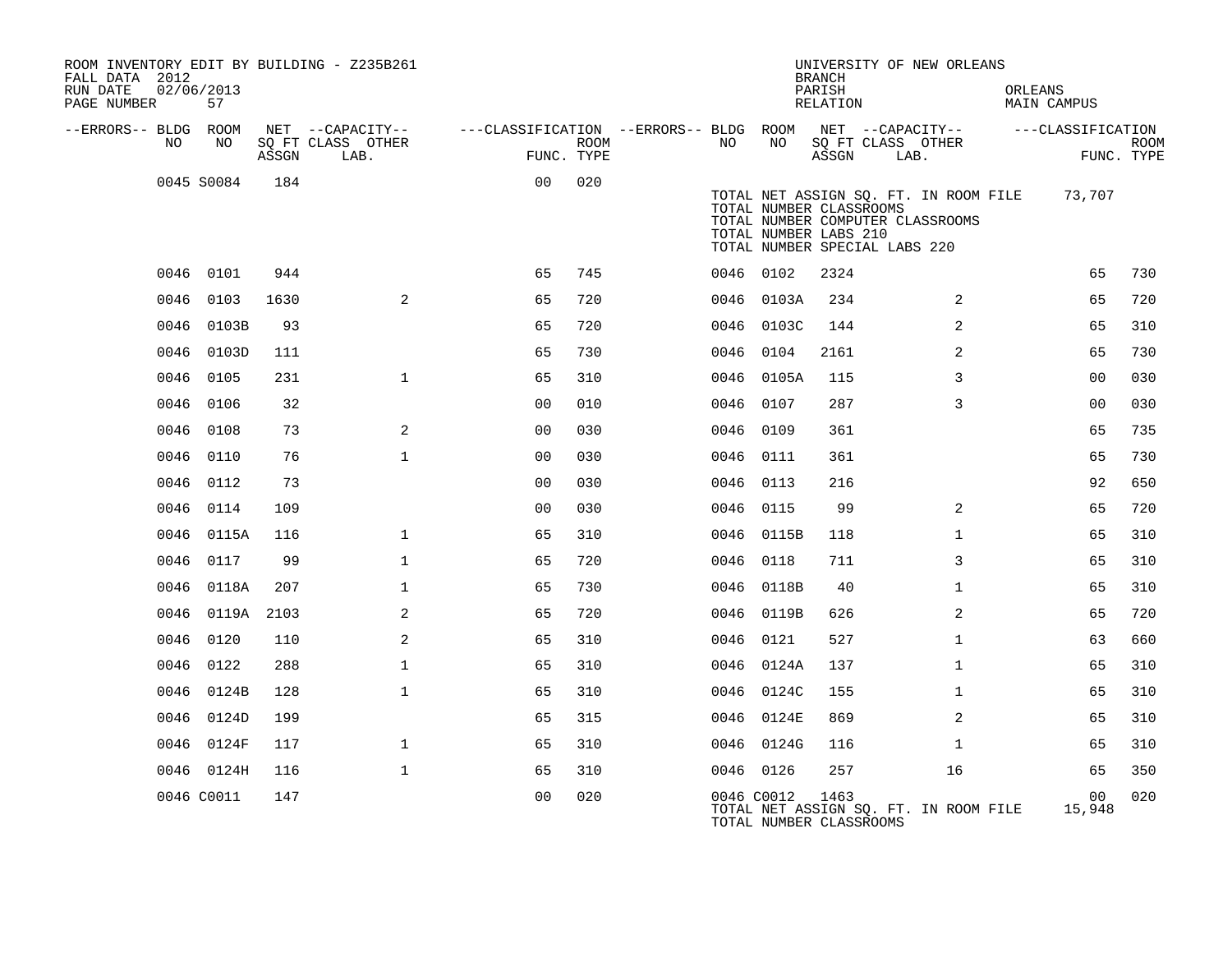ROOM INVENTORY EDIT BY BUILDING - Z235B261
FALL DATA 2012
RUN DATE 02/06/2013
PAGE NUMBER 57

UNIVERSITY OF NEW ORLEANS
BRANCH
PARISH ORLEANS
RELATION MAIN CAMPUS

| --ERRORS-- | BLDG NO | ROOM NO | NET SQ FT ASSGN | --CAPACITY-- CLASS | OTHER LAB. | ---CLASSIFICATION FUNC. | ROOM TYPE | --ERRORS-- | BLDG NO | ROOM NO | NET SQ FT ASSGN | --CAPACITY-- CLASS | OTHER LAB. | ---CLASSIFICATION FUNC. | ROOM TYPE |
|---|---|---|---|---|---|---|---|---|---|---|---|---|---|---|---|
| | 0045 | S0084 | 184 | | | 00 | 020 | | | | | | | | |
| | | | | | | | | | TOTAL NET ASSIGN SQ. FT. IN ROOM FILE | | | | | 73,707 | |
| | | | | | | | | | TOTAL NUMBER CLASSROOMS | | | | | | |
| | | | | | | | | | TOTAL NUMBER COMPUTER CLASSROOMS | | | | | | |
| | | | | | | | | | TOTAL NUMBER LABS 210 | | | | | | |
| | | | | | | | | | TOTAL NUMBER SPECIAL LABS 220 | | | | | | |
| | 0046 | 0101 | 944 | | | 65 | 745 | | 0046 | 0102 | 2324 | | | 65 | 730 |
| | 0046 | 0103 | 1630 | | 2 | 65 | 720 | | 0046 | 0103A | 234 | | 2 | 65 | 720 |
| | 0046 | 0103B | 93 | | | 65 | 720 | | 0046 | 0103C | 144 | | 2 | 65 | 310 |
| | 0046 | 0103D | 111 | | | 65 | 730 | | 0046 | 0104 | 2161 | | 2 | 65 | 730 |
| | 0046 | 0105 | 231 | | 1 | 65 | 310 | | 0046 | 0105A | 115 | | 3 | 00 | 030 |
| | 0046 | 0106 | 32 | | | 00 | 010 | | 0046 | 0107 | 287 | | 3 | 00 | 030 |
| | 0046 | 0108 | 73 | | 2 | 00 | 030 | | 0046 | 0109 | 361 | | | 65 | 735 |
| | 0046 | 0110 | 76 | | 1 | 00 | 030 | | 0046 | 0111 | 361 | | | 65 | 730 |
| | 0046 | 0112 | 73 | | | 00 | 030 | | 0046 | 0113 | 216 | | | 92 | 650 |
| | 0046 | 0114 | 109 | | | 00 | 030 | | 0046 | 0115 | 99 | | 2 | 65 | 720 |
| | 0046 | 0115A | 116 | | 1 | 65 | 310 | | 0046 | 0115B | 118 | | 1 | 65 | 310 |
| | 0046 | 0117 | 99 | | 1 | 65 | 720 | | 0046 | 0118 | 711 | | 3 | 65 | 310 |
| | 0046 | 0118A | 207 | | 1 | 65 | 730 | | 0046 | 0118B | 40 | | 1 | 65 | 310 |
| | 0046 | 0119A | 2103 | | 2 | 65 | 720 | | 0046 | 0119B | 626 | | 2 | 65 | 720 |
| | 0046 | 0120 | 110 | | 2 | 65 | 310 | | 0046 | 0121 | 527 | | 1 | 63 | 660 |
| | 0046 | 0122 | 288 | | 1 | 65 | 310 | | 0046 | 0124A | 137 | | 1 | 65 | 310 |
| | 0046 | 0124B | 128 | | 1 | 65 | 310 | | 0046 | 0124C | 155 | | 1 | 65 | 310 |
| | 0046 | 0124D | 199 | | | 65 | 315 | | 0046 | 0124E | 869 | | 2 | 65 | 310 |
| | 0046 | 0124F | 117 | | 1 | 65 | 310 | | 0046 | 0124G | 116 | | 1 | 65 | 310 |
| | 0046 | 0124H | 116 | | 1 | 65 | 310 | | 0046 | 0126 | 257 | | 16 | 65 | 350 |
| | 0046 | C0011 | 147 | | | 00 | 020 | | 0046 | C0012 | 1463 | | | 00 | 020 |
| | | | | | | | | | TOTAL NET ASSIGN SQ. FT. IN ROOM FILE | | | | | 15,948 | |
| | | | | | | | | | TOTAL NUMBER CLASSROOMS | | | | | | |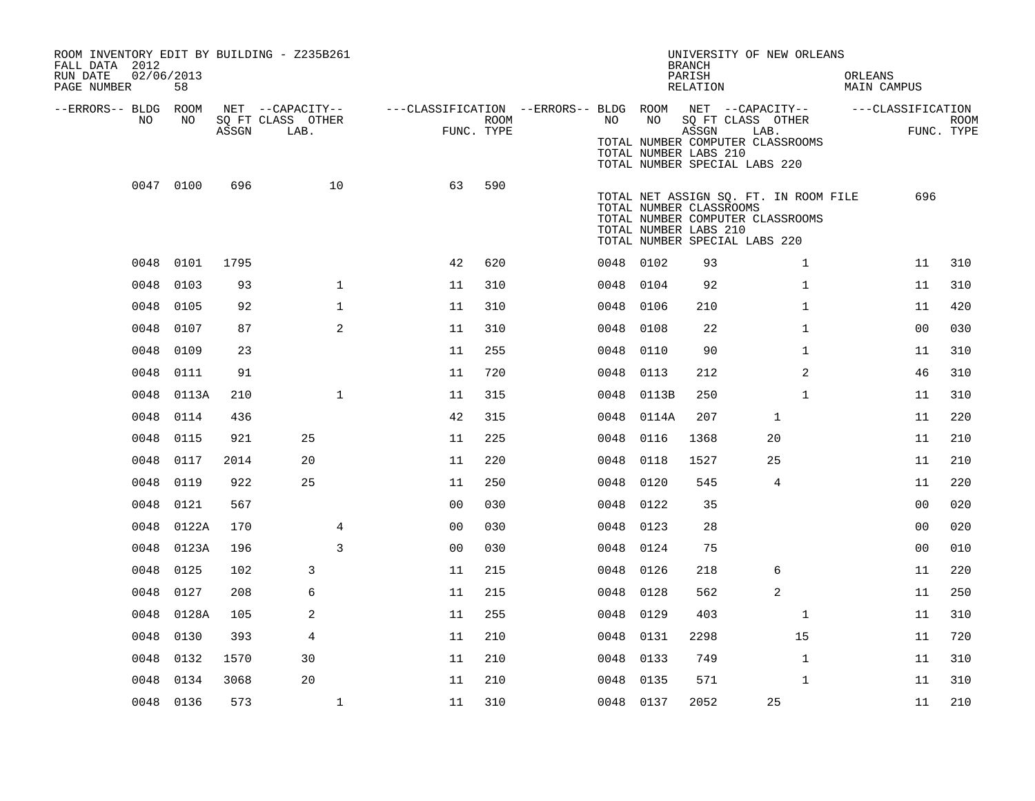ROOM INVENTORY EDIT BY BUILDING - Z235B261
FALL DATA 2012
RUN DATE 02/06/2013
PAGE NUMBER 58

UNIVERSITY OF NEW ORLEANS
BRANCH
PARISH ORLEANS
RELATION MAIN CAMPUS

| --ERRORS-- | BLDG NO | ROOM NO | NET ASSGN SQ FT | CAPACITY CLASS LAB. | CAPACITY OTHER | CLASSIFICATION FUNC. | ROOM TYPE | --ERRORS-- | BLDG NO | ROOM NO | NET ASSGN SQ FT | CAPACITY CLASS LAB. | CAPACITY OTHER | CLASSIFICATION FUNC. | ROOM TYPE |
|---|---|---|---|---|---|---|---|---|---|---|---|---|---|---|---|
| | | | | | | | | | TOTAL NUMBER COMPUTER CLASSROOMS | | | | | | |
| | | | | | | | | | TOTAL NUMBER LABS 210 | | | | | | |
| | | | | | | | | | TOTAL NUMBER SPECIAL LABS 220 | | | | | | |
| | 0047 | 0100 | 696 | | 10 | 63 | 590 | | | | | | | | |
| | | | | | | | | | TOTAL NET ASSIGN SQ. FT. IN ROOM FILE | | 696 | | | | |
| | | | | | | | | | TOTAL NUMBER CLASSROOMS | | | | | | |
| | | | | | | | | | TOTAL NUMBER COMPUTER CLASSROOMS | | | | | | |
| | | | | | | | | | TOTAL NUMBER LABS 210 | | | | | | |
| | | | | | | | | | TOTAL NUMBER SPECIAL LABS 220 | | | | | | |
| | 0048 | 0101 | 1795 | | | 42 | 620 | | 0048 | 0102 | 93 | | 1 | 11 | 310 |
| | 0048 | 0103 | 93 | | 1 | 11 | 310 | | 0048 | 0104 | 92 | | 1 | 11 | 310 |
| | 0048 | 0105 | 92 | | 1 | 11 | 310 | | 0048 | 0106 | 210 | | 1 | 11 | 420 |
| | 0048 | 0107 | 87 | | 2 | 11 | 310 | | 0048 | 0108 | 22 | | 1 | 00 | 030 |
| | 0048 | 0109 | 23 | | | 11 | 255 | | 0048 | 0110 | 90 | | 1 | 11 | 310 |
| | 0048 | 0111 | 91 | | | 11 | 720 | | 0048 | 0113 | 212 | | 2 | 46 | 310 |
| | 0048 | 0113A | 210 | | 1 | 11 | 315 | | 0048 | 0113B | 250 | | 1 | 11 | 310 |
| | 0048 | 0114 | 436 | | | 42 | 315 | | 0048 | 0114A | 207 | 1 | | 11 | 220 |
| | 0048 | 0115 | 921 | 25 | | 11 | 225 | | 0048 | 0116 | 1368 | 20 | | 11 | 210 |
| | 0048 | 0117 | 2014 | 20 | | 11 | 220 | | 0048 | 0118 | 1527 | 25 | | 11 | 210 |
| | 0048 | 0119 | 922 | 25 | | 11 | 250 | | 0048 | 0120 | 545 | 4 | | 11 | 220 |
| | 0048 | 0121 | 567 | | | 00 | 030 | | 0048 | 0122 | 35 | | | 00 | 020 |
| | 0048 | 0122A | 170 | | 4 | 00 | 030 | | 0048 | 0123 | 28 | | | 00 | 020 |
| | 0048 | 0123A | 196 | | 3 | 00 | 030 | | 0048 | 0124 | 75 | | | 00 | 010 |
| | 0048 | 0125 | 102 | 3 | | 11 | 215 | | 0048 | 0126 | 218 | 6 | | 11 | 220 |
| | 0048 | 0127 | 208 | 6 | | 11 | 215 | | 0048 | 0128 | 562 | 2 | | 11 | 250 |
| | 0048 | 0128A | 105 | 2 | | 11 | 255 | | 0048 | 0129 | 403 | | 1 | 11 | 310 |
| | 0048 | 0130 | 393 | 4 | | 11 | 210 | | 0048 | 0131 | 2298 | | 15 | 11 | 720 |
| | 0048 | 0132 | 1570 | 30 | | 11 | 210 | | 0048 | 0133 | 749 | | 1 | 11 | 310 |
| | 0048 | 0134 | 3068 | 20 | | 11 | 210 | | 0048 | 0135 | 571 | | 1 | 11 | 310 |
| | 0048 | 0136 | 573 | | 1 | 11 | 310 | | 0048 | 0137 | 2052 | 25 | | 11 | 210 |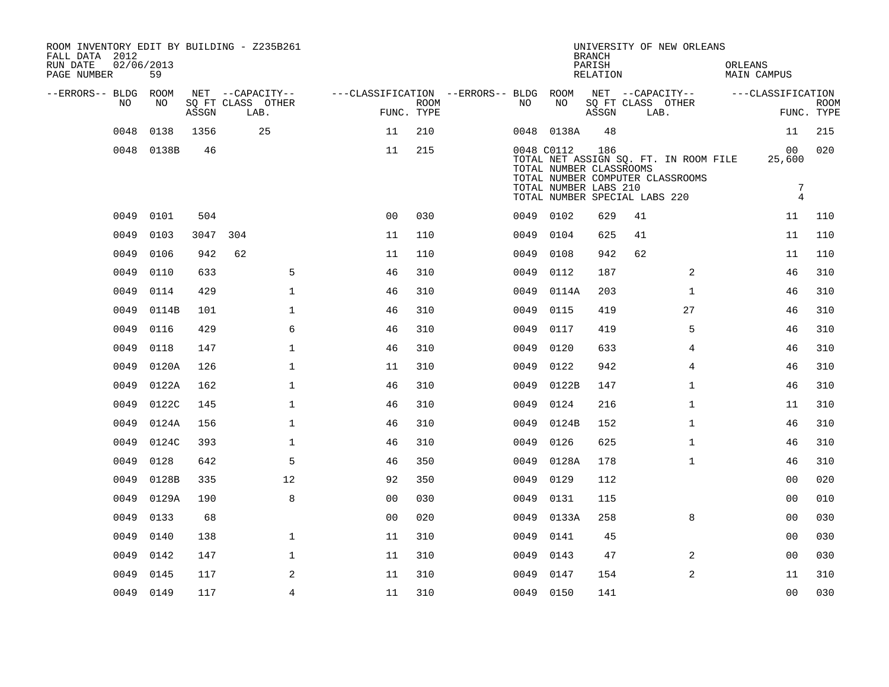ROOM INVENTORY EDIT BY BUILDING - Z235B261
FALL DATA 2012
RUN DATE 02/06/2013
PAGE NUMBER 59

UNIVERSITY OF NEW ORLEANS
BRANCH
PARISH ORLEANS
RELATION MAIN CAMPUS

| --ERRORS-- | BLDG NO | ROOM NO | NET SQ FT ASSGN | CAPACITY CLASS | CAPACITY LAB. | CAPACITY OTHER | FUNC. | ROOM TYPE | --ERRORS-- | BLDG NO | ROOM NO | NET SQ FT ASSGN | CAPACITY CLASS | CAPACITY LAB. | CAPACITY OTHER | FUNC. | ROOM TYPE |
|---|---|---|---|---|---|---|---|---|---|---|---|---|---|---|---|---|---|
| | 0048 | 0138 | 1356 | | 25 | | 11 | 210 | | 0048 | 0138A | 48 | | | | 11 | 215 |
| | 0048 | 0138B | 46 | | | | 11 | 215 | | 0048 | C0112 | 186 | | | | 00 | 020 |
| | | | | | | | | | | TOTAL NET ASSIGN SQ. FT. IN ROOM FILE | | | | | | 25,600 | |
| | | | | | | | | | | TOTAL NUMBER CLASSROOMS | | | | | | | |
| | | | | | | | | | | TOTAL NUMBER COMPUTER CLASSROOMS | | | | | | | |
| | | | | | | | | | | TOTAL NUMBER LABS 210 | | | | | | 7 | |
| | | | | | | | | | | TOTAL NUMBER SPECIAL LABS 220 | | | | | | 4 | |
| | 0049 | 0101 | 504 | | | | 00 | 030 | | 0049 | 0102 | 629 | 41 | | | 11 | 110 |
| | 0049 | 0103 | 3047 | 304 | | | 11 | 110 | | 0049 | 0104 | 625 | 41 | | | 11 | 110 |
| | 0049 | 0106 | 942 | 62 | | | 11 | 110 | | 0049 | 0108 | 942 | 62 | | | 11 | 110 |
| | 0049 | 0110 | 633 | | | 5 | 46 | 310 | | 0049 | 0112 | 187 | | | 2 | 46 | 310 |
| | 0049 | 0114 | 429 | | | 1 | 46 | 310 | | 0049 | 0114A | 203 | | | 1 | 46 | 310 |
| | 0049 | 0114B | 101 | | | 1 | 46 | 310 | | 0049 | 0115 | 419 | | | 27 | 46 | 310 |
| | 0049 | 0116 | 429 | | | 6 | 46 | 310 | | 0049 | 0117 | 419 | | | 5 | 46 | 310 |
| | 0049 | 0118 | 147 | | | 1 | 46 | 310 | | 0049 | 0120 | 633 | | | 4 | 46 | 310 |
| | 0049 | 0120A | 126 | | | 1 | 11 | 310 | | 0049 | 0122 | 942 | | | 4 | 46 | 310 |
| | 0049 | 0122A | 162 | | | 1 | 46 | 310 | | 0049 | 0122B | 147 | | | 1 | 46 | 310 |
| | 0049 | 0122C | 145 | | | 1 | 46 | 310 | | 0049 | 0124 | 216 | | | 1 | 11 | 310 |
| | 0049 | 0124A | 156 | | | 1 | 46 | 310 | | 0049 | 0124B | 152 | | | 1 | 46 | 310 |
| | 0049 | 0124C | 393 | | | 1 | 46 | 310 | | 0049 | 0126 | 625 | | | 1 | 46 | 310 |
| | 0049 | 0128 | 642 | | | 5 | 46 | 350 | | 0049 | 0128A | 178 | | | 1 | 46 | 310 |
| | 0049 | 0128B | 335 | | | 12 | 92 | 350 | | 0049 | 0129 | 112 | | | | 00 | 020 |
| | 0049 | 0129A | 190 | | | 8 | 00 | 030 | | 0049 | 0131 | 115 | | | | 00 | 010 |
| | 0049 | 0133 | 68 | | | | 00 | 020 | | 0049 | 0133A | 258 | | | 8 | 00 | 030 |
| | 0049 | 0140 | 138 | | | 1 | 11 | 310 | | 0049 | 0141 | 45 | | | | 00 | 030 |
| | 0049 | 0142 | 147 | | | 1 | 11 | 310 | | 0049 | 0143 | 47 | | | 2 | 00 | 030 |
| | 0049 | 0145 | 117 | | | 2 | 11 | 310 | | 0049 | 0147 | 154 | | | 2 | 11 | 310 |
| | 0049 | 0149 | 117 | | | 4 | 11 | 310 | | 0049 | 0150 | 141 | | | | 00 | 030 |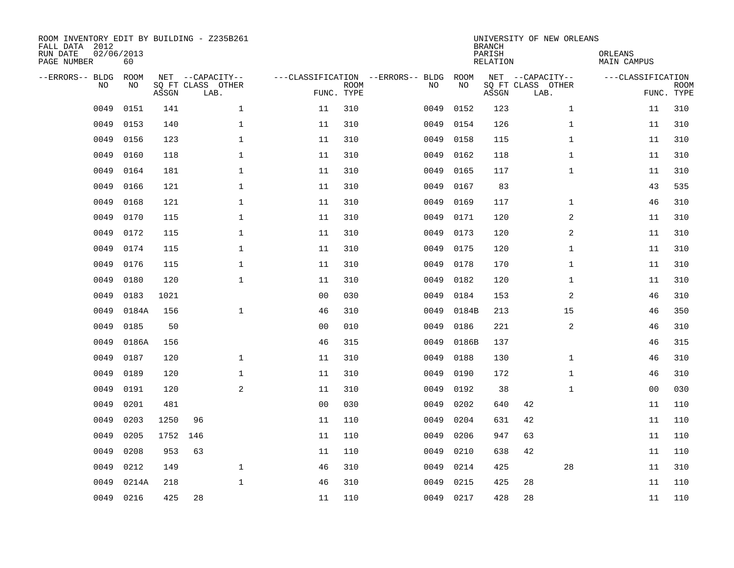ROOM INVENTORY EDIT BY BUILDING - Z235B261
FALL DATA 2012
RUN DATE 02/06/2013
PAGE NUMBER 60

UNIVERSITY OF NEW ORLEANS
BRANCH
PARISH ORLEANS
RELATION MAIN CAMPUS

| --ERRORS-- | BLDG NO | ROOM NO | NET SQ FT ASSGN | --CAPACITY-- CLASS | LAB. | OTHER | ---CLASSIFICATION FUNC. | ROOM TYPE | --ERRORS-- | BLDG NO | ROOM NO | NET SQ FT ASSGN | --CAPACITY-- CLASS | LAB. | OTHER | ---CLASSIFICATION FUNC. | ROOM TYPE |
|---|---|---|---|---|---|---|---|---|---|---|---|---|---|---|---|---|---|
| | 0049 | 0151 | 141 | | | 1 | 11 | 310 | | 0049 | 0152 | 123 | | | 1 | 11 | 310 |
| | 0049 | 0153 | 140 | | | 1 | 11 | 310 | | 0049 | 0154 | 126 | | | 1 | 11 | 310 |
| | 0049 | 0156 | 123 | | | 1 | 11 | 310 | | 0049 | 0158 | 115 | | | 1 | 11 | 310 |
| | 0049 | 0160 | 118 | | | 1 | 11 | 310 | | 0049 | 0162 | 118 | | | 1 | 11 | 310 |
| | 0049 | 0164 | 181 | | | 1 | 11 | 310 | | 0049 | 0165 | 117 | | | 1 | 11 | 310 |
| | 0049 | 0166 | 121 | | | 1 | 11 | 310 | | 0049 | 0167 | 83 | | | | 43 | 535 |
| | 0049 | 0168 | 121 | | | 1 | 11 | 310 | | 0049 | 0169 | 117 | | | 1 | 46 | 310 |
| | 0049 | 0170 | 115 | | | 1 | 11 | 310 | | 0049 | 0171 | 120 | | | 2 | 11 | 310 |
| | 0049 | 0172 | 115 | | | 1 | 11 | 310 | | 0049 | 0173 | 120 | | | 2 | 11 | 310 |
| | 0049 | 0174 | 115 | | | 1 | 11 | 310 | | 0049 | 0175 | 120 | | | 1 | 11 | 310 |
| | 0049 | 0176 | 115 | | | 1 | 11 | 310 | | 0049 | 0178 | 170 | | | 1 | 11 | 310 |
| | 0049 | 0180 | 120 | | | 1 | 11 | 310 | | 0049 | 0182 | 120 | | | 1 | 11 | 310 |
| | 0049 | 0183 | 1021 | | | | 00 | 030 | | 0049 | 0184 | 153 | | | 2 | 46 | 310 |
| | 0049 | 0184A | 156 | | | 1 | 46 | 310 | | 0049 | 0184B | 213 | | | 15 | 46 | 350 |
| | 0049 | 0185 | 50 | | | | 00 | 010 | | 0049 | 0186 | 221 | | | 2 | 46 | 310 |
| | 0049 | 0186A | 156 | | | | 46 | 315 | | 0049 | 0186B | 137 | | | | 46 | 315 |
| | 0049 | 0187 | 120 | | | 1 | 11 | 310 | | 0049 | 0188 | 130 | | | 1 | 46 | 310 |
| | 0049 | 0189 | 120 | | | 1 | 11 | 310 | | 0049 | 0190 | 172 | | | 1 | 46 | 310 |
| | 0049 | 0191 | 120 | | | 2 | 11 | 310 | | 0049 | 0192 | 38 | | | 1 | 00 | 030 |
| | 0049 | 0201 | 481 | | | | 00 | 030 | | 0049 | 0202 | 640 | 42 | | | 11 | 110 |
| | 0049 | 0203 | 1250 | 96 | | | 11 | 110 | | 0049 | 0204 | 631 | 42 | | | 11 | 110 |
| | 0049 | 0205 | 1752 | 146 | | | 11 | 110 | | 0049 | 0206 | 947 | 63 | | | 11 | 110 |
| | 0049 | 0208 | 953 | 63 | | | 11 | 110 | | 0049 | 0210 | 638 | 42 | | | 11 | 110 |
| | 0049 | 0212 | 149 | | | 1 | 46 | 310 | | 0049 | 0214 | 425 | | | 28 | 11 | 310 |
| | 0049 | 0214A | 218 | | | 1 | 46 | 310 | | 0049 | 0215 | 425 | 28 | | | 11 | 110 |
| | 0049 | 0216 | 425 | 28 | | | 11 | 110 | | 0049 | 0217 | 428 | 28 | | | 11 | 110 |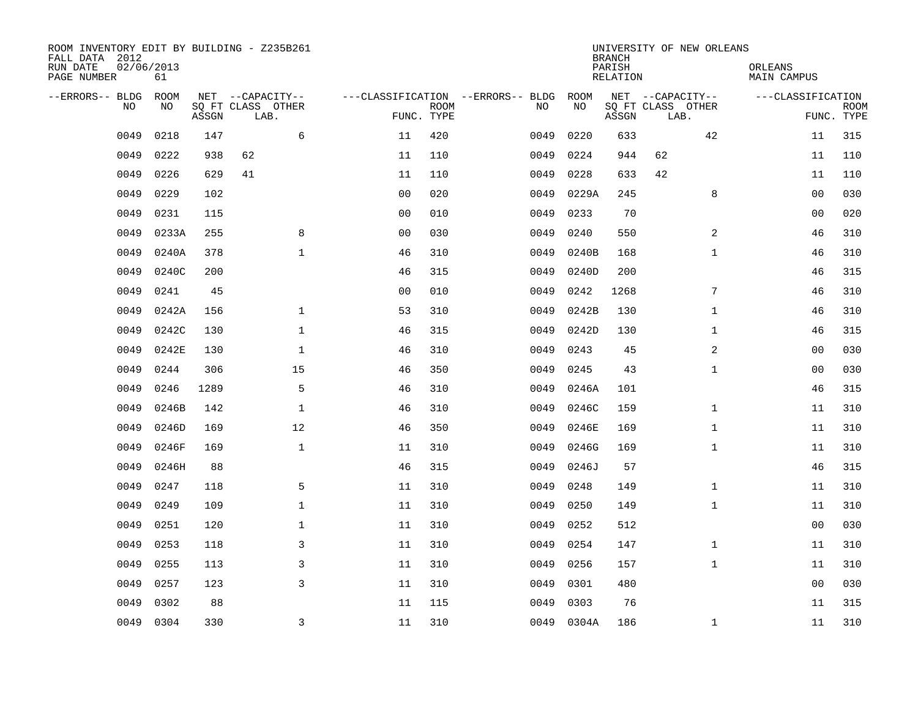ROOM INVENTORY EDIT BY BUILDING - Z235B261
FALL DATA 2012
RUN DATE 02/06/2013
PAGE NUMBER 61

UNIVERSITY OF NEW ORLEANS
BRANCH
PARISH ORLEANS
RELATION MAIN CAMPUS

| --ERRORS-- | BLDG NO | ROOM NO | NET SQ FT ASSGN | CAPACITY CLASS LAB. | CAPACITY OTHER | CLASSIFICATION FUNC. | ROOM TYPE | --ERRORS-- | BLDG NO | ROOM NO | NET SQ FT ASSGN | CAPACITY CLASS LAB. | CAPACITY OTHER | CLASSIFICATION FUNC. | ROOM TYPE |
|---|---|---|---|---|---|---|---|---|---|---|---|---|---|---|---|
| | 0049 | 0218 | 147 | | 6 | 11 | 420 | | 0049 | 0220 | 633 | | 42 | 11 | 315 |
| | 0049 | 0222 | 938 | 62 | | 11 | 110 | | 0049 | 0224 | 944 | 62 | | 11 | 110 |
| | 0049 | 0226 | 629 | 41 | | 11 | 110 | | 0049 | 0228 | 633 | 42 | | 11 | 110 |
| | 0049 | 0229 | 102 | | | 00 | 020 | | 0049 | 0229A | 245 | | 8 | 00 | 030 |
| | 0049 | 0231 | 115 | | | 00 | 010 | | 0049 | 0233 | 70 | | | 00 | 020 |
| | 0049 | 0233A | 255 | | 8 | 00 | 030 | | 0049 | 0240 | 550 | | 2 | 46 | 310 |
| | 0049 | 0240A | 378 | | 1 | 46 | 310 | | 0049 | 0240B | 168 | | 1 | 46 | 310 |
| | 0049 | 0240C | 200 | | | 46 | 315 | | 0049 | 0240D | 200 | | | 46 | 315 |
| | 0049 | 0241 | 45 | | | 00 | 010 | | 0049 | 0242 | 1268 | | 7 | 46 | 310 |
| | 0049 | 0242A | 156 | | 1 | 53 | 310 | | 0049 | 0242B | 130 | | 1 | 46 | 310 |
| | 0049 | 0242C | 130 | | 1 | 46 | 315 | | 0049 | 0242D | 130 | | 1 | 46 | 315 |
| | 0049 | 0242E | 130 | | 1 | 46 | 310 | | 0049 | 0243 | 45 | | 2 | 00 | 030 |
| | 0049 | 0244 | 306 | | 15 | 46 | 350 | | 0049 | 0245 | 43 | | 1 | 00 | 030 |
| | 0049 | 0246 | 1289 | | 5 | 46 | 310 | | 0049 | 0246A | 101 | | | 46 | 315 |
| | 0049 | 0246B | 142 | | 1 | 46 | 310 | | 0049 | 0246C | 159 | | 1 | 11 | 310 |
| | 0049 | 0246D | 169 | | 12 | 46 | 350 | | 0049 | 0246E | 169 | | 1 | 11 | 310 |
| | 0049 | 0246F | 169 | | 1 | 11 | 310 | | 0049 | 0246G | 169 | | 1 | 11 | 310 |
| | 0049 | 0246H | 88 | | | 46 | 315 | | 0049 | 0246J | 57 | | | 46 | 315 |
| | 0049 | 0247 | 118 | | 5 | 11 | 310 | | 0049 | 0248 | 149 | | 1 | 11 | 310 |
| | 0049 | 0249 | 109 | | 1 | 11 | 310 | | 0049 | 0250 | 149 | | 1 | 11 | 310 |
| | 0049 | 0251 | 120 | | 1 | 11 | 310 | | 0049 | 0252 | 512 | | | 00 | 030 |
| | 0049 | 0253 | 118 | | 3 | 11 | 310 | | 0049 | 0254 | 147 | | 1 | 11 | 310 |
| | 0049 | 0255 | 113 | | 3 | 11 | 310 | | 0049 | 0256 | 157 | | 1 | 11 | 310 |
| | 0049 | 0257 | 123 | | 3 | 11 | 310 | | 0049 | 0301 | 480 | | | 00 | 030 |
| | 0049 | 0302 | 88 | | | 11 | 115 | | 0049 | 0303 | 76 | | | 11 | 315 |
| | 0049 | 0304 | 330 | | 3 | 11 | 310 | | 0049 | 0304A | 186 | | 1 | 11 | 310 |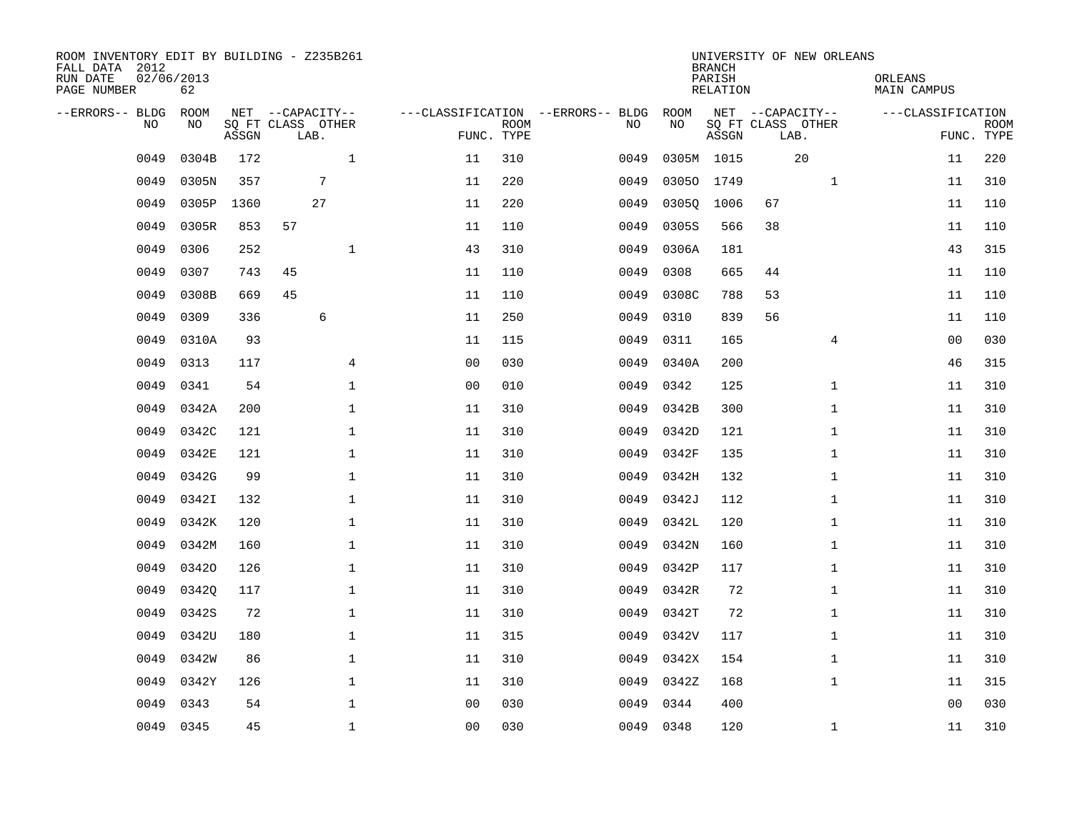ROOM INVENTORY EDIT BY BUILDING - Z235B261
FALL DATA 2012
RUN DATE 02/06/2013
PAGE NUMBER 62

UNIVERSITY OF NEW ORLEANS
BRANCH
PARISH ORLEANS
RELATION MAIN CAMPUS

| --ERRORS-- | BLDG NO | ROOM NO | NET SQ FT ASSGN | --CAPACITY-- CLASS | LAB. | OTHER | ---CLASSIFICATION FUNC. | ROOM TYPE | --ERRORS-- | BLDG NO | ROOM NO | NET SQ FT ASSGN | --CAPACITY-- CLASS | LAB. | OTHER | ---CLASSIFICATION FUNC. | ROOM TYPE |
|---|---|---|---|---|---|---|---|---|---|---|---|---|---|---|---|---|---|
| | 0049 | 0304B | 172 | | | 1 | 11 | 310 | | 0049 | 0305M | 1015 | | 20 | | 11 | 220 |
| | 0049 | 0305N | 357 | | 7 | | 11 | 220 | | 0049 | 0305O | 1749 | | | 1 | 11 | 310 |
| | 0049 | 0305P | 1360 | | 27 | | 11 | 220 | | 0049 | 0305Q | 1006 | 67 | | | 11 | 110 |
| | 0049 | 0305R | 853 | 57 | | | 11 | 110 | | 0049 | 0305S | 566 | 38 | | | 11 | 110 |
| | 0049 | 0306 | 252 | | | 1 | 43 | 310 | | 0049 | 0306A | 181 | | | | 43 | 315 |
| | 0049 | 0307 | 743 | 45 | | | 11 | 110 | | 0049 | 0308 | 665 | 44 | | | 11 | 110 |
| | 0049 | 0308B | 669 | 45 | | | 11 | 110 | | 0049 | 0308C | 788 | 53 | | | 11 | 110 |
| | 0049 | 0309 | 336 | | 6 | | 11 | 250 | | 0049 | 0310 | 839 | 56 | | | 11 | 110 |
| | 0049 | 0310A | 93 | | | | 11 | 115 | | 0049 | 0311 | 165 | | | 4 | 00 | 030 |
| | 0049 | 0313 | 117 | | | 4 | 00 | 030 | | 0049 | 0340A | 200 | | | | 46 | 315 |
| | 0049 | 0341 | 54 | | | 1 | 00 | 010 | | 0049 | 0342 | 125 | | | 1 | 11 | 310 |
| | 0049 | 0342A | 200 | | | 1 | 11 | 310 | | 0049 | 0342B | 300 | | | 1 | 11 | 310 |
| | 0049 | 0342C | 121 | | | 1 | 11 | 310 | | 0049 | 0342D | 121 | | | 1 | 11 | 310 |
| | 0049 | 0342E | 121 | | | 1 | 11 | 310 | | 0049 | 0342F | 135 | | | 1 | 11 | 310 |
| | 0049 | 0342G | 99 | | | 1 | 11 | 310 | | 0049 | 0342H | 132 | | | 1 | 11 | 310 |
| | 0049 | 0342I | 132 | | | 1 | 11 | 310 | | 0049 | 0342J | 112 | | | 1 | 11 | 310 |
| | 0049 | 0342K | 120 | | | 1 | 11 | 310 | | 0049 | 0342L | 120 | | | 1 | 11 | 310 |
| | 0049 | 0342M | 160 | | | 1 | 11 | 310 | | 0049 | 0342N | 160 | | | 1 | 11 | 310 |
| | 0049 | 0342O | 126 | | | 1 | 11 | 310 | | 0049 | 0342P | 117 | | | 1 | 11 | 310 |
| | 0049 | 0342Q | 117 | | | 1 | 11 | 310 | | 0049 | 0342R | 72 | | | 1 | 11 | 310 |
| | 0049 | 0342S | 72 | | | 1 | 11 | 310 | | 0049 | 0342T | 72 | | | 1 | 11 | 310 |
| | 0049 | 0342U | 180 | | | 1 | 11 | 315 | | 0049 | 0342V | 117 | | | 1 | 11 | 310 |
| | 0049 | 0342W | 86 | | | 1 | 11 | 310 | | 0049 | 0342X | 154 | | | 1 | 11 | 310 |
| | 0049 | 0342Y | 126 | | | 1 | 11 | 310 | | 0049 | 0342Z | 168 | | | 1 | 11 | 315 |
| | 0049 | 0343 | 54 | | | 1 | 00 | 030 | | 0049 | 0344 | 400 | | | | 00 | 030 |
| | 0049 | 0345 | 45 | | | 1 | 00 | 030 | | 0049 | 0348 | 120 | | | 1 | 11 | 310 |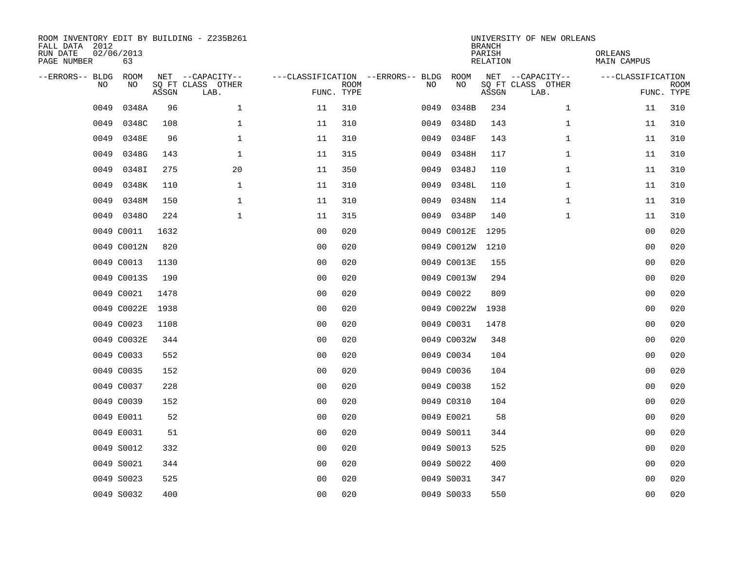ROOM INVENTORY EDIT BY BUILDING - Z235B261
FALL DATA 2012
RUN DATE 02/06/2013
PAGE NUMBER 63

UNIVERSITY OF NEW ORLEANS
BRANCH
PARISH ORLEANS
RELATION MAIN CAMPUS

| --ERRORS-- | BLDG NO | ROOM NO | NET SQ FT ASSGN | --CAPACITY-- CLASS LAB. | OTHER | ---CLASSIFICATION FUNC. | ROOM TYPE | --ERRORS-- | BLDG NO | ROOM NO | NET SQ FT ASSGN | --CAPACITY-- CLASS LAB. | OTHER | ---CLASSIFICATION FUNC. | ROOM TYPE |
|---|---|---|---|---|---|---|---|---|---|---|---|---|---|---|---|
| | 0049 | 0348A | 96 | | 1 | 11 | 310 | | 0049 | 0348B | 234 | | 1 | 11 | 310 |
| | 0049 | 0348C | 108 | | 1 | 11 | 310 | | 0049 | 0348D | 143 | | 1 | 11 | 310 |
| | 0049 | 0348E | 96 | | 1 | 11 | 310 | | 0049 | 0348F | 143 | | 1 | 11 | 310 |
| | 0049 | 0348G | 143 | | 1 | 11 | 315 | | 0049 | 0348H | 117 | | 1 | 11 | 310 |
| | 0049 | 0348I | 275 | | 20 | 11 | 350 | | 0049 | 0348J | 110 | | 1 | 11 | 310 |
| | 0049 | 0348K | 110 | | 1 | 11 | 310 | | 0049 | 0348L | 110 | | 1 | 11 | 310 |
| | 0049 | 0348M | 150 | | 1 | 11 | 310 | | 0049 | 0348N | 114 | | 1 | 11 | 310 |
| | 0049 | 0348O | 224 | | 1 | 11 | 315 | | 0049 | 0348P | 140 | | 1 | 11 | 310 |
| | 0049 | C0011 | 1632 | | | 00 | 020 | | 0049 | C0012E | 1295 | | | 00 | 020 |
| | 0049 | C0012N | 820 | | | 00 | 020 | | 0049 | C0012W | 1210 | | | 00 | 020 |
| | 0049 | C0013 | 1130 | | | 00 | 020 | | 0049 | C0013E | 155 | | | 00 | 020 |
| | 0049 | C0013S | 190 | | | 00 | 020 | | 0049 | C0013W | 294 | | | 00 | 020 |
| | 0049 | C0021 | 1478 | | | 00 | 020 | | 0049 | C0022 | 809 | | | 00 | 020 |
| | 0049 | C0022E | 1938 | | | 00 | 020 | | 0049 | C0022W | 1938 | | | 00 | 020 |
| | 0049 | C0023 | 1108 | | | 00 | 020 | | 0049 | C0031 | 1478 | | | 00 | 020 |
| | 0049 | C0032E | 344 | | | 00 | 020 | | 0049 | C0032W | 348 | | | 00 | 020 |
| | 0049 | C0033 | 552 | | | 00 | 020 | | 0049 | C0034 | 104 | | | 00 | 020 |
| | 0049 | C0035 | 152 | | | 00 | 020 | | 0049 | C0036 | 104 | | | 00 | 020 |
| | 0049 | C0037 | 228 | | | 00 | 020 | | 0049 | C0038 | 152 | | | 00 | 020 |
| | 0049 | C0039 | 152 | | | 00 | 020 | | 0049 | C0310 | 104 | | | 00 | 020 |
| | 0049 | E0011 | 52 | | | 00 | 020 | | 0049 | E0021 | 58 | | | 00 | 020 |
| | 0049 | E0031 | 51 | | | 00 | 020 | | 0049 | S0011 | 344 | | | 00 | 020 |
| | 0049 | S0012 | 332 | | | 00 | 020 | | 0049 | S0013 | 525 | | | 00 | 020 |
| | 0049 | S0021 | 344 | | | 00 | 020 | | 0049 | S0022 | 400 | | | 00 | 020 |
| | 0049 | S0023 | 525 | | | 00 | 020 | | 0049 | S0031 | 347 | | | 00 | 020 |
| | 0049 | S0032 | 400 | | | 00 | 020 | | 0049 | S0033 | 550 | | | 00 | 020 |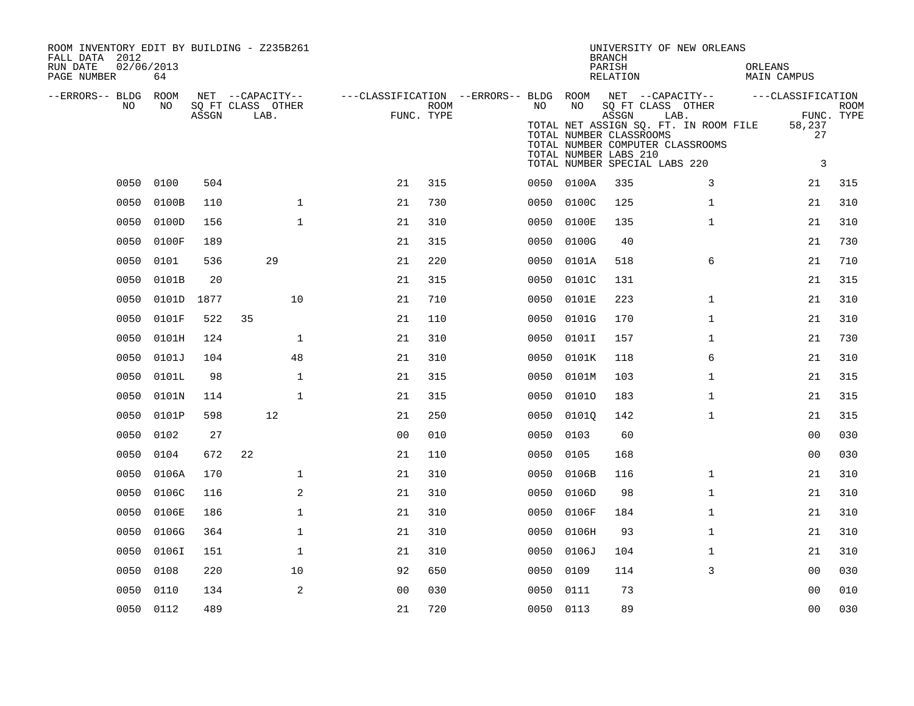ROOM INVENTORY EDIT BY BUILDING - Z235B261
FALL DATA 2012
RUN DATE 02/06/2013
PAGE NUMBER 64

UNIVERSITY OF NEW ORLEANS
BRANCH
PARISH ORLEANS
RELATION MAIN CAMPUS

TOTAL NET ASSIGN SQ. FT. IN ROOM FILE 58,237
TOTAL NUMBER CLASSROOMS 27
TOTAL NUMBER COMPUTER CLASSROOMS
TOTAL NUMBER LABS 210
TOTAL NUMBER SPECIAL LABS 220 3

| --ERRORS-- | BLDG NO | ROOM NO | NET SQ FT ASSGN | CAPACITY CLASS | CAPACITY LAB. | CAPACITY OTHER | CLASSIFICATION FUNC. | ROOM TYPE | --ERRORS-- | BLDG NO | ROOM NO | NET SQ FT ASSGN | CAPACITY CLASS | CAPACITY LAB. | CAPACITY OTHER | CLASSIFICATION FUNC. | ROOM TYPE |
|---|---|---|---|---|---|---|---|---|---|---|---|---|---|---|---|---|---|
| | 0050 | 0100 | 504 | | | | 21 | 315 | | 0050 | 0100A | 335 | | | 3 | 21 | 315 |
| | 0050 | 0100B | 110 | | | 1 | 21 | 730 | | 0050 | 0100C | 125 | | | 1 | 21 | 310 |
| | 0050 | 0100D | 156 | | | 1 | 21 | 310 | | 0050 | 0100E | 135 | | | 1 | 21 | 310 |
| | 0050 | 0100F | 189 | | | | 21 | 315 | | 0050 | 0100G | 40 | | | | 21 | 730 |
| | 0050 | 0101 | 536 | | 29 | | 21 | 220 | | 0050 | 0101A | 518 | | | 6 | 21 | 710 |
| | 0050 | 0101B | 20 | | | | 21 | 315 | | 0050 | 0101C | 131 | | | | 21 | 315 |
| | 0050 | 0101D | 1877 | | | 10 | 21 | 710 | | 0050 | 0101E | 223 | | | 1 | 21 | 310 |
| | 0050 | 0101F | 522 | 35 | | | 21 | 110 | | 0050 | 0101G | 170 | | | 1 | 21 | 310 |
| | 0050 | 0101H | 124 | | | 1 | 21 | 310 | | 0050 | 0101I | 157 | | | 1 | 21 | 730 |
| | 0050 | 0101J | 104 | | | 48 | 21 | 310 | | 0050 | 0101K | 118 | | | 6 | 21 | 310 |
| | 0050 | 0101L | 98 | | | 1 | 21 | 315 | | 0050 | 0101M | 103 | | | 1 | 21 | 315 |
| | 0050 | 0101N | 114 | | | 1 | 21 | 315 | | 0050 | 0101O | 183 | | | 1 | 21 | 315 |
| | 0050 | 0101P | 598 | | 12 | | 21 | 250 | | 0050 | 0101Q | 142 | | | 1 | 21 | 315 |
| | 0050 | 0102 | 27 | | | | 00 | 010 | | 0050 | 0103 | 60 | | | | 00 | 030 |
| | 0050 | 0104 | 672 | 22 | | | 21 | 110 | | 0050 | 0105 | 168 | | | | 00 | 030 |
| | 0050 | 0106A | 170 | | | 1 | 21 | 310 | | 0050 | 0106B | 116 | | | 1 | 21 | 310 |
| | 0050 | 0106C | 116 | | | 2 | 21 | 310 | | 0050 | 0106D | 98 | | | 1 | 21 | 310 |
| | 0050 | 0106E | 186 | | | 1 | 21 | 310 | | 0050 | 0106F | 184 | | | 1 | 21 | 310 |
| | 0050 | 0106G | 364 | | | 1 | 21 | 310 | | 0050 | 0106H | 93 | | | 1 | 21 | 310 |
| | 0050 | 0106I | 151 | | | 1 | 21 | 310 | | 0050 | 0106J | 104 | | | 1 | 21 | 310 |
| | 0050 | 0108 | 220 | | | 10 | 92 | 650 | | 0050 | 0109 | 114 | | | 3 | 00 | 030 |
| | 0050 | 0110 | 134 | | | 2 | 00 | 030 | | 0050 | 0111 | 73 | | | | 00 | 010 |
| | 0050 | 0112 | 489 | | | | 21 | 720 | | 0050 | 0113 | 89 | | | | 00 | 030 |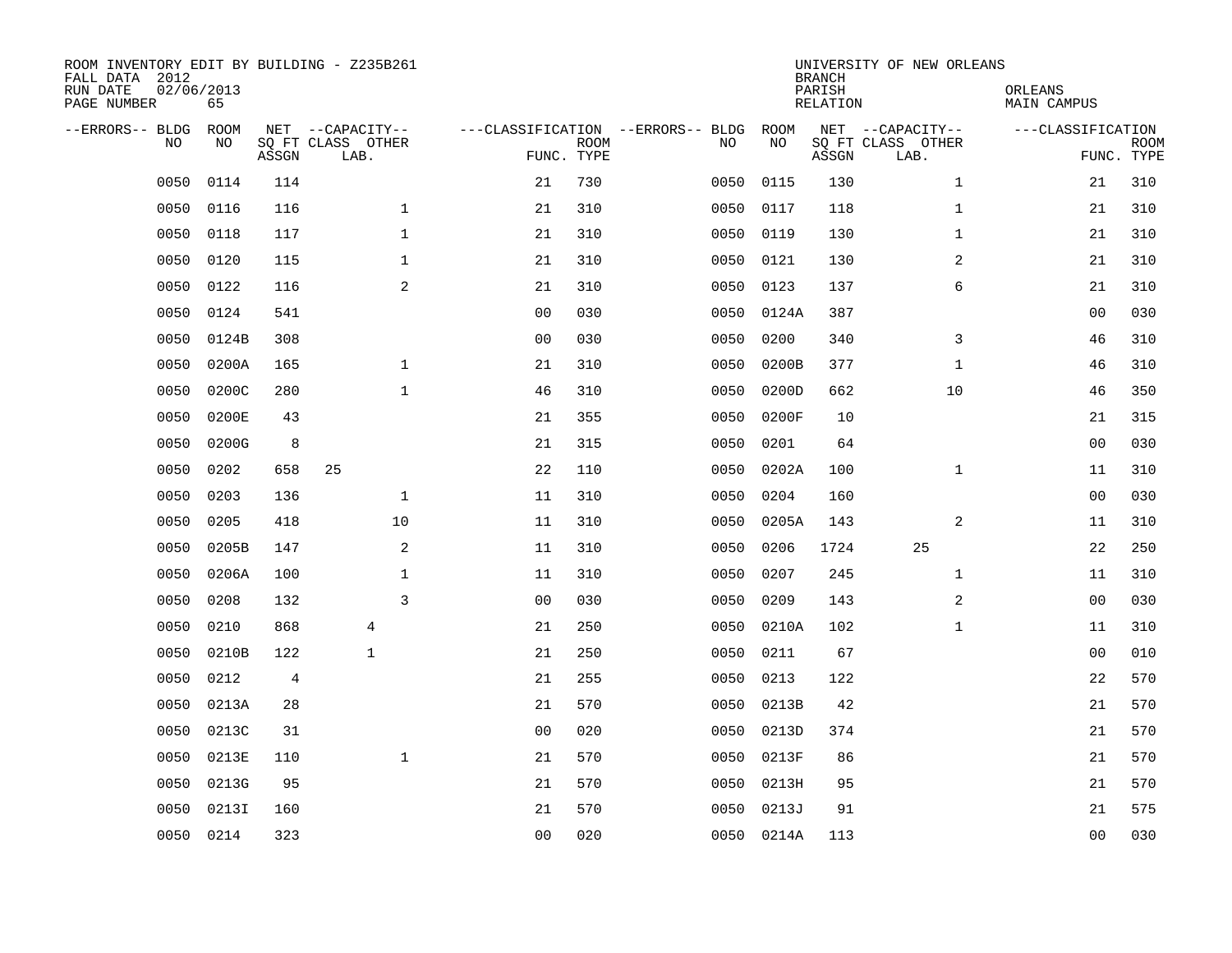ROOM INVENTORY EDIT BY BUILDING - Z235B261
FALL DATA 2012
RUN DATE 02/06/2013
PAGE NUMBER 65

UNIVERSITY OF NEW ORLEANS
BRANCH
PARISH ORLEANS
RELATION MAIN CAMPUS

| --ERRORS-- | BLDG NO | ROOM NO | NET SQ FT ASSGN | --CAPACITY-- CLASS | LAB. | OTHER | ---CLASSIFICATION FUNC. | ROOM TYPE | --ERRORS-- | BLDG NO | ROOM NO | NET SQ FT ASSGN | --CAPACITY-- CLASS | LAB. | OTHER | ---CLASSIFICATION FUNC. | ROOM TYPE |
|---|---|---|---|---|---|---|---|---|---|---|---|---|---|---|---|---|---|
| | 0050 | 0114 | 114 | | | | 21 | 730 | | 0050 | 0115 | 130 | | | 1 | 21 | 310 |
| | 0050 | 0116 | 116 | | | 1 | 21 | 310 | | 0050 | 0117 | 118 | | | 1 | 21 | 310 |
| | 0050 | 0118 | 117 | | | 1 | 21 | 310 | | 0050 | 0119 | 130 | | | 1 | 21 | 310 |
| | 0050 | 0120 | 115 | | | 1 | 21 | 310 | | 0050 | 0121 | 130 | | | 2 | 21 | 310 |
| | 0050 | 0122 | 116 | | | 2 | 21 | 310 | | 0050 | 0123 | 137 | | | 6 | 21 | 310 |
| | 0050 | 0124 | 541 | | | | 00 | 030 | | 0050 | 0124A | 387 | | | | 00 | 030 |
| | 0050 | 0124B | 308 | | | | 00 | 030 | | 0050 | 0200 | 340 | | | 3 | 46 | 310 |
| | 0050 | 0200A | 165 | | | 1 | 21 | 310 | | 0050 | 0200B | 377 | | | 1 | 46 | 310 |
| | 0050 | 0200C | 280 | | | 1 | 46 | 310 | | 0050 | 0200D | 662 | | | 10 | 46 | 350 |
| | 0050 | 0200E | 43 | | | | 21 | 355 | | 0050 | 0200F | 10 | | | | 21 | 315 |
| | 0050 | 0200G | 8 | | | | 21 | 315 | | 0050 | 0201 | 64 | | | | 00 | 030 |
| | 0050 | 0202 | 658 | 25 | | | 22 | 110 | | 0050 | 0202A | 100 | | | 1 | 11 | 310 |
| | 0050 | 0203 | 136 | | | 1 | 11 | 310 | | 0050 | 0204 | 160 | | | | 00 | 030 |
| | 0050 | 0205 | 418 | | | 10 | 11 | 310 | | 0050 | 0205A | 143 | | | 2 | 11 | 310 |
| | 0050 | 0205B | 147 | | | 2 | 11 | 310 | | 0050 | 0206 | 1724 | | 25 | | 22 | 250 |
| | 0050 | 0206A | 100 | | | 1 | 11 | 310 | | 0050 | 0207 | 245 | | | 1 | 11 | 310 |
| | 0050 | 0208 | 132 | | | 3 | 00 | 030 | | 0050 | 0209 | 143 | | | 2 | 00 | 030 |
| | 0050 | 0210 | 868 | | 4 | | 21 | 250 | | 0050 | 0210A | 102 | | | 1 | 11 | 310 |
| | 0050 | 0210B | 122 | | 1 | | 21 | 250 | | 0050 | 0211 | 67 | | | | 00 | 010 |
| | 0050 | 0212 | 4 | | | | 21 | 255 | | 0050 | 0213 | 122 | | | | 22 | 570 |
| | 0050 | 0213A | 28 | | | | 21 | 570 | | 0050 | 0213B | 42 | | | | 21 | 570 |
| | 0050 | 0213C | 31 | | | | 00 | 020 | | 0050 | 0213D | 374 | | | | 21 | 570 |
| | 0050 | 0213E | 110 | | | 1 | 21 | 570 | | 0050 | 0213F | 86 | | | | 21 | 570 |
| | 0050 | 0213G | 95 | | | | 21 | 570 | | 0050 | 0213H | 95 | | | | 21 | 570 |
| | 0050 | 0213I | 160 | | | | 21 | 570 | | 0050 | 0213J | 91 | | | | 21 | 575 |
| | 0050 | 0214 | 323 | | | | 00 | 020 | | 0050 | 0214A | 113 | | | | 00 | 030 |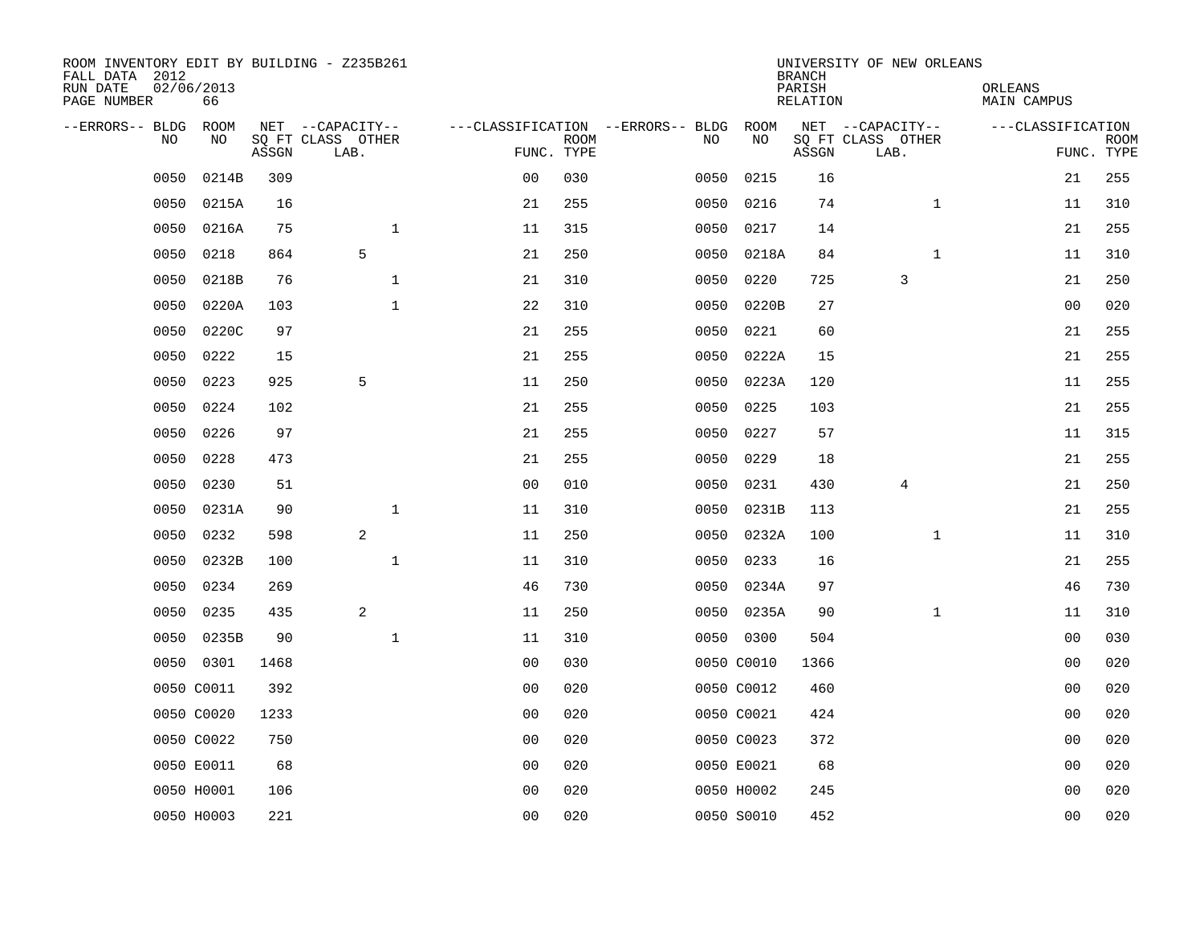ROOM INVENTORY EDIT BY BUILDING - Z235B261
FALL DATA 2012
RUN DATE 02/06/2013
PAGE NUMBER 66

UNIVERSITY OF NEW ORLEANS
BRANCH
PARISH ORLEANS
RELATION MAIN CAMPUS

| --ERRORS-- | BLDG NO | ROOM NO | NET SQ FT ASSGN | --CAPACITY-- CLASS LAB. | OTHER | ---CLASSIFICATION FUNC. | ROOM TYPE | --ERRORS-- | BLDG NO | ROOM NO | NET SQ FT ASSGN | --CAPACITY-- CLASS LAB. | OTHER | ---CLASSIFICATION FUNC. | ROOM TYPE |
|---|---|---|---|---|---|---|---|---|---|---|---|---|---|---|---|
| | 0050 | 0214B | 309 | | | 00 | 030 | | 0050 | 0215 | 16 | | | 21 | 255 |
| | 0050 | 0215A | 16 | | | 21 | 255 | | 0050 | 0216 | 74 | | 1 | 11 | 310 |
| | 0050 | 0216A | 75 | | 1 | 11 | 315 | | 0050 | 0217 | 14 | | | 21 | 255 |
| | 0050 | 0218 | 864 | 5 | | 21 | 250 | | 0050 | 0218A | 84 | | 1 | 11 | 310 |
| | 0050 | 0218B | 76 | | 1 | 21 | 310 | | 0050 | 0220 | 725 | 3 | | 21 | 250 |
| | 0050 | 0220A | 103 | | 1 | 22 | 310 | | 0050 | 0220B | 27 | | | 00 | 020 |
| | 0050 | 0220C | 97 | | | 21 | 255 | | 0050 | 0221 | 60 | | | 21 | 255 |
| | 0050 | 0222 | 15 | | | 21 | 255 | | 0050 | 0222A | 15 | | | 21 | 255 |
| | 0050 | 0223 | 925 | 5 | | 11 | 250 | | 0050 | 0223A | 120 | | | 11 | 255 |
| | 0050 | 0224 | 102 | | | 21 | 255 | | 0050 | 0225 | 103 | | | 21 | 255 |
| | 0050 | 0226 | 97 | | | 21 | 255 | | 0050 | 0227 | 57 | | | 11 | 315 |
| | 0050 | 0228 | 473 | | | 21 | 255 | | 0050 | 0229 | 18 | | | 21 | 255 |
| | 0050 | 0230 | 51 | | | 00 | 010 | | 0050 | 0231 | 430 | 4 | | 21 | 250 |
| | 0050 | 0231A | 90 | | 1 | 11 | 310 | | 0050 | 0231B | 113 | | | 21 | 255 |
| | 0050 | 0232 | 598 | 2 | | 11 | 250 | | 0050 | 0232A | 100 | | 1 | 11 | 310 |
| | 0050 | 0232B | 100 | | 1 | 11 | 310 | | 0050 | 0233 | 16 | | | 21 | 255 |
| | 0050 | 0234 | 269 | | | 46 | 730 | | 0050 | 0234A | 97 | | | 46 | 730 |
| | 0050 | 0235 | 435 | 2 | | 11 | 250 | | 0050 | 0235A | 90 | | 1 | 11 | 310 |
| | 0050 | 0235B | 90 | | 1 | 11 | 310 | | 0050 | 0300 | 504 | | | 00 | 030 |
| | 0050 | 0301 | 1468 | | | 00 | 030 | | 0050 | C0010 | 1366 | | | 00 | 020 |
| | 0050 | C0011 | 392 | | | 00 | 020 | | 0050 | C0012 | 460 | | | 00 | 020 |
| | 0050 | C0020 | 1233 | | | 00 | 020 | | 0050 | C0021 | 424 | | | 00 | 020 |
| | 0050 | C0022 | 750 | | | 00 | 020 | | 0050 | C0023 | 372 | | | 00 | 020 |
| | 0050 | E0011 | 68 | | | 00 | 020 | | 0050 | E0021 | 68 | | | 00 | 020 |
| | 0050 | H0001 | 106 | | | 00 | 020 | | 0050 | H0002 | 245 | | | 00 | 020 |
| | 0050 | H0003 | 221 | | | 00 | 020 | | 0050 | S0010 | 452 | | | 00 | 020 |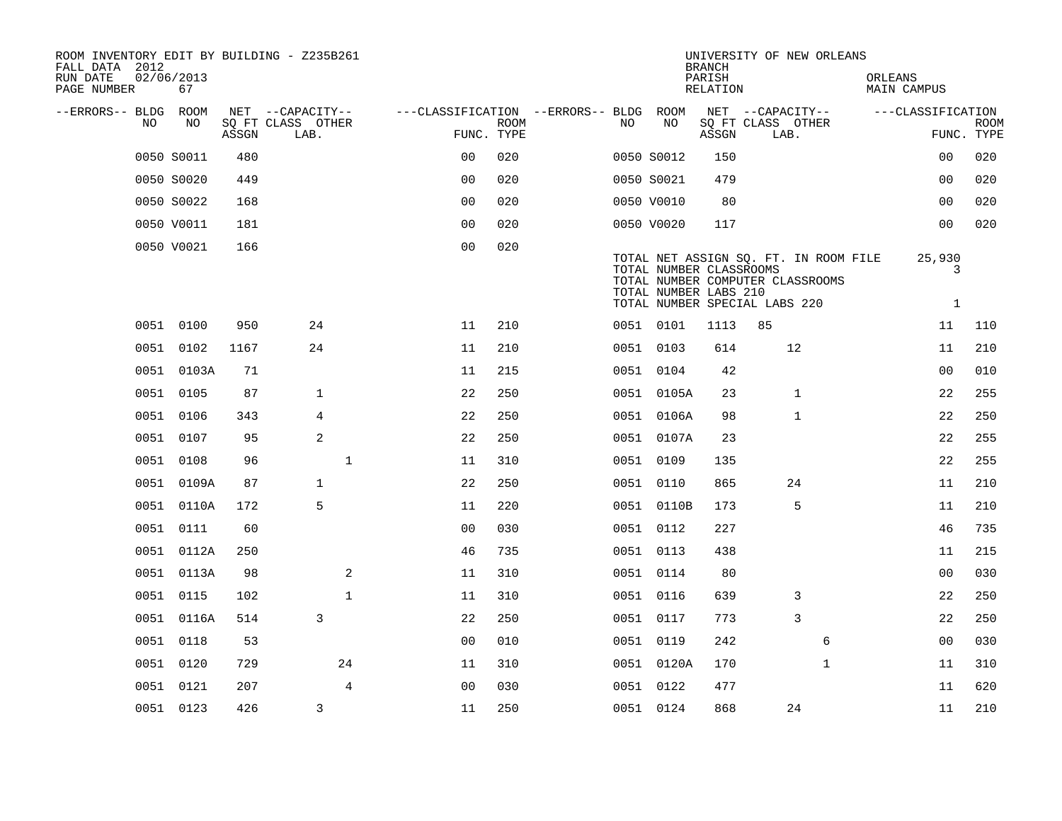ROOM INVENTORY EDIT BY BUILDING - Z235B261
FALL DATA 2012
RUN DATE 02/06/2013

UNIVERSITY OF NEW ORLEANS
BRANCH
PARISH ORLEANS
RELATION MAIN CAMPUS

| --ERRORS-- | BLDG NO | ROOM NO | NET SQ FT ASSGN | CAPACITY CLASS | CAPACITY LAB. | CAPACITY OTHER | CLASSIFICATION FUNC. | ROOM TYPE | --ERRORS-- | BLDG NO | ROOM NO | NET SQ FT ASSGN | CAPACITY CLASS | CAPACITY LAB. | CAPACITY OTHER | CLASSIFICATION FUNC. | ROOM TYPE |
|---|---|---|---|---|---|---|---|---|---|---|---|---|---|---|---|---|---|
| | 0050 | S0011 | 480 | | | | 00 | 020 | | 0050 | S0012 | 150 | | | | 00 | 020 |
| | 0050 | S0020 | 449 | | | | 00 | 020 | | 0050 | S0021 | 479 | | | | 00 | 020 |
| | 0050 | S0022 | 168 | | | | 00 | 020 | | 0050 | V0010 | 80 | | | | 00 | 020 |
| | 0050 | V0011 | 181 | | | | 00 | 020 | | 0050 | V0020 | 117 | | | | 00 | 020 |
| | 0050 | V0021 | 166 | | | | 00 | 020 | | | | | | | | | |

TOTAL NET ASSIGN SQ. FT. IN ROOM FILE 25,930
TOTAL NUMBER CLASSROOMS 3
TOTAL NUMBER COMPUTER CLASSROOMS
TOTAL NUMBER LABS 210
TOTAL NUMBER SPECIAL LABS 220 1

| --ERRORS-- | BLDG NO | ROOM NO | NET SQ FT ASSGN | CAPACITY CLASS | CAPACITY LAB. | CAPACITY OTHER | CLASSIFICATION FUNC. | ROOM TYPE | --ERRORS-- | BLDG NO | ROOM NO | NET SQ FT ASSGN | CAPACITY CLASS | CAPACITY LAB. | CAPACITY OTHER | CLASSIFICATION FUNC. | ROOM TYPE |
|---|---|---|---|---|---|---|---|---|---|---|---|---|---|---|---|---|---|
| | 0051 | 0100 | 950 | 24 | | | 11 | 210 | | 0051 | 0101 | 1113 | 85 | | | 11 | 110 |
| | 0051 | 0102 | 1167 | 24 | | | 11 | 210 | | 0051 | 0103 | 614 | 12 | | | 11 | 210 |
| | 0051 | 0103A | 71 | | | | 11 | 215 | | 0051 | 0104 | 42 | | | | 00 | 010 |
| | 0051 | 0105 | 87 | 1 | | | 22 | 250 | | 0051 | 0105A | 23 | 1 | | | 22 | 255 |
| | 0051 | 0106 | 343 | 4 | | | 22 | 250 | | 0051 | 0106A | 98 | 1 | | | 22 | 250 |
| | 0051 | 0107 | 95 | 2 | | | 22 | 250 | | 0051 | 0107A | 23 | | | | 22 | 255 |
| | 0051 | 0108 | 96 | | | 1 | 11 | 310 | | 0051 | 0109 | 135 | | | | 22 | 255 |
| | 0051 | 0109A | 87 | 1 | | | 22 | 250 | | 0051 | 0110 | 865 | 24 | | | 11 | 210 |
| | 0051 | 0110A | 172 | 5 | | | 11 | 220 | | 0051 | 0110B | 173 | 5 | | | 11 | 210 |
| | 0051 | 0111 | 60 | | | | 00 | 030 | | 0051 | 0112 | 227 | | | | 46 | 735 |
| | 0051 | 0112A | 250 | | | | 46 | 735 | | 0051 | 0113 | 438 | | | | 11 | 215 |
| | 0051 | 0113A | 98 | | | 2 | 11 | 310 | | 0051 | 0114 | 80 | | | | 00 | 030 |
| | 0051 | 0115 | 102 | | | 1 | 11 | 310 | | 0051 | 0116 | 639 | 3 | | | 22 | 250 |
| | 0051 | 0116A | 514 | 3 | | | 22 | 250 | | 0051 | 0117 | 773 | 3 | | | 22 | 250 |
| | 0051 | 0118 | 53 | | | | 00 | 010 | | 0051 | 0119 | 242 | | | 6 | 00 | 030 |
| | 0051 | 0120 | 729 | | | 24 | 11 | 310 | | 0051 | 0120A | 170 | | | 1 | 11 | 310 |
| | 0051 | 0121 | 207 | | | 4 | 00 | 030 | | 0051 | 0122 | 477 | | | | 11 | 620 |
| | 0051 | 0123 | 426 | 3 | | | 11 | 250 | | 0051 | 0124 | 868 | 24 | | | 11 | 210 |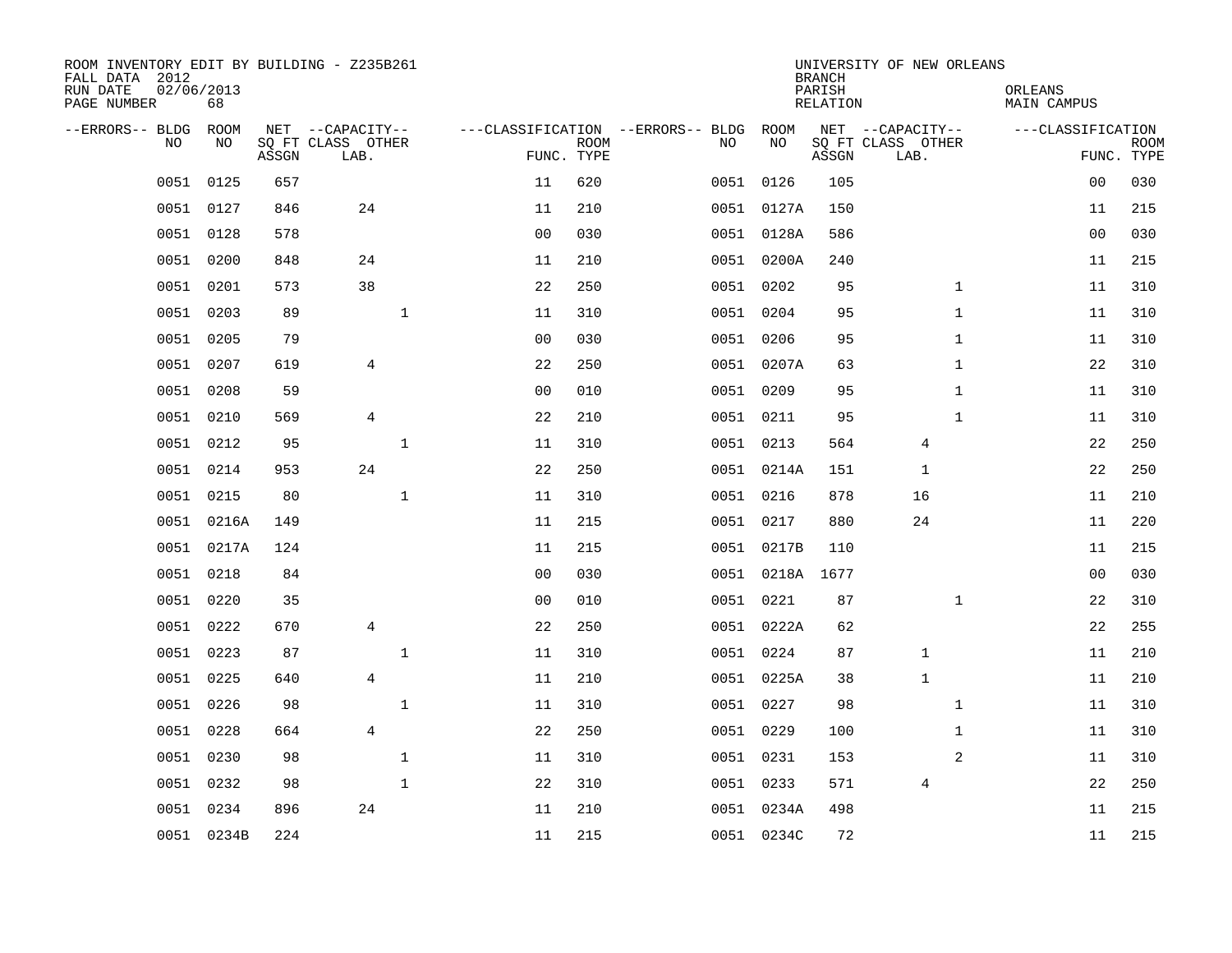ROOM INVENTORY EDIT BY BUILDING - Z235B261
FALL DATA 2012
RUN DATE 02/06/2013
PAGE NUMBER 68

UNIVERSITY OF NEW ORLEANS
BRANCH
PARISH ORLEANS
RELATION MAIN CAMPUS

| --ERRORS-- | BLDG NO | ROOM NO | NET SQ FT ASSGN | --CAPACITY-- CLASS LAB. | OTHER | ---CLASSIFICATION FUNC. | ROOM TYPE | --ERRORS-- | BLDG NO | ROOM NO | NET SQ FT ASSGN | --CAPACITY-- CLASS LAB. | OTHER | ---CLASSIFICATION FUNC. | ROOM TYPE |
|---|---|---|---|---|---|---|---|---|---|---|---|---|---|---|---|
| | 0051 | 0125 | 657 | | | 11 | 620 | | 0051 | 0126 | 105 | | | 00 | 030 |
| | 0051 | 0127 | 846 | 24 | | 11 | 210 | | 0051 | 0127A | 150 | | | 11 | 215 |
| | 0051 | 0128 | 578 | | | 00 | 030 | | 0051 | 0128A | 586 | | | 00 | 030 |
| | 0051 | 0200 | 848 | 24 | | 11 | 210 | | 0051 | 0200A | 240 | | | 11 | 215 |
| | 0051 | 0201 | 573 | 38 | | 22 | 250 | | 0051 | 0202 | 95 | | 1 | 11 | 310 |
| | 0051 | 0203 | 89 | | 1 | 11 | 310 | | 0051 | 0204 | 95 | | 1 | 11 | 310 |
| | 0051 | 0205 | 79 | | | 00 | 030 | | 0051 | 0206 | 95 | | 1 | 11 | 310 |
| | 0051 | 0207 | 619 | 4 | | 22 | 250 | | 0051 | 0207A | 63 | | 1 | 22 | 310 |
| | 0051 | 0208 | 59 | | | 00 | 010 | | 0051 | 0209 | 95 | | 1 | 11 | 310 |
| | 0051 | 0210 | 569 | 4 | | 22 | 210 | | 0051 | 0211 | 95 | | 1 | 11 | 310 |
| | 0051 | 0212 | 95 | | 1 | 11 | 310 | | 0051 | 0213 | 564 | 4 | | 22 | 250 |
| | 0051 | 0214 | 953 | 24 | | 22 | 250 | | 0051 | 0214A | 151 | 1 | | 22 | 250 |
| | 0051 | 0215 | 80 | | 1 | 11 | 310 | | 0051 | 0216 | 878 | 16 | | 11 | 210 |
| | 0051 | 0216A | 149 | | | 11 | 215 | | 0051 | 0217 | 880 | 24 | | 11 | 220 |
| | 0051 | 0217A | 124 | | | 11 | 215 | | 0051 | 0217B | 110 | | | 11 | 215 |
| | 0051 | 0218 | 84 | | | 00 | 030 | | 0051 | 0218A | 1677 | | | 00 | 030 |
| | 0051 | 0220 | 35 | | | 00 | 010 | | 0051 | 0221 | 87 | | 1 | 22 | 310 |
| | 0051 | 0222 | 670 | 4 | | 22 | 250 | | 0051 | 0222A | 62 | | | 22 | 255 |
| | 0051 | 0223 | 87 | | 1 | 11 | 310 | | 0051 | 0224 | 87 | 1 | | 11 | 210 |
| | 0051 | 0225 | 640 | 4 | | 11 | 210 | | 0051 | 0225A | 38 | 1 | | 11 | 210 |
| | 0051 | 0226 | 98 | | 1 | 11 | 310 | | 0051 | 0227 | 98 | | 1 | 11 | 310 |
| | 0051 | 0228 | 664 | 4 | | 22 | 250 | | 0051 | 0229 | 100 | | 1 | 11 | 310 |
| | 0051 | 0230 | 98 | | 1 | 11 | 310 | | 0051 | 0231 | 153 | | 2 | 11 | 310 |
| | 0051 | 0232 | 98 | | 1 | 22 | 310 | | 0051 | 0233 | 571 | 4 | | 22 | 250 |
| | 0051 | 0234 | 896 | 24 | | 11 | 210 | | 0051 | 0234A | 498 | | | 11 | 215 |
| | 0051 | 0234B | 224 | | | 11 | 215 | | 0051 | 0234C | 72 | | | 11 | 215 |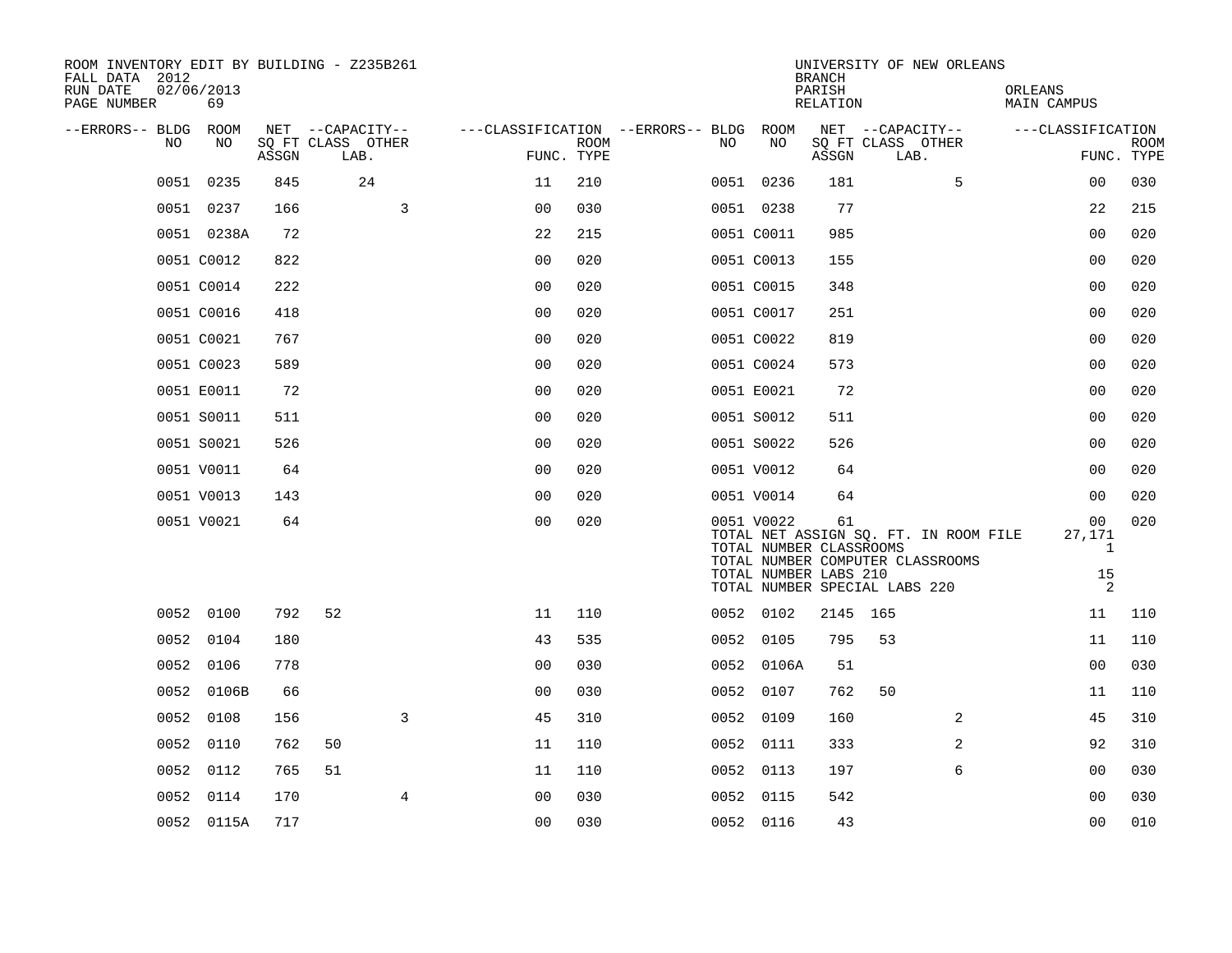ROOM INVENTORY EDIT BY BUILDING - Z235B261
FALL DATA 2012
RUN DATE 02/06/2013
PAGE NUMBER 69

UNIVERSITY OF NEW ORLEANS
BRANCH
PARISH ORLEANS
RELATION MAIN CAMPUS

| --ERRORS-- | BLDG NO | ROOM NO | NET SQ FT ASSGN | CAPACITY CLASS | CAPACITY LAB. | CAPACITY OTHER | FUNC. | ROOM TYPE | --ERRORS-- | BLDG NO | ROOM NO | NET SQ FT ASSGN | CAPACITY CLASS | CAPACITY LAB. | CAPACITY OTHER | FUNC. | ROOM TYPE |
|---|---|---|---|---|---|---|---|---|---|---|---|---|---|---|---|---|---|
| | 0051 | 0235 | 845 | | 24 | | 11 | 210 | | 0051 | 0236 | 181 | | | 5 | 00 | 030 |
| | 0051 | 0237 | 166 | | | 3 | 00 | 030 | | 0051 | 0238 | 77 | | | | 22 | 215 |
| | 0051 | 0238A | 72 | | | | 22 | 215 | | 0051 | C0011 | 985 | | | | 00 | 020 |
| | 0051 | C0012 | 822 | | | | 00 | 020 | | 0051 | C0013 | 155 | | | | 00 | 020 |
| | 0051 | C0014 | 222 | | | | 00 | 020 | | 0051 | C0015 | 348 | | | | 00 | 020 |
| | 0051 | C0016 | 418 | | | | 00 | 020 | | 0051 | C0017 | 251 | | | | 00 | 020 |
| | 0051 | C0021 | 767 | | | | 00 | 020 | | 0051 | C0022 | 819 | | | | 00 | 020 |
| | 0051 | C0023 | 589 | | | | 00 | 020 | | 0051 | C0024 | 573 | | | | 00 | 020 |
| | 0051 | E0011 | 72 | | | | 00 | 020 | | 0051 | E0021 | 72 | | | | 00 | 020 |
| | 0051 | S0011 | 511 | | | | 00 | 020 | | 0051 | S0012 | 511 | | | | 00 | 020 |
| | 0051 | S0021 | 526 | | | | 00 | 020 | | 0051 | S0022 | 526 | | | | 00 | 020 |
| | 0051 | V0011 | 64 | | | | 00 | 020 | | 0051 | V0012 | 64 | | | | 00 | 020 |
| | 0051 | V0013 | 143 | | | | 00 | 020 | | 0051 | V0014 | 64 | | | | 00 | 020 |
| | 0051 | V0021 | 64 | | | | 00 | 020 | | 0051 | V0022 | 61 | | | | 00 | 020 |

TOTAL NET ASSIGN SQ. FT. IN ROOM FILE 27,171
TOTAL NUMBER CLASSROOMS 1
TOTAL NUMBER COMPUTER CLASSROOMS
TOTAL NUMBER LABS 210 15
TOTAL NUMBER SPECIAL LABS 220 2

| --ERRORS-- | BLDG NO | ROOM NO | NET SQ FT ASSGN | CAPACITY CLASS | CAPACITY LAB. | CAPACITY OTHER | FUNC. | ROOM TYPE | --ERRORS-- | BLDG NO | ROOM NO | NET SQ FT ASSGN | CAPACITY CLASS | CAPACITY LAB. | CAPACITY OTHER | FUNC. | ROOM TYPE |
|---|---|---|---|---|---|---|---|---|---|---|---|---|---|---|---|---|---|
| | 0052 | 0100 | 792 | 52 | | | 11 | 110 | | 0052 | 0102 | 2145 | 165 | | | 11 | 110 |
| | 0052 | 0104 | 180 | | | | 43 | 535 | | 0052 | 0105 | 795 | 53 | | | 11 | 110 |
| | 0052 | 0106 | 778 | | | | 00 | 030 | | 0052 | 0106A | 51 | | | | 00 | 030 |
| | 0052 | 0106B | 66 | | | | 00 | 030 | | 0052 | 0107 | 762 | 50 | | | 11 | 110 |
| | 0052 | 0108 | 156 | | | 3 | 45 | 310 | | 0052 | 0109 | 160 | | | 2 | 45 | 310 |
| | 0052 | 0110 | 762 | 50 | | | 11 | 110 | | 0052 | 0111 | 333 | | | 2 | 92 | 310 |
| | 0052 | 0112 | 765 | 51 | | | 11 | 110 | | 0052 | 0113 | 197 | | | 6 | 00 | 030 |
| | 0052 | 0114 | 170 | | | 4 | 00 | 030 | | 0052 | 0115 | 542 | | | | 00 | 030 |
| | 0052 | 0115A | 717 | | | | 00 | 030 | | 0052 | 0116 | 43 | | | | 00 | 010 |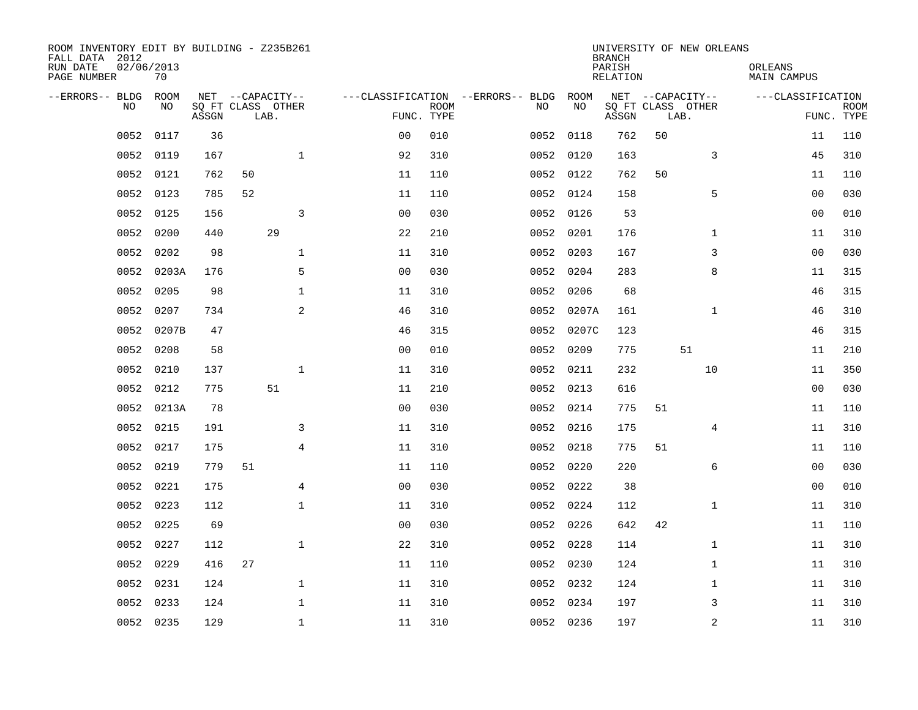ROOM INVENTORY EDIT BY BUILDING - Z235B261
FALL DATA 2012
RUN DATE 02/06/2013
PAGE NUMBER 70

UNIVERSITY OF NEW ORLEANS
BRANCH
PARISH ORLEANS
RELATION MAIN CAMPUS

| --ERRORS-- | BLDG NO | ROOM NO | NET SQ FT ASSGN | CAPACITY CLASS LAB. | CAPACITY OTHER | CLASSIFICATION FUNC. | ROOM TYPE | --ERRORS-- | BLDG NO | ROOM NO | NET SQ FT ASSGN | CAPACITY CLASS LAB. | CAPACITY OTHER | CLASSIFICATION FUNC. | ROOM TYPE |
|---|---|---|---|---|---|---|---|---|---|---|---|---|---|---|---|
| | 0052 | 0117 | 36 | | | 00 | 010 | | 0052 | 0118 | 762 | 50 | | 11 | 110 |
| | 0052 | 0119 | 167 | | 1 | 92 | 310 | | 0052 | 0120 | 163 | | 3 | 45 | 310 |
| | 0052 | 0121 | 762 | 50 | | 11 | 110 | | 0052 | 0122 | 762 | 50 | | 11 | 110 |
| | 0052 | 0123 | 785 | 52 | | 11 | 110 | | 0052 | 0124 | 158 | | 5 | 00 | 030 |
| | 0052 | 0125 | 156 | | 3 | 00 | 030 | | 0052 | 0126 | 53 | | | 00 | 010 |
| | 0052 | 0200 | 440 | 29 | | 22 | 210 | | 0052 | 0201 | 176 | | 1 | 11 | 310 |
| | 0052 | 0202 | 98 | | 1 | 11 | 310 | | 0052 | 0203 | 167 | | 3 | 00 | 030 |
| | 0052 | 0203A | 176 | | 5 | 00 | 030 | | 0052 | 0204 | 283 | | 8 | 11 | 315 |
| | 0052 | 0205 | 98 | | 1 | 11 | 310 | | 0052 | 0206 | 68 | | | 46 | 315 |
| | 0052 | 0207 | 734 | | 2 | 46 | 310 | | 0052 | 0207A | 161 | | 1 | 46 | 310 |
| | 0052 | 0207B | 47 | | | 46 | 315 | | 0052 | 0207C | 123 | | | 46 | 315 |
| | 0052 | 0208 | 58 | | | 00 | 010 | | 0052 | 0209 | 775 | 51 | | 11 | 210 |
| | 0052 | 0210 | 137 | | 1 | 11 | 310 | | 0052 | 0211 | 232 | | 10 | 11 | 350 |
| | 0052 | 0212 | 775 | 51 | | 11 | 210 | | 0052 | 0213 | 616 | | | 00 | 030 |
| | 0052 | 0213A | 78 | | | 00 | 030 | | 0052 | 0214 | 775 | 51 | | 11 | 110 |
| | 0052 | 0215 | 191 | | 3 | 11 | 310 | | 0052 | 0216 | 175 | | 4 | 11 | 310 |
| | 0052 | 0217 | 175 | | 4 | 11 | 310 | | 0052 | 0218 | 775 | 51 | | 11 | 110 |
| | 0052 | 0219 | 779 | 51 | | 11 | 110 | | 0052 | 0220 | 220 | | 6 | 00 | 030 |
| | 0052 | 0221 | 175 | | 4 | 00 | 030 | | 0052 | 0222 | 38 | | | 00 | 010 |
| | 0052 | 0223 | 112 | | 1 | 11 | 310 | | 0052 | 0224 | 112 | | 1 | 11 | 310 |
| | 0052 | 0225 | 69 | | | 00 | 030 | | 0052 | 0226 | 642 | 42 | | 11 | 110 |
| | 0052 | 0227 | 112 | | 1 | 22 | 310 | | 0052 | 0228 | 114 | | 1 | 11 | 310 |
| | 0052 | 0229 | 416 | 27 | | 11 | 110 | | 0052 | 0230 | 124 | | 1 | 11 | 310 |
| | 0052 | 0231 | 124 | | 1 | 11 | 310 | | 0052 | 0232 | 124 | | 1 | 11 | 310 |
| | 0052 | 0233 | 124 | | 1 | 11 | 310 | | 0052 | 0234 | 197 | | 3 | 11 | 310 |
| | 0052 | 0235 | 129 | | 1 | 11 | 310 | | 0052 | 0236 | 197 | | 2 | 11 | 310 |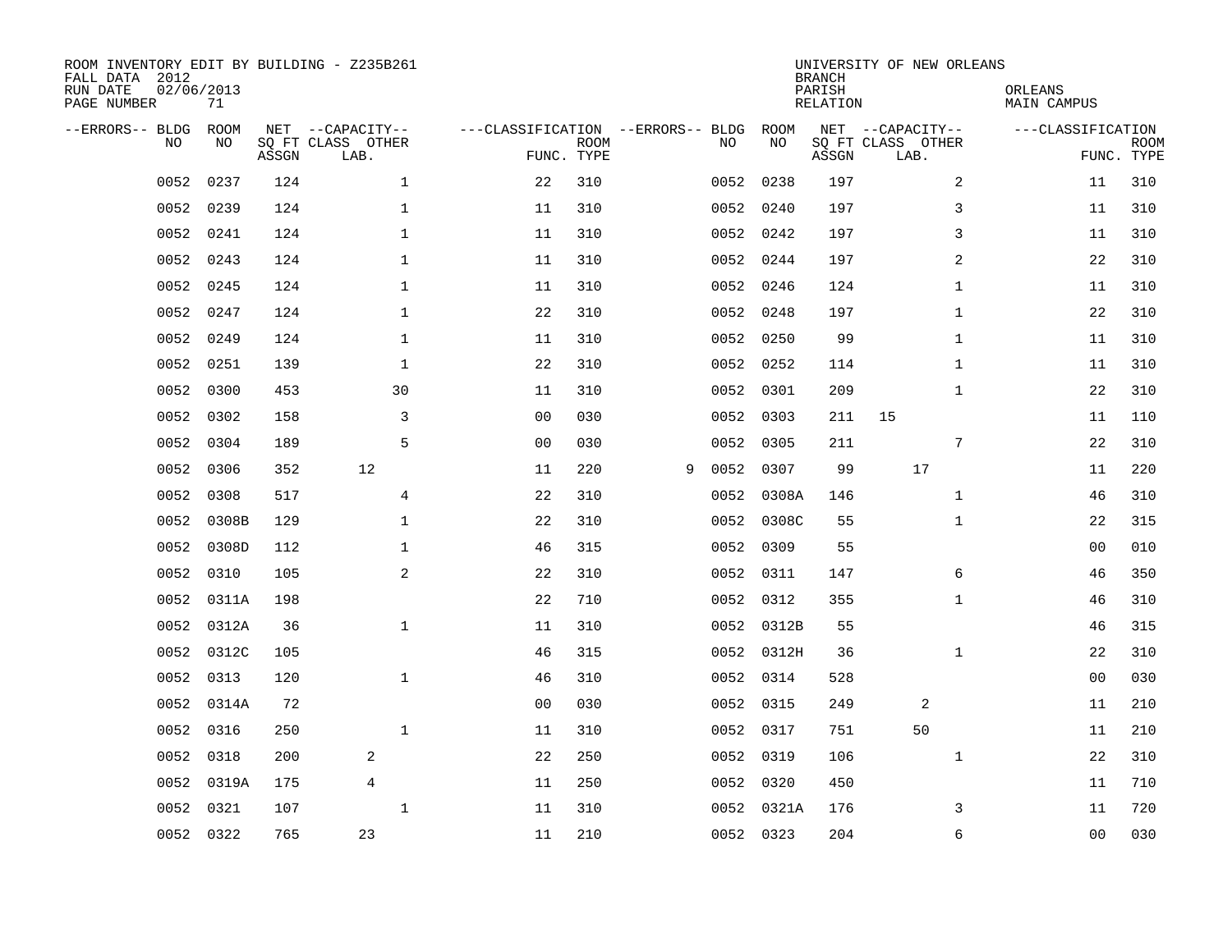ROOM INVENTORY EDIT BY BUILDING - Z235B261
FALL DATA 2012
RUN DATE 02/06/2013
PAGE NUMBER 71

UNIVERSITY OF NEW ORLEANS
BRANCH
PARISH ORLEANS
RELATION MAIN CAMPUS

| --ERRORS-- | BLDG NO | ROOM NO | NET SQ FT ASSGN | CAPACITY CLASS LAB. | CAPACITY OTHER | CLASSIFICATION FUNC. | ROOM TYPE | --ERRORS-- | BLDG NO | ROOM NO | NET SQ FT ASSGN | CAPACITY CLASS LAB. | CAPACITY OTHER | CLASSIFICATION FUNC. | ROOM TYPE |
|---|---|---|---|---|---|---|---|---|---|---|---|---|---|---|---|
| | 0052 | 0237 | 124 | | 1 | 22 | 310 | | 0052 | 0238 | 197 | | 2 | 11 | 310 |
| | 0052 | 0239 | 124 | | 1 | 11 | 310 | | 0052 | 0240 | 197 | | 3 | 11 | 310 |
| | 0052 | 0241 | 124 | | 1 | 11 | 310 | | 0052 | 0242 | 197 | | 3 | 11 | 310 |
| | 0052 | 0243 | 124 | | 1 | 11 | 310 | | 0052 | 0244 | 197 | | 2 | 22 | 310 |
| | 0052 | 0245 | 124 | | 1 | 11 | 310 | | 0052 | 0246 | 124 | | 1 | 11 | 310 |
| | 0052 | 0247 | 124 | | 1 | 22 | 310 | | 0052 | 0248 | 197 | | 1 | 22 | 310 |
| | 0052 | 0249 | 124 | | 1 | 11 | 310 | | 0052 | 0250 | 99 | | 1 | 11 | 310 |
| | 0052 | 0251 | 139 | | 1 | 22 | 310 | | 0052 | 0252 | 114 | | 1 | 11 | 310 |
| | 0052 | 0300 | 453 | | 30 | 11 | 310 | | 0052 | 0301 | 209 | | 1 | 22 | 310 |
| | 0052 | 0302 | 158 | | 3 | 00 | 030 | | 0052 | 0303 | 211 | 15 | | 11 | 110 |
| | 0052 | 0304 | 189 | | 5 | 00 | 030 | | 0052 | 0305 | 211 | | 7 | 22 | 310 |
| | 0052 | 0306 | 352 | 12 | | 11 | 220 | 9 | 0052 | 0307 | 99 | 17 | | 11 | 220 |
| | 0052 | 0308 | 517 | | 4 | 22 | 310 | | 0052 | 0308A | 146 | | 1 | 46 | 310 |
| | 0052 | 0308B | 129 | | 1 | 22 | 310 | | 0052 | 0308C | 55 | | 1 | 22 | 315 |
| | 0052 | 0308D | 112 | | 1 | 46 | 315 | | 0052 | 0309 | 55 | | | 00 | 010 |
| | 0052 | 0310 | 105 | | 2 | 22 | 310 | | 0052 | 0311 | 147 | | 6 | 46 | 350 |
| | 0052 | 0311A | 198 | | | 22 | 710 | | 0052 | 0312 | 355 | | 1 | 46 | 310 |
| | 0052 | 0312A | 36 | | 1 | 11 | 310 | | 0052 | 0312B | 55 | | | 46 | 315 |
| | 0052 | 0312C | 105 | | | 46 | 315 | | 0052 | 0312H | 36 | | 1 | 22 | 310 |
| | 0052 | 0313 | 120 | | 1 | 46 | 310 | | 0052 | 0314 | 528 | | | 00 | 030 |
| | 0052 | 0314A | 72 | | | 00 | 030 | | 0052 | 0315 | 249 | 2 | | 11 | 210 |
| | 0052 | 0316 | 250 | | 1 | 11 | 310 | | 0052 | 0317 | 751 | 50 | | 11 | 210 |
| | 0052 | 0318 | 200 | 2 | | 22 | 250 | | 0052 | 0319 | 106 | | 1 | 22 | 310 |
| | 0052 | 0319A | 175 | 4 | | 11 | 250 | | 0052 | 0320 | 450 | | | 11 | 710 |
| | 0052 | 0321 | 107 | | 1 | 11 | 310 | | 0052 | 0321A | 176 | | 3 | 11 | 720 |
| | 0052 | 0322 | 765 | 23 | | 11 | 210 | | 0052 | 0323 | 204 | | 6 | 00 | 030 |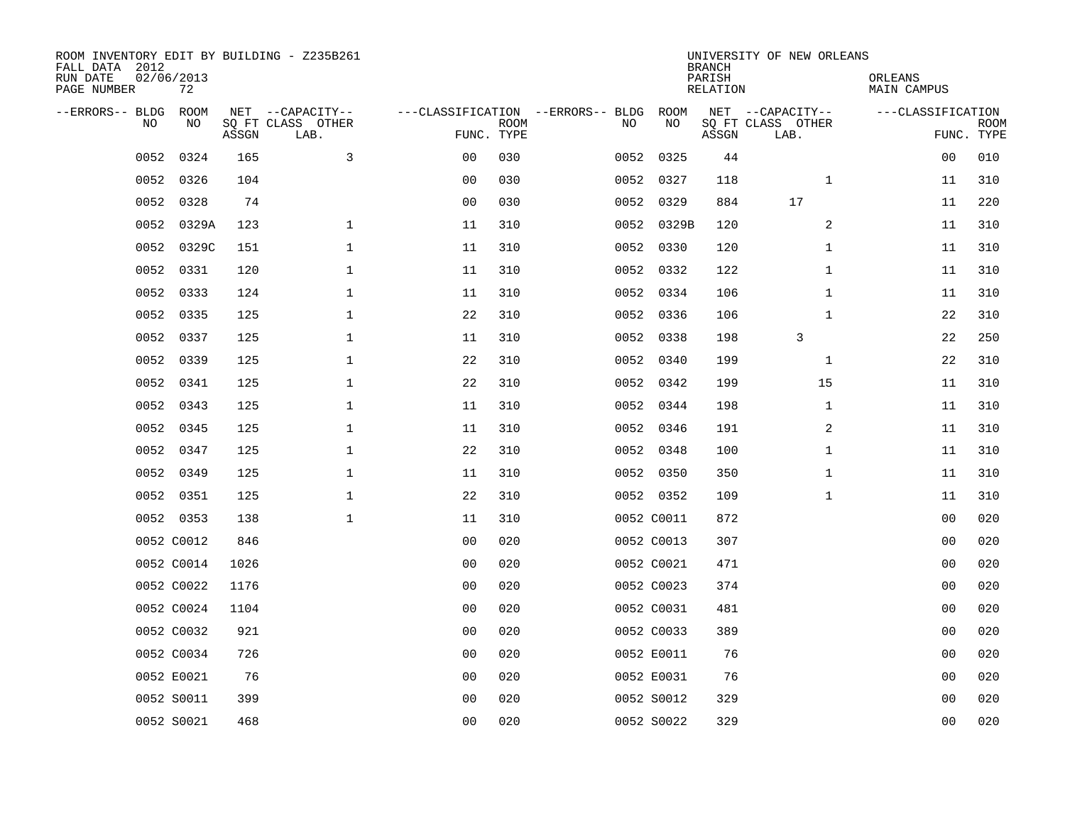ROOM INVENTORY EDIT BY BUILDING - Z235B261
FALL DATA 2012
RUN DATE 02/06/2013
PAGE NUMBER 72

UNIVERSITY OF NEW ORLEANS
BRANCH
PARISH ORLEANS
RELATION MAIN CAMPUS

| --ERRORS-- | BLDG NO | ROOM NO | NET SQ FT ASSGN | CAPACITY CLASS LAB. | CAPACITY OTHER | CLASSIFICATION FUNC. | ROOM TYPE | --ERRORS-- | BLDG NO | ROOM NO | NET SQ FT ASSGN | CAPACITY CLASS LAB. | CAPACITY OTHER | CLASSIFICATION FUNC. | ROOM TYPE |
|---|---|---|---|---|---|---|---|---|---|---|---|---|---|---|---|
| | 0052 | 0324 | 165 | | 3 | 00 | 030 | | 0052 | 0325 | 44 | | | 00 | 010 |
| | 0052 | 0326 | 104 | | | 00 | 030 | | 0052 | 0327 | 118 | | 1 | 11 | 310 |
| | 0052 | 0328 | 74 | | | 00 | 030 | | 0052 | 0329 | 884 | 17 | | 11 | 220 |
| | 0052 | 0329A | 123 | | 1 | 11 | 310 | | 0052 | 0329B | 120 | | 2 | 11 | 310 |
| | 0052 | 0329C | 151 | | 1 | 11 | 310 | | 0052 | 0330 | 120 | | 1 | 11 | 310 |
| | 0052 | 0331 | 120 | | 1 | 11 | 310 | | 0052 | 0332 | 122 | | 1 | 11 | 310 |
| | 0052 | 0333 | 124 | | 1 | 11 | 310 | | 0052 | 0334 | 106 | | 1 | 11 | 310 |
| | 0052 | 0335 | 125 | | 1 | 22 | 310 | | 0052 | 0336 | 106 | | 1 | 22 | 310 |
| | 0052 | 0337 | 125 | | 1 | 11 | 310 | | 0052 | 0338 | 198 | 3 | | 22 | 250 |
| | 0052 | 0339 | 125 | | 1 | 22 | 310 | | 0052 | 0340 | 199 | | 1 | 22 | 310 |
| | 0052 | 0341 | 125 | | 1 | 22 | 310 | | 0052 | 0342 | 199 | | 15 | 11 | 310 |
| | 0052 | 0343 | 125 | | 1 | 11 | 310 | | 0052 | 0344 | 198 | | 1 | 11 | 310 |
| | 0052 | 0345 | 125 | | 1 | 11 | 310 | | 0052 | 0346 | 191 | | 2 | 11 | 310 |
| | 0052 | 0347 | 125 | | 1 | 22 | 310 | | 0052 | 0348 | 100 | | 1 | 11 | 310 |
| | 0052 | 0349 | 125 | | 1 | 11 | 310 | | 0052 | 0350 | 350 | | 1 | 11 | 310 |
| | 0052 | 0351 | 125 | | 1 | 22 | 310 | | 0052 | 0352 | 109 | | 1 | 11 | 310 |
| | 0052 | 0353 | 138 | | 1 | 11 | 310 | | 0052 | C0011 | 872 | | | 00 | 020 |
| | 0052 | C0012 | 846 | | | 00 | 020 | | 0052 | C0013 | 307 | | | 00 | 020 |
| | 0052 | C0014 | 1026 | | | 00 | 020 | | 0052 | C0021 | 471 | | | 00 | 020 |
| | 0052 | C0022 | 1176 | | | 00 | 020 | | 0052 | C0023 | 374 | | | 00 | 020 |
| | 0052 | C0024 | 1104 | | | 00 | 020 | | 0052 | C0031 | 481 | | | 00 | 020 |
| | 0052 | C0032 | 921 | | | 00 | 020 | | 0052 | C0033 | 389 | | | 00 | 020 |
| | 0052 | C0034 | 726 | | | 00 | 020 | | 0052 | E0011 | 76 | | | 00 | 020 |
| | 0052 | E0021 | 76 | | | 00 | 020 | | 0052 | E0031 | 76 | | | 00 | 020 |
| | 0052 | S0011 | 399 | | | 00 | 020 | | 0052 | S0012 | 329 | | | 00 | 020 |
| | 0052 | S0021 | 468 | | | 00 | 020 | | 0052 | S0022 | 329 | | | 00 | 020 |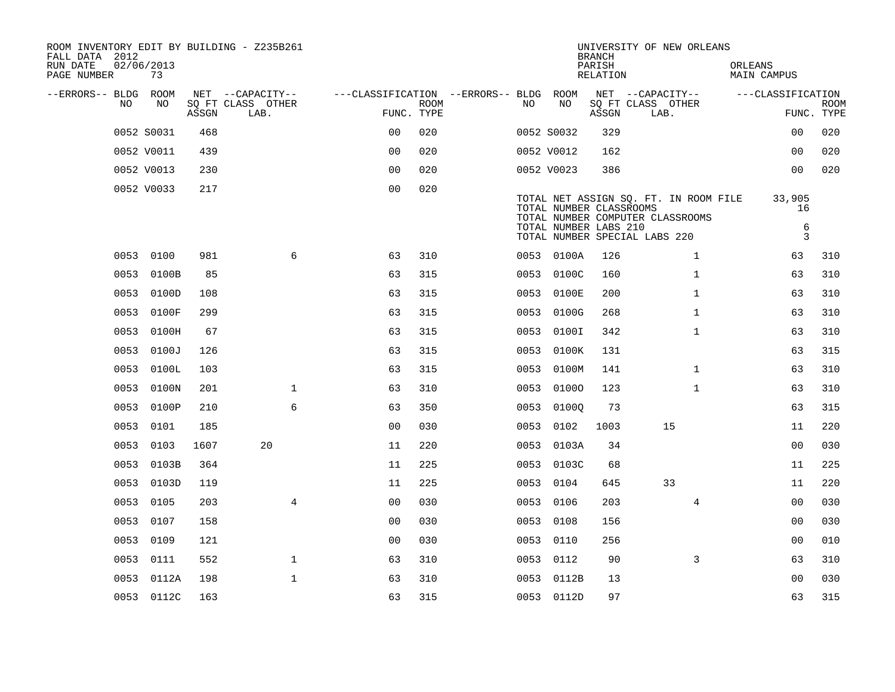ROOM INVENTORY EDIT BY BUILDING - Z235B261
FALL DATA 2012
RUN DATE 02/06/2013

UNIVERSITY OF NEW ORLEANS
BRANCH
PARISH ORLEANS
RELATION MAIN CAMPUS

| --ERRORS-- | BLDG NO | ROOM NO | NET SQ FT ASSGN | CAPACITY CLASS | CAPACITY LAB. | CAPACITY OTHER | FUNC. | ROOM TYPE | --ERRORS-- | BLDG NO | ROOM NO | NET SQ FT ASSGN | CAPACITY CLASS | CAPACITY LAB. | CAPACITY OTHER | FUNC. | ROOM TYPE |
|---|---|---|---|---|---|---|---|---|---|---|---|---|---|---|---|---|---|
| | 0052 | S0031 | 468 | | | | 00 | 020 | | 0052 | S0032 | 329 | | | | 00 | 020 |
| | 0052 | V0011 | 439 | | | | 00 | 020 | | 0052 | V0012 | 162 | | | | 00 | 020 |
| | 0052 | V0013 | 230 | | | | 00 | 020 | | 0052 | V0023 | 386 | | | | 00 | 020 |
| | 0052 | V0033 | 217 | | | | 00 | 020 | | | | | | | | | |

TOTAL NET ASSIGN SQ. FT. IN ROOM FILE 33,905
TOTAL NUMBER CLASSROOMS 16
TOTAL NUMBER COMPUTER CLASSROOMS
TOTAL NUMBER LABS 210 6
TOTAL NUMBER SPECIAL LABS 220 3

| --ERRORS-- | BLDG NO | ROOM NO | NET SQ FT ASSGN | CAPACITY CLASS | CAPACITY LAB. | CAPACITY OTHER | FUNC. | ROOM TYPE | --ERRORS-- | BLDG NO | ROOM NO | NET SQ FT ASSGN | CAPACITY CLASS | CAPACITY LAB. | CAPACITY OTHER | FUNC. | ROOM TYPE |
|---|---|---|---|---|---|---|---|---|---|---|---|---|---|---|---|---|---|
| | 0053 | 0100 | 981 | | | 6 | 63 | 310 | | 0053 | 0100A | 126 | | | 1 | 63 | 310 |
| | 0053 | 0100B | 85 | | | | 63 | 315 | | 0053 | 0100C | 160 | | | 1 | 63 | 310 |
| | 0053 | 0100D | 108 | | | | 63 | 315 | | 0053 | 0100E | 200 | | | 1 | 63 | 310 |
| | 0053 | 0100F | 299 | | | | 63 | 315 | | 0053 | 0100G | 268 | | | 1 | 63 | 310 |
| | 0053 | 0100H | 67 | | | | 63 | 315 | | 0053 | 0100I | 342 | | | 1 | 63 | 310 |
| | 0053 | 0100J | 126 | | | | 63 | 315 | | 0053 | 0100K | 131 | | | | 63 | 315 |
| | 0053 | 0100L | 103 | | | | 63 | 315 | | 0053 | 0100M | 141 | | | 1 | 63 | 310 |
| | 0053 | 0100N | 201 | | | 1 | 63 | 310 | | 0053 | 0100O | 123 | | | 1 | 63 | 310 |
| | 0053 | 0100P | 210 | | | 6 | 63 | 350 | | 0053 | 0100Q | 73 | | | | 63 | 315 |
| | 0053 | 0101 | 185 | | | | 00 | 030 | | 0053 | 0102 | 1003 | | 15 | | 11 | 220 |
| | 0053 | 0103 | 1607 | | 20 | | 11 | 220 | | 0053 | 0103A | 34 | | | | 00 | 030 |
| | 0053 | 0103B | 364 | | | | 11 | 225 | | 0053 | 0103C | 68 | | | | 11 | 225 |
| | 0053 | 0103D | 119 | | | | 11 | 225 | | 0053 | 0104 | 645 | | 33 | | 11 | 220 |
| | 0053 | 0105 | 203 | | | 4 | 00 | 030 | | 0053 | 0106 | 203 | | | 4 | 00 | 030 |
| | 0053 | 0107 | 158 | | | | 00 | 030 | | 0053 | 0108 | 156 | | | | 00 | 030 |
| | 0053 | 0109 | 121 | | | | 00 | 030 | | 0053 | 0110 | 256 | | | | 00 | 010 |
| | 0053 | 0111 | 552 | | | 1 | 63 | 310 | | 0053 | 0112 | 90 | | | 3 | 63 | 310 |
| | 0053 | 0112A | 198 | | | 1 | 63 | 310 | | 0053 | 0112B | 13 | | | | 00 | 030 |
| | 0053 | 0112C | 163 | | | | 63 | 315 | | 0053 | 0112D | 97 | | | | 63 | 315 |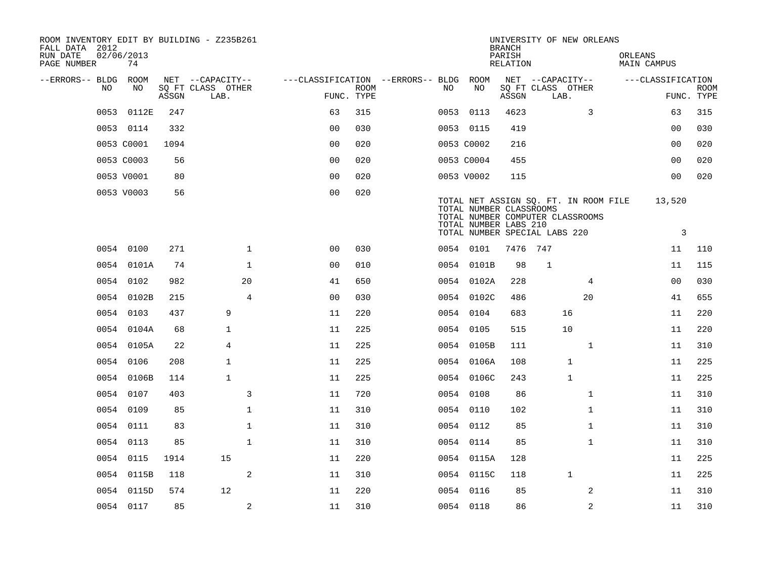ROOM INVENTORY EDIT BY BUILDING - Z235B261
FALL DATA 2012
RUN DATE 02/06/2013
PAGE NUMBER 74

UNIVERSITY OF NEW ORLEANS
BRANCH
PARISH ORLEANS
RELATION MAIN CAMPUS

| --ERRORS-- | BLDG NO | ROOM NO | NET SQ FT ASSGN | --CAPACITY-- CLASS LAB. | OTHER | ---CLASSIFICATION FUNC. | ROOM TYPE | --ERRORS-- | BLDG NO | ROOM NO | NET SQ FT ASSGN | --CAPACITY-- CLASS LAB. | OTHER | ---CLASSIFICATION FUNC. | ROOM TYPE |
|---|---|---|---|---|---|---|---|---|---|---|---|---|---|---|---|
| | 0053 | 0112E | 247 | | | 63 | 315 | | 0053 | 0113 | 4623 | | 3 | 63 | 315 |
| | 0053 | 0114 | 332 | | | 00 | 030 | | 0053 | 0115 | 419 | | | 00 | 030 |
| | 0053 | C0001 | 1094 | | | 00 | 020 | | 0053 | C0002 | 216 | | | 00 | 020 |
| | 0053 | C0003 | 56 | | | 00 | 020 | | 0053 | C0004 | 455 | | | 00 | 020 |
| | 0053 | V0001 | 80 | | | 00 | 020 | | 0053 | V0002 | 115 | | | 00 | 020 |
| | 0053 | V0003 | 56 | | | 00 | 020 | | | | | | | | |

TOTAL NET ASSIGN SQ. FT. IN ROOM FILE 13,520
TOTAL NUMBER CLASSROOMS
TOTAL NUMBER COMPUTER CLASSROOMS
TOTAL NUMBER LABS 210
TOTAL NUMBER SPECIAL LABS 220 3

| --ERRORS-- | BLDG NO | ROOM NO | NET SQ FT ASSGN | --CAPACITY-- CLASS LAB. | OTHER | ---CLASSIFICATION FUNC. | ROOM TYPE | --ERRORS-- | BLDG NO | ROOM NO | NET SQ FT ASSGN | --CAPACITY-- CLASS LAB. | OTHER | ---CLASSIFICATION FUNC. | ROOM TYPE |
|---|---|---|---|---|---|---|---|---|---|---|---|---|---|---|---|
| | 0054 | 0100 | 271 | | 1 | 00 | 030 | | 0054 | 0101 | 7476 | 747 | | 11 | 110 |
| | 0054 | 0101A | 74 | | 1 | 00 | 010 | | 0054 | 0101B | 98 | 1 | | 11 | 115 |
| | 0054 | 0102 | 982 | | 20 | 41 | 650 | | 0054 | 0102A | 228 | | 4 | 00 | 030 |
| | 0054 | 0102B | 215 | | 4 | 00 | 030 | | 0054 | 0102C | 486 | | 20 | 41 | 655 |
| | 0054 | 0103 | 437 | 9 | | 11 | 220 | | 0054 | 0104 | 683 | 16 | | 11 | 220 |
| | 0054 | 0104A | 68 | 1 | | 11 | 225 | | 0054 | 0105 | 515 | 10 | | 11 | 220 |
| | 0054 | 0105A | 22 | 4 | | 11 | 225 | | 0054 | 0105B | 111 | | 1 | 11 | 310 |
| | 0054 | 0106 | 208 | 1 | | 11 | 225 | | 0054 | 0106A | 108 | 1 | | 11 | 225 |
| | 0054 | 0106B | 114 | 1 | | 11 | 225 | | 0054 | 0106C | 243 | 1 | | 11 | 225 |
| | 0054 | 0107 | 403 | | 3 | 11 | 720 | | 0054 | 0108 | 86 | | 1 | 11 | 310 |
| | 0054 | 0109 | 85 | | 1 | 11 | 310 | | 0054 | 0110 | 102 | | 1 | 11 | 310 |
| | 0054 | 0111 | 83 | | 1 | 11 | 310 | | 0054 | 0112 | 85 | | 1 | 11 | 310 |
| | 0054 | 0113 | 85 | | 1 | 11 | 310 | | 0054 | 0114 | 85 | | 1 | 11 | 310 |
| | 0054 | 0115 | 1914 | 15 | | 11 | 220 | | 0054 | 0115A | 128 | | | 11 | 225 |
| | 0054 | 0115B | 118 | | 2 | 11 | 310 | | 0054 | 0115C | 118 | 1 | | 11 | 225 |
| | 0054 | 0115D | 574 | 12 | | 11 | 220 | | 0054 | 0116 | 85 | | 2 | 11 | 310 |
| | 0054 | 0117 | 85 | | 2 | 11 | 310 | | 0054 | 0118 | 86 | | 2 | 11 | 310 |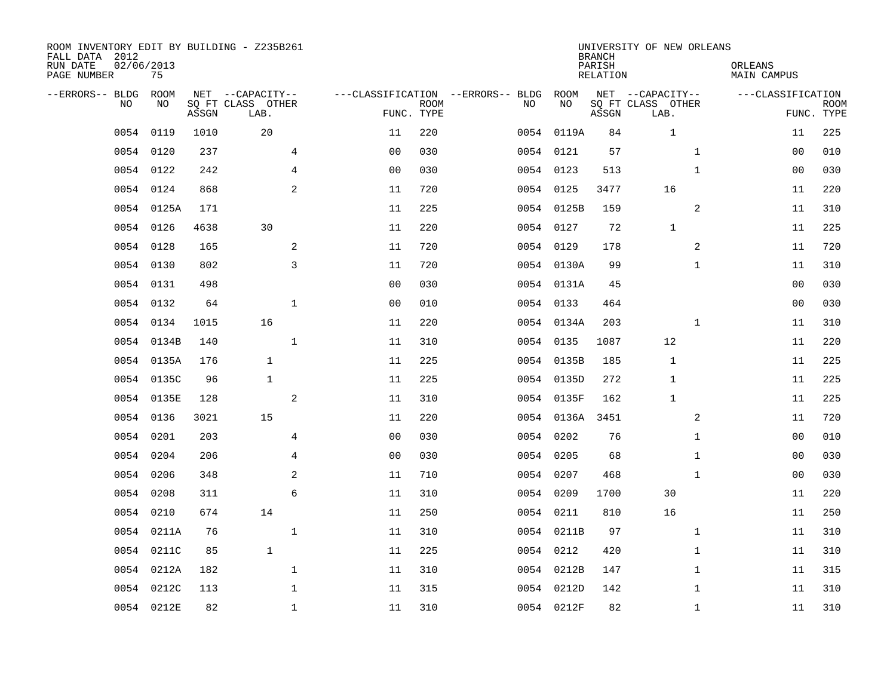ROOM INVENTORY EDIT BY BUILDING - Z235B261
FALL DATA 2012
RUN DATE 02/06/2013
PAGE NUMBER 75

UNIVERSITY OF NEW ORLEANS
BRANCH
PARISH ORLEANS
RELATION MAIN CAMPUS

| --ERRORS-- | BLDG NO | ROOM NO | NET ASSGN SQ FT | CAPACITY CLASS LAB. | CAPACITY OTHER | CLASSIFICATION FUNC. | ROOM TYPE | --ERRORS-- | BLDG NO | ROOM NO | NET ASSGN SQ FT | CAPACITY CLASS LAB. | CAPACITY OTHER | CLASSIFICATION FUNC. | ROOM TYPE |
|---|---|---|---|---|---|---|---|---|---|---|---|---|---|---|---|
| | 0054 | 0119 | 1010 | 20 | | 11 | 220 | | 0054 | 0119A | 84 | 1 | | 11 | 225 |
| | 0054 | 0120 | 237 | | 4 | 00 | 030 | | 0054 | 0121 | 57 | | 1 | 00 | 010 |
| | 0054 | 0122 | 242 | | 4 | 00 | 030 | | 0054 | 0123 | 513 | | 1 | 00 | 030 |
| | 0054 | 0124 | 868 | | 2 | 11 | 720 | | 0054 | 0125 | 3477 | 16 | | 11 | 220 |
| | 0054 | 0125A | 171 | | | 11 | 225 | | 0054 | 0125B | 159 | | 2 | 11 | 310 |
| | 0054 | 0126 | 4638 | 30 | | 11 | 220 | | 0054 | 0127 | 72 | 1 | | 11 | 225 |
| | 0054 | 0128 | 165 | | 2 | 11 | 720 | | 0054 | 0129 | 178 | | 2 | 11 | 720 |
| | 0054 | 0130 | 802 | | 3 | 11 | 720 | | 0054 | 0130A | 99 | | 1 | 11 | 310 |
| | 0054 | 0131 | 498 | | | 00 | 030 | | 0054 | 0131A | 45 | | | 00 | 030 |
| | 0054 | 0132 | 64 | | 1 | 00 | 010 | | 0054 | 0133 | 464 | | | 00 | 030 |
| | 0054 | 0134 | 1015 | 16 | | 11 | 220 | | 0054 | 0134A | 203 | | 1 | 11 | 310 |
| | 0054 | 0134B | 140 | | 1 | 11 | 310 | | 0054 | 0135 | 1087 | 12 | | 11 | 220 |
| | 0054 | 0135A | 176 | 1 | | 11 | 225 | | 0054 | 0135B | 185 | 1 | | 11 | 225 |
| | 0054 | 0135C | 96 | 1 | | 11 | 225 | | 0054 | 0135D | 272 | 1 | | 11 | 225 |
| | 0054 | 0135E | 128 | | 2 | 11 | 310 | | 0054 | 0135F | 162 | 1 | | 11 | 225 |
| | 0054 | 0136 | 3021 | 15 | | 11 | 220 | | 0054 | 0136A | 3451 | | 2 | 11 | 720 |
| | 0054 | 0201 | 203 | | 4 | 00 | 030 | | 0054 | 0202 | 76 | | 1 | 00 | 010 |
| | 0054 | 0204 | 206 | | 4 | 00 | 030 | | 0054 | 0205 | 68 | | 1 | 00 | 030 |
| | 0054 | 0206 | 348 | | 2 | 11 | 710 | | 0054 | 0207 | 468 | | 1 | 00 | 030 |
| | 0054 | 0208 | 311 | | 6 | 11 | 310 | | 0054 | 0209 | 1700 | 30 | | 11 | 220 |
| | 0054 | 0210 | 674 | 14 | | 11 | 250 | | 0054 | 0211 | 810 | 16 | | 11 | 250 |
| | 0054 | 0211A | 76 | | 1 | 11 | 310 | | 0054 | 0211B | 97 | | 1 | 11 | 310 |
| | 0054 | 0211C | 85 | 1 | | 11 | 225 | | 0054 | 0212 | 420 | | 1 | 11 | 310 |
| | 0054 | 0212A | 182 | | 1 | 11 | 310 | | 0054 | 0212B | 147 | | 1 | 11 | 315 |
| | 0054 | 0212C | 113 | | 1 | 11 | 315 | | 0054 | 0212D | 142 | | 1 | 11 | 310 |
| | 0054 | 0212E | 82 | | 1 | 11 | 310 | | 0054 | 0212F | 82 | | 1 | 11 | 310 |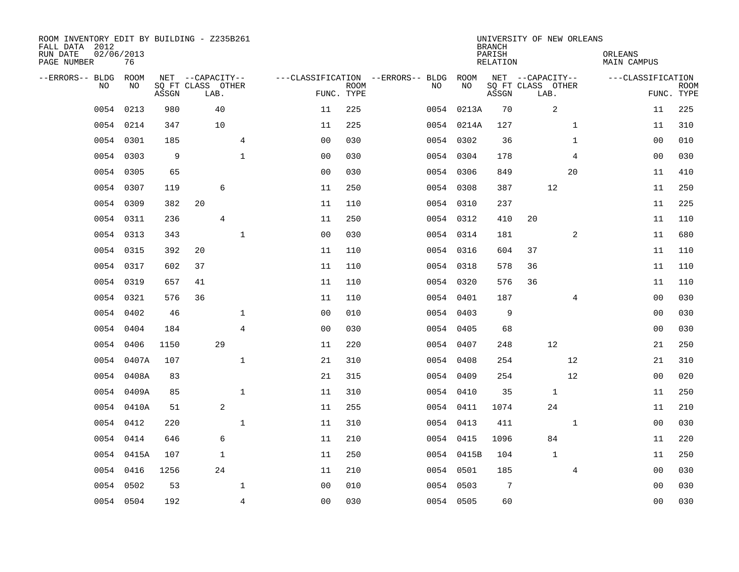ROOM INVENTORY EDIT BY BUILDING - Z235B261
FALL DATA 2012
RUN DATE 02/06/2013
PAGE NUMBER 76

UNIVERSITY OF NEW ORLEANS
BRANCH
PARISH ORLEANS
RELATION MAIN CAMPUS

| --ERRORS-- | BLDG NO | ROOM NO | NET SQ FT ASSGN | CAPACITY CLASS | CAPACITY LAB. | CAPACITY OTHER | CLASSIFICATION FUNC. | ROOM TYPE | --ERRORS-- | BLDG NO | ROOM NO | NET SQ FT ASSGN | CAPACITY CLASS | CAPACITY LAB. | CAPACITY OTHER | CLASSIFICATION FUNC. | ROOM TYPE |
|---|---|---|---|---|---|---|---|---|---|---|---|---|---|---|---|---|---|
| | 0054 | 0213 | 980 | | 40 | | 11 | 225 | | 0054 | 0213A | 70 | | 2 | | 11 | 225 |
| | 0054 | 0214 | 347 | | 10 | | 11 | 225 | | 0054 | 0214A | 127 | | | 1 | 11 | 310 |
| | 0054 | 0301 | 185 | | | 4 | 00 | 030 | | 0054 | 0302 | 36 | | | 1 | 00 | 010 |
| | 0054 | 0303 | 9 | | | 1 | 00 | 030 | | 0054 | 0304 | 178 | | | 4 | 00 | 030 |
| | 0054 | 0305 | 65 | | | | 00 | 030 | | 0054 | 0306 | 849 | | | 20 | 11 | 410 |
| | 0054 | 0307 | 119 | | 6 | | 11 | 250 | | 0054 | 0308 | 387 | | 12 | | 11 | 250 |
| | 0054 | 0309 | 382 | 20 | | | 11 | 110 | | 0054 | 0310 | 237 | | | | 11 | 225 |
| | 0054 | 0311 | 236 | | 4 | | 11 | 250 | | 0054 | 0312 | 410 | 20 | | | 11 | 110 |
| | 0054 | 0313 | 343 | | | 1 | 00 | 030 | | 0054 | 0314 | 181 | | | 2 | 11 | 680 |
| | 0054 | 0315 | 392 | 20 | | | 11 | 110 | | 0054 | 0316 | 604 | 37 | | | 11 | 110 |
| | 0054 | 0317 | 602 | 37 | | | 11 | 110 | | 0054 | 0318 | 578 | 36 | | | 11 | 110 |
| | 0054 | 0319 | 657 | 41 | | | 11 | 110 | | 0054 | 0320 | 576 | 36 | | | 11 | 110 |
| | 0054 | 0321 | 576 | 36 | | | 11 | 110 | | 0054 | 0401 | 187 | | | 4 | 00 | 030 |
| | 0054 | 0402 | 46 | | | 1 | 00 | 010 | | 0054 | 0403 | 9 | | | | 00 | 030 |
| | 0054 | 0404 | 184 | | | 4 | 00 | 030 | | 0054 | 0405 | 68 | | | | 00 | 030 |
| | 0054 | 0406 | 1150 | | 29 | | 11 | 220 | | 0054 | 0407 | 248 | | 12 | | 21 | 250 |
| | 0054 | 0407A | 107 | | | 1 | 21 | 310 | | 0054 | 0408 | 254 | | | 12 | 21 | 310 |
| | 0054 | 0408A | 83 | | | | 21 | 315 | | 0054 | 0409 | 254 | | | 12 | 00 | 020 |
| | 0054 | 0409A | 85 | | | 1 | 11 | 310 | | 0054 | 0410 | 35 | | 1 | | 11 | 250 |
| | 0054 | 0410A | 51 | | 2 | | 11 | 255 | | 0054 | 0411 | 1074 | | 24 | | 11 | 210 |
| | 0054 | 0412 | 220 | | | 1 | 11 | 310 | | 0054 | 0413 | 411 | | | 1 | 00 | 030 |
| | 0054 | 0414 | 646 | | 6 | | 11 | 210 | | 0054 | 0415 | 1096 | | 84 | | 11 | 220 |
| | 0054 | 0415A | 107 | | 1 | | 11 | 250 | | 0054 | 0415B | 104 | | 1 | | 11 | 250 |
| | 0054 | 0416 | 1256 | | 24 | | 11 | 210 | | 0054 | 0501 | 185 | | | 4 | 00 | 030 |
| | 0054 | 0502 | 53 | | | 1 | 00 | 010 | | 0054 | 0503 | 7 | | | | 00 | 030 |
| | 0054 | 0504 | 192 | | | 4 | 00 | 030 | | 0054 | 0505 | 60 | | | | 00 | 030 |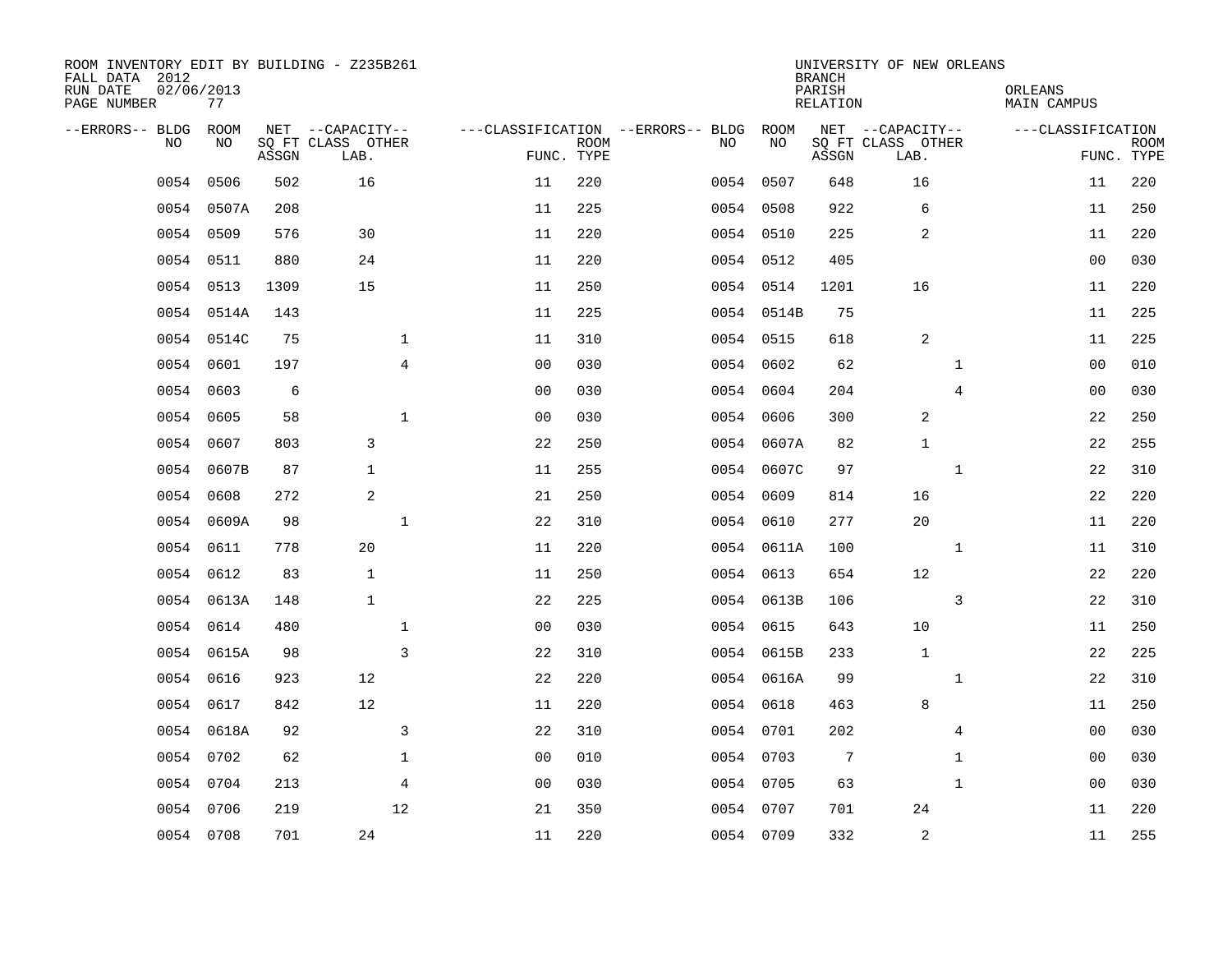ROOM INVENTORY EDIT BY BUILDING - Z235B261
FALL DATA 2012
RUN DATE 02/06/2013
PAGE NUMBER 77

UNIVERSITY OF NEW ORLEANS
BRANCH
PARISH ORLEANS
RELATION MAIN CAMPUS

| --ERRORS-- | BLDG NO | ROOM NO | NET SQ FT ASSGN | --CAPACITY-- CLASS LAB. | OTHER | ---CLASSIFICATION FUNC. | ROOM TYPE | --ERRORS-- | BLDG NO | ROOM NO | NET SQ FT ASSGN | --CAPACITY-- CLASS LAB. | OTHER | ---CLASSIFICATION FUNC. | ROOM TYPE |
|---|---|---|---|---|---|---|---|---|---|---|---|---|---|---|---|
| | 0054 | 0506 | 502 | 16 | | 11 | 220 | | 0054 | 0507 | 648 | 16 | | 11 | 220 |
| | 0054 | 0507A | 208 | | | 11 | 225 | | 0054 | 0508 | 922 | 6 | | 11 | 250 |
| | 0054 | 0509 | 576 | 30 | | 11 | 220 | | 0054 | 0510 | 225 | 2 | | 11 | 220 |
| | 0054 | 0511 | 880 | 24 | | 11 | 220 | | 0054 | 0512 | 405 | | | 00 | 030 |
| | 0054 | 0513 | 1309 | 15 | | 11 | 250 | | 0054 | 0514 | 1201 | 16 | | 11 | 220 |
| | 0054 | 0514A | 143 | | | 11 | 225 | | 0054 | 0514B | 75 | | | 11 | 225 |
| | 0054 | 0514C | 75 | | 1 | 11 | 310 | | 0054 | 0515 | 618 | 2 | | 11 | 225 |
| | 0054 | 0601 | 197 | | 4 | 00 | 030 | | 0054 | 0602 | 62 | | 1 | 00 | 010 |
| | 0054 | 0603 | 6 | | | 00 | 030 | | 0054 | 0604 | 204 | | 4 | 00 | 030 |
| | 0054 | 0605 | 58 | | 1 | 00 | 030 | | 0054 | 0606 | 300 | 2 | | 22 | 250 |
| | 0054 | 0607 | 803 | 3 | | 22 | 250 | | 0054 | 0607A | 82 | 1 | | 22 | 255 |
| | 0054 | 0607B | 87 | 1 | | 11 | 255 | | 0054 | 0607C | 97 | | 1 | 22 | 310 |
| | 0054 | 0608 | 272 | 2 | | 21 | 250 | | 0054 | 0609 | 814 | 16 | | 22 | 220 |
| | 0054 | 0609A | 98 | | 1 | 22 | 310 | | 0054 | 0610 | 277 | 20 | | 11 | 220 |
| | 0054 | 0611 | 778 | 20 | | 11 | 220 | | 0054 | 0611A | 100 | | 1 | 11 | 310 |
| | 0054 | 0612 | 83 | 1 | | 11 | 250 | | 0054 | 0613 | 654 | 12 | | 22 | 220 |
| | 0054 | 0613A | 148 | 1 | | 22 | 225 | | 0054 | 0613B | 106 | | 3 | 22 | 310 |
| | 0054 | 0614 | 480 | | 1 | 00 | 030 | | 0054 | 0615 | 643 | 10 | | 11 | 250 |
| | 0054 | 0615A | 98 | | 3 | 22 | 310 | | 0054 | 0615B | 233 | 1 | | 22 | 225 |
| | 0054 | 0616 | 923 | 12 | | 22 | 220 | | 0054 | 0616A | 99 | | 1 | 22 | 310 |
| | 0054 | 0617 | 842 | 12 | | 11 | 220 | | 0054 | 0618 | 463 | 8 | | 11 | 250 |
| | 0054 | 0618A | 92 | | 3 | 22 | 310 | | 0054 | 0701 | 202 | | 4 | 00 | 030 |
| | 0054 | 0702 | 62 | | 1 | 00 | 010 | | 0054 | 0703 | 7 | | 1 | 00 | 030 |
| | 0054 | 0704 | 213 | | 4 | 00 | 030 | | 0054 | 0705 | 63 | | 1 | 00 | 030 |
| | 0054 | 0706 | 219 | | 12 | 21 | 350 | | 0054 | 0707 | 701 | 24 | | 11 | 220 |
| | 0054 | 0708 | 701 | 24 | | 11 | 220 | | 0054 | 0709 | 332 | 2 | | 11 | 255 |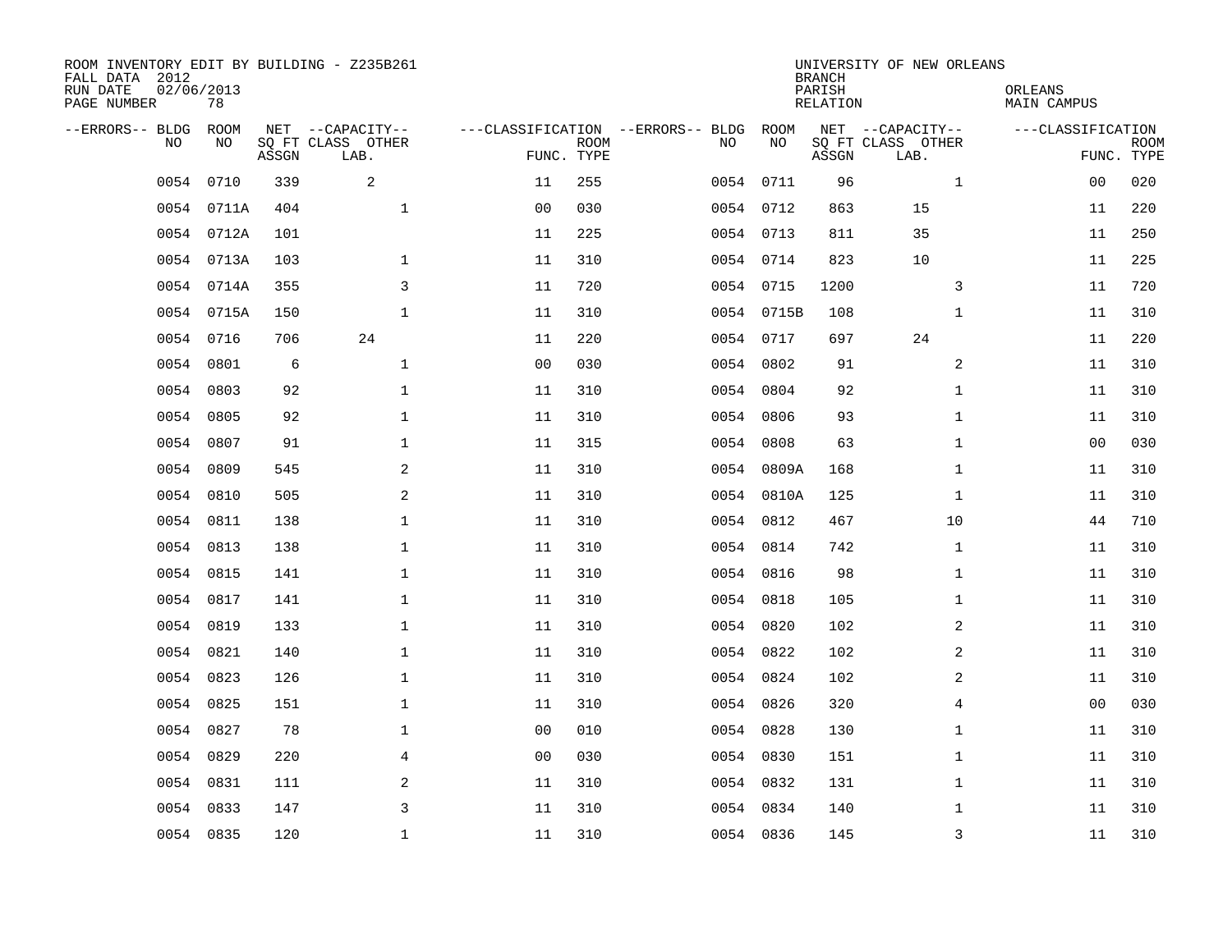ROOM INVENTORY EDIT BY BUILDING - Z235B261
FALL DATA 2012
RUN DATE 02/06/2013
PAGE NUMBER 78

UNIVERSITY OF NEW ORLEANS
BRANCH
PARISH ORLEANS
RELATION MAIN CAMPUS

| --ERRORS-- | BLDG NO | ROOM NO | NET SQ FT ASSGN | --CAPACITY-- CLASS LAB. | OTHER | ---CLASSIFICATION FUNC. | ROOM TYPE | --ERRORS-- | BLDG NO | ROOM NO | NET SQ FT ASSGN | --CAPACITY-- CLASS LAB. | OTHER | ---CLASSIFICATION FUNC. | ROOM TYPE |
|---|---|---|---|---|---|---|---|---|---|---|---|---|---|---|---|
| | 0054 | 0710 | 339 | 2 | | 11 | 255 | | 0054 | 0711 | 96 | | 1 | 00 | 020 |
| | 0054 | 0711A | 404 | | 1 | 00 | 030 | | 0054 | 0712 | 863 | 15 | | 11 | 220 |
| | 0054 | 0712A | 101 | | | 11 | 225 | | 0054 | 0713 | 811 | 35 | | 11 | 250 |
| | 0054 | 0713A | 103 | | 1 | 11 | 310 | | 0054 | 0714 | 823 | 10 | | 11 | 225 |
| | 0054 | 0714A | 355 | | 3 | 11 | 720 | | 0054 | 0715 | 1200 | | 3 | 11 | 720 |
| | 0054 | 0715A | 150 | | 1 | 11 | 310 | | 0054 | 0715B | 108 | | 1 | 11 | 310 |
| | 0054 | 0716 | 706 | 24 | | 11 | 220 | | 0054 | 0717 | 697 | 24 | | 11 | 220 |
| | 0054 | 0801 | 6 | | 1 | 00 | 030 | | 0054 | 0802 | 91 | | 2 | 11 | 310 |
| | 0054 | 0803 | 92 | | 1 | 11 | 310 | | 0054 | 0804 | 92 | | 1 | 11 | 310 |
| | 0054 | 0805 | 92 | | 1 | 11 | 310 | | 0054 | 0806 | 93 | | 1 | 11 | 310 |
| | 0054 | 0807 | 91 | | 1 | 11 | 315 | | 0054 | 0808 | 63 | | 1 | 00 | 030 |
| | 0054 | 0809 | 545 | | 2 | 11 | 310 | | 0054 | 0809A | 168 | | 1 | 11 | 310 |
| | 0054 | 0810 | 505 | | 2 | 11 | 310 | | 0054 | 0810A | 125 | | 1 | 11 | 310 |
| | 0054 | 0811 | 138 | | 1 | 11 | 310 | | 0054 | 0812 | 467 | | 10 | 44 | 710 |
| | 0054 | 0813 | 138 | | 1 | 11 | 310 | | 0054 | 0814 | 742 | | 1 | 11 | 310 |
| | 0054 | 0815 | 141 | | 1 | 11 | 310 | | 0054 | 0816 | 98 | | 1 | 11 | 310 |
| | 0054 | 0817 | 141 | | 1 | 11 | 310 | | 0054 | 0818 | 105 | | 1 | 11 | 310 |
| | 0054 | 0819 | 133 | | 1 | 11 | 310 | | 0054 | 0820 | 102 | | 2 | 11 | 310 |
| | 0054 | 0821 | 140 | | 1 | 11 | 310 | | 0054 | 0822 | 102 | | 2 | 11 | 310 |
| | 0054 | 0823 | 126 | | 1 | 11 | 310 | | 0054 | 0824 | 102 | | 2 | 11 | 310 |
| | 0054 | 0825 | 151 | | 1 | 11 | 310 | | 0054 | 0826 | 320 | | 4 | 00 | 030 |
| | 0054 | 0827 | 78 | | 1 | 00 | 010 | | 0054 | 0828 | 130 | | 1 | 11 | 310 |
| | 0054 | 0829 | 220 | | 4 | 00 | 030 | | 0054 | 0830 | 151 | | 1 | 11 | 310 |
| | 0054 | 0831 | 111 | | 2 | 11 | 310 | | 0054 | 0832 | 131 | | 1 | 11 | 310 |
| | 0054 | 0833 | 147 | | 3 | 11 | 310 | | 0054 | 0834 | 140 | | 1 | 11 | 310 |
| | 0054 | 0835 | 120 | | 1 | 11 | 310 | | 0054 | 0836 | 145 | | 3 | 11 | 310 |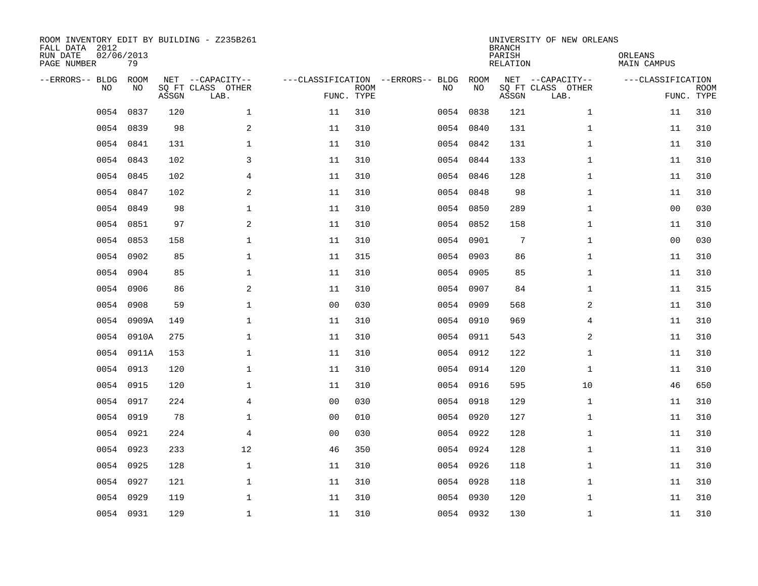ROOM INVENTORY EDIT BY BUILDING - Z235B261
FALL DATA 2012
RUN DATE 02/06/2013
PAGE NUMBER 79

UNIVERSITY OF NEW ORLEANS
BRANCH
PARISH ORLEANS
RELATION MAIN CAMPUS

| --ERRORS-- | BLDG NO | ROOM NO | NET SQ FT ASSGN | --CAPACITY-- CLASS LAB. | OTHER | ---CLASSIFICATION FUNC. | ROOM TYPE | --ERRORS-- | BLDG NO | ROOM NO | NET SQ FT ASSGN | --CAPACITY-- CLASS LAB. | OTHER | ---CLASSIFICATION FUNC. | ROOM TYPE |
|---|---|---|---|---|---|---|---|---|---|---|---|---|---|---|---|
| | 0054 | 0837 | 120 | | 1 | 11 | 310 | | 0054 | 0838 | 121 | | 1 | 11 | 310 |
| | 0054 | 0839 | 98 | | 2 | 11 | 310 | | 0054 | 0840 | 131 | | 1 | 11 | 310 |
| | 0054 | 0841 | 131 | | 1 | 11 | 310 | | 0054 | 0842 | 131 | | 1 | 11 | 310 |
| | 0054 | 0843 | 102 | | 3 | 11 | 310 | | 0054 | 0844 | 133 | | 1 | 11 | 310 |
| | 0054 | 0845 | 102 | | 4 | 11 | 310 | | 0054 | 0846 | 128 | | 1 | 11 | 310 |
| | 0054 | 0847 | 102 | | 2 | 11 | 310 | | 0054 | 0848 | 98 | | 1 | 11 | 310 |
| | 0054 | 0849 | 98 | | 1 | 11 | 310 | | 0054 | 0850 | 289 | | 1 | 00 | 030 |
| | 0054 | 0851 | 97 | | 2 | 11 | 310 | | 0054 | 0852 | 158 | | 1 | 11 | 310 |
| | 0054 | 0853 | 158 | | 1 | 11 | 310 | | 0054 | 0901 | 7 | | 1 | 00 | 030 |
| | 0054 | 0902 | 85 | | 1 | 11 | 315 | | 0054 | 0903 | 86 | | 1 | 11 | 310 |
| | 0054 | 0904 | 85 | | 1 | 11 | 310 | | 0054 | 0905 | 85 | | 1 | 11 | 310 |
| | 0054 | 0906 | 86 | | 2 | 11 | 310 | | 0054 | 0907 | 84 | | 1 | 11 | 315 |
| | 0054 | 0908 | 59 | | 1 | 00 | 030 | | 0054 | 0909 | 568 | | 2 | 11 | 310 |
| | 0054 | 0909A | 149 | | 1 | 11 | 310 | | 0054 | 0910 | 969 | | 4 | 11 | 310 |
| | 0054 | 0910A | 275 | | 1 | 11 | 310 | | 0054 | 0911 | 543 | | 2 | 11 | 310 |
| | 0054 | 0911A | 153 | | 1 | 11 | 310 | | 0054 | 0912 | 122 | | 1 | 11 | 310 |
| | 0054 | 0913 | 120 | | 1 | 11 | 310 | | 0054 | 0914 | 120 | | 1 | 11 | 310 |
| | 0054 | 0915 | 120 | | 1 | 11 | 310 | | 0054 | 0916 | 595 | | 10 | 46 | 650 |
| | 0054 | 0917 | 224 | | 4 | 00 | 030 | | 0054 | 0918 | 129 | | 1 | 11 | 310 |
| | 0054 | 0919 | 78 | | 1 | 00 | 010 | | 0054 | 0920 | 127 | | 1 | 11 | 310 |
| | 0054 | 0921 | 224 | | 4 | 00 | 030 | | 0054 | 0922 | 128 | | 1 | 11 | 310 |
| | 0054 | 0923 | 233 | | 12 | 46 | 350 | | 0054 | 0924 | 128 | | 1 | 11 | 310 |
| | 0054 | 0925 | 128 | | 1 | 11 | 310 | | 0054 | 0926 | 118 | | 1 | 11 | 310 |
| | 0054 | 0927 | 121 | | 1 | 11 | 310 | | 0054 | 0928 | 118 | | 1 | 11 | 310 |
| | 0054 | 0929 | 119 | | 1 | 11 | 310 | | 0054 | 0930 | 120 | | 1 | 11 | 310 |
| | 0054 | 0931 | 129 | | 1 | 11 | 310 | | 0054 | 0932 | 130 | | 1 | 11 | 310 |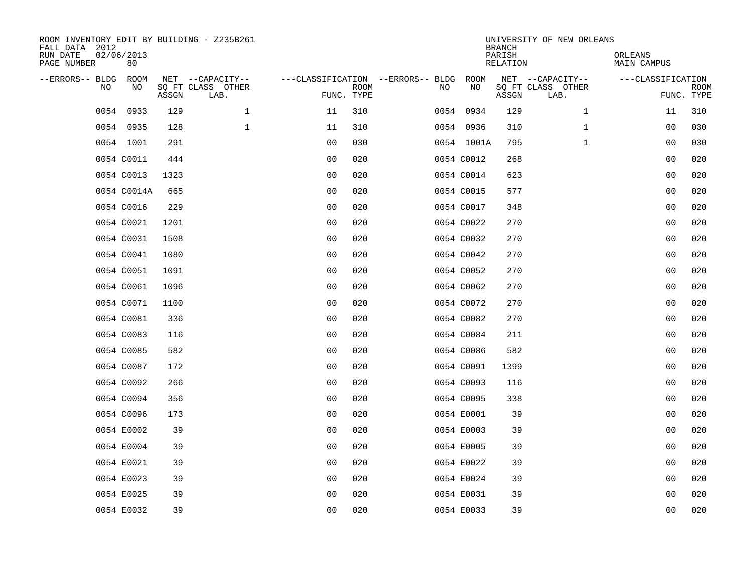ROOM INVENTORY EDIT BY BUILDING - Z235B261
FALL DATA 2012
RUN DATE 02/06/2013
PAGE NUMBER 80

UNIVERSITY OF NEW ORLEANS
BRANCH
PARISH ORLEANS
RELATION MAIN CAMPUS

| --ERRORS-- | BLDG NO | ROOM NO | NET SQ FT ASSGN | --CAPACITY-- CLASS LAB. | OTHER | ---CLASSIFICATION FUNC. | ROOM TYPE | --ERRORS-- | BLDG NO | ROOM NO | NET SQ FT ASSGN | --CAPACITY-- CLASS LAB. | OTHER | ---CLASSIFICATION FUNC. | ROOM TYPE |
|---|---|---|---|---|---|---|---|---|---|---|---|---|---|---|---|
| | 0054 | 0933 | 129 | | 1 | 11 | 310 | | 0054 | 0934 | 129 | | 1 | 11 | 310 |
| | 0054 | 0935 | 128 | | 1 | 11 | 310 | | 0054 | 0936 | 310 | | 1 | 00 | 030 |
| | 0054 | 1001 | 291 | | | 00 | 030 | | 0054 | 1001A | 795 | | 1 | 00 | 030 |
| | 0054 | C0011 | 444 | | | 00 | 020 | | 0054 | C0012 | 268 | | | 00 | 020 |
| | 0054 | C0013 | 1323 | | | 00 | 020 | | 0054 | C0014 | 623 | | | 00 | 020 |
| | 0054 | C0014A | 665 | | | 00 | 020 | | 0054 | C0015 | 577 | | | 00 | 020 |
| | 0054 | C0016 | 229 | | | 00 | 020 | | 0054 | C0017 | 348 | | | 00 | 020 |
| | 0054 | C0021 | 1201 | | | 00 | 020 | | 0054 | C0022 | 270 | | | 00 | 020 |
| | 0054 | C0031 | 1508 | | | 00 | 020 | | 0054 | C0032 | 270 | | | 00 | 020 |
| | 0054 | C0041 | 1080 | | | 00 | 020 | | 0054 | C0042 | 270 | | | 00 | 020 |
| | 0054 | C0051 | 1091 | | | 00 | 020 | | 0054 | C0052 | 270 | | | 00 | 020 |
| | 0054 | C0061 | 1096 | | | 00 | 020 | | 0054 | C0062 | 270 | | | 00 | 020 |
| | 0054 | C0071 | 1100 | | | 00 | 020 | | 0054 | C0072 | 270 | | | 00 | 020 |
| | 0054 | C0081 | 336 | | | 00 | 020 | | 0054 | C0082 | 270 | | | 00 | 020 |
| | 0054 | C0083 | 116 | | | 00 | 020 | | 0054 | C0084 | 211 | | | 00 | 020 |
| | 0054 | C0085 | 582 | | | 00 | 020 | | 0054 | C0086 | 582 | | | 00 | 020 |
| | 0054 | C0087 | 172 | | | 00 | 020 | | 0054 | C0091 | 1399 | | | 00 | 020 |
| | 0054 | C0092 | 266 | | | 00 | 020 | | 0054 | C0093 | 116 | | | 00 | 020 |
| | 0054 | C0094 | 356 | | | 00 | 020 | | 0054 | C0095 | 338 | | | 00 | 020 |
| | 0054 | C0096 | 173 | | | 00 | 020 | | 0054 | E0001 | 39 | | | 00 | 020 |
| | 0054 | E0002 | 39 | | | 00 | 020 | | 0054 | E0003 | 39 | | | 00 | 020 |
| | 0054 | E0004 | 39 | | | 00 | 020 | | 0054 | E0005 | 39 | | | 00 | 020 |
| | 0054 | E0021 | 39 | | | 00 | 020 | | 0054 | E0022 | 39 | | | 00 | 020 |
| | 0054 | E0023 | 39 | | | 00 | 020 | | 0054 | E0024 | 39 | | | 00 | 020 |
| | 0054 | E0025 | 39 | | | 00 | 020 | | 0054 | E0031 | 39 | | | 00 | 020 |
| | 0054 | E0032 | 39 | | | 00 | 020 | | 0054 | E0033 | 39 | | | 00 | 020 |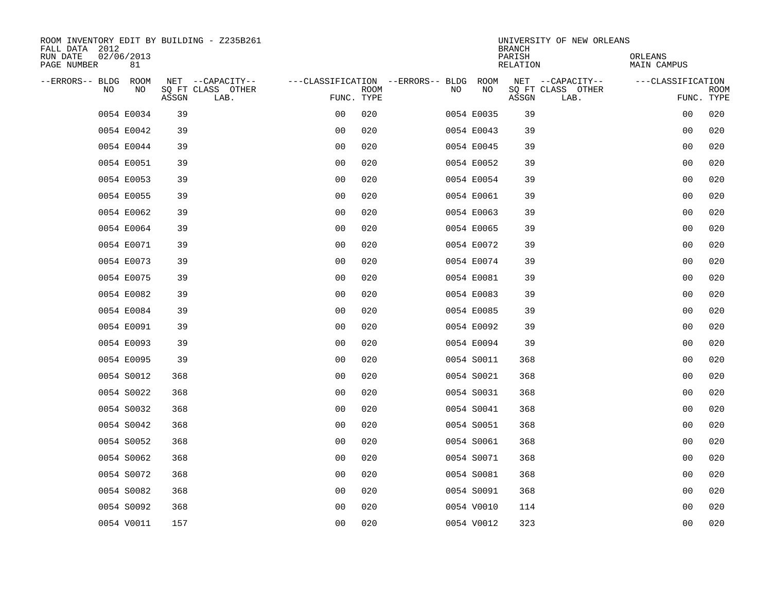ROOM INVENTORY EDIT BY BUILDING - Z235B261
FALL DATA 2012
RUN DATE 02/06/2013
PAGE NUMBER 81

UNIVERSITY OF NEW ORLEANS
BRANCH
PARISH ORLEANS
RELATION MAIN CAMPUS

| --ERRORS-- | BLDG NO | ROOM NO | NET SQ FT ASSGN | --CAPACITY-- CLASS LAB. | OTHER | ---CLASSIFICATION FUNC. | ROOM TYPE | --ERRORS-- | BLDG NO | ROOM NO | NET SQ FT ASSGN | --CAPACITY-- CLASS LAB. | OTHER | ---CLASSIFICATION FUNC. | ROOM TYPE |
|---|---|---|---|---|---|---|---|---|---|---|---|---|---|---|---|
| | 0054 | E0034 | 39 | | | 00 | 020 | | 0054 | E0035 | 39 | | | 00 | 020 |
| | 0054 | E0042 | 39 | | | 00 | 020 | | 0054 | E0043 | 39 | | | 00 | 020 |
| | 0054 | E0044 | 39 | | | 00 | 020 | | 0054 | E0045 | 39 | | | 00 | 020 |
| | 0054 | E0051 | 39 | | | 00 | 020 | | 0054 | E0052 | 39 | | | 00 | 020 |
| | 0054 | E0053 | 39 | | | 00 | 020 | | 0054 | E0054 | 39 | | | 00 | 020 |
| | 0054 | E0055 | 39 | | | 00 | 020 | | 0054 | E0061 | 39 | | | 00 | 020 |
| | 0054 | E0062 | 39 | | | 00 | 020 | | 0054 | E0063 | 39 | | | 00 | 020 |
| | 0054 | E0064 | 39 | | | 00 | 020 | | 0054 | E0065 | 39 | | | 00 | 020 |
| | 0054 | E0071 | 39 | | | 00 | 020 | | 0054 | E0072 | 39 | | | 00 | 020 |
| | 0054 | E0073 | 39 | | | 00 | 020 | | 0054 | E0074 | 39 | | | 00 | 020 |
| | 0054 | E0075 | 39 | | | 00 | 020 | | 0054 | E0081 | 39 | | | 00 | 020 |
| | 0054 | E0082 | 39 | | | 00 | 020 | | 0054 | E0083 | 39 | | | 00 | 020 |
| | 0054 | E0084 | 39 | | | 00 | 020 | | 0054 | E0085 | 39 | | | 00 | 020 |
| | 0054 | E0091 | 39 | | | 00 | 020 | | 0054 | E0092 | 39 | | | 00 | 020 |
| | 0054 | E0093 | 39 | | | 00 | 020 | | 0054 | E0094 | 39 | | | 00 | 020 |
| | 0054 | E0095 | 39 | | | 00 | 020 | | 0054 | S0011 | 368 | | | 00 | 020 |
| | 0054 | S0012 | 368 | | | 00 | 020 | | 0054 | S0021 | 368 | | | 00 | 020 |
| | 0054 | S0022 | 368 | | | 00 | 020 | | 0054 | S0031 | 368 | | | 00 | 020 |
| | 0054 | S0032 | 368 | | | 00 | 020 | | 0054 | S0041 | 368 | | | 00 | 020 |
| | 0054 | S0042 | 368 | | | 00 | 020 | | 0054 | S0051 | 368 | | | 00 | 020 |
| | 0054 | S0052 | 368 | | | 00 | 020 | | 0054 | S0061 | 368 | | | 00 | 020 |
| | 0054 | S0062 | 368 | | | 00 | 020 | | 0054 | S0071 | 368 | | | 00 | 020 |
| | 0054 | S0072 | 368 | | | 00 | 020 | | 0054 | S0081 | 368 | | | 00 | 020 |
| | 0054 | S0082 | 368 | | | 00 | 020 | | 0054 | S0091 | 368 | | | 00 | 020 |
| | 0054 | S0092 | 368 | | | 00 | 020 | | 0054 | V0010 | 114 | | | 00 | 020 |
| | 0054 | V0011 | 157 | | | 00 | 020 | | 0054 | V0012 | 323 | | | 00 | 020 |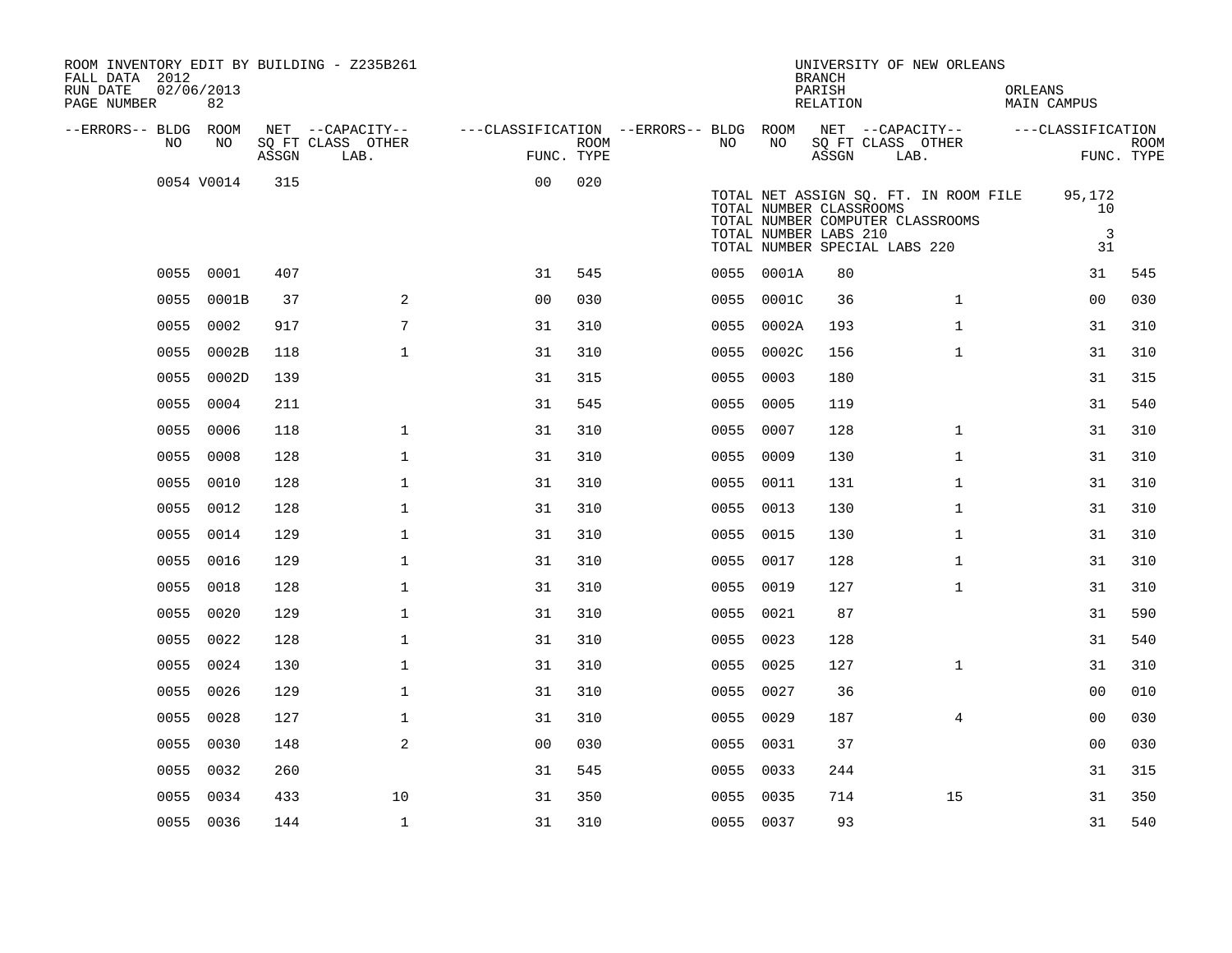ROOM INVENTORY EDIT BY BUILDING - Z235B261
FALL DATA 2012
RUN DATE 02/06/2013
PAGE NUMBER 82

UNIVERSITY OF NEW ORLEANS
BRANCH
PARISH ORLEANS
RELATION MAIN CAMPUS

| --ERRORS-- | BLDG NO | ROOM NO | NET SQ FT ASSGN | --CAPACITY-- CLASS | OTHER LAB. | ---CLASSIFICATION FUNC. | ROOM TYPE | --ERRORS-- | BLDG NO | ROOM NO | NET SQ FT ASSGN | --CAPACITY-- CLASS | OTHER LAB. | ---CLASSIFICATION FUNC. | ROOM TYPE |
|---|---|---|---|---|---|---|---|---|---|---|---|---|---|---|---|
| | 0054 | V0014 | 315 | | | 00 | 020 | | | | | | | | |
| | 0055 | 0001 | 407 | | | 31 | 545 | | 0055 | 0001A | 80 | | | 31 | 545 |
| | 0055 | 0001B | 37 | | 2 | 00 | 030 | | 0055 | 0001C | 36 | | 1 | 00 | 030 |
| | 0055 | 0002 | 917 | | 7 | 31 | 310 | | 0055 | 0002A | 193 | | 1 | 31 | 310 |
| | 0055 | 0002B | 118 | | 1 | 31 | 310 | | 0055 | 0002C | 156 | | 1 | 31 | 310 |
| | 0055 | 0002D | 139 | | | 31 | 315 | | 0055 | 0003 | 180 | | | 31 | 315 |
| | 0055 | 0004 | 211 | | | 31 | 545 | | 0055 | 0005 | 119 | | | 31 | 540 |
| | 0055 | 0006 | 118 | | 1 | 31 | 310 | | 0055 | 0007 | 128 | | 1 | 31 | 310 |
| | 0055 | 0008 | 128 | | 1 | 31 | 310 | | 0055 | 0009 | 130 | | 1 | 31 | 310 |
| | 0055 | 0010 | 128 | | 1 | 31 | 310 | | 0055 | 0011 | 131 | | 1 | 31 | 310 |
| | 0055 | 0012 | 128 | | 1 | 31 | 310 | | 0055 | 0013 | 130 | | 1 | 31 | 310 |
| | 0055 | 0014 | 129 | | 1 | 31 | 310 | | 0055 | 0015 | 130 | | 1 | 31 | 310 |
| | 0055 | 0016 | 129 | | 1 | 31 | 310 | | 0055 | 0017 | 128 | | 1 | 31 | 310 |
| | 0055 | 0018 | 128 | | 1 | 31 | 310 | | 0055 | 0019 | 127 | | 1 | 31 | 310 |
| | 0055 | 0020 | 129 | | 1 | 31 | 310 | | 0055 | 0021 | 87 | | | 31 | 590 |
| | 0055 | 0022 | 128 | | 1 | 31 | 310 | | 0055 | 0023 | 128 | | | 31 | 540 |
| | 0055 | 0024 | 130 | | 1 | 31 | 310 | | 0055 | 0025 | 127 | | 1 | 31 | 310 |
| | 0055 | 0026 | 129 | | 1 | 31 | 310 | | 0055 | 0027 | 36 | | | 00 | 010 |
| | 0055 | 0028 | 127 | | 1 | 31 | 310 | | 0055 | 0029 | 187 | | 4 | 00 | 030 |
| | 0055 | 0030 | 148 | | 2 | 00 | 030 | | 0055 | 0031 | 37 | | | 00 | 030 |
| | 0055 | 0032 | 260 | | | 31 | 545 | | 0055 | 0033 | 244 | | | 31 | 315 |
| | 0055 | 0034 | 433 | | 10 | 31 | 350 | | 0055 | 0035 | 714 | | 15 | 31 | 350 |
| | 0055 | 0036 | 144 | | 1 | 31 | 310 | | 0055 | 0037 | 93 | | | 31 | 540 |

| Summary | Value |
|---|---|
| TOTAL NET ASSIGN SQ. FT. IN ROOM FILE | 95,172 |
| TOTAL NUMBER CLASSROOMS | 10 |
| TOTAL NUMBER COMPUTER CLASSROOMS | |
| TOTAL NUMBER LABS 210 | 3 |
| TOTAL NUMBER SPECIAL LABS 220 | 31 |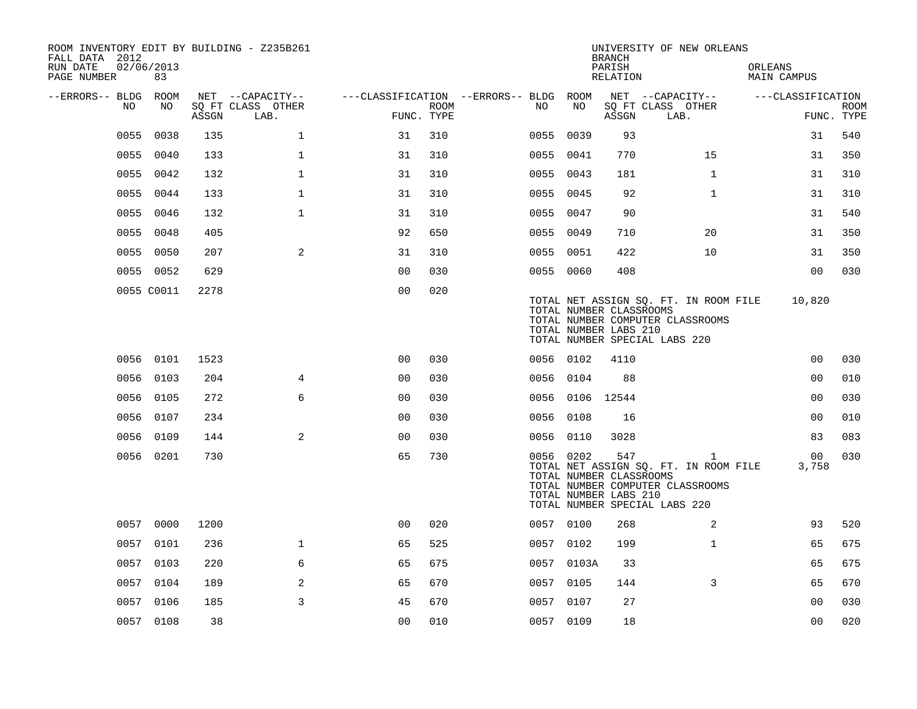ROOM INVENTORY EDIT BY BUILDING - Z235B261
FALL DATA 2012
RUN DATE 02/06/2013
PAGE NUMBER 83

UNIVERSITY OF NEW ORLEANS
BRANCH
PARISH ORLEANS
RELATION MAIN CAMPUS

| --ERRORS-- | BLDG NO | ROOM NO | NET SQ FT ASSGN | CAPACITY CLASS LAB. | CAPACITY OTHER | CLASSIFICATION FUNC. | ROOM TYPE | --ERRORS-- | BLDG NO | ROOM NO | NET SQ FT ASSGN | CAPACITY CLASS LAB. | CAPACITY OTHER | CLASSIFICATION FUNC. | ROOM TYPE |
|---|---|---|---|---|---|---|---|---|---|---|---|---|---|---|---|
| | 0055 | 0038 | 135 | | 1 | 31 | 310 | | 0055 | 0039 | 93 | | | 31 | 540 |
| | 0055 | 0040 | 133 | | 1 | 31 | 310 | | 0055 | 0041 | 770 | | 15 | 31 | 350 |
| | 0055 | 0042 | 132 | | 1 | 31 | 310 | | 0055 | 0043 | 181 | | 1 | 31 | 310 |
| | 0055 | 0044 | 133 | | 1 | 31 | 310 | | 0055 | 0045 | 92 | | 1 | 31 | 310 |
| | 0055 | 0046 | 132 | | 1 | 31 | 310 | | 0055 | 0047 | 90 | | | 31 | 540 |
| | 0055 | 0048 | 405 | | | 92 | 650 | | 0055 | 0049 | 710 | | 20 | 31 | 350 |
| | 0055 | 0050 | 207 | | 2 | 31 | 310 | | 0055 | 0051 | 422 | | 10 | 31 | 350 |
| | 0055 | 0052 | 629 | | | 00 | 030 | | 0055 | 0060 | 408 | | | 00 | 030 |
| | 0055 | C0011 | 2278 | | | 00 | 020 | | | | | | | | |

TOTAL NET ASSIGN SQ. FT. IN ROOM FILE 10,820
TOTAL NUMBER CLASSROOMS
TOTAL NUMBER COMPUTER CLASSROOMS
TOTAL NUMBER LABS 210
TOTAL NUMBER SPECIAL LABS 220

| --ERRORS-- | BLDG NO | ROOM NO | NET SQ FT ASSGN | CAPACITY CLASS LAB. | CAPACITY OTHER | CLASSIFICATION FUNC. | ROOM TYPE | --ERRORS-- | BLDG NO | ROOM NO | NET SQ FT ASSGN | CAPACITY CLASS LAB. | CAPACITY OTHER | CLASSIFICATION FUNC. | ROOM TYPE |
|---|---|---|---|---|---|---|---|---|---|---|---|---|---|---|---|
| | 0056 | 0101 | 1523 | | | 00 | 030 | | 0056 | 0102 | 4110 | | | 00 | 030 |
| | 0056 | 0103 | 204 | | 4 | 00 | 030 | | 0056 | 0104 | 88 | | | 00 | 010 |
| | 0056 | 0105 | 272 | | 6 | 00 | 030 | | 0056 | 0106 | 12544 | | | 00 | 030 |
| | 0056 | 0107 | 234 | | | 00 | 030 | | 0056 | 0108 | 16 | | | 00 | 010 |
| | 0056 | 0109 | 144 | | 2 | 00 | 030 | | 0056 | 0110 | 3028 | | | 83 | 083 |
| | 0056 | 0201 | 730 | | | 65 | 730 | | 0056 | 0202 | 547 | | 1 | 00 | 030 |

TOTAL NET ASSIGN SQ. FT. IN ROOM FILE 3,758
TOTAL NUMBER CLASSROOMS
TOTAL NUMBER COMPUTER CLASSROOMS
TOTAL NUMBER LABS 210
TOTAL NUMBER SPECIAL LABS 220

| --ERRORS-- | BLDG NO | ROOM NO | NET SQ FT ASSGN | CAPACITY CLASS LAB. | CAPACITY OTHER | CLASSIFICATION FUNC. | ROOM TYPE | --ERRORS-- | BLDG NO | ROOM NO | NET SQ FT ASSGN | CAPACITY CLASS LAB. | CAPACITY OTHER | CLASSIFICATION FUNC. | ROOM TYPE |
|---|---|---|---|---|---|---|---|---|---|---|---|---|---|---|---|
| | 0057 | 0000 | 1200 | | | 00 | 020 | | 0057 | 0100 | 268 | | 2 | 93 | 520 |
| | 0057 | 0101 | 236 | | 1 | 65 | 525 | | 0057 | 0102 | 199 | | 1 | 65 | 675 |
| | 0057 | 0103 | 220 | | 6 | 65 | 675 | | 0057 | 0103A | 33 | | | 65 | 675 |
| | 0057 | 0104 | 189 | | 2 | 65 | 670 | | 0057 | 0105 | 144 | | 3 | 65 | 670 |
| | 0057 | 0106 | 185 | | 3 | 45 | 670 | | 0057 | 0107 | 27 | | | 00 | 030 |
| | 0057 | 0108 | 38 | | | 00 | 010 | | 0057 | 0109 | 18 | | | 00 | 020 |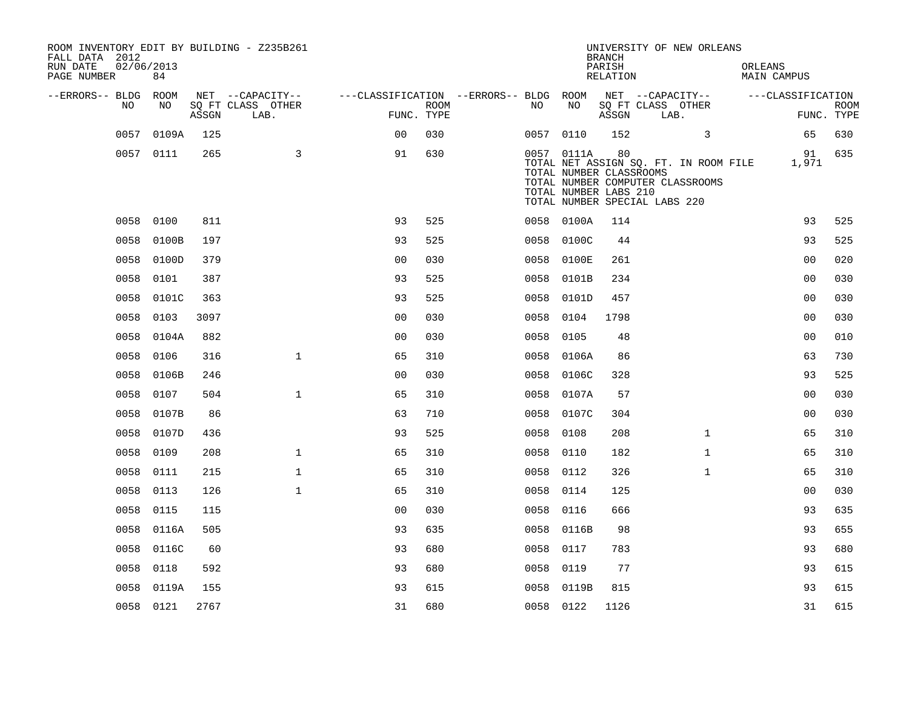ROOM INVENTORY EDIT BY BUILDING - Z235B261
FALL DATA 2012
RUN DATE 02/06/2013
PAGE NUMBER 84

UNIVERSITY OF NEW ORLEANS
BRANCH
PARISH ORLEANS
RELATION MAIN CAMPUS

| --ERRORS-- | BLDG NO | ROOM NO | NET SQ FT ASSGN | --CAPACITY-- CLASS LAB. | OTHER | ---CLASSIFICATION FUNC. | ROOM TYPE | --ERRORS-- | BLDG NO | ROOM NO | NET SQ FT ASSGN | --CAPACITY-- CLASS LAB. | OTHER | ---CLASSIFICATION FUNC. | ROOM TYPE |
|---|---|---|---|---|---|---|---|---|---|---|---|---|---|---|---|
| | 0057 | 0109A | 125 | | | 00 | 030 | | 0057 | 0110 | 152 | | 3 | 65 | 630 |
| | 0057 | 0111 | 265 | | 3 | 91 | 630 | | 0057 | 0111A | 80 | | | 91 | 635 |
| | | | | | | | | | TOTAL NET ASSIGN SQ. FT. IN ROOM FILE | | | | | 1,971 | |
| | | | | | | | | | TOTAL NUMBER CLASSROOMS | | | | | | |
| | | | | | | | | | TOTAL NUMBER COMPUTER CLASSROOMS | | | | | | |
| | | | | | | | | | TOTAL NUMBER LABS 210 | | | | | | |
| | | | | | | | | | TOTAL NUMBER SPECIAL LABS 220 | | | | | | |
| | 0058 | 0100 | 811 | | | 93 | 525 | | 0058 | 0100A | 114 | | | 93 | 525 |
| | 0058 | 0100B | 197 | | | 93 | 525 | | 0058 | 0100C | 44 | | | 93 | 525 |
| | 0058 | 0100D | 379 | | | 00 | 030 | | 0058 | 0100E | 261 | | | 00 | 020 |
| | 0058 | 0101 | 387 | | | 93 | 525 | | 0058 | 0101B | 234 | | | 00 | 030 |
| | 0058 | 0101C | 363 | | | 93 | 525 | | 0058 | 0101D | 457 | | | 00 | 030 |
| | 0058 | 0103 | 3097 | | | 00 | 030 | | 0058 | 0104 | 1798 | | | 00 | 030 |
| | 0058 | 0104A | 882 | | | 00 | 030 | | 0058 | 0105 | 48 | | | 00 | 010 |
| | 0058 | 0106 | 316 | | 1 | 65 | 310 | | 0058 | 0106A | 86 | | | 63 | 730 |
| | 0058 | 0106B | 246 | | | 00 | 030 | | 0058 | 0106C | 328 | | | 93 | 525 |
| | 0058 | 0107 | 504 | | 1 | 65 | 310 | | 0058 | 0107A | 57 | | | 00 | 030 |
| | 0058 | 0107B | 86 | | | 63 | 710 | | 0058 | 0107C | 304 | | | 00 | 030 |
| | 0058 | 0107D | 436 | | | 93 | 525 | | 0058 | 0108 | 208 | | 1 | 65 | 310 |
| | 0058 | 0109 | 208 | | 1 | 65 | 310 | | 0058 | 0110 | 182 | | 1 | 65 | 310 |
| | 0058 | 0111 | 215 | | 1 | 65 | 310 | | 0058 | 0112 | 326 | | 1 | 65 | 310 |
| | 0058 | 0113 | 126 | | 1 | 65 | 310 | | 0058 | 0114 | 125 | | | 00 | 030 |
| | 0058 | 0115 | 115 | | | 00 | 030 | | 0058 | 0116 | 666 | | | 93 | 635 |
| | 0058 | 0116A | 505 | | | 93 | 635 | | 0058 | 0116B | 98 | | | 93 | 655 |
| | 0058 | 0116C | 60 | | | 93 | 680 | | 0058 | 0117 | 783 | | | 93 | 680 |
| | 0058 | 0118 | 592 | | | 93 | 680 | | 0058 | 0119 | 77 | | | 93 | 615 |
| | 0058 | 0119A | 155 | | | 93 | 615 | | 0058 | 0119B | 815 | | | 93 | 615 |
| | 0058 | 0121 | 2767 | | | 31 | 680 | | 0058 | 0122 | 1126 | | | 31 | 615 |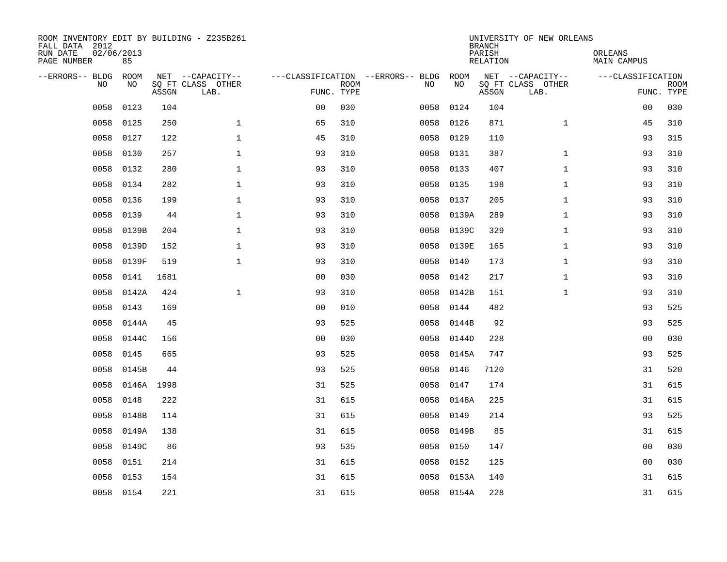ROOM INVENTORY EDIT BY BUILDING - Z235B261
FALL DATA 2012
RUN DATE 02/06/2013
PAGE NUMBER 85

UNIVERSITY OF NEW ORLEANS
BRANCH
PARISH ORLEANS
RELATION MAIN CAMPUS

| --ERRORS-- | BLDG NO | ROOM NO | NET SQ FT ASSGN | --CAPACITY-- CLASS LAB. | OTHER | ---CLASSIFICATION FUNC. | ROOM TYPE | --ERRORS-- | BLDG NO | ROOM NO | NET SQ FT ASSGN | --CAPACITY-- CLASS LAB. | OTHER | ---CLASSIFICATION FUNC. | ROOM TYPE |
|---|---|---|---|---|---|---|---|---|---|---|---|---|---|---|---|
| | 0058 | 0123 | 104 | | | 00 | 030 | | 0058 | 0124 | 104 | | | 00 | 030 |
| | 0058 | 0125 | 250 | | 1 | 65 | 310 | | 0058 | 0126 | 871 | | 1 | 45 | 310 |
| | 0058 | 0127 | 122 | | 1 | 45 | 310 | | 0058 | 0129 | 110 | | | 93 | 315 |
| | 0058 | 0130 | 257 | | 1 | 93 | 310 | | 0058 | 0131 | 387 | | 1 | 93 | 310 |
| | 0058 | 0132 | 280 | | 1 | 93 | 310 | | 0058 | 0133 | 407 | | 1 | 93 | 310 |
| | 0058 | 0134 | 282 | | 1 | 93 | 310 | | 0058 | 0135 | 198 | | 1 | 93 | 310 |
| | 0058 | 0136 | 199 | | 1 | 93 | 310 | | 0058 | 0137 | 205 | | 1 | 93 | 310 |
| | 0058 | 0139 | 44 | | 1 | 93 | 310 | | 0058 | 0139A | 289 | | 1 | 93 | 310 |
| | 0058 | 0139B | 204 | | 1 | 93 | 310 | | 0058 | 0139C | 329 | | 1 | 93 | 310 |
| | 0058 | 0139D | 152 | | 1 | 93 | 310 | | 0058 | 0139E | 165 | | 1 | 93 | 310 |
| | 0058 | 0139F | 519 | | 1 | 93 | 310 | | 0058 | 0140 | 173 | | 1 | 93 | 310 |
| | 0058 | 0141 | 1681 | | | 00 | 030 | | 0058 | 0142 | 217 | | 1 | 93 | 310 |
| | 0058 | 0142A | 424 | | 1 | 93 | 310 | | 0058 | 0142B | 151 | | 1 | 93 | 310 |
| | 0058 | 0143 | 169 | | | 00 | 010 | | 0058 | 0144 | 482 | | | 93 | 525 |
| | 0058 | 0144A | 45 | | | 93 | 525 | | 0058 | 0144B | 92 | | | 93 | 525 |
| | 0058 | 0144C | 156 | | | 00 | 030 | | 0058 | 0144D | 228 | | | 00 | 030 |
| | 0058 | 0145 | 665 | | | 93 | 525 | | 0058 | 0145A | 747 | | | 93 | 525 |
| | 0058 | 0145B | 44 | | | 93 | 525 | | 0058 | 0146 | 7120 | | | 31 | 520 |
| | 0058 | 0146A | 1998 | | | 31 | 525 | | 0058 | 0147 | 174 | | | 31 | 615 |
| | 0058 | 0148 | 222 | | | 31 | 615 | | 0058 | 0148A | 225 | | | 31 | 615 |
| | 0058 | 0148B | 114 | | | 31 | 615 | | 0058 | 0149 | 214 | | | 93 | 525 |
| | 0058 | 0149A | 138 | | | 31 | 615 | | 0058 | 0149B | 85 | | | 31 | 615 |
| | 0058 | 0149C | 86 | | | 93 | 535 | | 0058 | 0150 | 147 | | | 00 | 030 |
| | 0058 | 0151 | 214 | | | 31 | 615 | | 0058 | 0152 | 125 | | | 00 | 030 |
| | 0058 | 0153 | 154 | | | 31 | 615 | | 0058 | 0153A | 140 | | | 31 | 615 |
| | 0058 | 0154 | 221 | | | 31 | 615 | | 0058 | 0154A | 228 | | | 31 | 615 |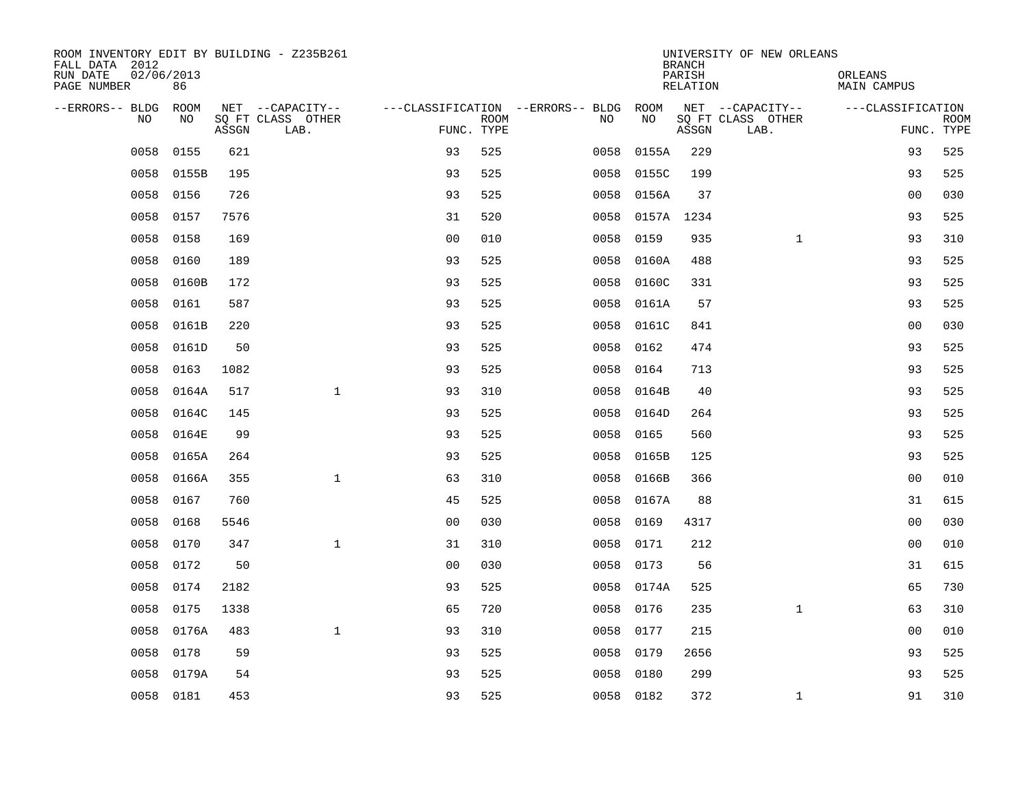ROOM INVENTORY EDIT BY BUILDING - Z235B261
FALL DATA 2012
RUN DATE 02/06/2013
PAGE NUMBER 86

UNIVERSITY OF NEW ORLEANS
BRANCH
PARISH ORLEANS
RELATION MAIN CAMPUS

| --ERRORS-- | BLDG NO | ROOM NO | NET SQ FT ASSGN | --CAPACITY-- CLASS LAB. | OTHER | ---CLASSIFICATION FUNC. | ROOM TYPE | --ERRORS-- | BLDG NO | ROOM NO | NET SQ FT ASSGN | --CAPACITY-- CLASS LAB. | OTHER | ---CLASSIFICATION FUNC. | ROOM TYPE |
|---|---|---|---|---|---|---|---|---|---|---|---|---|---|---|---|
| | 0058 | 0155 | 621 | | | 93 | 525 | | 0058 | 0155A | 229 | | | 93 | 525 |
| | 0058 | 0155B | 195 | | | 93 | 525 | | 0058 | 0155C | 199 | | | 93 | 525 |
| | 0058 | 0156 | 726 | | | 93 | 525 | | 0058 | 0156A | 37 | | | 00 | 030 |
| | 0058 | 0157 | 7576 | | | 31 | 520 | | 0058 | 0157A | 1234 | | | 93 | 525 |
| | 0058 | 0158 | 169 | | | 00 | 010 | | 0058 | 0159 | 935 | | 1 | 93 | 310 |
| | 0058 | 0160 | 189 | | | 93 | 525 | | 0058 | 0160A | 488 | | | 93 | 525 |
| | 0058 | 0160B | 172 | | | 93 | 525 | | 0058 | 0160C | 331 | | | 93 | 525 |
| | 0058 | 0161 | 587 | | | 93 | 525 | | 0058 | 0161A | 57 | | | 93 | 525 |
| | 0058 | 0161B | 220 | | | 93 | 525 | | 0058 | 0161C | 841 | | | 00 | 030 |
| | 0058 | 0161D | 50 | | | 93 | 525 | | 0058 | 0162 | 474 | | | 93 | 525 |
| | 0058 | 0163 | 1082 | | | 93 | 525 | | 0058 | 0164 | 713 | | | 93 | 525 |
| | 0058 | 0164A | 517 | | 1 | 93 | 310 | | 0058 | 0164B | 40 | | | 93 | 525 |
| | 0058 | 0164C | 145 | | | 93 | 525 | | 0058 | 0164D | 264 | | | 93 | 525 |
| | 0058 | 0164E | 99 | | | 93 | 525 | | 0058 | 0165 | 560 | | | 93 | 525 |
| | 0058 | 0165A | 264 | | | 93 | 525 | | 0058 | 0165B | 125 | | | 93 | 525 |
| | 0058 | 0166A | 355 | | 1 | 63 | 310 | | 0058 | 0166B | 366 | | | 00 | 010 |
| | 0058 | 0167 | 760 | | | 45 | 525 | | 0058 | 0167A | 88 | | | 31 | 615 |
| | 0058 | 0168 | 5546 | | | 00 | 030 | | 0058 | 0169 | 4317 | | | 00 | 030 |
| | 0058 | 0170 | 347 | | 1 | 31 | 310 | | 0058 | 0171 | 212 | | | 00 | 010 |
| | 0058 | 0172 | 50 | | | 00 | 030 | | 0058 | 0173 | 56 | | | 31 | 615 |
| | 0058 | 0174 | 2182 | | | 93 | 525 | | 0058 | 0174A | 525 | | | 65 | 730 |
| | 0058 | 0175 | 1338 | | | 65 | 720 | | 0058 | 0176 | 235 | | 1 | 63 | 310 |
| | 0058 | 0176A | 483 | | 1 | 93 | 310 | | 0058 | 0177 | 215 | | | 00 | 010 |
| | 0058 | 0178 | 59 | | | 93 | 525 | | 0058 | 0179 | 2656 | | | 93 | 525 |
| | 0058 | 0179A | 54 | | | 93 | 525 | | 0058 | 0180 | 299 | | | 93 | 525 |
| | 0058 | 0181 | 453 | | | 93 | 525 | | 0058 | 0182 | 372 | | 1 | 91 | 310 |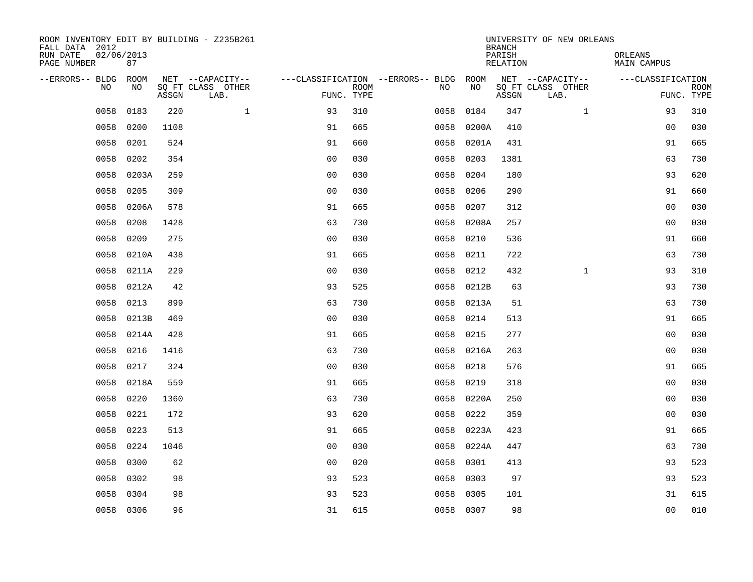ROOM INVENTORY EDIT BY BUILDING - Z235B261
FALL DATA 2012
RUN DATE 02/06/2013
PAGE NUMBER 87

UNIVERSITY OF NEW ORLEANS
BRANCH
PARISH ORLEANS
RELATION MAIN CAMPUS

| --ERRORS-- | BLDG NO | ROOM NO | NET SQ FT ASSGN | --CAPACITY-- CLASS LAB. | OTHER | ---CLASSIFICATION FUNC. | ROOM TYPE | --ERRORS-- | BLDG NO | ROOM NO | NET SQ FT ASSGN | --CAPACITY-- CLASS LAB. | OTHER | ---CLASSIFICATION FUNC. | ROOM TYPE |
|---|---|---|---|---|---|---|---|---|---|---|---|---|---|---|---|
| | 0058 | 0183 | 220 | | 1 | 93 | 310 | | 0058 | 0184 | 347 | | 1 | 93 | 310 |
| | 0058 | 0200 | 1108 | | | 91 | 665 | | 0058 | 0200A | 410 | | | 00 | 030 |
| | 0058 | 0201 | 524 | | | 91 | 660 | | 0058 | 0201A | 431 | | | 91 | 665 |
| | 0058 | 0202 | 354 | | | 00 | 030 | | 0058 | 0203 | 1381 | | | 63 | 730 |
| | 0058 | 0203A | 259 | | | 00 | 030 | | 0058 | 0204 | 180 | | | 93 | 620 |
| | 0058 | 0205 | 309 | | | 00 | 030 | | 0058 | 0206 | 290 | | | 91 | 660 |
| | 0058 | 0206A | 578 | | | 91 | 665 | | 0058 | 0207 | 312 | | | 00 | 030 |
| | 0058 | 0208 | 1428 | | | 63 | 730 | | 0058 | 0208A | 257 | | | 00 | 030 |
| | 0058 | 0209 | 275 | | | 00 | 030 | | 0058 | 0210 | 536 | | | 91 | 660 |
| | 0058 | 0210A | 438 | | | 91 | 665 | | 0058 | 0211 | 722 | | | 63 | 730 |
| | 0058 | 0211A | 229 | | | 00 | 030 | | 0058 | 0212 | 432 | | 1 | 93 | 310 |
| | 0058 | 0212A | 42 | | | 93 | 525 | | 0058 | 0212B | 63 | | | 93 | 730 |
| | 0058 | 0213 | 899 | | | 63 | 730 | | 0058 | 0213A | 51 | | | 63 | 730 |
| | 0058 | 0213B | 469 | | | 00 | 030 | | 0058 | 0214 | 513 | | | 91 | 665 |
| | 0058 | 0214A | 428 | | | 91 | 665 | | 0058 | 0215 | 277 | | | 00 | 030 |
| | 0058 | 0216 | 1416 | | | 63 | 730 | | 0058 | 0216A | 263 | | | 00 | 030 |
| | 0058 | 0217 | 324 | | | 00 | 030 | | 0058 | 0218 | 576 | | | 91 | 665 |
| | 0058 | 0218A | 559 | | | 91 | 665 | | 0058 | 0219 | 318 | | | 00 | 030 |
| | 0058 | 0220 | 1360 | | | 63 | 730 | | 0058 | 0220A | 250 | | | 00 | 030 |
| | 0058 | 0221 | 172 | | | 93 | 620 | | 0058 | 0222 | 359 | | | 00 | 030 |
| | 0058 | 0223 | 513 | | | 91 | 665 | | 0058 | 0223A | 423 | | | 91 | 665 |
| | 0058 | 0224 | 1046 | | | 00 | 030 | | 0058 | 0224A | 447 | | | 63 | 730 |
| | 0058 | 0300 | 62 | | | 00 | 020 | | 0058 | 0301 | 413 | | | 93 | 523 |
| | 0058 | 0302 | 98 | | | 93 | 523 | | 0058 | 0303 | 97 | | | 93 | 523 |
| | 0058 | 0304 | 98 | | | 93 | 523 | | 0058 | 0305 | 101 | | | 31 | 615 |
| | 0058 | 0306 | 96 | | | 31 | 615 | | 0058 | 0307 | 98 | | | 00 | 010 |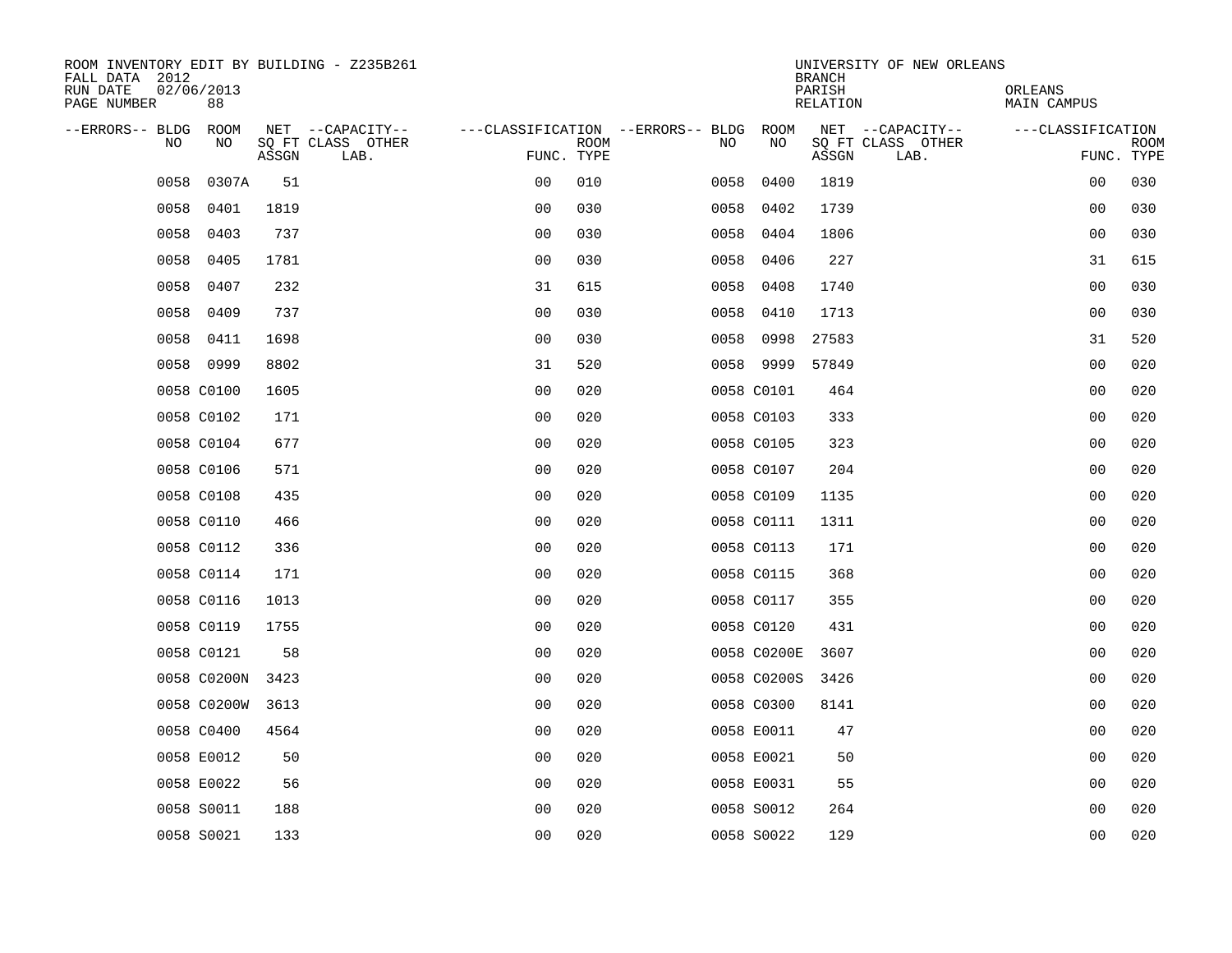ROOM INVENTORY EDIT BY BUILDING - Z235B261
FALL DATA 2012
RUN DATE 02/06/2013
PAGE NUMBER 88

UNIVERSITY OF NEW ORLEANS
BRANCH
PARISH ORLEANS
RELATION MAIN CAMPUS

| --ERRORS-- | BLDG NO | ROOM NO | NET SQ FT ASSGN | --CAPACITY-- CLASS | OTHER LAB. | ---CLASSIFICATION FUNC. | ROOM TYPE | --ERRORS-- | BLDG NO | ROOM NO | NET SQ FT ASSGN | --CAPACITY-- CLASS | OTHER LAB. | ---CLASSIFICATION FUNC. | ROOM TYPE |
|---|---|---|---|---|---|---|---|---|---|---|---|---|---|---|---|
| | 0058 | 0307A | 51 | | | 00 | 010 | | 0058 | 0400 | 1819 | | | 00 | 030 |
| | 0058 | 0401 | 1819 | | | 00 | 030 | | 0058 | 0402 | 1739 | | | 00 | 030 |
| | 0058 | 0403 | 737 | | | 00 | 030 | | 0058 | 0404 | 1806 | | | 00 | 030 |
| | 0058 | 0405 | 1781 | | | 00 | 030 | | 0058 | 0406 | 227 | | | 31 | 615 |
| | 0058 | 0407 | 232 | | | 31 | 615 | | 0058 | 0408 | 1740 | | | 00 | 030 |
| | 0058 | 0409 | 737 | | | 00 | 030 | | 0058 | 0410 | 1713 | | | 00 | 030 |
| | 0058 | 0411 | 1698 | | | 00 | 030 | | 0058 | 0998 | 27583 | | | 31 | 520 |
| | 0058 | 0999 | 8802 | | | 31 | 520 | | 0058 | 9999 | 57849 | | | 00 | 020 |
| | 0058 | C0100 | 1605 | | | 00 | 020 | | 0058 | C0101 | 464 | | | 00 | 020 |
| | 0058 | C0102 | 171 | | | 00 | 020 | | 0058 | C0103 | 333 | | | 00 | 020 |
| | 0058 | C0104 | 677 | | | 00 | 020 | | 0058 | C0105 | 323 | | | 00 | 020 |
| | 0058 | C0106 | 571 | | | 00 | 020 | | 0058 | C0107 | 204 | | | 00 | 020 |
| | 0058 | C0108 | 435 | | | 00 | 020 | | 0058 | C0109 | 1135 | | | 00 | 020 |
| | 0058 | C0110 | 466 | | | 00 | 020 | | 0058 | C0111 | 1311 | | | 00 | 020 |
| | 0058 | C0112 | 336 | | | 00 | 020 | | 0058 | C0113 | 171 | | | 00 | 020 |
| | 0058 | C0114 | 171 | | | 00 | 020 | | 0058 | C0115 | 368 | | | 00 | 020 |
| | 0058 | C0116 | 1013 | | | 00 | 020 | | 0058 | C0117 | 355 | | | 00 | 020 |
| | 0058 | C0119 | 1755 | | | 00 | 020 | | 0058 | C0120 | 431 | | | 00 | 020 |
| | 0058 | C0121 | 58 | | | 00 | 020 | | 0058 | C0200E | 3607 | | | 00 | 020 |
| | 0058 | C0200N | 3423 | | | 00 | 020 | | 0058 | C0200S | 3426 | | | 00 | 020 |
| | 0058 | C0200W | 3613 | | | 00 | 020 | | 0058 | C0300 | 8141 | | | 00 | 020 |
| | 0058 | C0400 | 4564 | | | 00 | 020 | | 0058 | E0011 | 47 | | | 00 | 020 |
| | 0058 | E0012 | 50 | | | 00 | 020 | | 0058 | E0021 | 50 | | | 00 | 020 |
| | 0058 | E0022 | 56 | | | 00 | 020 | | 0058 | E0031 | 55 | | | 00 | 020 |
| | 0058 | S0011 | 188 | | | 00 | 020 | | 0058 | S0012 | 264 | | | 00 | 020 |
| | 0058 | S0021 | 133 | | | 00 | 020 | | 0058 | S0022 | 129 | | | 00 | 020 |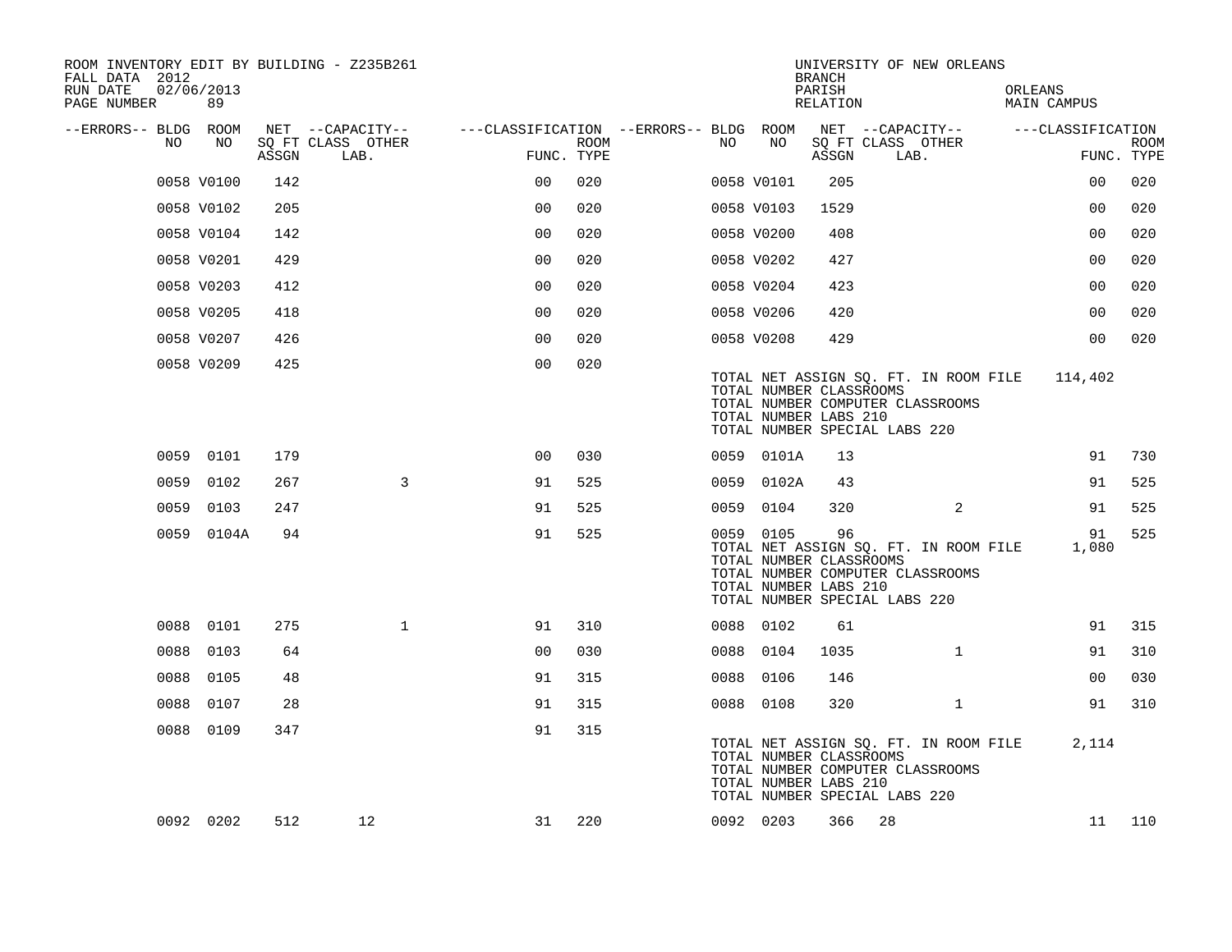ROOM INVENTORY EDIT BY BUILDING - Z235B261
FALL DATA 2012
RUN DATE 02/06/2013
PAGE NUMBER 89

UNIVERSITY OF NEW ORLEANS
BRANCH
PARISH ORLEANS
RELATION MAIN CAMPUS

| --ERRORS-- | BLDG NO | ROOM NO | NET SQ FT ASSGN | --CAPACITY-- CLASS LAB. | OTHER | ---CLASSIFICATION FUNC. | ROOM TYPE | --ERRORS-- | BLDG NO | ROOM NO | NET SQ FT ASSGN | --CAPACITY-- CLASS LAB. | OTHER | ---CLASSIFICATION FUNC. | ROOM TYPE |
|---|---|---|---|---|---|---|---|---|---|---|---|---|---|---|---|
| | 0058 | V0100 | 142 | | | 00 | 020 | | 0058 | V0101 | 205 | | | 00 | 020 |
| | 0058 | V0102 | 205 | | | 00 | 020 | | 0058 | V0103 | 1529 | | | 00 | 020 |
| | 0058 | V0104 | 142 | | | 00 | 020 | | 0058 | V0200 | 408 | | | 00 | 020 |
| | 0058 | V0201 | 429 | | | 00 | 020 | | 0058 | V0202 | 427 | | | 00 | 020 |
| | 0058 | V0203 | 412 | | | 00 | 020 | | 0058 | V0204 | 423 | | | 00 | 020 |
| | 0058 | V0205 | 418 | | | 00 | 020 | | 0058 | V0206 | 420 | | | 00 | 020 |
| | 0058 | V0207 | 426 | | | 00 | 020 | | 0058 | V0208 | 429 | | | 00 | 020 |
| | 0058 | V0209 | 425 | | | 00 | 020 | | | | | | | | |

TOTAL NET ASSIGN SQ. FT. IN ROOM FILE 114,402
TOTAL NUMBER CLASSROOMS
TOTAL NUMBER COMPUTER CLASSROOMS
TOTAL NUMBER LABS 210
TOTAL NUMBER SPECIAL LABS 220

| --ERRORS-- | BLDG NO | ROOM NO | NET SQ FT ASSGN | --CAPACITY-- CLASS LAB. | OTHER | ---CLASSIFICATION FUNC. | ROOM TYPE | --ERRORS-- | BLDG NO | ROOM NO | NET SQ FT ASSGN | --CAPACITY-- CLASS LAB. | OTHER | ---CLASSIFICATION FUNC. | ROOM TYPE |
|---|---|---|---|---|---|---|---|---|---|---|---|---|---|---|---|
| | 0059 | 0101 | 179 | | | 00 | 030 | | 0059 | 0101A | 13 | | | 91 | 730 |
| | 0059 | 0102 | 267 | | 3 | 91 | 525 | | 0059 | 0102A | 43 | | | 91 | 525 |
| | 0059 | 0103 | 247 | | | 91 | 525 | | 0059 | 0104 | 320 | | 2 | 91 | 525 |
| | 0059 | 0104A | 94 | | | 91 | 525 | | 0059 | 0105 | 96 | | | 91 | 525 |

TOTAL NET ASSIGN SQ. FT. IN ROOM FILE 1,080
TOTAL NUMBER CLASSROOMS
TOTAL NUMBER COMPUTER CLASSROOMS
TOTAL NUMBER LABS 210
TOTAL NUMBER SPECIAL LABS 220

| --ERRORS-- | BLDG NO | ROOM NO | NET SQ FT ASSGN | --CAPACITY-- CLASS LAB. | OTHER | ---CLASSIFICATION FUNC. | ROOM TYPE | --ERRORS-- | BLDG NO | ROOM NO | NET SQ FT ASSGN | --CAPACITY-- CLASS LAB. | OTHER | ---CLASSIFICATION FUNC. | ROOM TYPE |
|---|---|---|---|---|---|---|---|---|---|---|---|---|---|---|---|
| | 0088 | 0101 | 275 | | 1 | 91 | 310 | | 0088 | 0102 | 61 | | | 91 | 315 |
| | 0088 | 0103 | 64 | | | 00 | 030 | | 0088 | 0104 | 1035 | | 1 | 91 | 310 |
| | 0088 | 0105 | 48 | | | 91 | 315 | | 0088 | 0106 | 146 | | | 00 | 030 |
| | 0088 | 0107 | 28 | | | 91 | 315 | | 0088 | 0108 | 320 | | 1 | 91 | 310 |
| | 0088 | 0109 | 347 | | | 91 | 315 | | | | | | | | |

TOTAL NET ASSIGN SQ. FT. IN ROOM FILE 2,114
TOTAL NUMBER CLASSROOMS
TOTAL NUMBER COMPUTER CLASSROOMS
TOTAL NUMBER LABS 210
TOTAL NUMBER SPECIAL LABS 220

| --ERRORS-- | BLDG NO | ROOM NO | NET SQ FT ASSGN | --CAPACITY-- CLASS LAB. | OTHER | ---CLASSIFICATION FUNC. | ROOM TYPE | --ERRORS-- | BLDG NO | ROOM NO | NET SQ FT ASSGN | --CAPACITY-- CLASS LAB. | OTHER | ---CLASSIFICATION FUNC. | ROOM TYPE |
|---|---|---|---|---|---|---|---|---|---|---|---|---|---|---|---|
| | 0092 | 0202 | 512 | 12 | | 31 | 220 | | 0092 | 0203 | 366 | 28 | | 11 | 110 |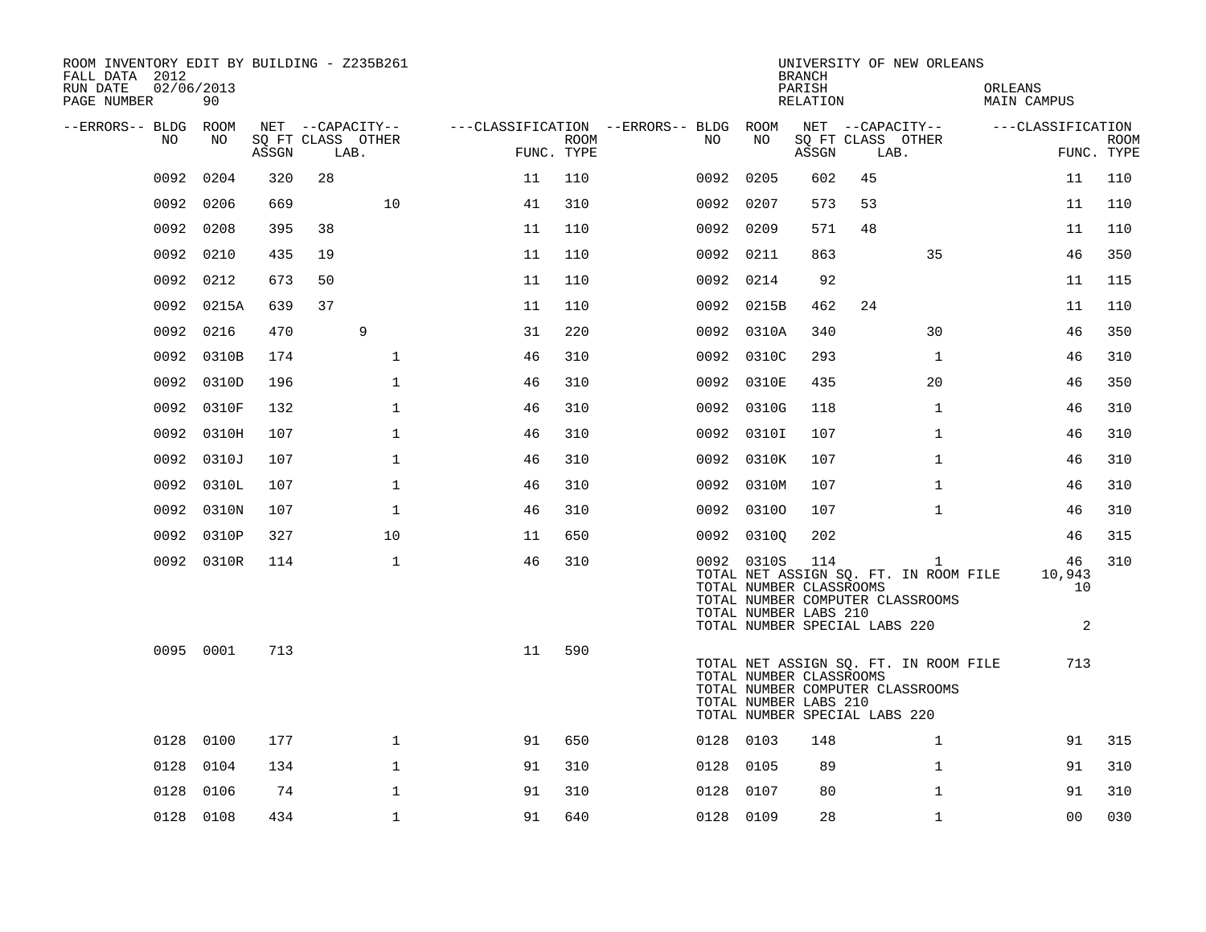ROOM INVENTORY EDIT BY BUILDING - Z235B261
FALL DATA 2012
RUN DATE 02/06/2013

UNIVERSITY OF NEW ORLEANS
BRANCH
PARISH ORLEANS
RELATION MAIN CAMPUS

| --ERRORS-- | BLDG NO | ROOM NO | NET SQ FT ASSGN | CAPACITY CLASS LAB. | CAPACITY OTHER | CLASSIFICATION FUNC. | ROOM TYPE | --ERRORS-- | BLDG NO | ROOM NO | NET SQ FT ASSGN | CAPACITY CLASS LAB. | CAPACITY OTHER | CLASSIFICATION FUNC. | ROOM TYPE |
|---|---|---|---|---|---|---|---|---|---|---|---|---|---|---|---|
| | 0092 | 0204 | 320 | 28 | | 11 | 110 | | 0092 | 0205 | 602 | 45 | | 11 | 110 |
| | 0092 | 0206 | 669 | | 10 | 41 | 310 | | 0092 | 0207 | 573 | 53 | | 11 | 110 |
| | 0092 | 0208 | 395 | 38 | | 11 | 110 | | 0092 | 0209 | 571 | 48 | | 11 | 110 |
| | 0092 | 0210 | 435 | 19 | | 11 | 110 | | 0092 | 0211 | 863 | | 35 | 46 | 350 |
| | 0092 | 0212 | 673 | 50 | | 11 | 110 | | 0092 | 0214 | 92 | | | 11 | 115 |
| | 0092 | 0215A | 639 | 37 | | 11 | 110 | | 0092 | 0215B | 462 | 24 | | 11 | 110 |
| | 0092 | 0216 | 470 | 9 | | 31 | 220 | | 0092 | 0310A | 340 | | 30 | 46 | 350 |
| | 0092 | 0310B | 174 | | 1 | 46 | 310 | | 0092 | 0310C | 293 | | 1 | 46 | 310 |
| | 0092 | 0310D | 196 | | 1 | 46 | 310 | | 0092 | 0310E | 435 | | 20 | 46 | 350 |
| | 0092 | 0310F | 132 | | 1 | 46 | 310 | | 0092 | 0310G | 118 | | 1 | 46 | 310 |
| | 0092 | 0310H | 107 | | 1 | 46 | 310 | | 0092 | 0310I | 107 | | 1 | 46 | 310 |
| | 0092 | 0310J | 107 | | 1 | 46 | 310 | | 0092 | 0310K | 107 | | 1 | 46 | 310 |
| | 0092 | 0310L | 107 | | 1 | 46 | 310 | | 0092 | 0310M | 107 | | 1 | 46 | 310 |
| | 0092 | 0310N | 107 | | 1 | 46 | 310 | | 0092 | 0310O | 107 | | 1 | 46 | 310 |
| | 0092 | 0310P | 327 | | 10 | 11 | 650 | | 0092 | 0310Q | 202 | | | 46 | 315 |
| | 0092 | 0310R | 114 | | 1 | 46 | 310 | | 0092 | 0310S | 114 | | 1 | 46 | 310 |

TOTAL NET ASSIGN SQ. FT. IN ROOM FILE 10,943
TOTAL NUMBER CLASSROOMS 10
TOTAL NUMBER COMPUTER CLASSROOMS
TOTAL NUMBER LABS 210
TOTAL NUMBER SPECIAL LABS 220 2

| --ERRORS-- | BLDG NO | ROOM NO | NET SQ FT ASSGN | CAPACITY CLASS LAB. | CAPACITY OTHER | CLASSIFICATION FUNC. | ROOM TYPE |
|---|---|---|---|---|---|---|---|
| | 0095 | 0001 | 713 | | | 11 | 590 |

TOTAL NET ASSIGN SQ. FT. IN ROOM FILE 713
TOTAL NUMBER CLASSROOMS
TOTAL NUMBER COMPUTER CLASSROOMS
TOTAL NUMBER LABS 210
TOTAL NUMBER SPECIAL LABS 220

| --ERRORS-- | BLDG NO | ROOM NO | NET SQ FT ASSGN | CAPACITY CLASS LAB. | CAPACITY OTHER | CLASSIFICATION FUNC. | ROOM TYPE | --ERRORS-- | BLDG NO | ROOM NO | NET SQ FT ASSGN | CAPACITY CLASS LAB. | CAPACITY OTHER | CLASSIFICATION FUNC. | ROOM TYPE |
|---|---|---|---|---|---|---|---|---|---|---|---|---|---|---|---|
| | 0128 | 0100 | 177 | | 1 | 91 | 650 | | 0128 | 0103 | 148 | | 1 | 91 | 315 |
| | 0128 | 0104 | 134 | | 1 | 91 | 310 | | 0128 | 0105 | 89 | | 1 | 91 | 310 |
| | 0128 | 0106 | 74 | | 1 | 91 | 310 | | 0128 | 0107 | 80 | | 1 | 91 | 310 |
| | 0128 | 0108 | 434 | | 1 | 91 | 640 | | 0128 | 0109 | 28 | | 1 | 00 | 030 |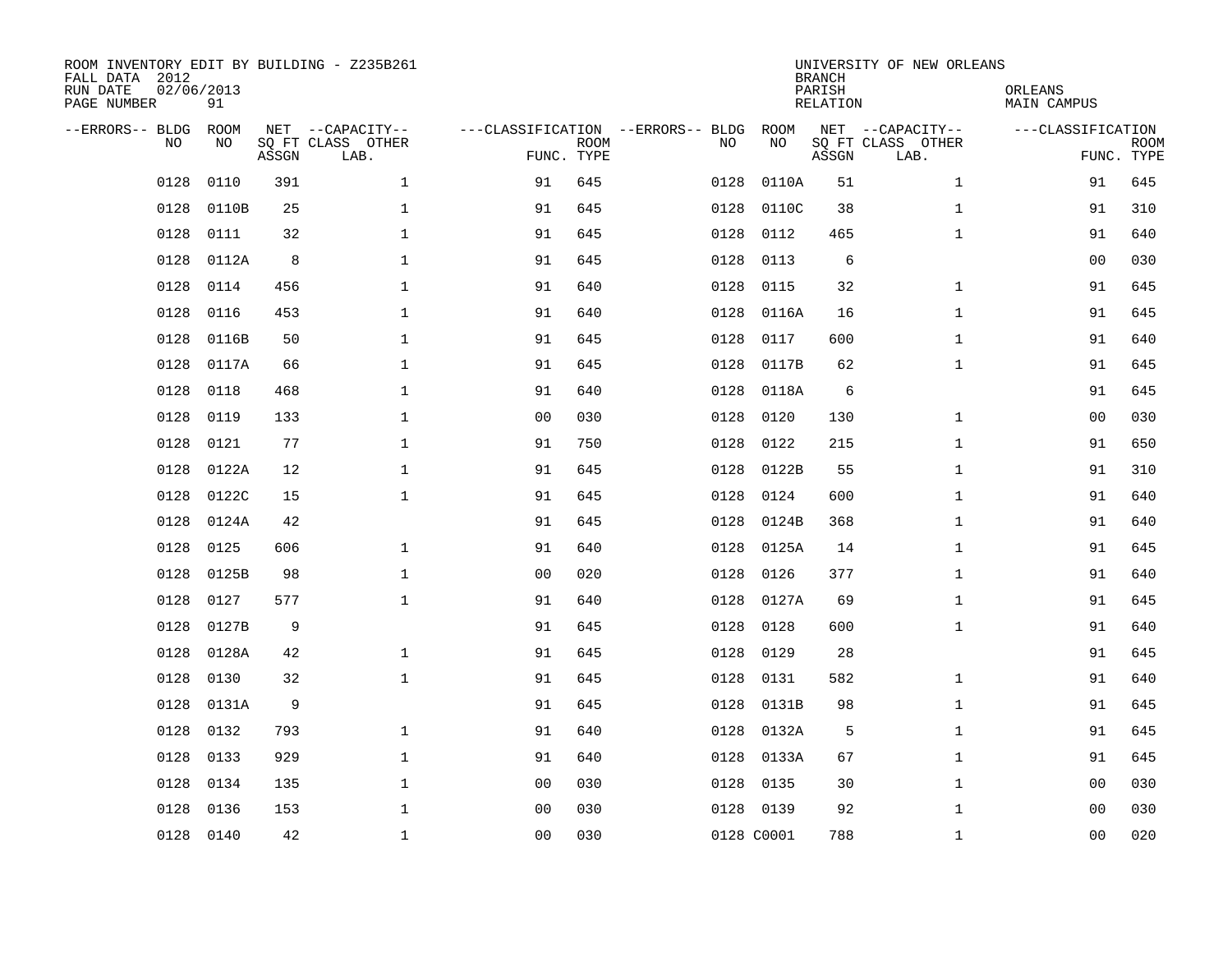ROOM INVENTORY EDIT BY BUILDING - Z235B261
FALL DATA 2012
RUN DATE 02/06/2013
PAGE NUMBER 91

UNIVERSITY OF NEW ORLEANS
BRANCH
PARISH ORLEANS
RELATION MAIN CAMPUS

| --ERRORS-- | BLDG NO | ROOM NO | NET SQ FT ASSGN | --CAPACITY-- CLASS LAB. | OTHER | ---CLASSIFICATION FUNC. | ROOM TYPE | --ERRORS-- | BLDG NO | ROOM NO | NET SQ FT ASSGN | --CAPACITY-- CLASS LAB. | OTHER | ---CLASSIFICATION FUNC. | ROOM TYPE |
|---|---|---|---|---|---|---|---|---|---|---|---|---|---|---|---|
| | 0128 | 0110 | 391 | | 1 | 91 | 645 | | 0128 | 0110A | 51 | | 1 | 91 | 645 |
| | 0128 | 0110B | 25 | | 1 | 91 | 645 | | 0128 | 0110C | 38 | | 1 | 91 | 310 |
| | 0128 | 0111 | 32 | | 1 | 91 | 645 | | 0128 | 0112 | 465 | | 1 | 91 | 640 |
| | 0128 | 0112A | 8 | | 1 | 91 | 645 | | 0128 | 0113 | 6 | | | 00 | 030 |
| | 0128 | 0114 | 456 | | 1 | 91 | 640 | | 0128 | 0115 | 32 | | 1 | 91 | 645 |
| | 0128 | 0116 | 453 | | 1 | 91 | 640 | | 0128 | 0116A | 16 | | 1 | 91 | 645 |
| | 0128 | 0116B | 50 | | 1 | 91 | 645 | | 0128 | 0117 | 600 | | 1 | 91 | 640 |
| | 0128 | 0117A | 66 | | 1 | 91 | 645 | | 0128 | 0117B | 62 | | 1 | 91 | 645 |
| | 0128 | 0118 | 468 | | 1 | 91 | 640 | | 0128 | 0118A | 6 | | | 91 | 645 |
| | 0128 | 0119 | 133 | | 1 | 00 | 030 | | 0128 | 0120 | 130 | | 1 | 00 | 030 |
| | 0128 | 0121 | 77 | | 1 | 91 | 750 | | 0128 | 0122 | 215 | | 1 | 91 | 650 |
| | 0128 | 0122A | 12 | | 1 | 91 | 645 | | 0128 | 0122B | 55 | | 1 | 91 | 310 |
| | 0128 | 0122C | 15 | | 1 | 91 | 645 | | 0128 | 0124 | 600 | | 1 | 91 | 640 |
| | 0128 | 0124A | 42 | | | 91 | 645 | | 0128 | 0124B | 368 | | 1 | 91 | 640 |
| | 0128 | 0125 | 606 | | 1 | 91 | 640 | | 0128 | 0125A | 14 | | 1 | 91 | 645 |
| | 0128 | 0125B | 98 | | 1 | 00 | 020 | | 0128 | 0126 | 377 | | 1 | 91 | 640 |
| | 0128 | 0127 | 577 | | 1 | 91 | 640 | | 0128 | 0127A | 69 | | 1 | 91 | 645 |
| | 0128 | 0127B | 9 | | | 91 | 645 | | 0128 | 0128 | 600 | | 1 | 91 | 640 |
| | 0128 | 0128A | 42 | | 1 | 91 | 645 | | 0128 | 0129 | 28 | | | 91 | 645 |
| | 0128 | 0130 | 32 | | 1 | 91 | 645 | | 0128 | 0131 | 582 | | 1 | 91 | 640 |
| | 0128 | 0131A | 9 | | | 91 | 645 | | 0128 | 0131B | 98 | | 1 | 91 | 645 |
| | 0128 | 0132 | 793 | | 1 | 91 | 640 | | 0128 | 0132A | 5 | | 1 | 91 | 645 |
| | 0128 | 0133 | 929 | | 1 | 91 | 640 | | 0128 | 0133A | 67 | | 1 | 91 | 645 |
| | 0128 | 0134 | 135 | | 1 | 00 | 030 | | 0128 | 0135 | 30 | | 1 | 00 | 030 |
| | 0128 | 0136 | 153 | | 1 | 00 | 030 | | 0128 | 0139 | 92 | | 1 | 00 | 030 |
| | 0128 | 0140 | 42 | | 1 | 00 | 030 | | 0128 | C0001 | 788 | | 1 | 00 | 020 |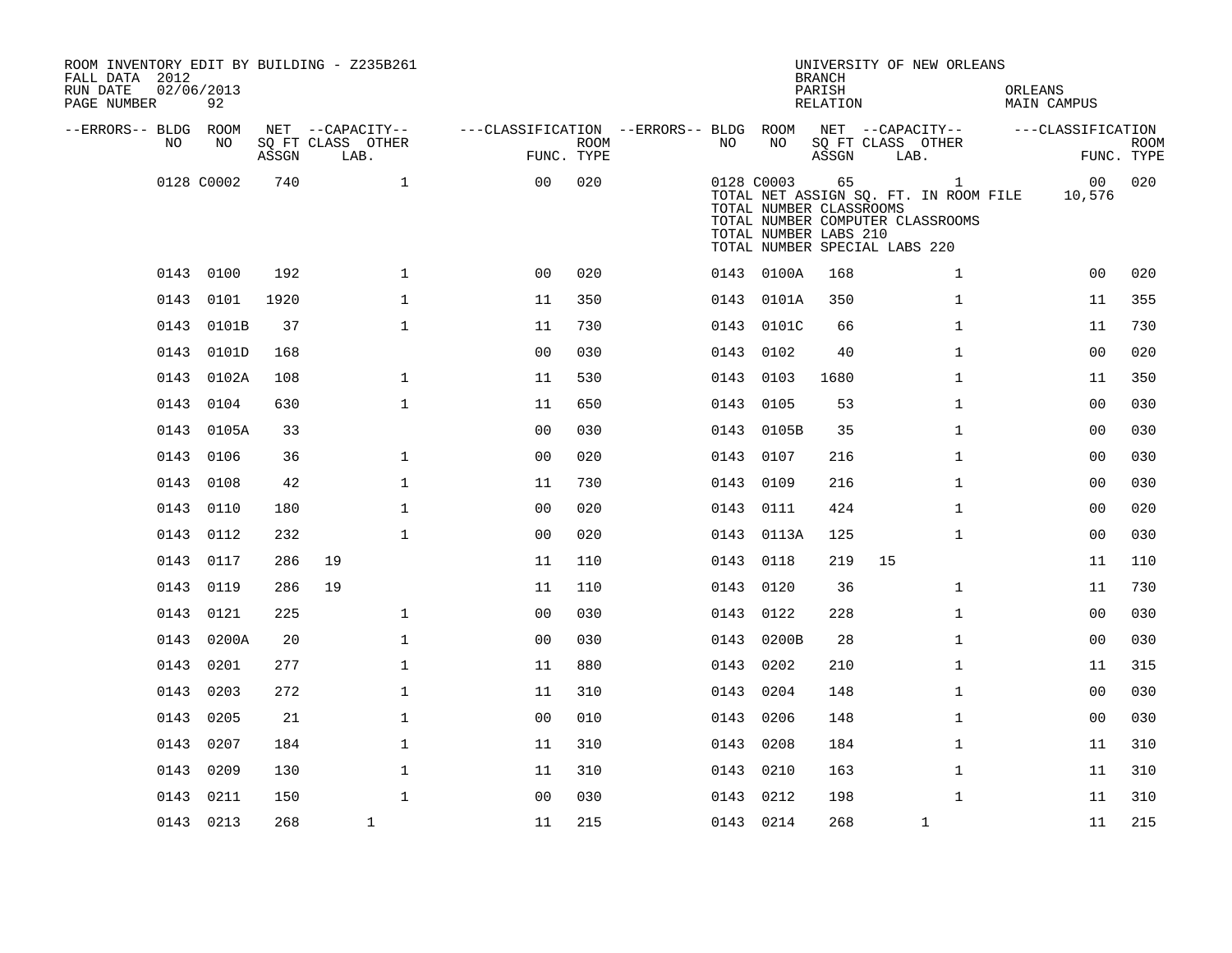ROOM INVENTORY EDIT BY BUILDING - Z235B261
FALL DATA 2012
RUN DATE 02/06/2013
PAGE NUMBER 92

UNIVERSITY OF NEW ORLEANS
BRANCH
PARISH ORLEANS
RELATION MAIN CAMPUS

| --ERRORS-- | BLDG NO | ROOM NO | NET SQ FT ASSGN | CAPACITY CLASS | CAPACITY LAB. | CAPACITY OTHER | FUNC. | ROOM TYPE | --ERRORS-- | BLDG NO | ROOM NO | NET SQ FT ASSGN | CAPACITY CLASS | CAPACITY LAB. | CAPACITY OTHER | FUNC. | ROOM TYPE |
|---|---|---|---|---|---|---|---|---|---|---|---|---|---|---|---|---|---|
| | 0128 | C0002 | 740 | | | 1 | 00 | 020 | | 0128 | C0003 | 65 | | | 1 | 00 | 020 |
| | | | | | | | | | | | TOTAL NET ASSIGN SQ. FT. IN ROOM FILE | | | | | 10,576 | |
| | | | | | | | | | | | TOTAL NUMBER CLASSROOMS | | | | | | |
| | | | | | | | | | | | TOTAL NUMBER COMPUTER CLASSROOMS | | | | | | |
| | | | | | | | | | | | TOTAL NUMBER LABS 210 | | | | | | |
| | | | | | | | | | | | TOTAL NUMBER SPECIAL LABS 220 | | | | | | |
| | 0143 | 0100 | 192 | | | 1 | 00 | 020 | | 0143 | 0100A | 168 | | | 1 | 00 | 020 |
| | 0143 | 0101 | 1920 | | | 1 | 11 | 350 | | 0143 | 0101A | 350 | | | 1 | 11 | 355 |
| | 0143 | 0101B | 37 | | | 1 | 11 | 730 | | 0143 | 0101C | 66 | | | 1 | 11 | 730 |
| | 0143 | 0101D | 168 | | | | 00 | 030 | | 0143 | 0102 | 40 | | | 1 | 00 | 020 |
| | 0143 | 0102A | 108 | | | 1 | 11 | 530 | | 0143 | 0103 | 1680 | | | 1 | 11 | 350 |
| | 0143 | 0104 | 630 | | | 1 | 11 | 650 | | 0143 | 0105 | 53 | | | 1 | 00 | 030 |
| | 0143 | 0105A | 33 | | | | 00 | 030 | | 0143 | 0105B | 35 | | | 1 | 00 | 030 |
| | 0143 | 0106 | 36 | | | 1 | 00 | 020 | | 0143 | 0107 | 216 | | | 1 | 00 | 030 |
| | 0143 | 0108 | 42 | | | 1 | 11 | 730 | | 0143 | 0109 | 216 | | | 1 | 00 | 030 |
| | 0143 | 0110 | 180 | | | 1 | 00 | 020 | | 0143 | 0111 | 424 | | | 1 | 00 | 020 |
| | 0143 | 0112 | 232 | | | 1 | 00 | 020 | | 0143 | 0113A | 125 | | | 1 | 00 | 030 |
| | 0143 | 0117 | 286 | 19 | | | 11 | 110 | | 0143 | 0118 | 219 | 15 | | | 11 | 110 |
| | 0143 | 0119 | 286 | 19 | | | 11 | 110 | | 0143 | 0120 | 36 | | | 1 | 11 | 730 |
| | 0143 | 0121 | 225 | | | 1 | 00 | 030 | | 0143 | 0122 | 228 | | | 1 | 00 | 030 |
| | 0143 | 0200A | 20 | | | 1 | 00 | 030 | | 0143 | 0200B | 28 | | | 1 | 00 | 030 |
| | 0143 | 0201 | 277 | | | 1 | 11 | 880 | | 0143 | 0202 | 210 | | | 1 | 11 | 315 |
| | 0143 | 0203 | 272 | | | 1 | 11 | 310 | | 0143 | 0204 | 148 | | | 1 | 00 | 030 |
| | 0143 | 0205 | 21 | | | 1 | 00 | 010 | | 0143 | 0206 | 148 | | | 1 | 00 | 030 |
| | 0143 | 0207 | 184 | | | 1 | 11 | 310 | | 0143 | 0208 | 184 | | | 1 | 11 | 310 |
| | 0143 | 0209 | 130 | | | 1 | 11 | 310 | | 0143 | 0210 | 163 | | | 1 | 11 | 310 |
| | 0143 | 0211 | 150 | | | 1 | 00 | 030 | | 0143 | 0212 | 198 | | | 1 | 11 | 310 |
| | 0143 | 0213 | 268 | | 1 | | 11 | 215 | | 0143 | 0214 | 268 | | 1 | | 11 | 215 |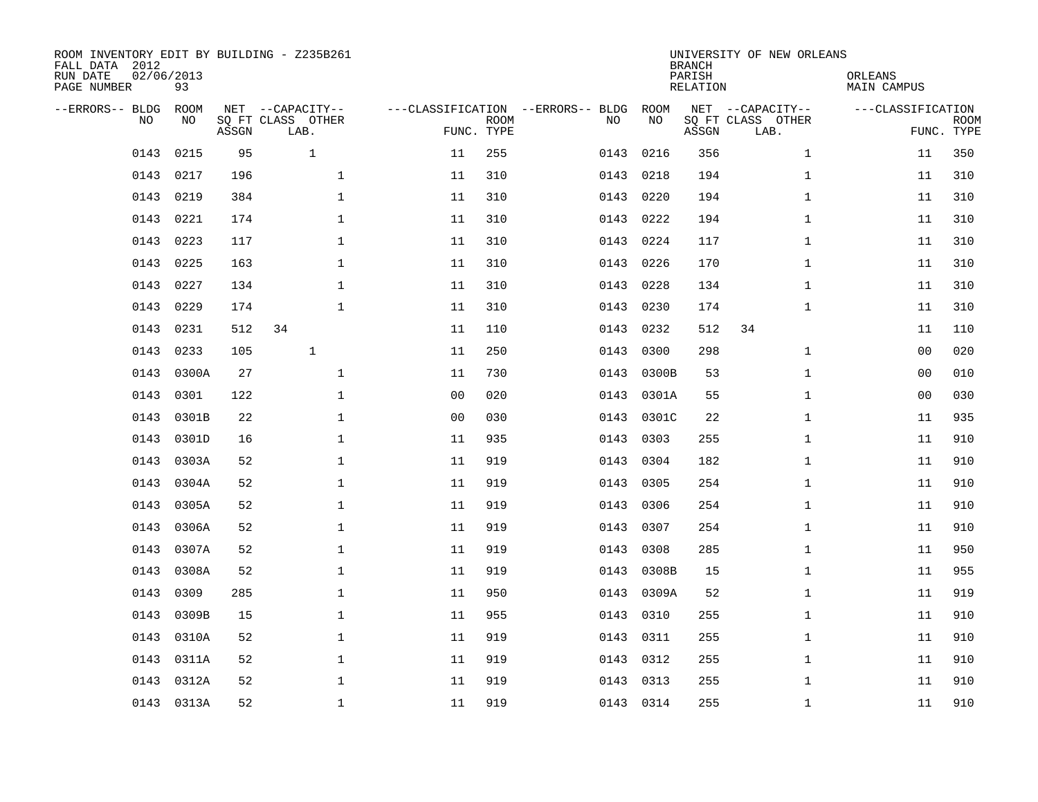ROOM INVENTORY EDIT BY BUILDING - Z235B261
FALL DATA 2012
RUN DATE 02/06/2013
PAGE NUMBER 93

UNIVERSITY OF NEW ORLEANS
BRANCH
PARISH ORLEANS
RELATION MAIN CAMPUS

| --ERRORS-- | BLDG NO | ROOM NO | NET SQ FT ASSGN | --CAPACITY-- CLASS LAB. | OTHER | ---CLASSIFICATION FUNC. | ROOM TYPE | --ERRORS-- | BLDG NO | ROOM NO | NET SQ FT ASSGN | --CAPACITY-- CLASS LAB. | OTHER | ---CLASSIFICATION FUNC. | ROOM TYPE |
|---|---|---|---|---|---|---|---|---|---|---|---|---|---|---|---|
| | 0143 | 0215 | 95 | 1 | | 11 | 255 | | 0143 | 0216 | 356 | | 1 | 11 | 350 |
| | 0143 | 0217 | 196 | | 1 | 11 | 310 | | 0143 | 0218 | 194 | | 1 | 11 | 310 |
| | 0143 | 0219 | 384 | | 1 | 11 | 310 | | 0143 | 0220 | 194 | | 1 | 11 | 310 |
| | 0143 | 0221 | 174 | | 1 | 11 | 310 | | 0143 | 0222 | 194 | | 1 | 11 | 310 |
| | 0143 | 0223 | 117 | | 1 | 11 | 310 | | 0143 | 0224 | 117 | | 1 | 11 | 310 |
| | 0143 | 0225 | 163 | | 1 | 11 | 310 | | 0143 | 0226 | 170 | | 1 | 11 | 310 |
| | 0143 | 0227 | 134 | | 1 | 11 | 310 | | 0143 | 0228 | 134 | | 1 | 11 | 310 |
| | 0143 | 0229 | 174 | | 1 | 11 | 310 | | 0143 | 0230 | 174 | | 1 | 11 | 310 |
| | 0143 | 0231 | 512 | 34 | | 11 | 110 | | 0143 | 0232 | 512 | 34 | | 11 | 110 |
| | 0143 | 0233 | 105 | 1 | | 11 | 250 | | 0143 | 0300 | 298 | | 1 | 00 | 020 |
| | 0143 | 0300A | 27 | | 1 | 11 | 730 | | 0143 | 0300B | 53 | | 1 | 00 | 010 |
| | 0143 | 0301 | 122 | | 1 | 00 | 020 | | 0143 | 0301A | 55 | | 1 | 00 | 030 |
| | 0143 | 0301B | 22 | | 1 | 00 | 030 | | 0143 | 0301C | 22 | | 1 | 11 | 935 |
| | 0143 | 0301D | 16 | | 1 | 11 | 935 | | 0143 | 0303 | 255 | | 1 | 11 | 910 |
| | 0143 | 0303A | 52 | | 1 | 11 | 919 | | 0143 | 0304 | 182 | | 1 | 11 | 910 |
| | 0143 | 0304A | 52 | | 1 | 11 | 919 | | 0143 | 0305 | 254 | | 1 | 11 | 910 |
| | 0143 | 0305A | 52 | | 1 | 11 | 919 | | 0143 | 0306 | 254 | | 1 | 11 | 910 |
| | 0143 | 0306A | 52 | | 1 | 11 | 919 | | 0143 | 0307 | 254 | | 1 | 11 | 910 |
| | 0143 | 0307A | 52 | | 1 | 11 | 919 | | 0143 | 0308 | 285 | | 1 | 11 | 950 |
| | 0143 | 0308A | 52 | | 1 | 11 | 919 | | 0143 | 0308B | 15 | | 1 | 11 | 955 |
| | 0143 | 0309 | 285 | | 1 | 11 | 950 | | 0143 | 0309A | 52 | | 1 | 11 | 919 |
| | 0143 | 0309B | 15 | | 1 | 11 | 955 | | 0143 | 0310 | 255 | | 1 | 11 | 910 |
| | 0143 | 0310A | 52 | | 1 | 11 | 919 | | 0143 | 0311 | 255 | | 1 | 11 | 910 |
| | 0143 | 0311A | 52 | | 1 | 11 | 919 | | 0143 | 0312 | 255 | | 1 | 11 | 910 |
| | 0143 | 0312A | 52 | | 1 | 11 | 919 | | 0143 | 0313 | 255 | | 1 | 11 | 910 |
| | 0143 | 0313A | 52 | | 1 | 11 | 919 | | 0143 | 0314 | 255 | | 1 | 11 | 910 |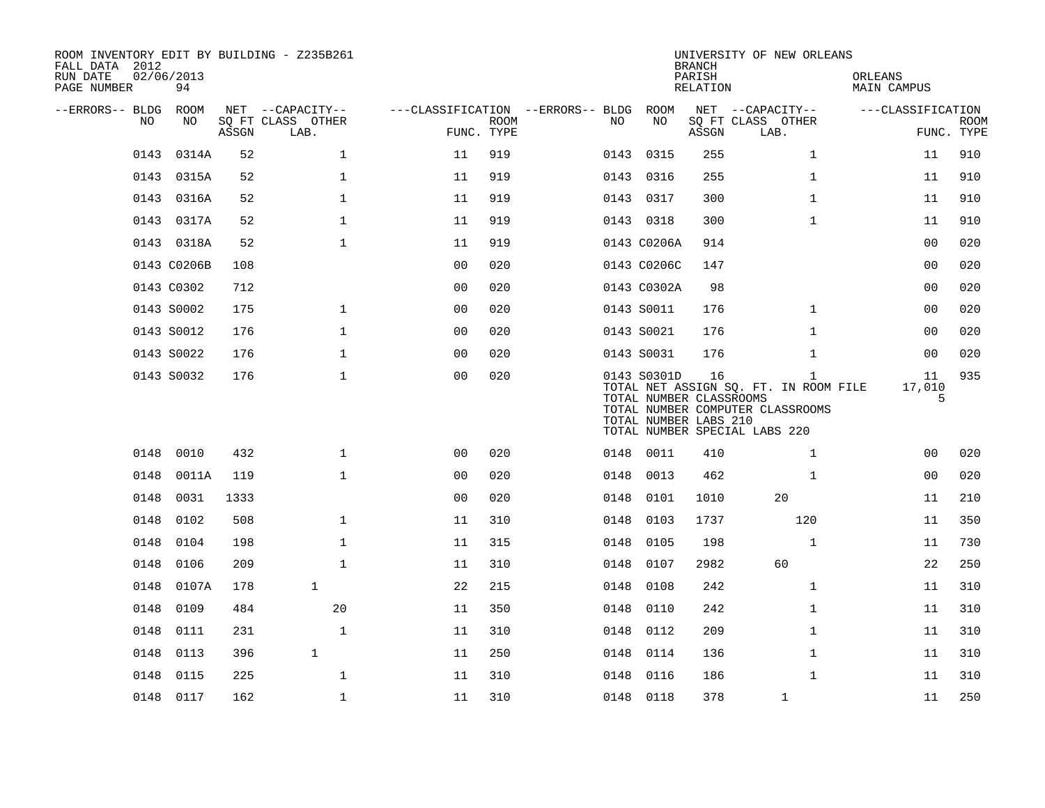ROOM INVENTORY EDIT BY BUILDING - Z235B261
FALL DATA 2012
RUN DATE 02/06/2013
PAGE NUMBER 94

UNIVERSITY OF NEW ORLEANS
BRANCH
PARISH ORLEANS
RELATION MAIN CAMPUS

| --ERRORS-- | BLDG NO | ROOM NO | NET SQ FT ASSGN | CAPACITY CLASS LAB. | CAPACITY OTHER | CLASSIFICATION FUNC. | ROOM TYPE | --ERRORS-- | BLDG NO | ROOM NO | NET SQ FT ASSGN | CAPACITY CLASS LAB. | CAPACITY OTHER | CLASSIFICATION FUNC. | ROOM TYPE |
|---|---|---|---|---|---|---|---|---|---|---|---|---|---|---|---|
| | 0143 | 0314A | 52 | | 1 | 11 | 919 | | 0143 | 0315 | 255 | | 1 | 11 | 910 |
| | 0143 | 0315A | 52 | | 1 | 11 | 919 | | 0143 | 0316 | 255 | | 1 | 11 | 910 |
| | 0143 | 0316A | 52 | | 1 | 11 | 919 | | 0143 | 0317 | 300 | | 1 | 11 | 910 |
| | 0143 | 0317A | 52 | | 1 | 11 | 919 | | 0143 | 0318 | 300 | | 1 | 11 | 910 |
| | 0143 | 0318A | 52 | | 1 | 11 | 919 | | 0143 | C0206A | 914 | | | 00 | 020 |
| | 0143 | C0206B | 108 | | | 00 | 020 | | 0143 | C0206C | 147 | | | 00 | 020 |
| | 0143 | C0302 | 712 | | | 00 | 020 | | 0143 | C0302A | 98 | | | 00 | 020 |
| | 0143 | S0002 | 175 | | 1 | 00 | 020 | | 0143 | S0011 | 176 | | 1 | 00 | 020 |
| | 0143 | S0012 | 176 | | 1 | 00 | 020 | | 0143 | S0021 | 176 | | 1 | 00 | 020 |
| | 0143 | S0022 | 176 | | 1 | 00 | 020 | | 0143 | S0031 | 176 | | 1 | 00 | 020 |
| | 0143 | S0032 | 176 | | 1 | 00 | 020 | | 0143 | S0301D | 16 | | 1 | 11 | 935 |

TOTAL NET ASSIGN SQ. FT. IN ROOM FILE 17,010
TOTAL NUMBER CLASSROOMS 5
TOTAL NUMBER COMPUTER CLASSROOMS
TOTAL NUMBER LABS 210
TOTAL NUMBER SPECIAL LABS 220

| --ERRORS-- | BLDG NO | ROOM NO | NET SQ FT ASSGN | CAPACITY CLASS LAB. | CAPACITY OTHER | CLASSIFICATION FUNC. | ROOM TYPE | --ERRORS-- | BLDG NO | ROOM NO | NET SQ FT ASSGN | CAPACITY CLASS LAB. | CAPACITY OTHER | CLASSIFICATION FUNC. | ROOM TYPE |
|---|---|---|---|---|---|---|---|---|---|---|---|---|---|---|---|
| | 0148 | 0010 | 432 | | 1 | 00 | 020 | | 0148 | 0011 | 410 | | 1 | 00 | 020 |
| | 0148 | 0011A | 119 | | 1 | 00 | 020 | | 0148 | 0013 | 462 | | 1 | 00 | 020 |
| | 0148 | 0031 | 1333 | | | 00 | 020 | | 0148 | 0101 | 1010 | 20 | | 11 | 210 |
| | 0148 | 0102 | 508 | | 1 | 11 | 310 | | 0148 | 0103 | 1737 | | 120 | 11 | 350 |
| | 0148 | 0104 | 198 | | 1 | 11 | 315 | | 0148 | 0105 | 198 | | 1 | 11 | 730 |
| | 0148 | 0106 | 209 | | 1 | 11 | 310 | | 0148 | 0107 | 2982 | 60 | | 22 | 250 |
| | 0148 | 0107A | 178 | 1 | | 22 | 215 | | 0148 | 0108 | 242 | | 1 | 11 | 310 |
| | 0148 | 0109 | 484 | | 20 | 11 | 350 | | 0148 | 0110 | 242 | | 1 | 11 | 310 |
| | 0148 | 0111 | 231 | | 1 | 11 | 310 | | 0148 | 0112 | 209 | | 1 | 11 | 310 |
| | 0148 | 0113 | 396 | 1 | | 11 | 250 | | 0148 | 0114 | 136 | | 1 | 11 | 310 |
| | 0148 | 0115 | 225 | | 1 | 11 | 310 | | 0148 | 0116 | 186 | | 1 | 11 | 310 |
| | 0148 | 0117 | 162 | | 1 | 11 | 310 | | 0148 | 0118 | 378 | 1 | | 11 | 250 |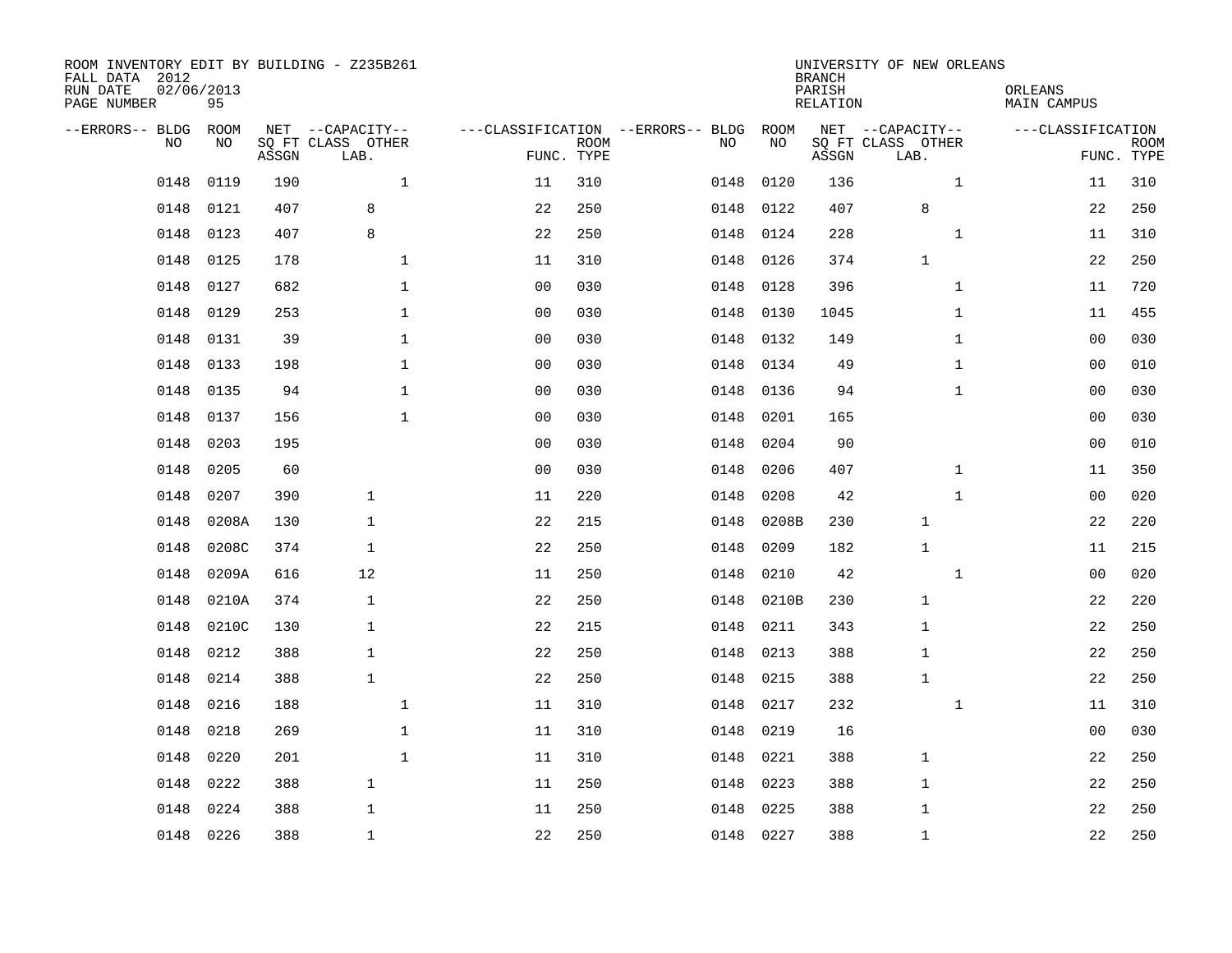ROOM INVENTORY EDIT BY BUILDING - Z235B261
FALL DATA 2012
RUN DATE 02/06/2013
PAGE NUMBER 95

UNIVERSITY OF NEW ORLEANS
BRANCH
PARISH ORLEANS
RELATION MAIN CAMPUS

| --ERRORS-- | BLDG NO | ROOM NO | NET SQ FT ASSGN | CAPACITY CLASS LAB. | CAPACITY OTHER | CLASSIFICATION FUNC. | ROOM TYPE | --ERRORS-- | BLDG NO | ROOM NO | NET SQ FT ASSGN | CAPACITY CLASS LAB. | CAPACITY OTHER | CLASSIFICATION FUNC. | ROOM TYPE |
|---|---|---|---|---|---|---|---|---|---|---|---|---|---|---|---|
| | 0148 | 0119 | 190 | | 1 | 11 | 310 | | 0148 | 0120 | 136 | | 1 | 11 | 310 |
| | 0148 | 0121 | 407 | 8 | | 22 | 250 | | 0148 | 0122 | 407 | 8 | | 22 | 250 |
| | 0148 | 0123 | 407 | 8 | | 22 | 250 | | 0148 | 0124 | 228 | | 1 | 11 | 310 |
| | 0148 | 0125 | 178 | | 1 | 11 | 310 | | 0148 | 0126 | 374 | 1 | | 22 | 250 |
| | 0148 | 0127 | 682 | | 1 | 00 | 030 | | 0148 | 0128 | 396 | | 1 | 11 | 720 |
| | 0148 | 0129 | 253 | | 1 | 00 | 030 | | 0148 | 0130 | 1045 | | 1 | 11 | 455 |
| | 0148 | 0131 | 39 | | 1 | 00 | 030 | | 0148 | 0132 | 149 | | 1 | 00 | 030 |
| | 0148 | 0133 | 198 | | 1 | 00 | 030 | | 0148 | 0134 | 49 | | 1 | 00 | 010 |
| | 0148 | 0135 | 94 | | 1 | 00 | 030 | | 0148 | 0136 | 94 | | 1 | 00 | 030 |
| | 0148 | 0137 | 156 | | 1 | 00 | 030 | | 0148 | 0201 | 165 | | | 00 | 030 |
| | 0148 | 0203 | 195 | | | 00 | 030 | | 0148 | 0204 | 90 | | | 00 | 010 |
| | 0148 | 0205 | 60 | | | 00 | 030 | | 0148 | 0206 | 407 | | 1 | 11 | 350 |
| | 0148 | 0207 | 390 | 1 | | 11 | 220 | | 0148 | 0208 | 42 | | 1 | 00 | 020 |
| | 0148 | 0208A | 130 | 1 | | 22 | 215 | | 0148 | 0208B | 230 | 1 | | 22 | 220 |
| | 0148 | 0208C | 374 | 1 | | 22 | 250 | | 0148 | 0209 | 182 | 1 | | 11 | 215 |
| | 0148 | 0209A | 616 | 12 | | 11 | 250 | | 0148 | 0210 | 42 | | 1 | 00 | 020 |
| | 0148 | 0210A | 374 | 1 | | 22 | 250 | | 0148 | 0210B | 230 | 1 | | 22 | 220 |
| | 0148 | 0210C | 130 | 1 | | 22 | 215 | | 0148 | 0211 | 343 | 1 | | 22 | 250 |
| | 0148 | 0212 | 388 | 1 | | 22 | 250 | | 0148 | 0213 | 388 | 1 | | 22 | 250 |
| | 0148 | 0214 | 388 | 1 | | 22 | 250 | | 0148 | 0215 | 388 | 1 | | 22 | 250 |
| | 0148 | 0216 | 188 | | 1 | 11 | 310 | | 0148 | 0217 | 232 | | 1 | 11 | 310 |
| | 0148 | 0218 | 269 | | 1 | 11 | 310 | | 0148 | 0219 | 16 | | | 00 | 030 |
| | 0148 | 0220 | 201 | | 1 | 11 | 310 | | 0148 | 0221 | 388 | 1 | | 22 | 250 |
| | 0148 | 0222 | 388 | 1 | | 11 | 250 | | 0148 | 0223 | 388 | 1 | | 22 | 250 |
| | 0148 | 0224 | 388 | 1 | | 11 | 250 | | 0148 | 0225 | 388 | 1 | | 22 | 250 |
| | 0148 | 0226 | 388 | 1 | | 22 | 250 | | 0148 | 0227 | 388 | 1 | | 22 | 250 |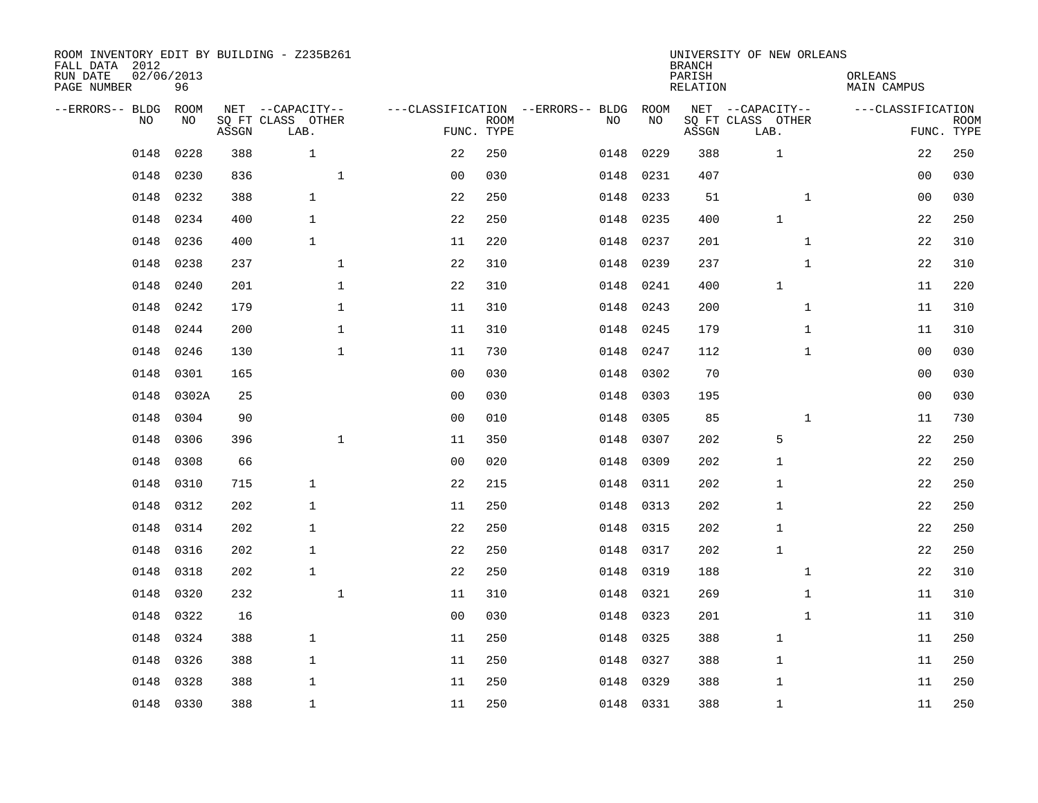ROOM INVENTORY EDIT BY BUILDING - Z235B261
FALL DATA 2012
RUN DATE 02/06/2013
PAGE NUMBER 96

UNIVERSITY OF NEW ORLEANS
BRANCH
PARISH ORLEANS
RELATION MAIN CAMPUS

| --ERRORS-- | BLDG NO | ROOM NO | NET ASSGN SQ FT | CAPACITY CLASS LAB. | CAPACITY OTHER | CLASSIFICATION FUNC. | ROOM TYPE | --ERRORS-- | BLDG NO | ROOM NO | NET ASSGN SQ FT | CAPACITY CLASS LAB. | CAPACITY OTHER | CLASSIFICATION FUNC. | ROOM TYPE |
|---|---|---|---|---|---|---|---|---|---|---|---|---|---|---|---|
| | 0148 | 0228 | 388 | 1 | | 22 | 250 | | 0148 | 0229 | 388 | 1 | | 22 | 250 |
| | 0148 | 0230 | 836 | | 1 | 00 | 030 | | 0148 | 0231 | 407 | | | 00 | 030 |
| | 0148 | 0232 | 388 | 1 | | 22 | 250 | | 0148 | 0233 | 51 | | 1 | 00 | 030 |
| | 0148 | 0234 | 400 | 1 | | 22 | 250 | | 0148 | 0235 | 400 | 1 | | 22 | 250 |
| | 0148 | 0236 | 400 | 1 | | 11 | 220 | | 0148 | 0237 | 201 | | 1 | 22 | 310 |
| | 0148 | 0238 | 237 | | 1 | 22 | 310 | | 0148 | 0239 | 237 | | 1 | 22 | 310 |
| | 0148 | 0240 | 201 | | 1 | 22 | 310 | | 0148 | 0241 | 400 | 1 | | 11 | 220 |
| | 0148 | 0242 | 179 | | 1 | 11 | 310 | | 0148 | 0243 | 200 | | 1 | 11 | 310 |
| | 0148 | 0244 | 200 | | 1 | 11 | 310 | | 0148 | 0245 | 179 | | 1 | 11 | 310 |
| | 0148 | 0246 | 130 | | 1 | 11 | 730 | | 0148 | 0247 | 112 | | 1 | 00 | 030 |
| | 0148 | 0301 | 165 | | | 00 | 030 | | 0148 | 0302 | 70 | | | 00 | 030 |
| | 0148 | 0302A | 25 | | | 00 | 030 | | 0148 | 0303 | 195 | | | 00 | 030 |
| | 0148 | 0304 | 90 | | | 00 | 010 | | 0148 | 0305 | 85 | | 1 | 11 | 730 |
| | 0148 | 0306 | 396 | | 1 | 11 | 350 | | 0148 | 0307 | 202 | 5 | | 22 | 250 |
| | 0148 | 0308 | 66 | | | 00 | 020 | | 0148 | 0309 | 202 | 1 | | 22 | 250 |
| | 0148 | 0310 | 715 | 1 | | 22 | 215 | | 0148 | 0311 | 202 | 1 | | 22 | 250 |
| | 0148 | 0312 | 202 | 1 | | 11 | 250 | | 0148 | 0313 | 202 | 1 | | 22 | 250 |
| | 0148 | 0314 | 202 | 1 | | 22 | 250 | | 0148 | 0315 | 202 | 1 | | 22 | 250 |
| | 0148 | 0316 | 202 | 1 | | 22 | 250 | | 0148 | 0317 | 202 | 1 | | 22 | 250 |
| | 0148 | 0318 | 202 | 1 | | 22 | 250 | | 0148 | 0319 | 188 | | 1 | 22 | 310 |
| | 0148 | 0320 | 232 | | 1 | 11 | 310 | | 0148 | 0321 | 269 | | 1 | 11 | 310 |
| | 0148 | 0322 | 16 | | | 00 | 030 | | 0148 | 0323 | 201 | | 1 | 11 | 310 |
| | 0148 | 0324 | 388 | 1 | | 11 | 250 | | 0148 | 0325 | 388 | 1 | | 11 | 250 |
| | 0148 | 0326 | 388 | 1 | | 11 | 250 | | 0148 | 0327 | 388 | 1 | | 11 | 250 |
| | 0148 | 0328 | 388 | 1 | | 11 | 250 | | 0148 | 0329 | 388 | 1 | | 11 | 250 |
| | 0148 | 0330 | 388 | 1 | | 11 | 250 | | 0148 | 0331 | 388 | 1 | | 11 | 250 |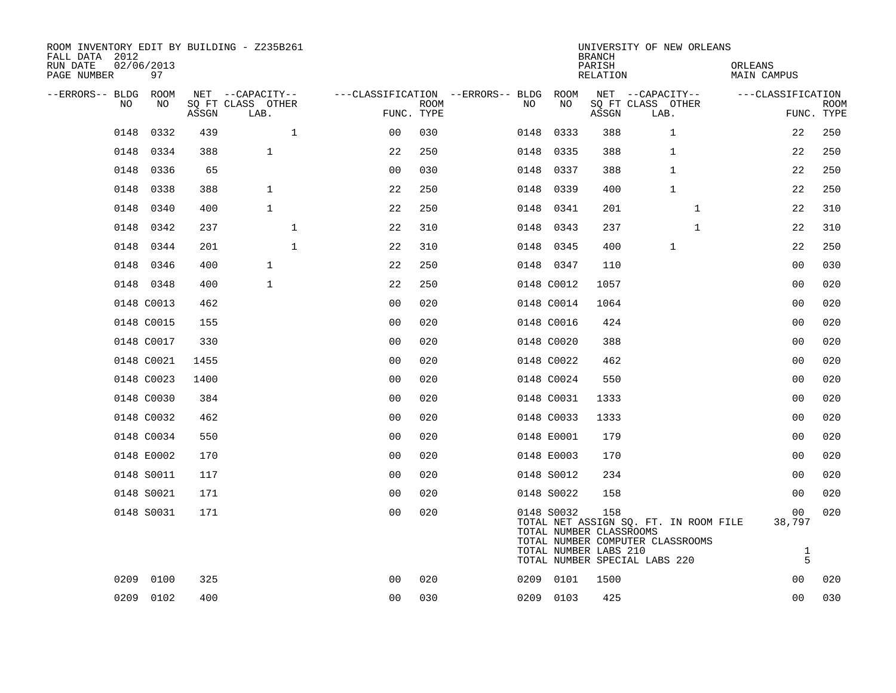ROOM INVENTORY EDIT BY BUILDING - Z235B261
FALL DATA 2012
RUN DATE 02/06/2013
PAGE NUMBER 97

UNIVERSITY OF NEW ORLEANS
BRANCH
PARISH ORLEANS
RELATION MAIN CAMPUS

| --ERRORS-- | BLDG NO | ROOM NO | NET SQ FT ASSGN | CAPACITY CLASS | CAPACITY OTHER LAB. | FUNC. | ROOM TYPE | --ERRORS-- | BLDG NO | ROOM NO | NET SQ FT ASSGN | CAPACITY CLASS | CAPACITY OTHER LAB. | FUNC. | ROOM TYPE |
|---|---|---|---|---|---|---|---|---|---|---|---|---|---|---|---|
| | 0148 | 0332 | 439 | | 1 | 00 | 030 | | 0148 | 0333 | 388 | 1 | | 22 | 250 |
| | 0148 | 0334 | 388 | 1 | | 22 | 250 | | 0148 | 0335 | 388 | 1 | | 22 | 250 |
| | 0148 | 0336 | 65 | | | 00 | 030 | | 0148 | 0337 | 388 | 1 | | 22 | 250 |
| | 0148 | 0338 | 388 | 1 | | 22 | 250 | | 0148 | 0339 | 400 | 1 | | 22 | 250 |
| | 0148 | 0340 | 400 | 1 | | 22 | 250 | | 0148 | 0341 | 201 | | 1 | 22 | 310 |
| | 0148 | 0342 | 237 | | 1 | 22 | 310 | | 0148 | 0343 | 237 | | 1 | 22 | 310 |
| | 0148 | 0344 | 201 | | 1 | 22 | 310 | | 0148 | 0345 | 400 | 1 | | 22 | 250 |
| | 0148 | 0346 | 400 | 1 | | 22 | 250 | | 0148 | 0347 | 110 | | | 00 | 030 |
| | 0148 | 0348 | 400 | 1 | | 22 | 250 | | 0148 | C0012 | 1057 | | | 00 | 020 |
| | 0148 | C0013 | 462 | | | 00 | 020 | | 0148 | C0014 | 1064 | | | 00 | 020 |
| | 0148 | C0015 | 155 | | | 00 | 020 | | 0148 | C0016 | 424 | | | 00 | 020 |
| | 0148 | C0017 | 330 | | | 00 | 020 | | 0148 | C0020 | 388 | | | 00 | 020 |
| | 0148 | C0021 | 1455 | | | 00 | 020 | | 0148 | C0022 | 462 | | | 00 | 020 |
| | 0148 | C0023 | 1400 | | | 00 | 020 | | 0148 | C0024 | 550 | | | 00 | 020 |
| | 0148 | C0030 | 384 | | | 00 | 020 | | 0148 | C0031 | 1333 | | | 00 | 020 |
| | 0148 | C0032 | 462 | | | 00 | 020 | | 0148 | C0033 | 1333 | | | 00 | 020 |
| | 0148 | C0034 | 550 | | | 00 | 020 | | 0148 | E0001 | 179 | | | 00 | 020 |
| | 0148 | E0002 | 170 | | | 00 | 020 | | 0148 | E0003 | 170 | | | 00 | 020 |
| | 0148 | S0011 | 117 | | | 00 | 020 | | 0148 | S0012 | 234 | | | 00 | 020 |
| | 0148 | S0021 | 171 | | | 00 | 020 | | 0148 | S0022 | 158 | | | 00 | 020 |
| | 0148 | S0031 | 171 | | | 00 | 020 | | 0148 | S0032 | 158 | | | 00 | 020 |
| | 0209 | 0100 | 325 | | | 00 | 020 | | 0209 | 0101 | 1500 | | | 00 | 020 |
| | 0209 | 0102 | 400 | | | 00 | 030 | | 0209 | 0103 | 425 | | | 00 | 030 |

TOTAL NET ASSIGN SQ. FT. IN ROOM FILE 38,797
TOTAL NUMBER CLASSROOMS
TOTAL NUMBER COMPUTER CLASSROOMS
TOTAL NUMBER LABS 210 1
TOTAL NUMBER SPECIAL LABS 220 5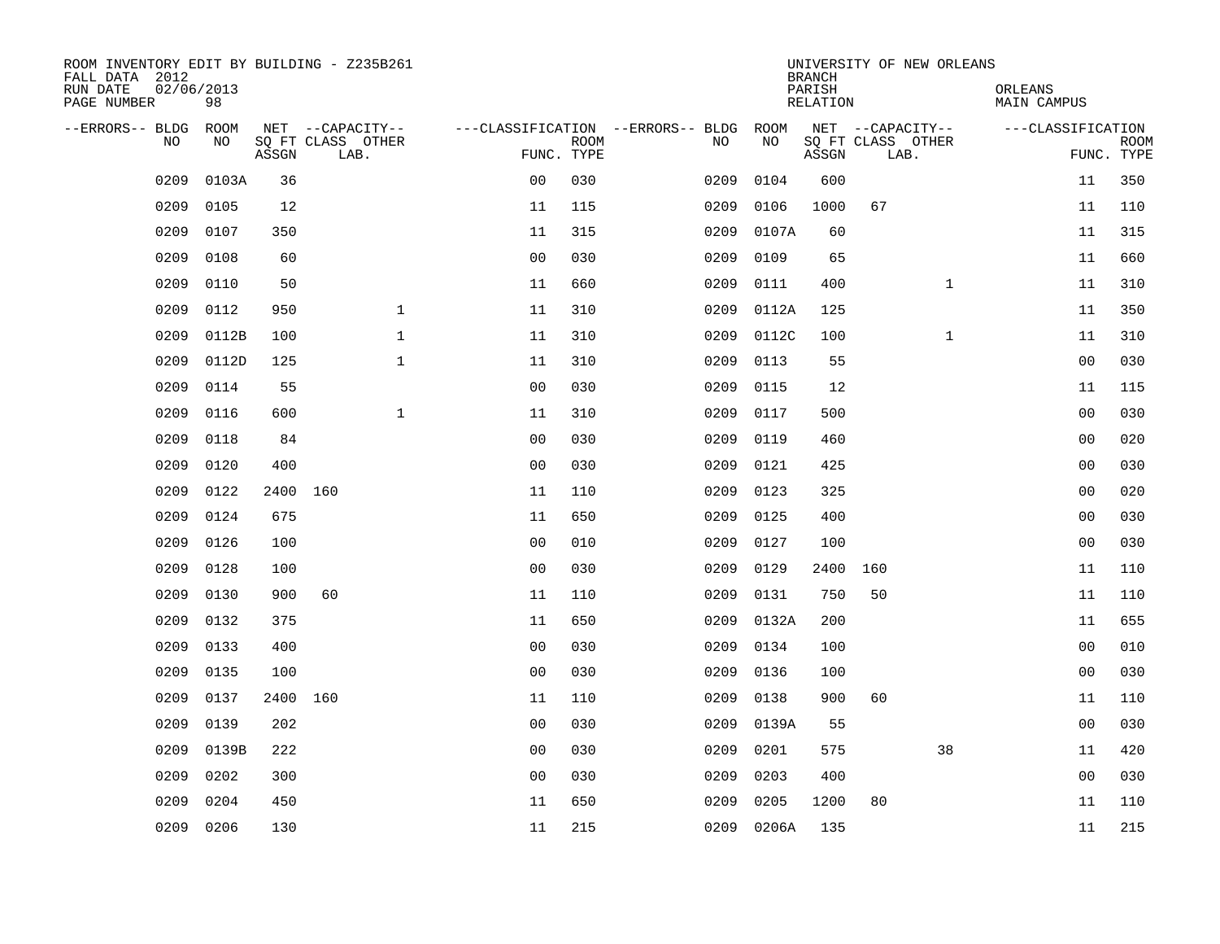ROOM INVENTORY EDIT BY BUILDING - Z235B261
FALL DATA 2012
RUN DATE 02/06/2013
PAGE NUMBER 98

UNIVERSITY OF NEW ORLEANS
BRANCH
PARISH ORLEANS
RELATION MAIN CAMPUS

| --ERRORS-- | BLDG NO | ROOM NO | NET SQ FT ASSGN | CAPACITY CLASS LAB. | CAPACITY OTHER | CLASSIFICATION FUNC. | ROOM TYPE | --ERRORS-- | BLDG NO | ROOM NO | NET SQ FT ASSGN | CAPACITY CLASS LAB. | CAPACITY OTHER | CLASSIFICATION FUNC. | ROOM TYPE |
|---|---|---|---|---|---|---|---|---|---|---|---|---|---|---|---|
| | 0209 | 0103A | 36 | | | 00 | 030 | | 0209 | 0104 | 600 | | | 11 | 350 |
| | 0209 | 0105 | 12 | | | 11 | 115 | | 0209 | 0106 | 1000 | 67 | | 11 | 110 |
| | 0209 | 0107 | 350 | | | 11 | 315 | | 0209 | 0107A | 60 | | | 11 | 315 |
| | 0209 | 0108 | 60 | | | 00 | 030 | | 0209 | 0109 | 65 | | | 11 | 660 |
| | 0209 | 0110 | 50 | | | 11 | 660 | | 0209 | 0111 | 400 | | 1 | 11 | 310 |
| | 0209 | 0112 | 950 | | 1 | 11 | 310 | | 0209 | 0112A | 125 | | | 11 | 350 |
| | 0209 | 0112B | 100 | | 1 | 11 | 310 | | 0209 | 0112C | 100 | | 1 | 11 | 310 |
| | 0209 | 0112D | 125 | | 1 | 11 | 310 | | 0209 | 0113 | 55 | | | 00 | 030 |
| | 0209 | 0114 | 55 | | | 00 | 030 | | 0209 | 0115 | 12 | | | 11 | 115 |
| | 0209 | 0116 | 600 | | 1 | 11 | 310 | | 0209 | 0117 | 500 | | | 00 | 030 |
| | 0209 | 0118 | 84 | | | 00 | 030 | | 0209 | 0119 | 460 | | | 00 | 020 |
| | 0209 | 0120 | 400 | | | 00 | 030 | | 0209 | 0121 | 425 | | | 00 | 030 |
| | 0209 | 0122 | 2400 | 160 | | 11 | 110 | | 0209 | 0123 | 325 | | | 00 | 020 |
| | 0209 | 0124 | 675 | | | 11 | 650 | | 0209 | 0125 | 400 | | | 00 | 030 |
| | 0209 | 0126 | 100 | | | 00 | 010 | | 0209 | 0127 | 100 | | | 00 | 030 |
| | 0209 | 0128 | 100 | | | 00 | 030 | | 0209 | 0129 | 2400 | 160 | | 11 | 110 |
| | 0209 | 0130 | 900 | 60 | | 11 | 110 | | 0209 | 0131 | 750 | 50 | | 11 | 110 |
| | 0209 | 0132 | 375 | | | 11 | 650 | | 0209 | 0132A | 200 | | | 11 | 655 |
| | 0209 | 0133 | 400 | | | 00 | 030 | | 0209 | 0134 | 100 | | | 00 | 010 |
| | 0209 | 0135 | 100 | | | 00 | 030 | | 0209 | 0136 | 100 | | | 00 | 030 |
| | 0209 | 0137 | 2400 | 160 | | 11 | 110 | | 0209 | 0138 | 900 | 60 | | 11 | 110 |
| | 0209 | 0139 | 202 | | | 00 | 030 | | 0209 | 0139A | 55 | | | 00 | 030 |
| | 0209 | 0139B | 222 | | | 00 | 030 | | 0209 | 0201 | 575 | | 38 | 11 | 420 |
| | 0209 | 0202 | 300 | | | 00 | 030 | | 0209 | 0203 | 400 | | | 00 | 030 |
| | 0209 | 0204 | 450 | | | 11 | 650 | | 0209 | 0205 | 1200 | 80 | | 11 | 110 |
| | 0209 | 0206 | 130 | | | 11 | 215 | | 0209 | 0206A | 135 | | | 11 | 215 |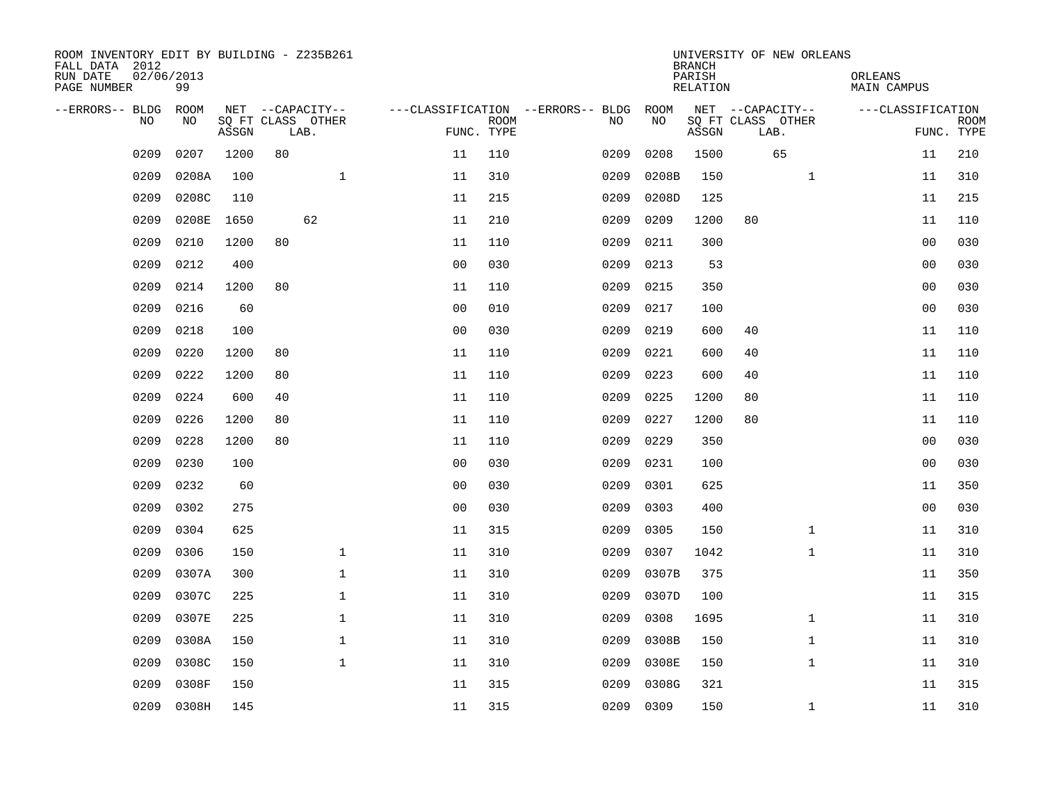ROOM INVENTORY EDIT BY BUILDING - Z235B261
FALL DATA 2012
RUN DATE 02/06/2013
PAGE NUMBER 99

UNIVERSITY OF NEW ORLEANS
BRANCH
PARISH ORLEANS
RELATION MAIN CAMPUS

| --ERRORS-- | BLDG NO | ROOM NO | NET SQ FT ASSGN | CAPACITY CLASS LAB. | CAPACITY OTHER | CLASSIFICATION FUNC. | ROOM TYPE | --ERRORS-- | BLDG NO | ROOM NO | NET SQ FT ASSGN | CAPACITY CLASS LAB. | CAPACITY OTHER | CLASSIFICATION FUNC. | ROOM TYPE |
|---|---|---|---|---|---|---|---|---|---|---|---|---|---|---|---|
| | 0209 | 0207 | 1200 | 80 | | 11 | 110 | | 0209 | 0208 | 1500 | 65 | | 11 | 210 |
| | 0209 | 0208A | 100 | | 1 | 11 | 310 | | 0209 | 0208B | 150 | | 1 | 11 | 310 |
| | 0209 | 0208C | 110 | | | 11 | 215 | | 0209 | 0208D | 125 | | | 11 | 215 |
| | 0209 | 0208E | 1650 | 62 | | 11 | 210 | | 0209 | 0209 | 1200 | 80 | | 11 | 110 |
| | 0209 | 0210 | 1200 | 80 | | 11 | 110 | | 0209 | 0211 | 300 | | | 00 | 030 |
| | 0209 | 0212 | 400 | | | 00 | 030 | | 0209 | 0213 | 53 | | | 00 | 030 |
| | 0209 | 0214 | 1200 | 80 | | 11 | 110 | | 0209 | 0215 | 350 | | | 00 | 030 |
| | 0209 | 0216 | 60 | | | 00 | 010 | | 0209 | 0217 | 100 | | | 00 | 030 |
| | 0209 | 0218 | 100 | | | 00 | 030 | | 0209 | 0219 | 600 | 40 | | 11 | 110 |
| | 0209 | 0220 | 1200 | 80 | | 11 | 110 | | 0209 | 0221 | 600 | 40 | | 11 | 110 |
| | 0209 | 0222 | 1200 | 80 | | 11 | 110 | | 0209 | 0223 | 600 | 40 | | 11 | 110 |
| | 0209 | 0224 | 600 | 40 | | 11 | 110 | | 0209 | 0225 | 1200 | 80 | | 11 | 110 |
| | 0209 | 0226 | 1200 | 80 | | 11 | 110 | | 0209 | 0227 | 1200 | 80 | | 11 | 110 |
| | 0209 | 0228 | 1200 | 80 | | 11 | 110 | | 0209 | 0229 | 350 | | | 00 | 030 |
| | 0209 | 0230 | 100 | | | 00 | 030 | | 0209 | 0231 | 100 | | | 00 | 030 |
| | 0209 | 0232 | 60 | | | 00 | 030 | | 0209 | 0301 | 625 | | | 11 | 350 |
| | 0209 | 0302 | 275 | | | 00 | 030 | | 0209 | 0303 | 400 | | | 00 | 030 |
| | 0209 | 0304 | 625 | | | 11 | 315 | | 0209 | 0305 | 150 | | 1 | 11 | 310 |
| | 0209 | 0306 | 150 | | 1 | 11 | 310 | | 0209 | 0307 | 1042 | | 1 | 11 | 310 |
| | 0209 | 0307A | 300 | | 1 | 11 | 310 | | 0209 | 0307B | 375 | | | 11 | 350 |
| | 0209 | 0307C | 225 | | 1 | 11 | 310 | | 0209 | 0307D | 100 | | | 11 | 315 |
| | 0209 | 0307E | 225 | | 1 | 11 | 310 | | 0209 | 0308 | 1695 | | 1 | 11 | 310 |
| | 0209 | 0308A | 150 | | 1 | 11 | 310 | | 0209 | 0308B | 150 | | 1 | 11 | 310 |
| | 0209 | 0308C | 150 | | 1 | 11 | 310 | | 0209 | 0308E | 150 | | 1 | 11 | 310 |
| | 0209 | 0308F | 150 | | | 11 | 315 | | 0209 | 0308G | 321 | | | 11 | 315 |
| | 0209 | 0308H | 145 | | | 11 | 315 | | 0209 | 0309 | 150 | | 1 | 11 | 310 |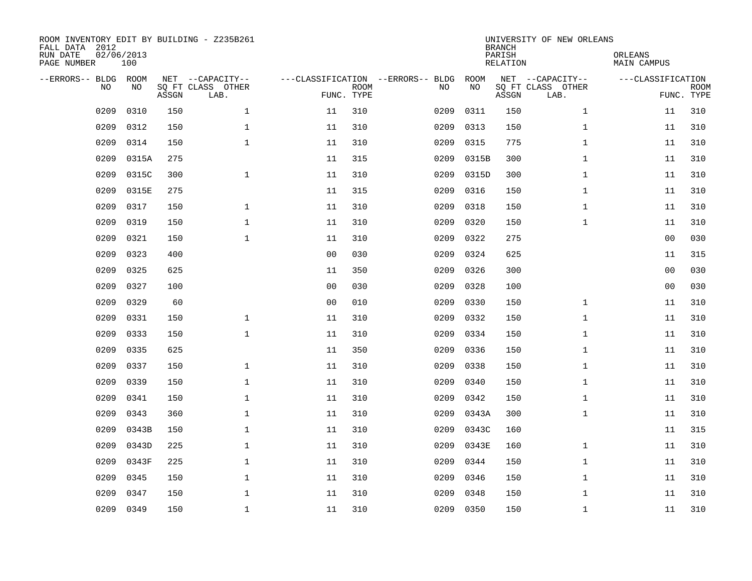ROOM INVENTORY EDIT BY BUILDING - Z235B261
FALL DATA 2012
RUN DATE 02/06/2013
PAGE NUMBER 100

UNIVERSITY OF NEW ORLEANS
BRANCH
PARISH ORLEANS
RELATION MAIN CAMPUS

| --ERRORS-- | BLDG NO | ROOM NO | NET SQ FT ASSGN | --CAPACITY-- CLASS LAB. | OTHER | ---CLASSIFICATION FUNC. | ROOM TYPE | --ERRORS-- | BLDG NO | ROOM NO | NET SQ FT ASSGN | --CAPACITY-- CLASS LAB. | OTHER | ---CLASSIFICATION FUNC. | ROOM TYPE |
|---|---|---|---|---|---|---|---|---|---|---|---|---|---|---|---|
| | 0209 | 0310 | 150 | | 1 | 11 | 310 | | 0209 | 0311 | 150 | | 1 | 11 | 310 |
| | 0209 | 0312 | 150 | | 1 | 11 | 310 | | 0209 | 0313 | 150 | | 1 | 11 | 310 |
| | 0209 | 0314 | 150 | | 1 | 11 | 310 | | 0209 | 0315 | 775 | | 1 | 11 | 310 |
| | 0209 | 0315A | 275 | | | 11 | 315 | | 0209 | 0315B | 300 | | 1 | 11 | 310 |
| | 0209 | 0315C | 300 | | 1 | 11 | 310 | | 0209 | 0315D | 300 | | 1 | 11 | 310 |
| | 0209 | 0315E | 275 | | | 11 | 315 | | 0209 | 0316 | 150 | | 1 | 11 | 310 |
| | 0209 | 0317 | 150 | | 1 | 11 | 310 | | 0209 | 0318 | 150 | | 1 | 11 | 310 |
| | 0209 | 0319 | 150 | | 1 | 11 | 310 | | 0209 | 0320 | 150 | | 1 | 11 | 310 |
| | 0209 | 0321 | 150 | | 1 | 11 | 310 | | 0209 | 0322 | 275 | | | 00 | 030 |
| | 0209 | 0323 | 400 | | | 00 | 030 | | 0209 | 0324 | 625 | | | 11 | 315 |
| | 0209 | 0325 | 625 | | | 11 | 350 | | 0209 | 0326 | 300 | | | 00 | 030 |
| | 0209 | 0327 | 100 | | | 00 | 030 | | 0209 | 0328 | 100 | | | 00 | 030 |
| | 0209 | 0329 | 60 | | | 00 | 010 | | 0209 | 0330 | 150 | | 1 | 11 | 310 |
| | 0209 | 0331 | 150 | | 1 | 11 | 310 | | 0209 | 0332 | 150 | | 1 | 11 | 310 |
| | 0209 | 0333 | 150 | | 1 | 11 | 310 | | 0209 | 0334 | 150 | | 1 | 11 | 310 |
| | 0209 | 0335 | 625 | | | 11 | 350 | | 0209 | 0336 | 150 | | 1 | 11 | 310 |
| | 0209 | 0337 | 150 | | 1 | 11 | 310 | | 0209 | 0338 | 150 | | 1 | 11 | 310 |
| | 0209 | 0339 | 150 | | 1 | 11 | 310 | | 0209 | 0340 | 150 | | 1 | 11 | 310 |
| | 0209 | 0341 | 150 | | 1 | 11 | 310 | | 0209 | 0342 | 150 | | 1 | 11 | 310 |
| | 0209 | 0343 | 360 | | 1 | 11 | 310 | | 0209 | 0343A | 300 | | 1 | 11 | 310 |
| | 0209 | 0343B | 150 | | 1 | 11 | 310 | | 0209 | 0343C | 160 | | | 11 | 315 |
| | 0209 | 0343D | 225 | | 1 | 11 | 310 | | 0209 | 0343E | 160 | | 1 | 11 | 310 |
| | 0209 | 0343F | 225 | | 1 | 11 | 310 | | 0209 | 0344 | 150 | | 1 | 11 | 310 |
| | 0209 | 0345 | 150 | | 1 | 11 | 310 | | 0209 | 0346 | 150 | | 1 | 11 | 310 |
| | 0209 | 0347 | 150 | | 1 | 11 | 310 | | 0209 | 0348 | 150 | | 1 | 11 | 310 |
| | 0209 | 0349 | 150 | | 1 | 11 | 310 | | 0209 | 0350 | 150 | | 1 | 11 | 310 |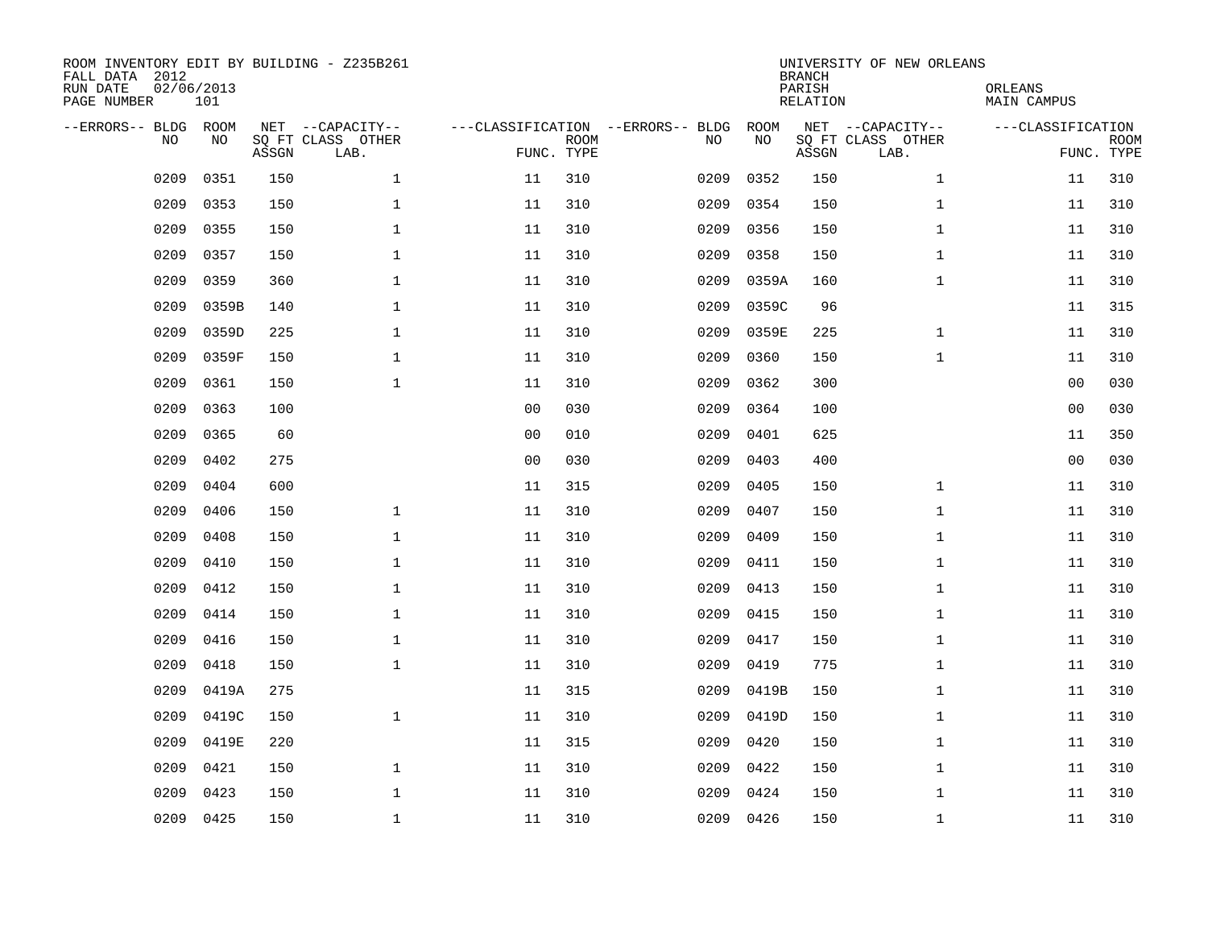ROOM INVENTORY EDIT BY BUILDING - Z235B261
FALL DATA 2012
RUN DATE 02/06/2013
PAGE NUMBER 101

UNIVERSITY OF NEW ORLEANS
BRANCH
PARISH ORLEANS
RELATION MAIN CAMPUS

| --ERRORS-- | BLDG NO | ROOM NO | NET SQ FT ASSGN | --CAPACITY-- CLASS LAB. | OTHER | ---CLASSIFICATION FUNC. | ROOM TYPE | --ERRORS-- | BLDG NO | ROOM NO | NET SQ FT ASSGN | --CAPACITY-- CLASS LAB. | OTHER | ---CLASSIFICATION FUNC. | ROOM TYPE |
|---|---|---|---|---|---|---|---|---|---|---|---|---|---|---|---|
| | 0209 | 0351 | 150 | | 1 | 11 | 310 | | 0209 | 0352 | 150 | | 1 | 11 | 310 |
| | 0209 | 0353 | 150 | | 1 | 11 | 310 | | 0209 | 0354 | 150 | | 1 | 11 | 310 |
| | 0209 | 0355 | 150 | | 1 | 11 | 310 | | 0209 | 0356 | 150 | | 1 | 11 | 310 |
| | 0209 | 0357 | 150 | | 1 | 11 | 310 | | 0209 | 0358 | 150 | | 1 | 11 | 310 |
| | 0209 | 0359 | 360 | | 1 | 11 | 310 | | 0209 | 0359A | 160 | | 1 | 11 | 310 |
| | 0209 | 0359B | 140 | | 1 | 11 | 310 | | 0209 | 0359C | 96 | | | 11 | 315 |
| | 0209 | 0359D | 225 | | 1 | 11 | 310 | | 0209 | 0359E | 225 | | 1 | 11 | 310 |
| | 0209 | 0359F | 150 | | 1 | 11 | 310 | | 0209 | 0360 | 150 | | 1 | 11 | 310 |
| | 0209 | 0361 | 150 | | 1 | 11 | 310 | | 0209 | 0362 | 300 | | | 00 | 030 |
| | 0209 | 0363 | 100 | | | 00 | 030 | | 0209 | 0364 | 100 | | | 00 | 030 |
| | 0209 | 0365 | 60 | | | 00 | 010 | | 0209 | 0401 | 625 | | | 11 | 350 |
| | 0209 | 0402 | 275 | | | 00 | 030 | | 0209 | 0403 | 400 | | | 00 | 030 |
| | 0209 | 0404 | 600 | | | 11 | 315 | | 0209 | 0405 | 150 | | 1 | 11 | 310 |
| | 0209 | 0406 | 150 | | 1 | 11 | 310 | | 0209 | 0407 | 150 | | 1 | 11 | 310 |
| | 0209 | 0408 | 150 | | 1 | 11 | 310 | | 0209 | 0409 | 150 | | 1 | 11 | 310 |
| | 0209 | 0410 | 150 | | 1 | 11 | 310 | | 0209 | 0411 | 150 | | 1 | 11 | 310 |
| | 0209 | 0412 | 150 | | 1 | 11 | 310 | | 0209 | 0413 | 150 | | 1 | 11 | 310 |
| | 0209 | 0414 | 150 | | 1 | 11 | 310 | | 0209 | 0415 | 150 | | 1 | 11 | 310 |
| | 0209 | 0416 | 150 | | 1 | 11 | 310 | | 0209 | 0417 | 150 | | 1 | 11 | 310 |
| | 0209 | 0418 | 150 | | 1 | 11 | 310 | | 0209 | 0419 | 775 | | 1 | 11 | 310 |
| | 0209 | 0419A | 275 | | | 11 | 315 | | 0209 | 0419B | 150 | | 1 | 11 | 310 |
| | 0209 | 0419C | 150 | | 1 | 11 | 310 | | 0209 | 0419D | 150 | | 1 | 11 | 310 |
| | 0209 | 0419E | 220 | | | 11 | 315 | | 0209 | 0420 | 150 | | 1 | 11 | 310 |
| | 0209 | 0421 | 150 | | 1 | 11 | 310 | | 0209 | 0422 | 150 | | 1 | 11 | 310 |
| | 0209 | 0423 | 150 | | 1 | 11 | 310 | | 0209 | 0424 | 150 | | 1 | 11 | 310 |
| | 0209 | 0425 | 150 | | 1 | 11 | 310 | | 0209 | 0426 | 150 | | 1 | 11 | 310 |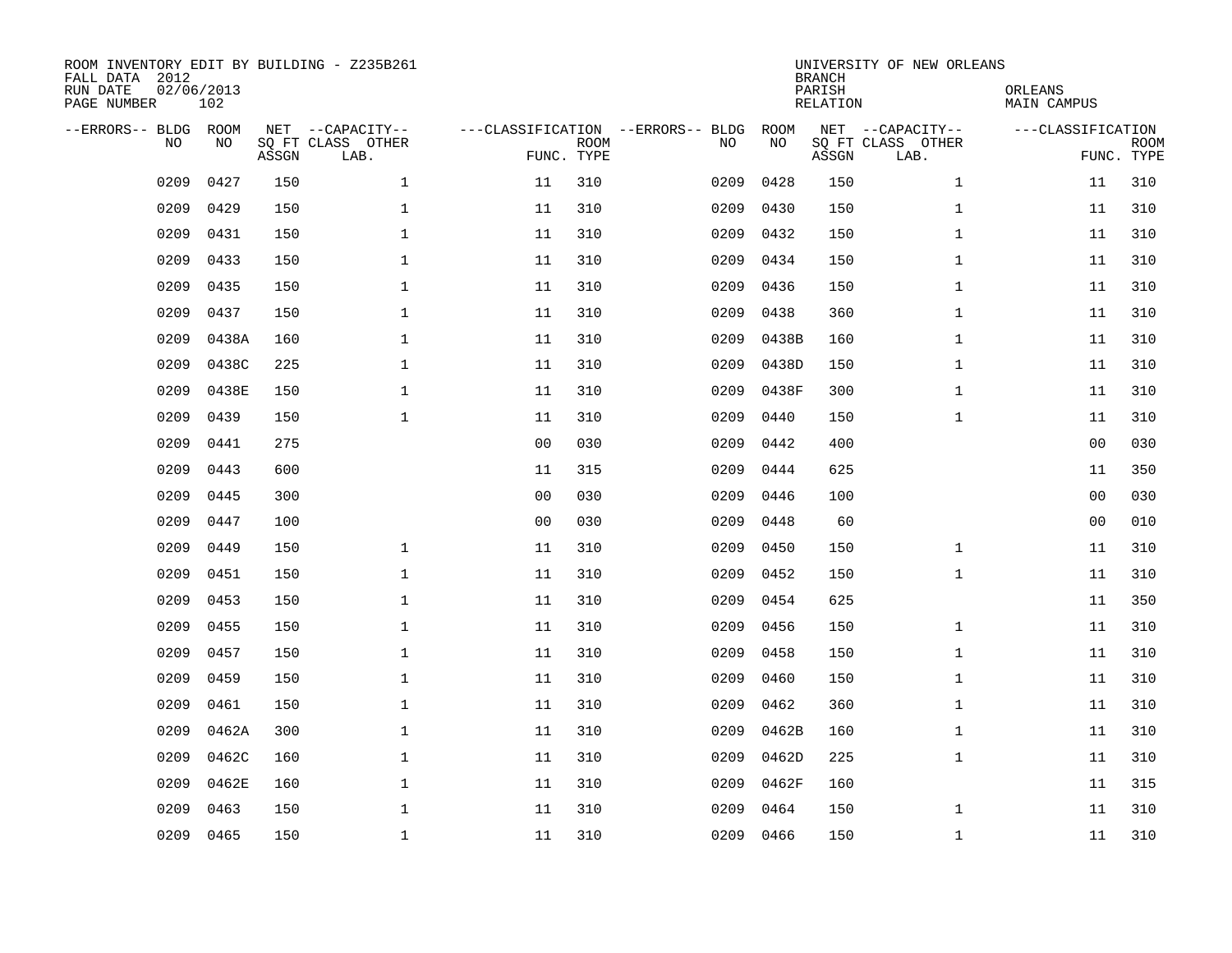ROOM INVENTORY EDIT BY BUILDING - Z235B261
FALL DATA 2012
RUN DATE 02/06/2013
PAGE NUMBER 102

UNIVERSITY OF NEW ORLEANS
BRANCH
PARISH ORLEANS
RELATION MAIN CAMPUS

| --ERRORS-- | BLDG NO | ROOM NO | NET SQ FT ASSGN | --CAPACITY-- CLASS LAB. | OTHER | ---CLASSIFICATION FUNC. | ROOM TYPE | --ERRORS-- | BLDG NO | ROOM NO | NET SQ FT ASSGN | --CAPACITY-- CLASS LAB. | OTHER | ---CLASSIFICATION FUNC. | ROOM TYPE |
|---|---|---|---|---|---|---|---|---|---|---|---|---|---|---|---|
| | 0209 | 0427 | 150 | | 1 | 11 | 310 | | 0209 | 0428 | 150 | | 1 | 11 | 310 |
| | 0209 | 0429 | 150 | | 1 | 11 | 310 | | 0209 | 0430 | 150 | | 1 | 11 | 310 |
| | 0209 | 0431 | 150 | | 1 | 11 | 310 | | 0209 | 0432 | 150 | | 1 | 11 | 310 |
| | 0209 | 0433 | 150 | | 1 | 11 | 310 | | 0209 | 0434 | 150 | | 1 | 11 | 310 |
| | 0209 | 0435 | 150 | | 1 | 11 | 310 | | 0209 | 0436 | 150 | | 1 | 11 | 310 |
| | 0209 | 0437 | 150 | | 1 | 11 | 310 | | 0209 | 0438 | 360 | | 1 | 11 | 310 |
| | 0209 | 0438A | 160 | | 1 | 11 | 310 | | 0209 | 0438B | 160 | | 1 | 11 | 310 |
| | 0209 | 0438C | 225 | | 1 | 11 | 310 | | 0209 | 0438D | 150 | | 1 | 11 | 310 |
| | 0209 | 0438E | 150 | | 1 | 11 | 310 | | 0209 | 0438F | 300 | | 1 | 11 | 310 |
| | 0209 | 0439 | 150 | | 1 | 11 | 310 | | 0209 | 0440 | 150 | | 1 | 11 | 310 |
| | 0209 | 0441 | 275 | | | 00 | 030 | | 0209 | 0442 | 400 | | | 00 | 030 |
| | 0209 | 0443 | 600 | | | 11 | 315 | | 0209 | 0444 | 625 | | | 11 | 350 |
| | 0209 | 0445 | 300 | | | 00 | 030 | | 0209 | 0446 | 100 | | | 00 | 030 |
| | 0209 | 0447 | 100 | | | 00 | 030 | | 0209 | 0448 | 60 | | | 00 | 010 |
| | 0209 | 0449 | 150 | | 1 | 11 | 310 | | 0209 | 0450 | 150 | | 1 | 11 | 310 |
| | 0209 | 0451 | 150 | | 1 | 11 | 310 | | 0209 | 0452 | 150 | | 1 | 11 | 310 |
| | 0209 | 0453 | 150 | | 1 | 11 | 310 | | 0209 | 0454 | 625 | | | 11 | 350 |
| | 0209 | 0455 | 150 | | 1 | 11 | 310 | | 0209 | 0456 | 150 | | 1 | 11 | 310 |
| | 0209 | 0457 | 150 | | 1 | 11 | 310 | | 0209 | 0458 | 150 | | 1 | 11 | 310 |
| | 0209 | 0459 | 150 | | 1 | 11 | 310 | | 0209 | 0460 | 150 | | 1 | 11 | 310 |
| | 0209 | 0461 | 150 | | 1 | 11 | 310 | | 0209 | 0462 | 360 | | 1 | 11 | 310 |
| | 0209 | 0462A | 300 | | 1 | 11 | 310 | | 0209 | 0462B | 160 | | 1 | 11 | 310 |
| | 0209 | 0462C | 160 | | 1 | 11 | 310 | | 0209 | 0462D | 225 | | 1 | 11 | 310 |
| | 0209 | 0462E | 160 | | 1 | 11 | 310 | | 0209 | 0462F | 160 | | | 11 | 315 |
| | 0209 | 0463 | 150 | | 1 | 11 | 310 | | 0209 | 0464 | 150 | | 1 | 11 | 310 |
| | 0209 | 0465 | 150 | | 1 | 11 | 310 | | 0209 | 0466 | 150 | | 1 | 11 | 310 |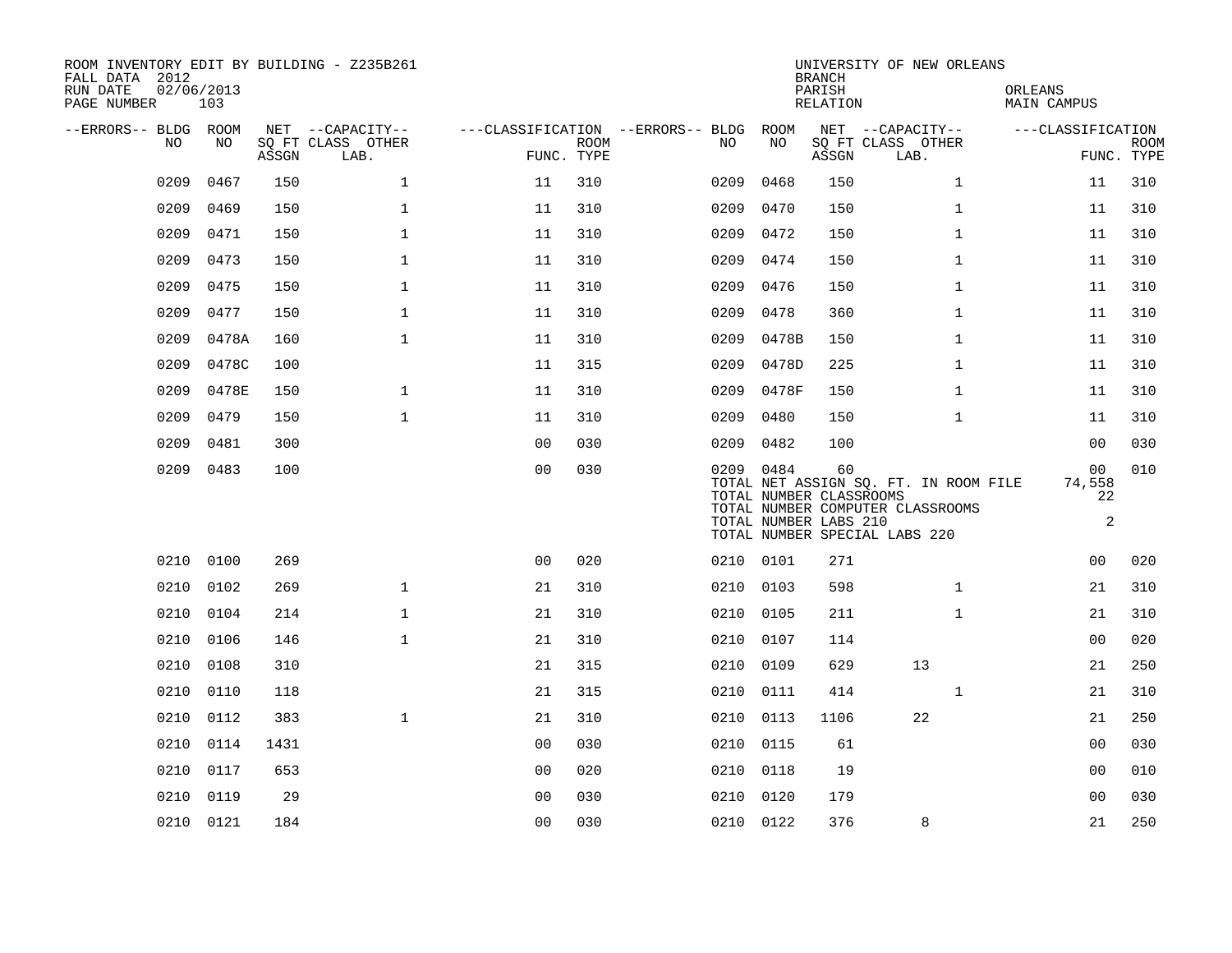ROOM INVENTORY EDIT BY BUILDING - Z235B261
FALL DATA 2012
RUN DATE 02/06/2013
PAGE NUMBER 103

UNIVERSITY OF NEW ORLEANS
BRANCH
PARISH ORLEANS
RELATION MAIN CAMPUS

| --ERRORS-- | BLDG NO | ROOM NO | NET ASSGN SQ FT | --CAPACITY-- CLASS LAB. | OTHER | ---CLASSIFICATION FUNC. | ROOM TYPE | --ERRORS-- | BLDG NO | ROOM NO | NET ASSGN SQ FT | --CAPACITY-- CLASS LAB. | OTHER | ---CLASSIFICATION FUNC. | ROOM TYPE |
|---|---|---|---|---|---|---|---|---|---|---|---|---|---|---|---|
| | 0209 | 0467 | 150 | | 1 | 11 | 310 | | 0209 | 0468 | 150 | | 1 | 11 | 310 |
| | 0209 | 0469 | 150 | | 1 | 11 | 310 | | 0209 | 0470 | 150 | | 1 | 11 | 310 |
| | 0209 | 0471 | 150 | | 1 | 11 | 310 | | 0209 | 0472 | 150 | | 1 | 11 | 310 |
| | 0209 | 0473 | 150 | | 1 | 11 | 310 | | 0209 | 0474 | 150 | | 1 | 11 | 310 |
| | 0209 | 0475 | 150 | | 1 | 11 | 310 | | 0209 | 0476 | 150 | | 1 | 11 | 310 |
| | 0209 | 0477 | 150 | | 1 | 11 | 310 | | 0209 | 0478 | 360 | | 1 | 11 | 310 |
| | 0209 | 0478A | 160 | | 1 | 11 | 310 | | 0209 | 0478B | 150 | | 1 | 11 | 310 |
| | 0209 | 0478C | 100 | | | 11 | 315 | | 0209 | 0478D | 225 | | 1 | 11 | 310 |
| | 0209 | 0478E | 150 | | 1 | 11 | 310 | | 0209 | 0478F | 150 | | 1 | 11 | 310 |
| | 0209 | 0479 | 150 | | 1 | 11 | 310 | | 0209 | 0480 | 150 | | 1 | 11 | 310 |
| | 0209 | 0481 | 300 | | | 00 | 030 | | 0209 | 0482 | 100 | | | 00 | 030 |
| | 0209 | 0483 | 100 | | | 00 | 030 | | 0209 | 0484 | 60 | | | 00 | 010 |
| | | | | | | | | | TOTAL NET ASSIGN SQ. FT. IN ROOM FILE | | | | | 74,558 | |
| | | | | | | | | | TOTAL NUMBER CLASSROOMS | | | | | 22 | |
| | | | | | | | | | TOTAL NUMBER COMPUTER CLASSROOMS | | | | | | |
| | | | | | | | | | TOTAL NUMBER LABS 210 | | | | | 2 | |
| | | | | | | | | | TOTAL NUMBER SPECIAL LABS 220 | | | | | | |
| | 0210 | 0100 | 269 | | | 00 | 020 | | 0210 | 0101 | 271 | | | 00 | 020 |
| | 0210 | 0102 | 269 | | 1 | 21 | 310 | | 0210 | 0103 | 598 | | 1 | 21 | 310 |
| | 0210 | 0104 | 214 | | 1 | 21 | 310 | | 0210 | 0105 | 211 | | 1 | 21 | 310 |
| | 0210 | 0106 | 146 | | 1 | 21 | 310 | | 0210 | 0107 | 114 | | | 00 | 020 |
| | 0210 | 0108 | 310 | | | 21 | 315 | | 0210 | 0109 | 629 | 13 | | 21 | 250 |
| | 0210 | 0110 | 118 | | | 21 | 315 | | 0210 | 0111 | 414 | | 1 | 21 | 310 |
| | 0210 | 0112 | 383 | | 1 | 21 | 310 | | 0210 | 0113 | 1106 | 22 | | 21 | 250 |
| | 0210 | 0114 | 1431 | | | 00 | 030 | | 0210 | 0115 | 61 | | | 00 | 030 |
| | 0210 | 0117 | 653 | | | 00 | 020 | | 0210 | 0118 | 19 | | | 00 | 010 |
| | 0210 | 0119 | 29 | | | 00 | 030 | | 0210 | 0120 | 179 | | | 00 | 030 |
| | 0210 | 0121 | 184 | | | 00 | 030 | | 0210 | 0122 | 376 | 8 | | 21 | 250 |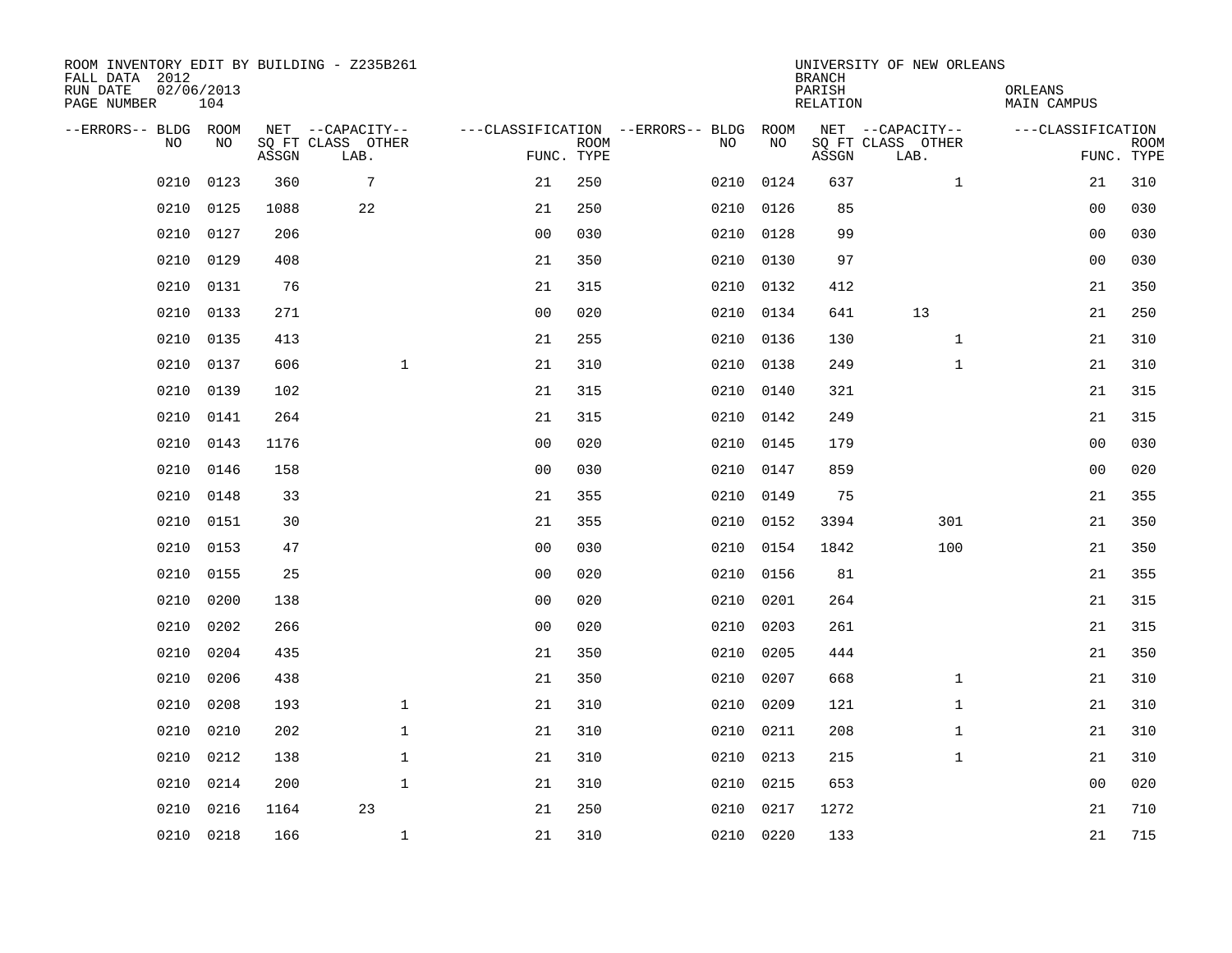ROOM INVENTORY EDIT BY BUILDING - Z235B261
FALL DATA 2012
RUN DATE 02/06/2013
PAGE NUMBER 104

UNIVERSITY OF NEW ORLEANS
BRANCH
PARISH ORLEANS
RELATION MAIN CAMPUS

| --ERRORS-- | BLDG NO | ROOM NO | NET SQ FT ASSGN | --CAPACITY-- CLASS LAB. | OTHER | ---CLASSIFICATION FUNC. | ROOM TYPE | --ERRORS-- | BLDG NO | ROOM NO | NET SQ FT ASSGN | --CAPACITY-- CLASS LAB. | OTHER | ---CLASSIFICATION FUNC. | ROOM TYPE |
|---|---|---|---|---|---|---|---|---|---|---|---|---|---|---|---|
| | 0210 | 0123 | 360 | 7 | | 21 | 250 | | 0210 | 0124 | 637 | | 1 | 21 | 310 |
| | 0210 | 0125 | 1088 | 22 | | 21 | 250 | | 0210 | 0126 | 85 | | | 00 | 030 |
| | 0210 | 0127 | 206 | | | 00 | 030 | | 0210 | 0128 | 99 | | | 00 | 030 |
| | 0210 | 0129 | 408 | | | 21 | 350 | | 0210 | 0130 | 97 | | | 00 | 030 |
| | 0210 | 0131 | 76 | | | 21 | 315 | | 0210 | 0132 | 412 | | | 21 | 350 |
| | 0210 | 0133 | 271 | | | 00 | 020 | | 0210 | 0134 | 641 | 13 | | 21 | 250 |
| | 0210 | 0135 | 413 | | | 21 | 255 | | 0210 | 0136 | 130 | | 1 | 21 | 310 |
| | 0210 | 0137 | 606 | | 1 | 21 | 310 | | 0210 | 0138 | 249 | | 1 | 21 | 310 |
| | 0210 | 0139 | 102 | | | 21 | 315 | | 0210 | 0140 | 321 | | | 21 | 315 |
| | 0210 | 0141 | 264 | | | 21 | 315 | | 0210 | 0142 | 249 | | | 21 | 315 |
| | 0210 | 0143 | 1176 | | | 00 | 020 | | 0210 | 0145 | 179 | | | 00 | 030 |
| | 0210 | 0146 | 158 | | | 00 | 030 | | 0210 | 0147 | 859 | | | 00 | 020 |
| | 0210 | 0148 | 33 | | | 21 | 355 | | 0210 | 0149 | 75 | | | 21 | 355 |
| | 0210 | 0151 | 30 | | | 21 | 355 | | 0210 | 0152 | 3394 | | 301 | 21 | 350 |
| | 0210 | 0153 | 47 | | | 00 | 030 | | 0210 | 0154 | 1842 | | 100 | 21 | 350 |
| | 0210 | 0155 | 25 | | | 00 | 020 | | 0210 | 0156 | 81 | | | 21 | 355 |
| | 0210 | 0200 | 138 | | | 00 | 020 | | 0210 | 0201 | 264 | | | 21 | 315 |
| | 0210 | 0202 | 266 | | | 00 | 020 | | 0210 | 0203 | 261 | | | 21 | 315 |
| | 0210 | 0204 | 435 | | | 21 | 350 | | 0210 | 0205 | 444 | | | 21 | 350 |
| | 0210 | 0206 | 438 | | | 21 | 350 | | 0210 | 0207 | 668 | | 1 | 21 | 310 |
| | 0210 | 0208 | 193 | | 1 | 21 | 310 | | 0210 | 0209 | 121 | | 1 | 21 | 310 |
| | 0210 | 0210 | 202 | | 1 | 21 | 310 | | 0210 | 0211 | 208 | | 1 | 21 | 310 |
| | 0210 | 0212 | 138 | | 1 | 21 | 310 | | 0210 | 0213 | 215 | | 1 | 21 | 310 |
| | 0210 | 0214 | 200 | | 1 | 21 | 310 | | 0210 | 0215 | 653 | | | 00 | 020 |
| | 0210 | 0216 | 1164 | 23 | | 21 | 250 | | 0210 | 0217 | 1272 | | | 21 | 710 |
| | 0210 | 0218 | 166 | | 1 | 21 | 310 | | 0210 | 0220 | 133 | | | 21 | 715 |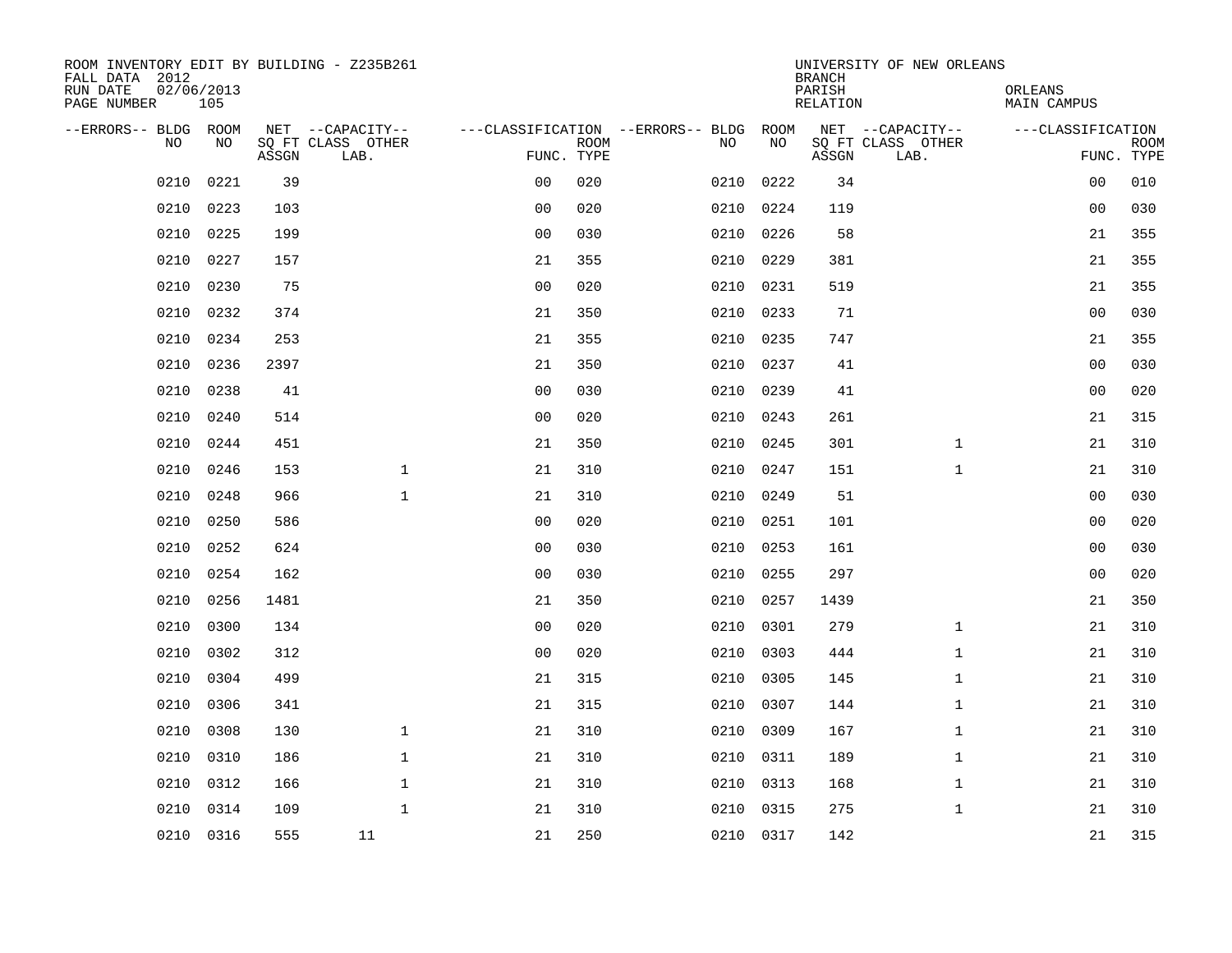ROOM INVENTORY EDIT BY BUILDING - Z235B261
FALL DATA 2012
RUN DATE 02/06/2013
PAGE NUMBER 105

UNIVERSITY OF NEW ORLEANS
BRANCH
PARISH ORLEANS
RELATION MAIN CAMPUS

| --ERRORS-- | BLDG NO | ROOM NO | NET SQ FT ASSGN | --CAPACITY-- CLASS LAB. | OTHER | ---CLASSIFICATION FUNC. | ROOM TYPE | --ERRORS-- | BLDG NO | ROOM NO | NET SQ FT ASSGN | --CAPACITY-- CLASS LAB. | OTHER | ---CLASSIFICATION FUNC. | ROOM TYPE |
|---|---|---|---|---|---|---|---|---|---|---|---|---|---|---|---|
| | 0210 | 0221 | 39 | | | 00 | 020 | | 0210 | 0222 | 34 | | | 00 | 010 |
| | 0210 | 0223 | 103 | | | 00 | 020 | | 0210 | 0224 | 119 | | | 00 | 030 |
| | 0210 | 0225 | 199 | | | 00 | 030 | | 0210 | 0226 | 58 | | | 21 | 355 |
| | 0210 | 0227 | 157 | | | 21 | 355 | | 0210 | 0229 | 381 | | | 21 | 355 |
| | 0210 | 0230 | 75 | | | 00 | 020 | | 0210 | 0231 | 519 | | | 21 | 355 |
| | 0210 | 0232 | 374 | | | 21 | 350 | | 0210 | 0233 | 71 | | | 00 | 030 |
| | 0210 | 0234 | 253 | | | 21 | 355 | | 0210 | 0235 | 747 | | | 21 | 355 |
| | 0210 | 0236 | 2397 | | | 21 | 350 | | 0210 | 0237 | 41 | | | 00 | 030 |
| | 0210 | 0238 | 41 | | | 00 | 030 | | 0210 | 0239 | 41 | | | 00 | 020 |
| | 0210 | 0240 | 514 | | | 00 | 020 | | 0210 | 0243 | 261 | | | 21 | 315 |
| | 0210 | 0244 | 451 | | | 21 | 350 | | 0210 | 0245 | 301 | | 1 | 21 | 310 |
| | 0210 | 0246 | 153 | | 1 | 21 | 310 | | 0210 | 0247 | 151 | | 1 | 21 | 310 |
| | 0210 | 0248 | 966 | | 1 | 21 | 310 | | 0210 | 0249 | 51 | | | 00 | 030 |
| | 0210 | 0250 | 586 | | | 00 | 020 | | 0210 | 0251 | 101 | | | 00 | 020 |
| | 0210 | 0252 | 624 | | | 00 | 030 | | 0210 | 0253 | 161 | | | 00 | 030 |
| | 0210 | 0254 | 162 | | | 00 | 030 | | 0210 | 0255 | 297 | | | 00 | 020 |
| | 0210 | 0256 | 1481 | | | 21 | 350 | | 0210 | 0257 | 1439 | | | 21 | 350 |
| | 0210 | 0300 | 134 | | | 00 | 020 | | 0210 | 0301 | 279 | | 1 | 21 | 310 |
| | 0210 | 0302 | 312 | | | 00 | 020 | | 0210 | 0303 | 444 | | 1 | 21 | 310 |
| | 0210 | 0304 | 499 | | | 21 | 315 | | 0210 | 0305 | 145 | | 1 | 21 | 310 |
| | 0210 | 0306 | 341 | | | 21 | 315 | | 0210 | 0307 | 144 | | 1 | 21 | 310 |
| | 0210 | 0308 | 130 | | 1 | 21 | 310 | | 0210 | 0309 | 167 | | 1 | 21 | 310 |
| | 0210 | 0310 | 186 | | 1 | 21 | 310 | | 0210 | 0311 | 189 | | 1 | 21 | 310 |
| | 0210 | 0312 | 166 | | 1 | 21 | 310 | | 0210 | 0313 | 168 | | 1 | 21 | 310 |
| | 0210 | 0314 | 109 | | 1 | 21 | 310 | | 0210 | 0315 | 275 | | 1 | 21 | 310 |
| | 0210 | 0316 | 555 | 11 | | 21 | 250 | | 0210 | 0317 | 142 | | | 21 | 315 |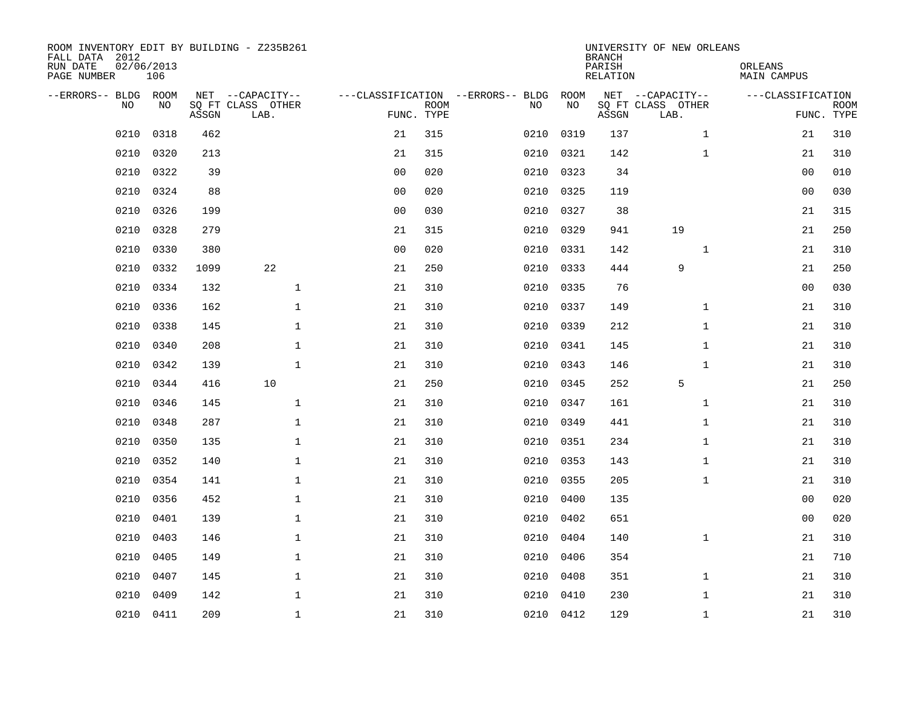ROOM INVENTORY EDIT BY BUILDING - Z235B261
FALL DATA 2012
RUN DATE 02/06/2013
PAGE NUMBER 106

UNIVERSITY OF NEW ORLEANS
BRANCH
PARISH ORLEANS
RELATION MAIN CAMPUS

| --ERRORS-- | BLDG NO | ROOM NO | NET ASSGN SQ FT | CAPACITY CLASS LAB. | CAPACITY OTHER | CLASSIFICATION FUNC. | ROOM TYPE | --ERRORS-- | BLDG NO | ROOM NO | NET ASSGN SQ FT | CAPACITY CLASS LAB. | CAPACITY OTHER | CLASSIFICATION FUNC. | ROOM TYPE |
|---|---|---|---|---|---|---|---|---|---|---|---|---|---|---|---|
| | 0210 | 0318 | 462 | | | 21 | 315 | | 0210 | 0319 | 137 | | 1 | 21 | 310 |
| | 0210 | 0320 | 213 | | | 21 | 315 | | 0210 | 0321 | 142 | | 1 | 21 | 310 |
| | 0210 | 0322 | 39 | | | 00 | 020 | | 0210 | 0323 | 34 | | | 00 | 010 |
| | 0210 | 0324 | 88 | | | 00 | 020 | | 0210 | 0325 | 119 | | | 00 | 030 |
| | 0210 | 0326 | 199 | | | 00 | 030 | | 0210 | 0327 | 38 | | | 21 | 315 |
| | 0210 | 0328 | 279 | | | 21 | 315 | | 0210 | 0329 | 941 | 19 | | 21 | 250 |
| | 0210 | 0330 | 380 | | | 00 | 020 | | 0210 | 0331 | 142 | | 1 | 21 | 310 |
| | 0210 | 0332 | 1099 | 22 | | 21 | 250 | | 0210 | 0333 | 444 | 9 | | 21 | 250 |
| | 0210 | 0334 | 132 | | 1 | 21 | 310 | | 0210 | 0335 | 76 | | | 00 | 030 |
| | 0210 | 0336 | 162 | | 1 | 21 | 310 | | 0210 | 0337 | 149 | | 1 | 21 | 310 |
| | 0210 | 0338 | 145 | | 1 | 21 | 310 | | 0210 | 0339 | 212 | | 1 | 21 | 310 |
| | 0210 | 0340 | 208 | | 1 | 21 | 310 | | 0210 | 0341 | 145 | | 1 | 21 | 310 |
| | 0210 | 0342 | 139 | | 1 | 21 | 310 | | 0210 | 0343 | 146 | | 1 | 21 | 310 |
| | 0210 | 0344 | 416 | 10 | | 21 | 250 | | 0210 | 0345 | 252 | 5 | | 21 | 250 |
| | 0210 | 0346 | 145 | | 1 | 21 | 310 | | 0210 | 0347 | 161 | | 1 | 21 | 310 |
| | 0210 | 0348 | 287 | | 1 | 21 | 310 | | 0210 | 0349 | 441 | | 1 | 21 | 310 |
| | 0210 | 0350 | 135 | | 1 | 21 | 310 | | 0210 | 0351 | 234 | | 1 | 21 | 310 |
| | 0210 | 0352 | 140 | | 1 | 21 | 310 | | 0210 | 0353 | 143 | | 1 | 21 | 310 |
| | 0210 | 0354 | 141 | | 1 | 21 | 310 | | 0210 | 0355 | 205 | | 1 | 21 | 310 |
| | 0210 | 0356 | 452 | | 1 | 21 | 310 | | 0210 | 0400 | 135 | | | 00 | 020 |
| | 0210 | 0401 | 139 | | 1 | 21 | 310 | | 0210 | 0402 | 651 | | | 00 | 020 |
| | 0210 | 0403 | 146 | | 1 | 21 | 310 | | 0210 | 0404 | 140 | | 1 | 21 | 310 |
| | 0210 | 0405 | 149 | | 1 | 21 | 310 | | 0210 | 0406 | 354 | | | 21 | 710 |
| | 0210 | 0407 | 145 | | 1 | 21 | 310 | | 0210 | 0408 | 351 | | 1 | 21 | 310 |
| | 0210 | 0409 | 142 | | 1 | 21 | 310 | | 0210 | 0410 | 230 | | 1 | 21 | 310 |
| | 0210 | 0411 | 209 | | 1 | 21 | 310 | | 0210 | 0412 | 129 | | 1 | 21 | 310 |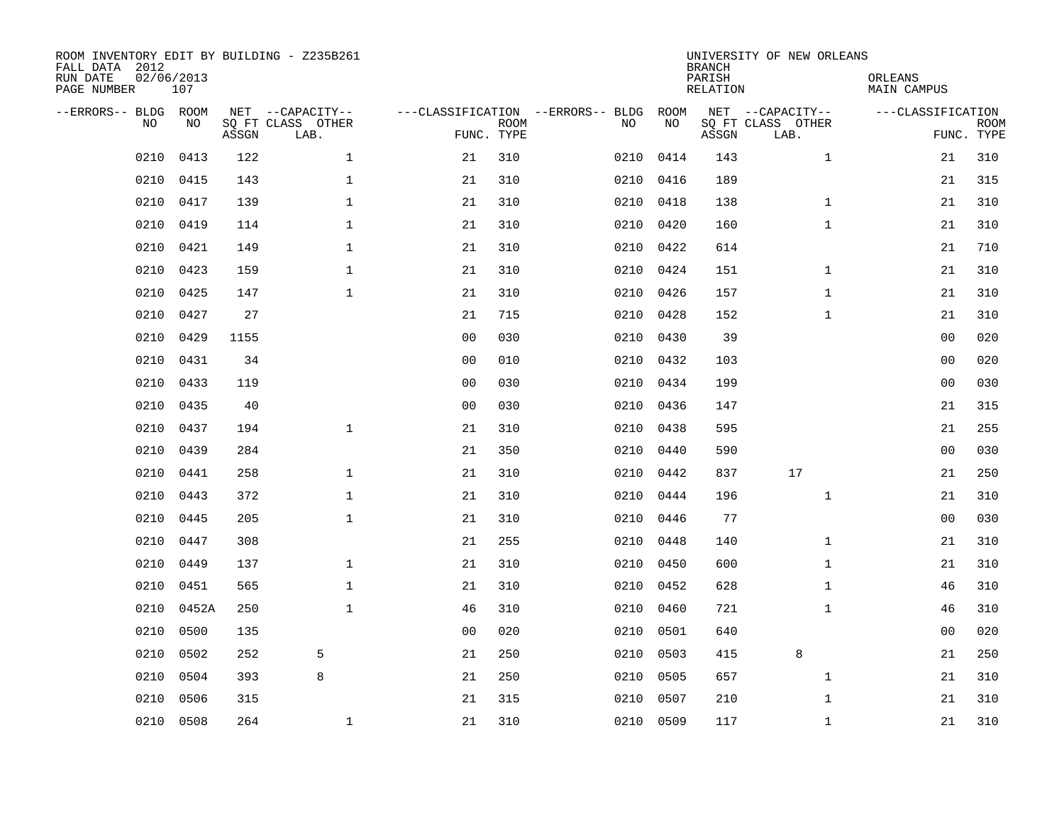ROOM INVENTORY EDIT BY BUILDING - Z235B261
FALL DATA 2012
RUN DATE 02/06/2013
PAGE NUMBER 107

UNIVERSITY OF NEW ORLEANS
BRANCH
PARISH ORLEANS
RELATION MAIN CAMPUS

| --ERRORS-- | BLDG NO | ROOM NO | NET SQ FT ASSGN | --CAPACITY-- CLASS LAB. | OTHER | ---CLASSIFICATION FUNC. | ROOM TYPE | --ERRORS-- | BLDG NO | ROOM NO | NET SQ FT ASSGN | --CAPACITY-- CLASS LAB. | OTHER | ---CLASSIFICATION FUNC. | ROOM TYPE |
|---|---|---|---|---|---|---|---|---|---|---|---|---|---|---|---|
| | 0210 | 0413 | 122 | | 1 | 21 | 310 | | 0210 | 0414 | 143 | | 1 | 21 | 310 |
| | 0210 | 0415 | 143 | | 1 | 21 | 310 | | 0210 | 0416 | 189 | | | 21 | 315 |
| | 0210 | 0417 | 139 | | 1 | 21 | 310 | | 0210 | 0418 | 138 | | 1 | 21 | 310 |
| | 0210 | 0419 | 114 | | 1 | 21 | 310 | | 0210 | 0420 | 160 | | 1 | 21 | 310 |
| | 0210 | 0421 | 149 | | 1 | 21 | 310 | | 0210 | 0422 | 614 | | | 21 | 710 |
| | 0210 | 0423 | 159 | | 1 | 21 | 310 | | 0210 | 0424 | 151 | | 1 | 21 | 310 |
| | 0210 | 0425 | 147 | | 1 | 21 | 310 | | 0210 | 0426 | 157 | | 1 | 21 | 310 |
| | 0210 | 0427 | 27 | | | 21 | 715 | | 0210 | 0428 | 152 | | 1 | 21 | 310 |
| | 0210 | 0429 | 1155 | | | 00 | 030 | | 0210 | 0430 | 39 | | | 00 | 020 |
| | 0210 | 0431 | 34 | | | 00 | 010 | | 0210 | 0432 | 103 | | | 00 | 020 |
| | 0210 | 0433 | 119 | | | 00 | 030 | | 0210 | 0434 | 199 | | | 00 | 030 |
| | 0210 | 0435 | 40 | | | 00 | 030 | | 0210 | 0436 | 147 | | | 21 | 315 |
| | 0210 | 0437 | 194 | | 1 | 21 | 310 | | 0210 | 0438 | 595 | | | 21 | 255 |
| | 0210 | 0439 | 284 | | | 21 | 350 | | 0210 | 0440 | 590 | | | 00 | 030 |
| | 0210 | 0441 | 258 | | 1 | 21 | 310 | | 0210 | 0442 | 837 | 17 | | 21 | 250 |
| | 0210 | 0443 | 372 | | 1 | 21 | 310 | | 0210 | 0444 | 196 | | 1 | 21 | 310 |
| | 0210 | 0445 | 205 | | 1 | 21 | 310 | | 0210 | 0446 | 77 | | | 00 | 030 |
| | 0210 | 0447 | 308 | | | 21 | 255 | | 0210 | 0448 | 140 | | 1 | 21 | 310 |
| | 0210 | 0449 | 137 | | 1 | 21 | 310 | | 0210 | 0450 | 600 | | 1 | 21 | 310 |
| | 0210 | 0451 | 565 | | 1 | 21 | 310 | | 0210 | 0452 | 628 | | 1 | 46 | 310 |
| | 0210 | 0452A | 250 | | 1 | 46 | 310 | | 0210 | 0460 | 721 | | 1 | 46 | 310 |
| | 0210 | 0500 | 135 | | | 00 | 020 | | 0210 | 0501 | 640 | | | 00 | 020 |
| | 0210 | 0502 | 252 | 5 | | 21 | 250 | | 0210 | 0503 | 415 | 8 | | 21 | 250 |
| | 0210 | 0504 | 393 | 8 | | 21 | 250 | | 0210 | 0505 | 657 | | 1 | 21 | 310 |
| | 0210 | 0506 | 315 | | | 21 | 315 | | 0210 | 0507 | 210 | | 1 | 21 | 310 |
| | 0210 | 0508 | 264 | | 1 | 21 | 310 | | 0210 | 0509 | 117 | | 1 | 21 | 310 |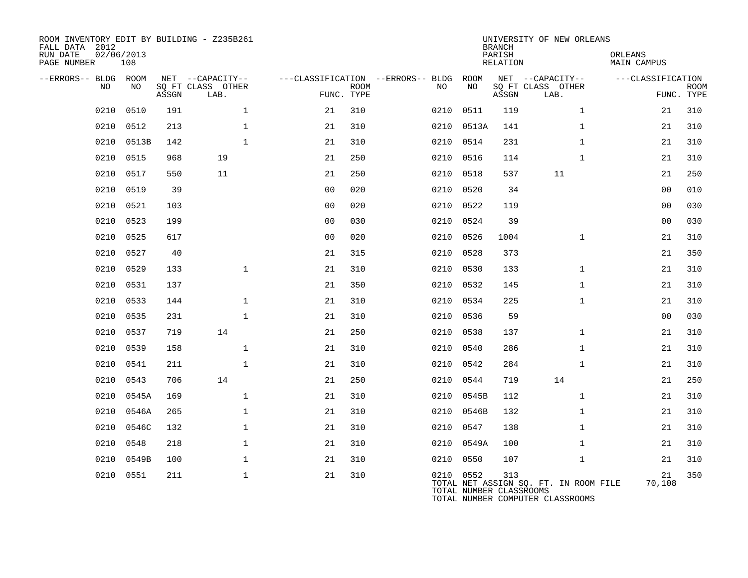ROOM INVENTORY EDIT BY BUILDING - Z235B261
FALL DATA 2012
RUN DATE 02/06/2013
PAGE NUMBER 108

UNIVERSITY OF NEW ORLEANS
BRANCH
PARISH ORLEANS
RELATION MAIN CAMPUS

| --ERRORS-- | BLDG NO | ROOM NO | NET SQ FT ASSGN | CAPACITY CLASS LAB. | CAPACITY OTHER | CLASSIFICATION FUNC. | ROOM TYPE | --ERRORS-- | BLDG NO | ROOM NO | NET SQ FT ASSGN | CAPACITY CLASS LAB. | CAPACITY OTHER | CLASSIFICATION FUNC. | ROOM TYPE |
|---|---|---|---|---|---|---|---|---|---|---|---|---|---|---|---|
| | 0210 | 0510 | 191 | | 1 | 21 | 310 | | 0210 | 0511 | 119 | | 1 | 21 | 310 |
| | 0210 | 0512 | 213 | | 1 | 21 | 310 | | 0210 | 0513A | 141 | | 1 | 21 | 310 |
| | 0210 | 0513B | 142 | | 1 | 21 | 310 | | 0210 | 0514 | 231 | | 1 | 21 | 310 |
| | 0210 | 0515 | 968 | 19 | | 21 | 250 | | 0210 | 0516 | 114 | | 1 | 21 | 310 |
| | 0210 | 0517 | 550 | 11 | | 21 | 250 | | 0210 | 0518 | 537 | 11 | | 21 | 250 |
| | 0210 | 0519 | 39 | | | 00 | 020 | | 0210 | 0520 | 34 | | | 00 | 010 |
| | 0210 | 0521 | 103 | | | 00 | 020 | | 0210 | 0522 | 119 | | | 00 | 030 |
| | 0210 | 0523 | 199 | | | 00 | 030 | | 0210 | 0524 | 39 | | | 00 | 030 |
| | 0210 | 0525 | 617 | | | 00 | 020 | | 0210 | 0526 | 1004 | | 1 | 21 | 310 |
| | 0210 | 0527 | 40 | | | 21 | 315 | | 0210 | 0528 | 373 | | | 21 | 350 |
| | 0210 | 0529 | 133 | | 1 | 21 | 310 | | 0210 | 0530 | 133 | | 1 | 21 | 310 |
| | 0210 | 0531 | 137 | | | 21 | 350 | | 0210 | 0532 | 145 | | 1 | 21 | 310 |
| | 0210 | 0533 | 144 | | 1 | 21 | 310 | | 0210 | 0534 | 225 | | 1 | 21 | 310 |
| | 0210 | 0535 | 231 | | 1 | 21 | 310 | | 0210 | 0536 | 59 | | | 00 | 030 |
| | 0210 | 0537 | 719 | 14 | | 21 | 250 | | 0210 | 0538 | 137 | | 1 | 21 | 310 |
| | 0210 | 0539 | 158 | | 1 | 21 | 310 | | 0210 | 0540 | 286 | | 1 | 21 | 310 |
| | 0210 | 0541 | 211 | | 1 | 21 | 310 | | 0210 | 0542 | 284 | | 1 | 21 | 310 |
| | 0210 | 0543 | 706 | 14 | | 21 | 250 | | 0210 | 0544 | 719 | 14 | | 21 | 250 |
| | 0210 | 0545A | 169 | | 1 | 21 | 310 | | 0210 | 0545B | 112 | | 1 | 21 | 310 |
| | 0210 | 0546A | 265 | | 1 | 21 | 310 | | 0210 | 0546B | 132 | | 1 | 21 | 310 |
| | 0210 | 0546C | 132 | | 1 | 21 | 310 | | 0210 | 0547 | 138 | | 1 | 21 | 310 |
| | 0210 | 0548 | 218 | | 1 | 21 | 310 | | 0210 | 0549A | 100 | | 1 | 21 | 310 |
| | 0210 | 0549B | 100 | | 1 | 21 | 310 | | 0210 | 0550 | 107 | | 1 | 21 | 310 |
| | 0210 | 0551 | 211 | | 1 | 21 | 310 | | 0210 | 0552 | 313 | | | 21 | 350 |

TOTAL NET ASSIGN SQ. FT. IN ROOM FILE 70,108
TOTAL NUMBER CLASSROOMS
TOTAL NUMBER COMPUTER CLASSROOMS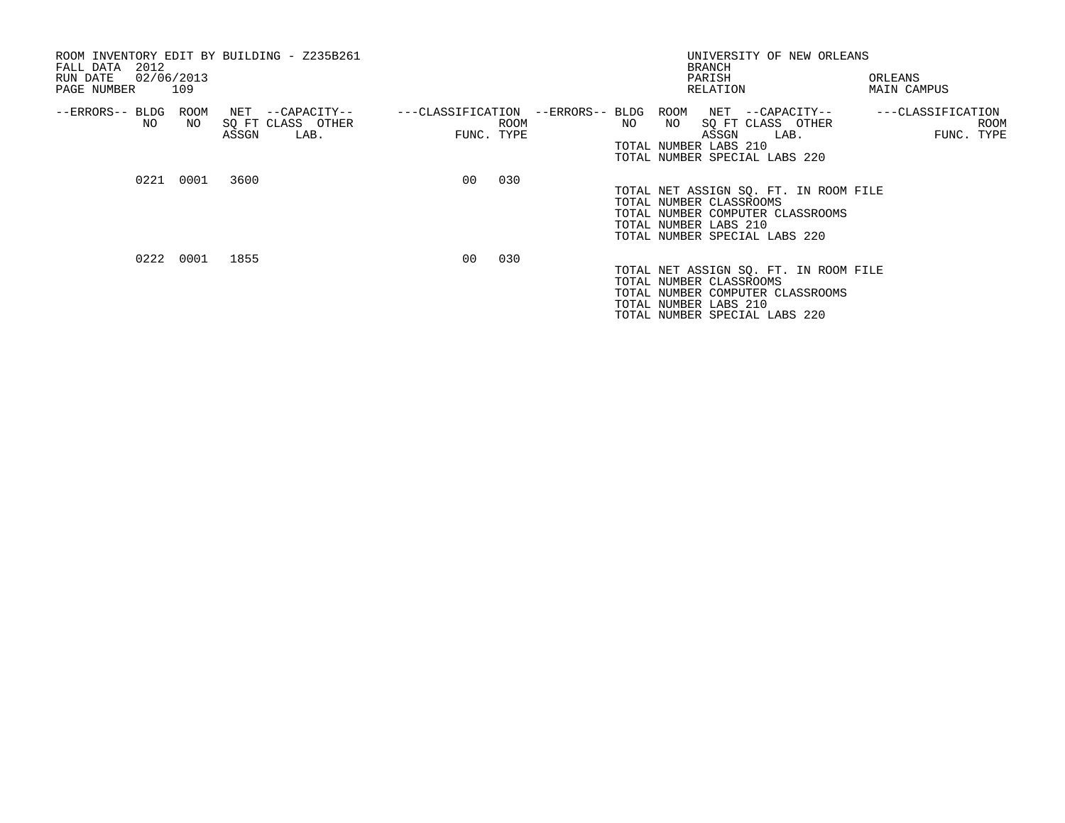ROOM INVENTORY EDIT BY BUILDING - Z235B261
FALL DATA 2012
RUN DATE 02/06/2013
PAGE NUMBER 109

UNIVERSITY OF NEW ORLEANS
BRANCH
PARISH ORLEANS
RELATION MAIN CAMPUS

| --ERRORS-- | BLDG NO | ROOM NO | NET SQ FT ASSGN | --CAPACITY-- CLASS | OTHER LAB. | ---CLASSIFICATION FUNC. | ROOM TYPE |
|---|---|---|---|---|---|---|---|
| | | | | | | | |

TOTAL NUMBER LABS 210
TOTAL NUMBER SPECIAL LABS 220

| --ERRORS-- | BLDG NO | ROOM NO | NET SQ FT ASSGN | --CAPACITY-- CLASS | OTHER LAB. | ---CLASSIFICATION FUNC. | ROOM TYPE |
|---|---|---|---|---|---|---|---|
| | 0221 | 0001 | 3600 | | | 00 | 030 |

TOTAL NET ASSIGN SQ. FT. IN ROOM FILE
TOTAL NUMBER CLASSROOMS
TOTAL NUMBER COMPUTER CLASSROOMS
TOTAL NUMBER LABS 210
TOTAL NUMBER SPECIAL LABS 220

| --ERRORS-- | BLDG NO | ROOM NO | NET SQ FT ASSGN | --CAPACITY-- CLASS | OTHER LAB. | ---CLASSIFICATION FUNC. | ROOM TYPE |
|---|---|---|---|---|---|---|---|
| | 0222 | 0001 | 1855 | | | 00 | 030 |

TOTAL NET ASSIGN SQ. FT. IN ROOM FILE
TOTAL NUMBER CLASSROOMS
TOTAL NUMBER COMPUTER CLASSROOMS
TOTAL NUMBER LABS 210
TOTAL NUMBER SPECIAL LABS 220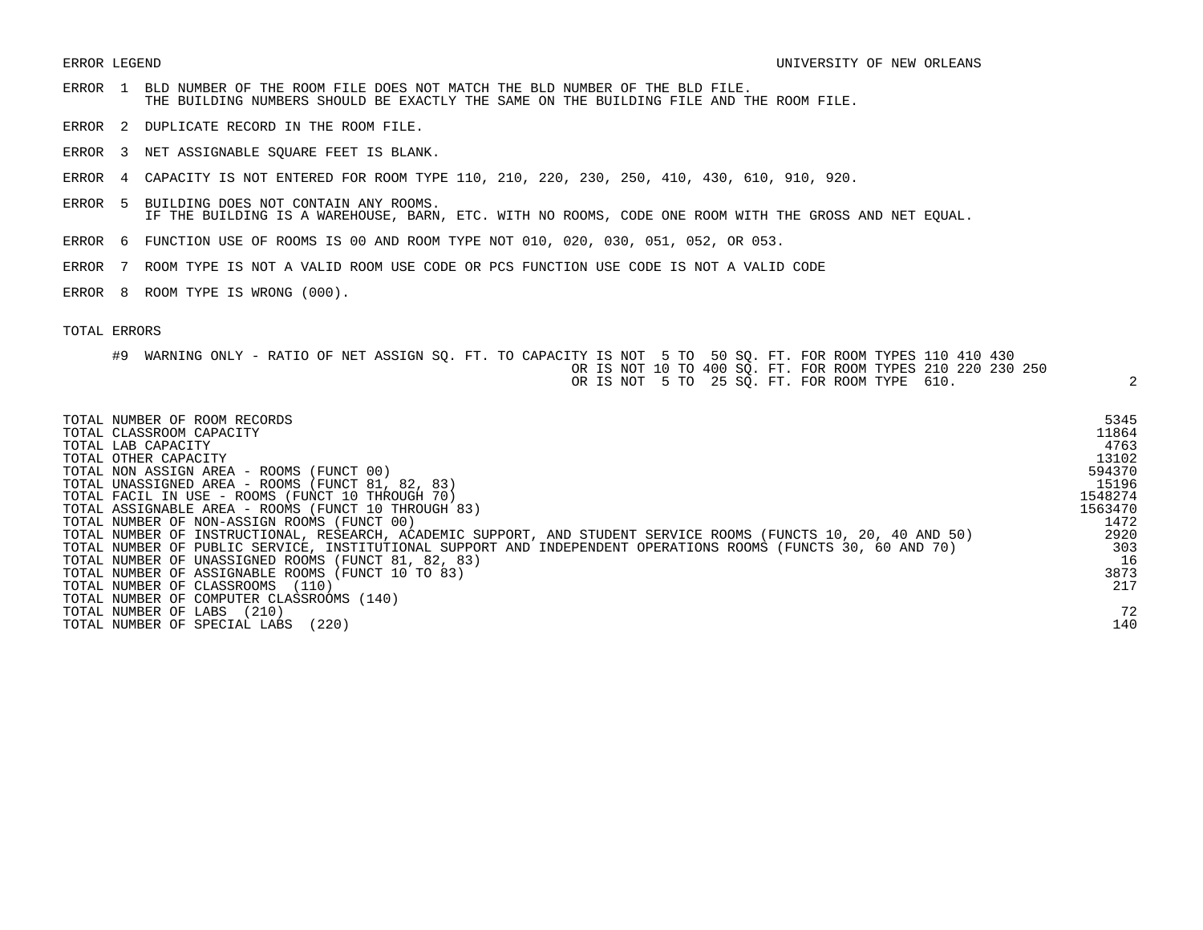ERROR LEGEND

UNIVERSITY OF NEW ORLEANS

ERROR 1 BLD NUMBER OF THE ROOM FILE DOES NOT MATCH THE BLD NUMBER OF THE BLD FILE.
THE BUILDING NUMBERS SHOULD BE EXACTLY THE SAME ON THE BUILDING FILE AND THE ROOM FILE.

ERROR 2 DUPLICATE RECORD IN THE ROOM FILE.

ERROR 3 NET ASSIGNABLE SQUARE FEET IS BLANK.

ERROR 4 CAPACITY IS NOT ENTERED FOR ROOM TYPE 110, 210, 220, 230, 250, 410, 430, 610, 910, 920.

ERROR 5 BUILDING DOES NOT CONTAIN ANY ROOMS.
IF THE BUILDING IS A WAREHOUSE, BARN, ETC. WITH NO ROOMS, CODE ONE ROOM WITH THE GROSS AND NET EQUAL.

ERROR 6 FUNCTION USE OF ROOMS IS 00 AND ROOM TYPE NOT 010, 020, 030, 051, 052, OR 053.

ERROR 7 ROOM TYPE IS NOT A VALID ROOM USE CODE OR PCS FUNCTION USE CODE IS NOT A VALID CODE

ERROR 8 ROOM TYPE IS WRONG (000).

TOTAL ERRORS

| | |
|---|---|
| #9 WARNING ONLY - RATIO OF NET ASSIGN SQ. FT. TO CAPACITY IS NOT 5 TO 50 SQ. FT. FOR ROOM TYPES 110 410 430 OR IS NOT 10 TO 400 SQ. FT. FOR ROOM TYPES 210 220 230 250 OR IS NOT 5 TO 25 SQ. FT. FOR ROOM TYPE 610. | 2 |

| | |
|---|---|
| TOTAL NUMBER OF ROOM RECORDS | 5345 |
| TOTAL CLASSROOM CAPACITY | 11864 |
| TOTAL LAB CAPACITY | 4763 |
| TOTAL OTHER CAPACITY | 13102 |
| TOTAL NON ASSIGN AREA - ROOMS (FUNCT 00) | 594370 |
| TOTAL UNASSIGNED AREA - ROOMS (FUNCT 81, 82, 83) | 15196 |
| TOTAL FACIL IN USE - ROOMS (FUNCT 10 THROUGH 70) | 1548274 |
| TOTAL ASSIGNABLE AREA - ROOMS (FUNCT 10 THROUGH 83) | 1563470 |
| TOTAL NUMBER OF NON-ASSIGN ROOMS (FUNCT 00) | 1472 |
| TOTAL NUMBER OF INSTRUCTIONAL, RESEARCH, ACADEMIC SUPPORT, AND STUDENT SERVICE ROOMS (FUNCTS 10, 20, 40 AND 50) | 2920 |
| TOTAL NUMBER OF PUBLIC SERVICE, INSTITUTIONAL SUPPORT AND INDEPENDENT OPERATIONS ROOMS (FUNCTS 30, 60 AND 70) | 303 |
| TOTAL NUMBER OF UNASSIGNED ROOMS (FUNCT 81, 82, 83) | 16 |
| TOTAL NUMBER OF ASSIGNABLE ROOMS (FUNCT 10 TO 83) | 3873 |
| TOTAL NUMBER OF CLASSROOMS (110) | 217 |
| TOTAL NUMBER OF COMPUTER CLASSROOMS (140) | |
| TOTAL NUMBER OF LABS (210) | 72 |
| TOTAL NUMBER OF SPECIAL LABS (220) | 140 |